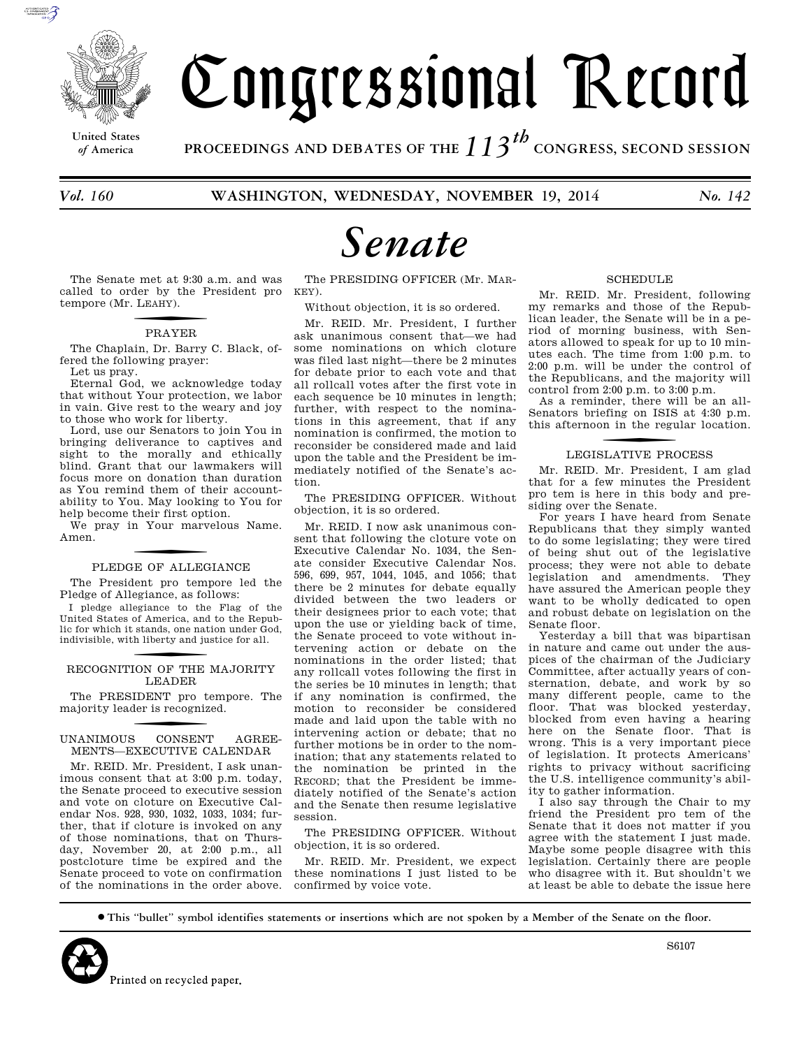# Congressional Record

United States of America

PROCEEDINGS AND DEBATES OF THE 113th CONGRESS, SECOND SESSION

*Vol. 160* WASHINGTON, WEDNESDAY, NOVEMBER 19, 2014 *No. 142*

# Senate

The Senate met at 9:30 a.m. and was called to order by the President pro tempore (Mr. LEAHY).

## PRAYER

The Chaplain, Dr. Barry C. Black, offered the following prayer:

Let us pray.

Eternal God, we acknowledge today that without Your protection, we labor in vain. Give rest to the weary and joy to those who work for liberty.

Lord, use our Senators to join You in bringing deliverance to captives and sight to the morally and ethically blind. Grant that our lawmakers will focus more on donation than duration as You remind them of their accountability to You. May looking to You for help become their first option.

We pray in Your marvelous Name. Amen.

## PLEDGE OF ALLEGIANCE

The President pro tempore led the Pledge of Allegiance, as follows:

I pledge allegiance to the Flag of the United States of America, and to the Republic for which it stands, one nation under God, indivisible, with liberty and justice for all.

## RECOGNITION OF THE MAJORITY LEADER

The PRESIDENT pro tempore. The majority leader is recognized.

## UNANIMOUS CONSENT AGREEMENTS—EXECUTIVE CALENDAR

Mr. REID. Mr. President, I ask unanimous consent that at 3:00 p.m. today, the Senate proceed to executive session and vote on cloture on Executive Calendar Nos. 928, 930, 1032, 1033, 1034; further, that if cloture is invoked on any of those nominations, that on Thursday, November 20, at 2:00 p.m., all postcloture time be expired and the Senate proceed to vote on confirmation of the nominations in the order above.

The PRESIDING OFFICER (Mr. MARKEY).

Without objection, it is so ordered.

Mr. REID. Mr. President, I further ask unanimous consent that—we had some nominations on which cloture was filed last night—there be 2 minutes for debate prior to each vote and that all rollcall votes after the first vote in each sequence be 10 minutes in length; further, with respect to the nominations in this agreement, that if any nomination is confirmed, the motion to reconsider be considered made and laid upon the table and the President be immediately notified of the Senate's action.

The PRESIDING OFFICER. Without objection, it is so ordered.

Mr. REID. I now ask unanimous consent that following the cloture vote on Executive Calendar No. 1034, the Senate consider Executive Calendar Nos. 596, 699, 957, 1044, 1045, and 1056; that there be 2 minutes for debate equally divided between the two leaders or their designees prior to each vote; that upon the use or yielding back of time, the Senate proceed to vote without intervening action or debate on the nominations in the order listed; that any rollcall votes following the first in the series be 10 minutes in length; that if any nomination is confirmed, the motion to reconsider be considered made and laid upon the table with no intervening action or debate; that no further motions be in order to the nomination; that any statements related to the nomination be printed in the RECORD; that the President be immediately notified of the Senate's action and the Senate then resume legislative session.

The PRESIDING OFFICER. Without objection, it is so ordered.

Mr. REID. Mr. President, we expect these nominations I just listed to be confirmed by voice vote.

## SCHEDULE

Mr. REID. Mr. President, following my remarks and those of the Republican leader, the Senate will be in a period of morning business, with Senators allowed to speak for up to 10 minutes each. The time from 1:00 p.m. to 2:00 p.m. will be under the control of the Republicans, and the majority will control from 2:00 p.m. to 3:00 p.m.

As a reminder, there will be an all-Senators briefing on ISIS at 4:30 p.m. this afternoon in the regular location.

## LEGISLATIVE PROCESS

Mr. REID. Mr. President, I am glad that for a few minutes the President pro tem is here in this body and presiding over the Senate.

For years I have heard from Senate Republicans that they simply wanted to do some legislating; they were tired of being shut out of the legislative process; they were not able to debate legislation and amendments. They have assured the American people they want to be wholly dedicated to open and robust debate on legislation on the Senate floor.

Yesterday a bill that was bipartisan in nature and came out under the auspices of the chairman of the Judiciary Committee, after actually years of consternation, debate, and work by so many different people, came to the floor. That was blocked yesterday, blocked from even having a hearing here on the Senate floor. That is wrong. This is a very important piece of legislation. It protects Americans' rights to privacy without sacrificing the U.S. intelligence community's ability to gather information.

I also say through the Chair to my friend the President pro tem of the Senate that it does not matter if you agree with the statement I just made. Maybe some people disagree with this legislation. Certainly there are people who disagree with it. But shouldn't we at least be able to debate the issue here

● This "bullet" symbol identifies statements or insertions which are not spoken by a Member of the Senate on the floor.

Printed on recycled paper.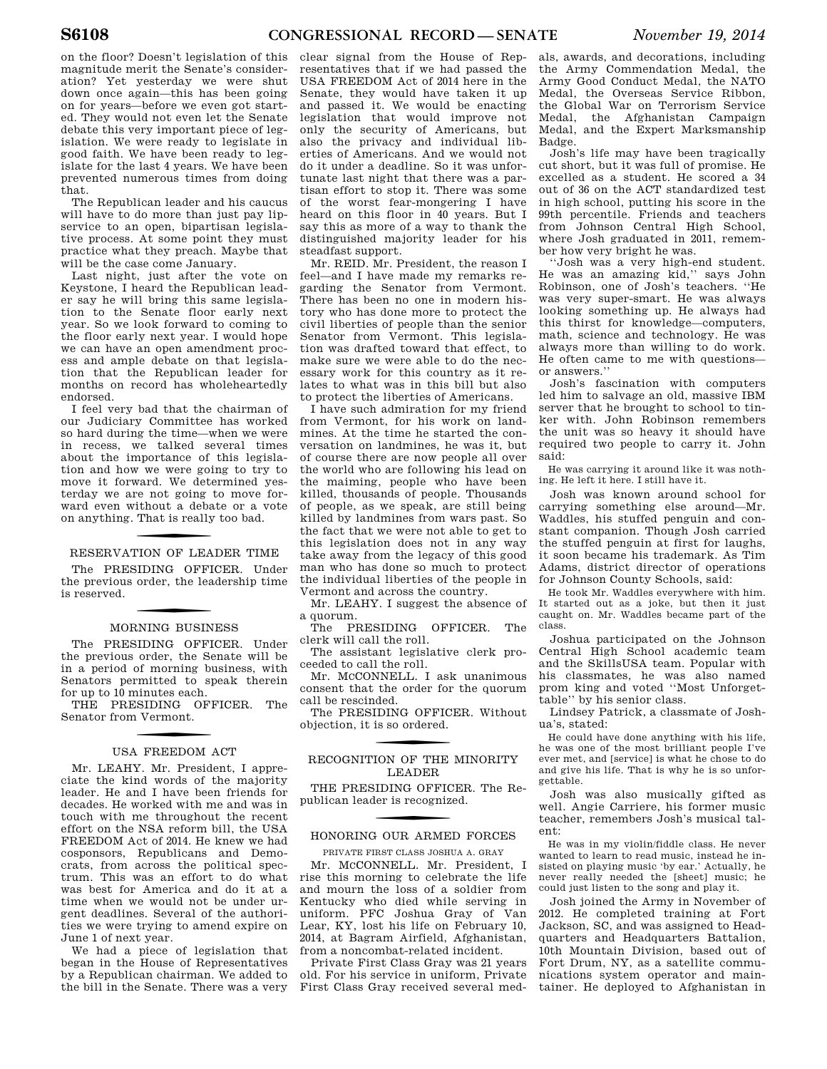on the floor? Doesn't legislation of this magnitude merit the Senate's consideration? Yet yesterday we were shut down once again—this has been going on for years—before we even got started. They would not even let the Senate debate this very important piece of legislation. We were ready to legislate in good faith. We have been ready to legislate for the last 4 years. We have been prevented numerous times from doing that.

The Republican leader and his caucus will have to do more than just pay lipservice to an open, bipartisan legislative process. At some point they must practice what they preach. Maybe that will be the case come January.

Last night, just after the vote on Keystone, I heard the Republican leader say he will bring this same legislation to the Senate floor early next year. So we look forward to coming to the floor early next year. I would hope we can have an open amendment process and ample debate on that legislation that the Republican leader for months on record has wholeheartedly endorsed.

I feel very bad that the chairman of our Judiciary Committee has worked so hard during the time—when we were in recess, we talked several times about the importance of this legislation and how we were going to try to move it forward. We determined yesterday we are not going to move forward even without a debate or a vote on anything. That is really too bad.

## RESERVATION OF LEADER TIME

The PRESIDING OFFICER. Under the previous order, the leadership time is reserved.

## MORNING BUSINESS

The PRESIDING OFFICER. Under the previous order, the Senate will be in a period of morning business, with Senators permitted to speak therein for up to 10 minutes each.

THE PRESIDING OFFICER. The Senator from Vermont.

## USA FREEDOM ACT

Mr. LEAHY. Mr. President, I appreciate the kind words of the majority leader. He and I have been friends for decades. He worked with me and was in touch with me throughout the recent effort on the NSA reform bill, the USA FREEDOM Act of 2014. He knew we had cosponsors, Republicans and Democrats, from across the political spectrum. This was an effort to do what was best for America and do it at a time when we would not be under urgent deadlines. Several of the authorities we were trying to amend expire on June 1 of next year.

We had a piece of legislation that began in the House of Representatives by a Republican chairman. We added to the bill in the Senate. There was a very clear signal from the House of Representatives that if we had passed the USA FREEDOM Act of 2014 here in the Senate, they would have taken it up and passed it. We would be enacting legislation that would improve not only the security of Americans, but also the privacy and individual liberties of Americans. And we would not do it under a deadline. So it was unfortunate last night that there was a partisan effort to stop it. There was some of the worst fear-mongering I have heard on this floor in 40 years. But I say this as more of a way to thank the distinguished majority leader for his steadfast support.

Mr. REID. Mr. President, the reason I feel—and I have made my remarks regarding the Senator from Vermont. There has been no one in modern history who has done more to protect the civil liberties of people than the senior Senator from Vermont. This legislation was drafted toward that effect, to make sure we were able to do the necessary work for this country as it relates to what was in this bill but also to protect the liberties of Americans.

I have such admiration for my friend from Vermont, for his work on landmines. At the time he started the conversation on landmines, he was it, but of course there are now people all over the world who are following his lead on the maiming, people who have been killed, thousands of people. Thousands of people, as we speak, are still being killed by landmines from wars past. So the fact that we were not able to get to this legislation does not in any way take away from the legacy of this good man who has done so much to protect the individual liberties of the people in Vermont and across the country.

Mr. LEAHY. I suggest the absence of a quorum.

The PRESIDING OFFICER. The clerk will call the roll.

The assistant legislative clerk proceeded to call the roll.

Mr. McCONNELL. I ask unanimous consent that the order for the quorum call be rescinded.

The PRESIDING OFFICER. Without objection, it is so ordered.

## RECOGNITION OF THE MINORITY LEADER

THE PRESIDING OFFICER. The Republican leader is recognized.

## HONORING OUR ARMED FORCES

### PRIVATE FIRST CLASS JOSHUA A. GRAY

Mr. McCONNELL. Mr. President, I rise this morning to celebrate the life and mourn the loss of a soldier from Kentucky who died while serving in uniform. PFC Joshua Gray of Van Lear, KY, lost his life on February 10, 2014, at Bagram Airfield, Afghanistan, from a noncombat-related incident.

Private First Class Gray was 21 years old. For his service in uniform, Private First Class Gray received several medals, awards, and decorations, including the Army Commendation Medal, the Army Good Conduct Medal, the NATO Medal, the Overseas Service Ribbon, the Global War on Terrorism Service Medal, the Afghanistan Campaign Medal, and the Expert Marksmanship Badge.

Josh's life may have been tragically cut short, but it was full of promise. He excelled as a student. He scored a 34 out of 36 on the ACT standardized test in high school, putting his score in the 99th percentile. Friends and teachers from Johnson Central High School, where Josh graduated in 2011, remember how very bright he was.

''Josh was a very high-end student. He was an amazing kid,'' says John Robinson, one of Josh's teachers. ''He was very super-smart. He was always looking something up. He always had this thirst for knowledge—computers, math, science and technology. He was always more than willing to do work. He often came to me with questions—or answers.''

Josh's fascination with computers led him to salvage an old, massive IBM server that he brought to school to tinker with. John Robinson remembers the unit was so heavy it should have required two people to carry it. John said:

> He was carrying it around like it was nothing. He left it here. I still have it.

Josh was known around school for carrying something else around—Mr. Waddles, his stuffed penguin and constant companion. Though Josh carried the stuffed penguin at first for laughs, it soon became his trademark. As Tim Adams, district director of operations for Johnson County Schools, said:

> He took Mr. Waddles everywhere with him. It started out as a joke, but then it just caught on. Mr. Waddles became part of the class.

Joshua participated on the Johnson Central High School academic team and the SkillsUSA team. Popular with his classmates, he was also named prom king and voted ''Most Unforgettable'' by his senior class.

Lindsey Patrick, a classmate of Joshua's, stated:

> He could have done anything with his life, he was one of the most brilliant people I've ever met, and [service] is what he chose to do and give his life. That is why he is so unforgettable.

Josh was also musically gifted as well. Angie Carriere, his former music teacher, remembers Josh's musical talent:

> He was in my violin/fiddle class. He never wanted to learn to read music, instead he insisted on playing music 'by ear.' Actually, he never really needed the [sheet] music; he could just listen to the song and play it.

Josh joined the Army in November of 2012. He completed training at Fort Jackson, SC, and was assigned to Headquarters and Headquarters Battalion, 10th Mountain Division, based out of Fort Drum, NY, as a satellite communications system operator and maintainer. He deployed to Afghanistan in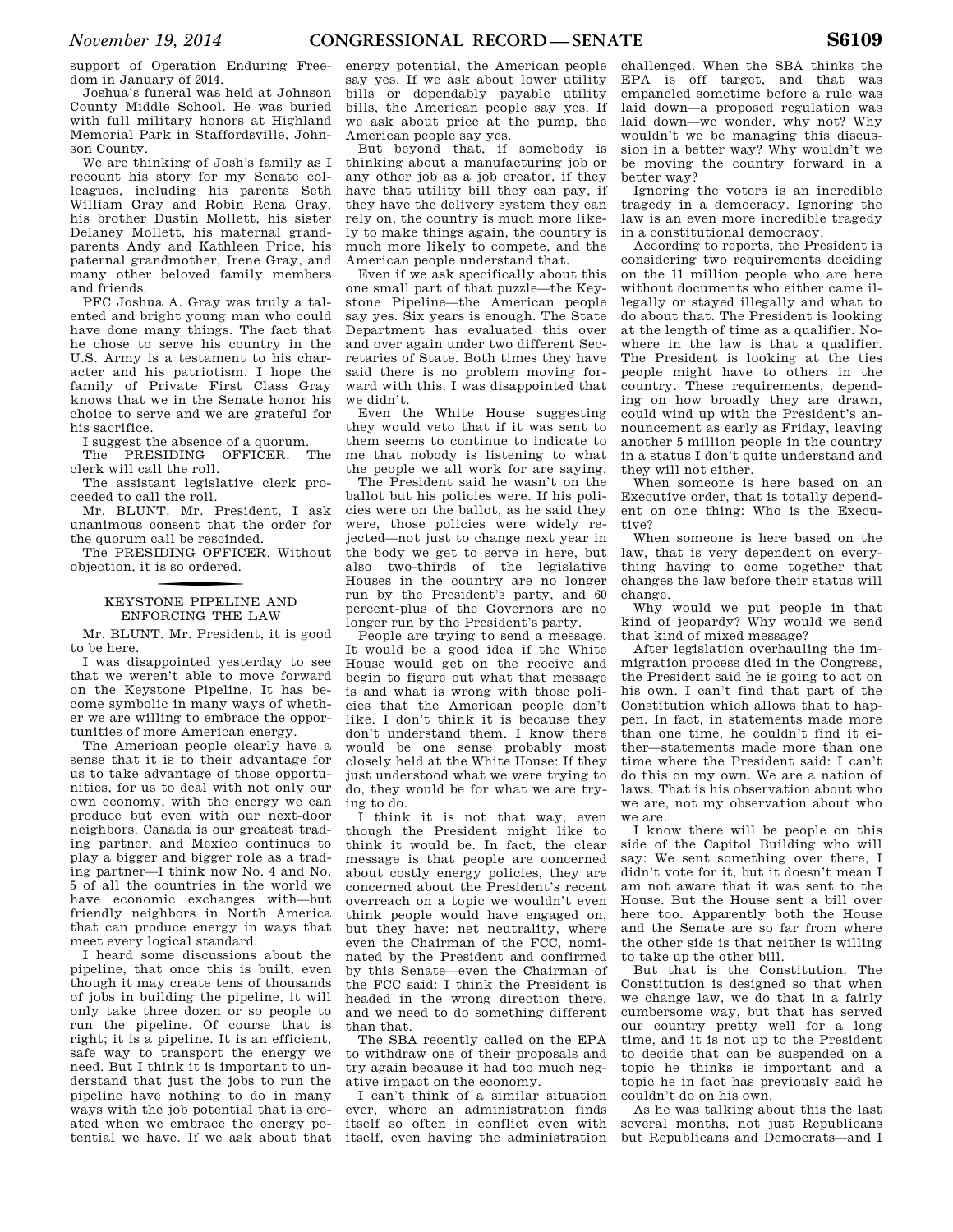support of Operation Enduring Freedom in January of 2014.

Joshua's funeral was held at Johnson County Middle School. He was buried with full military honors at Highland Memorial Park in Staffordsville, Johnson County.

We are thinking of Josh's family as I recount his story for my Senate colleagues, including his parents Seth William Gray and Robin Rena Gray, his brother Dustin Mollett, his sister Delaney Mollett, his maternal grandparents Andy and Kathleen Price, his paternal grandmother, Irene Gray, and many other beloved family members and friends.

PFC Joshua A. Gray was truly a talented and bright young man who could have done many things. The fact that he chose to serve his country in the U.S. Army is a testament to his character and his patriotism. I hope the family of Private First Class Gray knows that we in the Senate honor his choice to serve and we are grateful for his sacrifice.

I suggest the absence of a quorum.

The PRESIDING OFFICER. The clerk will call the roll.

The assistant legislative clerk proceeded to call the roll.

Mr. BLUNT. Mr. President, I ask unanimous consent that the order for the quorum call be rescinded.

The PRESIDING OFFICER. Without objection, it is so ordered.

## KEYSTONE PIPELINE AND ENFORCING THE LAW

Mr. BLUNT. Mr. President, it is good to be here.

I was disappointed yesterday to see that we weren't able to move forward on the Keystone Pipeline. It has become symbolic in many ways of whether we are willing to embrace the opportunities of more American energy.

The American people clearly have a sense that it is to their advantage for us to take advantage of those opportunities, for us to deal with not only our own economy, with the energy we can produce but even with our next-door neighbors. Canada is our greatest trading partner, and Mexico continues to play a bigger and bigger role as a trading partner—I think now No. 4 and No. 5 of all the countries in the world we have economic exchanges with—but friendly neighbors in North America that can produce energy in ways that meet every logical standard.

I heard some discussions about the pipeline, that once this is built, even though it may create tens of thousands of jobs in building the pipeline, it will only take three dozen or so people to run the pipeline. Of course that is right; it is a pipeline. It is an efficient, safe way to transport the energy we need. But I think it is important to understand that just the jobs to run the pipeline have nothing to do in many ways with the job potential that is created when we embrace the energy potential we have. If we ask about that energy potential, the American people say yes. If we ask about lower utility bills or dependably payable utility bills, the American people say yes. If we ask about price at the pump, the American people say yes.

But beyond that, if somebody is thinking about a manufacturing job or any other job as a job creator, if they have that utility bill they can pay, if they have the delivery system they can rely on, the country is much more likely to make things again, the country is much more likely to compete, and the American people understand that.

Even if we ask specifically about this one small part of that puzzle—the Keystone Pipeline—the American people say yes. Six years is enough. The State Department has evaluated this over and over again under two different Secretaries of State. Both times they have said there is no problem moving forward with this. I was disappointed that we didn't.

Even the White House suggesting they would veto that if it was sent to them seems to continue to indicate to me that nobody is listening to what the people we all work for are saying.

The President said he wasn't on the ballot but his policies were. If his policies were on the ballot, as he said they were, those policies were widely rejected—not just to change next year in the body we get to serve in here, but also two-thirds of the legislative Houses in the country are no longer run by the President's party, and 60 percent-plus of the Governors are no longer run by the President's party.

People are trying to send a message. It would be a good idea if the White House would get on the receive and begin to figure out what that message is and what is wrong with those policies that the American people don't like. I don't think it is because they don't understand them. I know there would be one sense probably most closely held at the White House: If they just understood what we were trying to do, they would be for what we are trying to do.

I think it is not that way, even though the President might like to think it would be. In fact, the clear message is that people are concerned about costly energy policies, they are concerned about the President's recent overreach on a topic we wouldn't even think people would have engaged on, but they have: net neutrality, where even the Chairman of the FCC, nominated by the President and confirmed by this Senate—even the Chairman of the FCC said: I think the President is headed in the wrong direction there, and we need to do something different than that.

The SBA recently called on the EPA to withdraw one of their proposals and try again because it had too much negative impact on the economy.

I can't think of a similar situation ever, where an administration finds itself so often in conflict even with itself, even having the administration challenged. When the SBA thinks the EPA is off target, and that was empaneled sometime before a rule was laid down—a proposed regulation was laid down—we wonder, why not? Why wouldn't we be managing this discussion in a better way? Why wouldn't we be moving the country forward in a better way?

Ignoring the voters is an incredible tragedy in a democracy. Ignoring the law is an even more incredible tragedy in a constitutional democracy.

According to reports, the President is considering two requirements deciding on the 11 million people who are here without documents who either came illegally or stayed illegally and what to do about that. The President is looking at the length of time as a qualifier. Nowhere in the law is that a qualifier. The President is looking at the ties people might have to others in the country. These requirements, depending on how broadly they are drawn, could wind up with the President's announcement as early as Friday, leaving another 5 million people in the country in a status I don't quite understand and they will not either.

When someone is here based on an Executive order, that is totally dependent on one thing: Who is the Executive?

When someone is here based on the law, that is very dependent on everything having to come together that changes the law before their status will change.

Why would we put people in that kind of jeopardy? Why would we send that kind of mixed message?

After legislation overhauling the immigration process died in the Congress, the President said he is going to act on his own. I can't find that part of the Constitution which allows that to happen. In fact, in statements made more than one time, he couldn't find it either—statements made more than one time where the President said: I can't do this on my own. We are a nation of laws. That is his observation about who we are, not my observation about who we are.

I know there will be people on this side of the Capitol Building who will say: We sent something over there, I didn't vote for it, but it doesn't mean I am not aware that it was sent to the House. But the House sent a bill over here too. Apparently both the House and the Senate are so far from where the other side is that neither is willing to take up the other bill.

But that is the Constitution. The Constitution is designed so that when we change law, we do that in a fairly cumbersome way, but that has served our country pretty well for a long time, and it is not up to the President to decide that can be suspended on a topic he thinks is important and a topic he in fact has previously said he couldn't do on his own.

As he was talking about this the last several months, not just Republicans but Republicans and Democrats—and I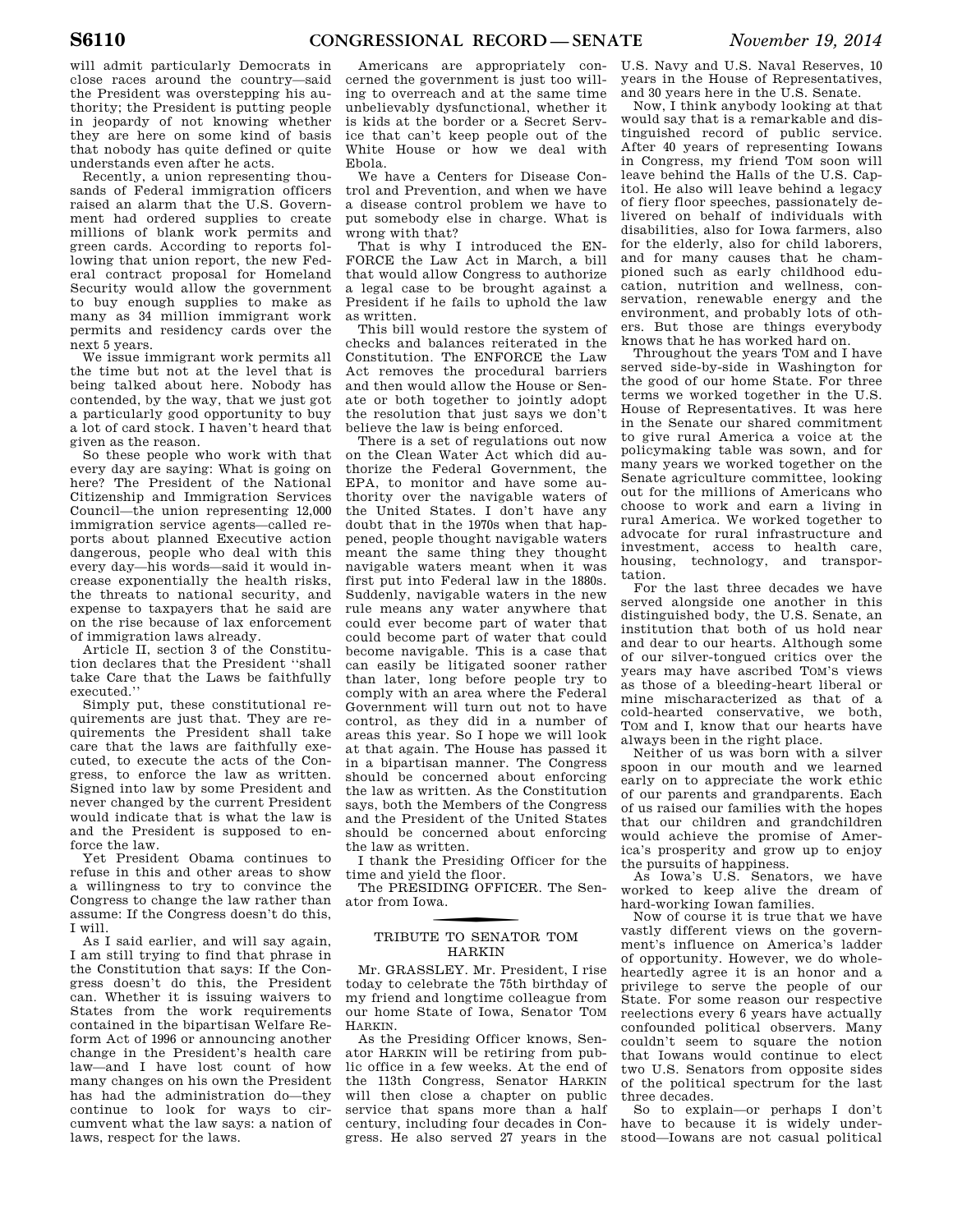will admit particularly Democrats in close races around the country—said the President was overstepping his authority; the President is putting people in jeopardy of not knowing whether they are here on some kind of basis that nobody has quite defined or quite understands even after he acts.

Recently, a union representing thousands of Federal immigration officers raised an alarm that the U.S. Government had ordered supplies to create millions of blank work permits and green cards. According to reports following that union report, the new Federal contract proposal for Homeland Security would allow the government to buy enough supplies to make as many as 34 million immigrant work permits and residency cards over the next 5 years.

We issue immigrant work permits all the time but not at the level that is being talked about here. Nobody has contended, by the way, that we just got a particularly good opportunity to buy a lot of card stock. I haven't heard that given as the reason.

So these people who work with that every day are saying: What is going on here? The President of the National Citizenship and Immigration Services Council—the union representing 12,000 immigration service agents—called reports about planned Executive action dangerous, people who deal with this every day—his words—said it would increase exponentially the health risks, the threats to national security, and expense to taxpayers that he said are on the rise because of lax enforcement of immigration laws already.

Article II, section 3 of the Constitution declares that the President ''shall take Care that the Laws be faithfully executed.''

Simply put, these constitutional requirements are just that. They are requirements the President shall take care that the laws are faithfully executed, to execute the acts of the Congress, to enforce the law as written. Signed into law by some President and never changed by the current President would indicate that is what the law is and the President is supposed to enforce the law.

Yet President Obama continues to refuse in this and other areas to show a willingness to try to convince the Congress to change the law rather than assume: If the Congress doesn't do this, I will.

As I said earlier, and will say again, I am still trying to find that phrase in the Constitution that says: If the Congress doesn't do this, the President can. Whether it is issuing waivers to States from the work requirements contained in the bipartisan Welfare Reform Act of 1996 or announcing another change in the President's health care law—and I have lost count of how many changes on his own the President has had the administration do—they continue to look for ways to circumvent what the law says: a nation of laws, respect for the laws.

Americans are appropriately concerned the government is just too willing to overreach and at the same time unbelievably dysfunctional, whether it is kids at the border or a Secret Service that can't keep people out of the White House or how we deal with Ebola.

We have a Centers for Disease Control and Prevention, and when we have a disease control problem we have to put somebody else in charge. What is wrong with that?

That is why I introduced the ENFORCE the Law Act in March, a bill that would allow Congress to authorize a legal case to be brought against a President if he fails to uphold the law as written.

This bill would restore the system of checks and balances reiterated in the Constitution. The ENFORCE the Law Act removes the procedural barriers and then would allow the House or Senate or both together to jointly adopt the resolution that just says we don't believe the law is being enforced.

There is a set of regulations out now on the Clean Water Act which did authorize the Federal Government, the EPA, to monitor and have some authority over the navigable waters of the United States. I don't have any doubt that in the 1970s when that happened, people thought navigable waters meant the same thing they thought navigable waters meant when it was first put into Federal law in the 1880s. Suddenly, navigable waters in the new rule means any water anywhere that could ever become part of water that could become part of water that could become navigable. This is a case that can easily be litigated sooner rather than later, long before people try to comply with an area where the Federal Government will turn out not to have control, as they did in a number of areas this year. So I hope we will look at that again. The House has passed it in a bipartisan manner. The Congress should be concerned about enforcing the law as written. As the Constitution says, both the Members of the Congress and the President of the United States should be concerned about enforcing the law as written.

I thank the Presiding Officer for the time and yield the floor.

The PRESIDING OFFICER. The Senator from Iowa.

## TRIBUTE TO SENATOR TOM HARKIN

Mr. GRASSLEY. Mr. President, I rise today to celebrate the 75th birthday of my friend and longtime colleague from our home State of Iowa, Senator TOM HARKIN.

As the Presiding Officer knows, Senator HARKIN will be retiring from public office in a few weeks. At the end of the 113th Congress, Senator HARKIN will then close a chapter on public service that spans more than a half century, including four decades in Congress. He also served 27 years in the U.S. Navy and U.S. Naval Reserves, 10 years in the House of Representatives, and 30 years here in the U.S. Senate.

Now, I think anybody looking at that would say that is a remarkable and distinguished record of public service. After 40 years of representing Iowans in Congress, my friend TOM soon will leave behind the Halls of the U.S. Capitol. He also will leave behind a legacy of fiery floor speeches, passionately delivered on behalf of individuals with disabilities, also for Iowa farmers, also for the elderly, also for child laborers, and for many causes that he championed such as early childhood education, nutrition and wellness, conservation, renewable energy and the environment, and probably lots of others. But those are things everybody knows that he has worked hard on.

Throughout the years TOM and I have served side-by-side in Washington for the good of our home State. For three terms we worked together in the U.S. House of Representatives. It was here in the Senate our shared commitment to give rural America a voice at the policymaking table was sown, and for many years we worked together on the Senate agriculture committee, looking out for the millions of Americans who choose to work and earn a living in rural America. We worked together to advocate for rural infrastructure and investment, access to health care, housing, technology, and transportation.

For the last three decades we have served alongside one another in this distinguished body, the U.S. Senate, an institution that both of us hold near and dear to our hearts. Although some of our silver-tongued critics over the years may have ascribed TOM'S views as those of a bleeding-heart liberal or mine mischaracterized as that of a cold-hearted conservative, we both, TOM and I, know that our hearts have always been in the right place.

Neither of us was born with a silver spoon in our mouth and we learned early on to appreciate the work ethic of our parents and grandparents. Each of us raised our families with the hopes that our children and grandchildren would achieve the promise of America's prosperity and grow up to enjoy the pursuits of happiness.

As Iowa's U.S. Senators, we have worked to keep alive the dream of hard-working Iowan families.

Now of course it is true that we have vastly different views on the government's influence on America's ladder of opportunity. However, we do wholeheartedly agree it is an honor and a privilege to serve the people of our State. For some reason our respective reelections every 6 years have actually confounded political observers. Many couldn't seem to square the notion that Iowans would continue to elect two U.S. Senators from opposite sides of the political spectrum for the last three decades.

So to explain—or perhaps I don't have to because it is widely understood—Iowans are not casual political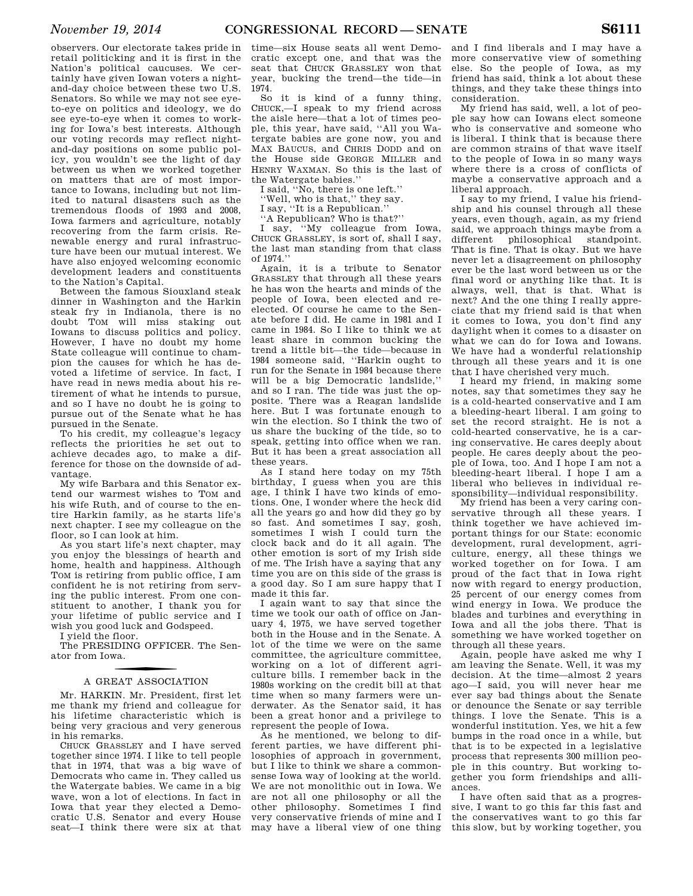observers. Our electorate takes pride in retail politicking and it is first in the Nation's political caucuses. We certainly have given Iowan voters a night-and-day choice between these two U.S. Senators. So while we may not see eye-to-eye on politics and ideology, we do see eye-to-eye when it comes to working for Iowa's best interests. Although our voting records may reflect night-and-day positions on some public policy, you wouldn't see the light of day between us when we worked together on matters that are of most importance to Iowans, including but not limited to natural disasters such as the tremendous floods of 1993 and 2008, Iowa farmers and agriculture, notably recovering from the farm crisis. Renewable energy and rural infrastructure have been our mutual interest. We have also enjoyed welcoming economic development leaders and constituents to the Nation's Capital.

Between the famous Siouxland steak dinner in Washington and the Harkin steak fry in Indianola, there is no doubt TOM will miss staking out Iowans to discuss politics and policy. However, I have no doubt my home State colleague will continue to champion the causes for which he has devoted a lifetime of service. In fact, I have read in news media about his retirement of what he intends to pursue, and so I have no doubt he is going to pursue out of the Senate what he has pursued in the Senate.

To his credit, my colleague's legacy reflects the priorities he set out to achieve decades ago, to make a difference for those on the downside of advantage.

My wife Barbara and this Senator extend our warmest wishes to TOM and his wife Ruth, and of course to the entire Harkin family, as he starts life's next chapter. I see my colleague on the floor, so I can look at him.

As you start life's next chapter, may you enjoy the blessings of hearth and home, health and happiness. Although TOM is retiring from public office, I am confident he is not retiring from serving the public interest. From one constituent to another, I thank you for your lifetime of public service and I wish you good luck and Godspeed.

I yield the floor.

The PRESIDING OFFICER. The Senator from Iowa.

## A GREAT ASSOCIATION

Mr. HARKIN. Mr. President, first let me thank my friend and colleague for his lifetime characteristic which is being very gracious and very generous in his remarks.

CHUCK GRASSLEY and I have served together since 1974. I like to tell people that in 1974, that was a big wave of Democrats who came in. They called us the Watergate babies. We came in a big wave, won a lot of elections. In fact in Iowa that year they elected a Democratic U.S. Senator and every House seat—I think there were six at that time—six House seats all went Democratic except one, and that was the seat that CHUCK GRASSLEY won that year, bucking the trend—the tide—in 1974.

So it is kind of a funny thing, CHUCK,—I speak to my friend across the aisle here—that a lot of times people, this year, have said, "All you Watergate babies are gone now, you and MAX BAUCUS, and CHRIS DODD and on the House side GEORGE MILLER and HENRY WAXMAN. So this is the last of the Watergate babies."

I said, "No, there is one left."

"Well, who is that," they say.

I say, "It is a Republican."

"A Republican? Who is that?"

I say, "My colleague from Iowa, CHUCK GRASSLEY, is sort of, shall I say, the last man standing from that class of 1974."

Again, it is a tribute to Senator GRASSLEY that through all these years he has won the hearts and minds of the people of Iowa, been elected and reelected. Of course he came to the Senate before I did. He came in 1981 and I came in 1984. So I like to think we at least share in common bucking the trend a little bit—the tide—because in 1984 someone said, "Harkin ought to run for the Senate in 1984 because there will be a big Democratic landslide," and so I ran. The tide was just the opposite. There was a Reagan landslide here. But I was fortunate enough to win the election. So I think the two of us share the bucking of the tide, so to speak, getting into office when we ran. But it has been a great association all these years.

As I stand here today on my 75th birthday, I guess when you are this age, I think I have two kinds of emotions. One, I wonder where the heck did all the years go and how did they go by so fast. And sometimes I say, gosh, sometimes I wish I could turn the clock back and do it all again. The other emotion is sort of my Irish side of me. The Irish have a saying that any time you are on this side of the grass is a good day. So I am sure happy that I made it this far.

I again want to say that since the time we took our oath of office on January 4, 1975, we have served together both in the House and in the Senate. A lot of the time we were on the same committee, the agriculture committee, working on a lot of different agriculture bills. I remember back in the 1980s working on the credit bill at that time when so many farmers were underwater. As the Senator said, it has been a great honor and a privilege to represent the people of Iowa.

As he mentioned, we belong to different parties, we have different philosophies of approach in government, but I like to think we share a commonsense Iowa way of looking at the world. We are not monolithic out in Iowa. We are not all one philosophy or all the other philosophy. Sometimes I find very conservative friends of mine and I may have a liberal view of one thing and I find liberals and I may have a more conservative view of something else. So the people of Iowa, as my friend has said, think a lot about these things, and they take these things into consideration.

My friend has said, well, a lot of people say how can Iowans elect someone who is conservative and someone who is liberal. I think that is because there are common strains of that wave itself to the people of Iowa in so many ways where there is a cross of conflicts of maybe a conservative approach and a liberal approach.

I say to my friend, I value his friendship and his counsel through all these years, even though, again, as my friend said, we approach things maybe from a different philosophical standpoint. That is fine. That is okay. But we have never let a disagreement on philosophy ever be the last word between us or the final word or anything like that. It is always, well, that is that. What is next? And the one thing I really appreciate that my friend said is that when it comes to Iowa, you don't find any daylight when it comes to a disaster on what we can do for Iowa and Iowans. We have had a wonderful relationship through all these years and it is one that I have cherished very much.

I heard my friend, in making some notes, say that sometimes they say he is a cold-hearted conservative and I am a bleeding-heart liberal. I am going to set the record straight. He is not a cold-hearted conservative, he is a caring conservative. He cares deeply about people. He cares deeply about the people of Iowa, too. And I hope I am not a bleeding-heart liberal. I hope I am a liberal who believes in individual responsibility—individual responsibility.

My friend has been a very caring conservative through all these years. I think together we have achieved important things for our State: economic development, rural development, agriculture, energy, all these things we worked together on for Iowa. I am proud of the fact that in Iowa right now with regard to energy production, 25 percent of our energy comes from wind energy in Iowa. We produce the blades and turbines and everything in Iowa and all the jobs there. That is something we have worked together on through all these years.

Again, people have asked me why I am leaving the Senate. Well, it was my decision. At the time—almost 2 years ago—I said, you will never hear me ever say bad things about the Senate or denounce the Senate or say terrible things. I love the Senate. This is a wonderful institution. Yes, we hit a few bumps in the road once in a while, but that is to be expected in a legislative process that represents 300 million people in this country. But working together you form friendships and alliances.

I have often said that as a progressive, I want to go this far this fast and the conservatives want to go this far this slow, but by working together, you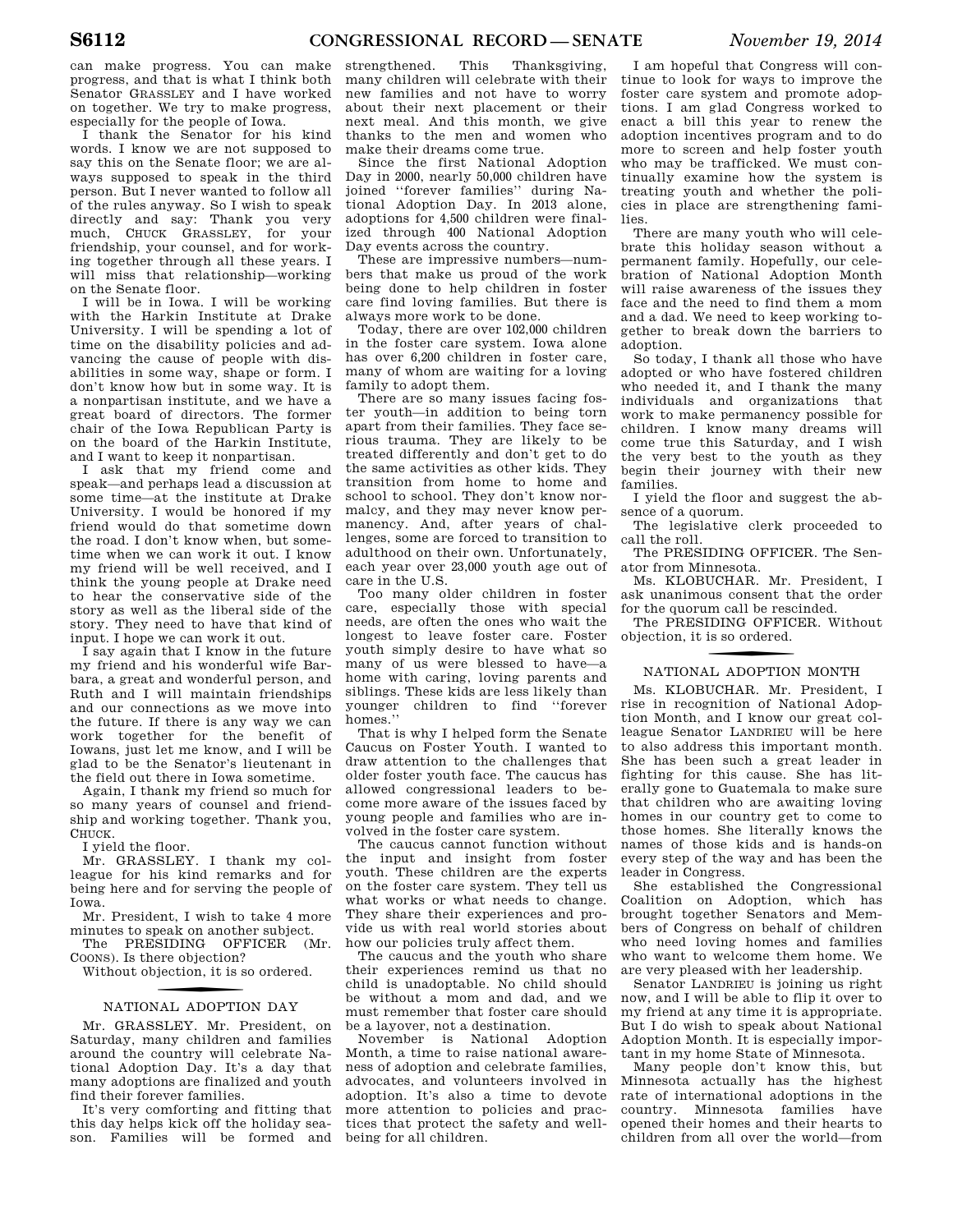can make progress. You can make progress, and that is what I think both Senator GRASSLEY and I have worked on together. We try to make progress, especially for the people of Iowa.

I thank the Senator for his kind words. I know we are not supposed to say this on the Senate floor; we are always supposed to speak in the third person. But I never wanted to follow all of the rules anyway. So I wish to speak directly and say: Thank you very much, CHUCK GRASSLEY, for your friendship, your counsel, and for working together through all these years. I will miss that relationship—working on the Senate floor.

I will be in Iowa. I will be working with the Harkin Institute at Drake University. I will be spending a lot of time on the disability policies and advancing the cause of people with disabilities in some way, shape or form. I don't know how but in some way. It is a nonpartisan institute, and we have a great board of directors. The former chair of the Iowa Republican Party is on the board of the Harkin Institute, and I want to keep it nonpartisan.

I ask that my friend come and speak—and perhaps lead a discussion at some time—at the institute at Drake University. I would be honored if my friend would do that sometime down the road. I don't know when, but sometime when we can work it out. I know my friend will be well received, and I think the young people at Drake need to hear the conservative side of the story as well as the liberal side of the story. They need to have that kind of input. I hope we can work it out.

I say again that I know in the future my friend and his wonderful wife Barbara, a great and wonderful person, and Ruth and I will maintain friendships and our connections as we move into the future. If there is any way we can work together for the benefit of Iowans, just let me know, and I will be glad to be the Senator's lieutenant in the field out there in Iowa sometime.

Again, I thank my friend so much for so many years of counsel and friendship and working together. Thank you, CHUCK.

I yield the floor.

Mr. GRASSLEY. I thank my colleague for his kind remarks and for being here and for serving the people of Iowa.

Mr. President, I wish to take 4 more minutes to speak on another subject.

The PRESIDING OFFICER (Mr. COONS). Is there objection?

Without objection, it is so ordered.

## NATIONAL ADOPTION DAY

Mr. GRASSLEY. Mr. President, on Saturday, many children and families around the country will celebrate National Adoption Day. It's a day that many adoptions are finalized and youth find their forever families.

It's very comforting and fitting that this day helps kick off the holiday season. Families will be formed and strengthened. This Thanksgiving, many children will celebrate with their new families and not have to worry about their next placement or their next meal. And this month, we give thanks to the men and women who make their dreams come true.

Since the first National Adoption Day in 2000, nearly 50,000 children have joined "forever families" during National Adoption Day. In 2013 alone, adoptions for 4,500 children were finalized through 400 National Adoption Day events across the country.

These are impressive numbers—numbers that make us proud of the work being done to help children in foster care find loving families. But there is always more work to be done.

Today, there are over 102,000 children in the foster care system. Iowa alone has over 6,200 children in foster care, many of whom are waiting for a loving family to adopt them.

There are so many issues facing foster youth—in addition to being torn apart from their families. They face serious trauma. They are likely to be treated differently and don't get to do the same activities as other kids. They transition from home to home and school to school. They don't know normalcy, and they may never know permanency. And, after years of challenges, some are forced to transition to adulthood on their own. Unfortunately, each year over 23,000 youth age out of care in the U.S.

Too many older children in foster care, especially those with special needs, are often the ones who wait the longest to leave foster care. Foster youth simply desire to have what so many of us were blessed to have—a home with caring, loving parents and siblings. These kids are less likely than younger children to find "forever homes."

That is why I helped form the Senate Caucus on Foster Youth. I wanted to draw attention to the challenges that older foster youth face. The caucus has allowed congressional leaders to become more aware of the issues faced by young people and families who are involved in the foster care system.

The caucus cannot function without the input and insight from foster youth. These children are the experts on the foster care system. They tell us what works or what needs to change. They share their experiences and provide us with real world stories about how our policies truly affect them.

The caucus and the youth who share their experiences remind us that no child is unadoptable. No child should be without a mom and dad, and we must remember that foster care should be a layover, not a destination.

November is National Adoption Month, a time to raise national awareness of adoption and celebrate families, advocates, and volunteers involved in adoption. It's also a time to devote more attention to policies and practices that protect the safety and well-being for all children.

I am hopeful that Congress will continue to look for ways to improve the foster care system and promote adoptions. I am glad Congress worked to enact a bill this year to renew the adoption incentives program and to do more to screen and help foster youth who may be trafficked. We must continually examine how the system is treating youth and whether the policies in place are strengthening families.

There are many youth who will celebrate this holiday season without a permanent family. Hopefully, our celebration of National Adoption Month will raise awareness of the issues they face and the need to find them a mom and a dad. We need to keep working together to break down the barriers to adoption.

So today, I thank all those who have adopted or who have fostered children who needed it, and I thank the many individuals and organizations that work to make permanency possible for children. I know many dreams will come true this Saturday, and I wish the very best to the youth as they begin their journey with their new families.

I yield the floor and suggest the absence of a quorum.

The legislative clerk proceeded to call the roll.

The PRESIDING OFFICER. The Senator from Minnesota.

Ms. KLOBUCHAR. Mr. President, I ask unanimous consent that the order for the quorum call be rescinded.

The PRESIDING OFFICER. Without objection, it is so ordered.

## NATIONAL ADOPTION MONTH

Ms. KLOBUCHAR. Mr. President, I rise in recognition of National Adoption Month, and I know our great colleague Senator LANDRIEU will be here to also address this important month. She has been such a great leader in fighting for this cause. She has literally gone to Guatemala to make sure that children who are awaiting loving homes in our country get to come to those homes. She literally knows the names of those kids and is hands-on every step of the way and has been the leader in Congress.

She established the Congressional Coalition on Adoption, which has brought together Senators and Members of Congress on behalf of children who need loving homes and families who want to welcome them home. We are very pleased with her leadership.

Senator LANDRIEU is joining us right now, and I will be able to flip it over to my friend at any time it is appropriate. But I do wish to speak about National Adoption Month. It is especially important in my home State of Minnesota.

Many people don't know this, but Minnesota actually has the highest rate of international adoptions in the country. Minnesota families have opened their homes and their hearts to children from all over the world—from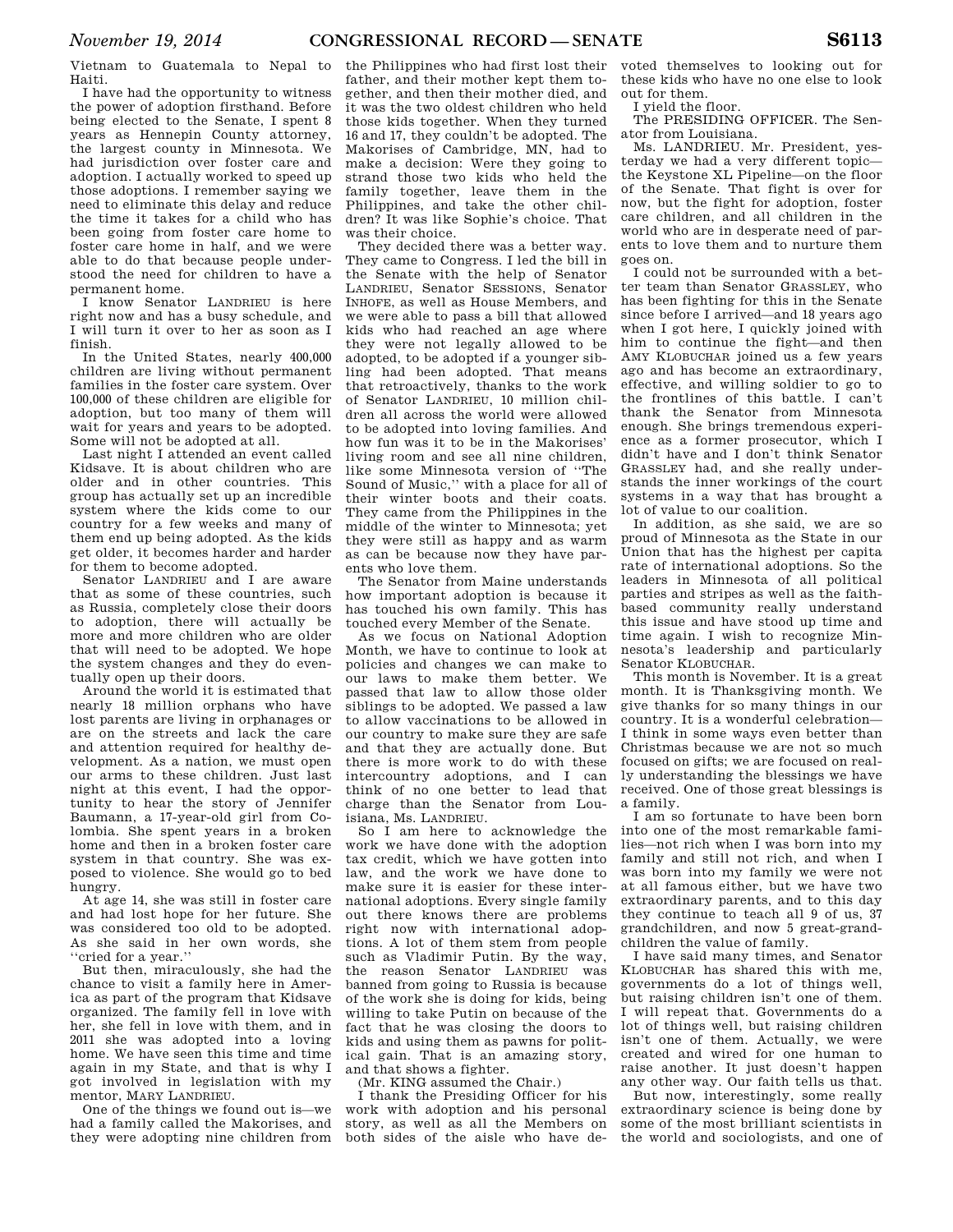Vietnam to Guatemala to Nepal to Haiti.

I have had the opportunity to witness the power of adoption firsthand. Before being elected to the Senate, I spent 8 years as Hennepin County attorney, the largest county in Minnesota. We had jurisdiction over foster care and adoption. I actually worked to speed up those adoptions. I remember saying we need to eliminate this delay and reduce the time it takes for a child who has been going from foster care home to foster care home in half, and we were able to do that because people understood the need for children to have a permanent home.

I know Senator LANDRIEU is here right now and has a busy schedule, and I will turn it over to her as soon as I finish.

In the United States, nearly 400,000 children are living without permanent families in the foster care system. Over 100,000 of these children are eligible for adoption, but too many of them will wait for years and years to be adopted. Some will not be adopted at all.

Last night I attended an event called Kidsave. It is about children who are older and in other countries. This group has actually set up an incredible system where the kids come to our country for a few weeks and many of them end up being adopted. As the kids get older, it becomes harder and harder for them to become adopted.

Senator LANDRIEU and I are aware that as some of these countries, such as Russia, completely close their doors to adoption, there will actually be more and more children who are older that will need to be adopted. We hope the system changes and they do eventually open up their doors.

Around the world it is estimated that nearly 18 million orphans who have lost parents are living in orphanages or are on the streets and lack the care and attention required for healthy development. As a nation, we must open our arms to these children. Just last night at this event, I had the opportunity to hear the story of Jennifer Baumann, a 17-year-old girl from Colombia. She spent years in a broken home and then in a broken foster care system in that country. She was exposed to violence. She would go to bed hungry.

At age 14, she was still in foster care and had lost hope for her future. She was considered too old to be adopted. As she said in her own words, she ''cried for a year.''

But then, miraculously, she had the chance to visit a family here in America as part of the program that Kidsave organized. The family fell in love with her, she fell in love with them, and in 2011 she was adopted into a loving home. We have seen this time and time again in my State, and that is why I got involved in legislation with my mentor, MARY LANDRIEU.

One of the things we found out is—we had a family called the Makorises, and they were adopting nine children from the Philippines who had first lost their father, and their mother kept them together, and then their mother died, and it was the two oldest children who held those kids together. When they turned 16 and 17, they couldn't be adopted. The Makorises of Cambridge, MN, had to make a decision: Were they going to strand those two kids who held the family together, leave them in the Philippines, and take the other children? It was like Sophie's choice. That was their choice.

They decided there was a better way. They came to Congress. I led the bill in the Senate with the help of Senator LANDRIEU, Senator SESSIONS, Senator INHOFE, as well as House Members, and we were able to pass a bill that allowed kids who had reached an age where they were not legally allowed to be adopted, to be adopted if a younger sibling had been adopted. That means that retroactively, thanks to the work of Senator LANDRIEU, 10 million children all across the world were allowed to be adopted into loving families. And how fun was it to be in the Makorises' living room and see all nine children, like some Minnesota version of ''The Sound of Music,'' with a place for all of their winter boots and their coats. They came from the Philippines in the middle of the winter to Minnesota; yet they were still as happy and as warm as can be because now they have parents who love them.

The Senator from Maine understands how important adoption is because it has touched his own family. This has touched every Member of the Senate.

As we focus on National Adoption Month, we have to continue to look at policies and changes we can make to our laws to make them better. We passed that law to allow those older siblings to be adopted. We passed a law to allow vaccinations to be allowed in our country to make sure they are safe and that they are actually done. But there is more work to do with these intercountry adoptions, and I can think of no one better to lead that charge than the Senator from Louisiana, Ms. LANDRIEU.

So I am here to acknowledge the work we have done with the adoption tax credit, which we have gotten into law, and the work we have done to make sure it is easier for these international adoptions. Every single family out there knows there are problems right now with international adoptions. A lot of them stem from people such as Vladimir Putin. By the way, the reason Senator LANDRIEU was banned from going to Russia is because of the work she is doing for kids, being willing to take Putin on because of the fact that he was closing the doors to kids and using them as pawns for political gain. That is an amazing story, and that shows a fighter.

(Mr. KING assumed the Chair.)

I thank the Presiding Officer for his work with adoption and his personal story, as well as all the Members on both sides of the aisle who have devoted themselves to looking out for these kids who have no one else to look out for them.

I yield the floor.

The PRESIDING OFFICER. The Senator from Louisiana.

Ms. LANDRIEU. Mr. President, yesterday we had a very different topic—the Keystone XL Pipeline—on the floor of the Senate. That fight is over for now, but the fight for adoption, foster care children, and all children in the world who are in desperate need of parents to love them and to nurture them goes on.

I could not be surrounded with a better team than Senator GRASSLEY, who has been fighting for this in the Senate since before I arrived—and 18 years ago when I got here, I quickly joined with him to continue the fight—and then AMY KLOBUCHAR joined us a few years ago and has become an extraordinary, effective, and willing soldier to go to the frontlines of this battle. I can't thank the Senator from Minnesota enough. She brings tremendous experience as a former prosecutor, which I didn't have and I don't think Senator GRASSLEY had, and she really understands the inner workings of the court systems in a way that has brought a lot of value to our coalition.

In addition, as she said, we are so proud of Minnesota as the State in our Union that has the highest per capita rate of international adoptions. So the leaders in Minnesota of all political parties and stripes as well as the faith-based community really understand this issue and have stood up time and time again. I wish to recognize Minnesota's leadership and particularly Senator KLOBUCHAR.

This month is November. It is a great month. It is Thanksgiving month. We give thanks for so many things in our country. It is a wonderful celebration—I think in some ways even better than Christmas because we are not so much focused on gifts; we are focused on really understanding the blessings we have received. One of those great blessings is a family.

I am so fortunate to have been born into one of the most remarkable families—not rich when I was born into my family and still not rich, and when I was born into my family we were not at all famous either, but we have two extraordinary parents, and to this day they continue to teach all 9 of us, 37 grandchildren, and now 5 great-grandchildren the value of family.

I have said many times, and Senator KLOBUCHAR has shared this with me, governments do a lot of things well, but raising children isn't one of them. I will repeat that. Governments do a lot of things well, but raising children isn't one of them. Actually, we were created and wired for one human to raise another. It just doesn't happen any other way. Our faith tells us that.

But now, interestingly, some really extraordinary science is being done by some of the most brilliant scientists in the world and sociologists, and one of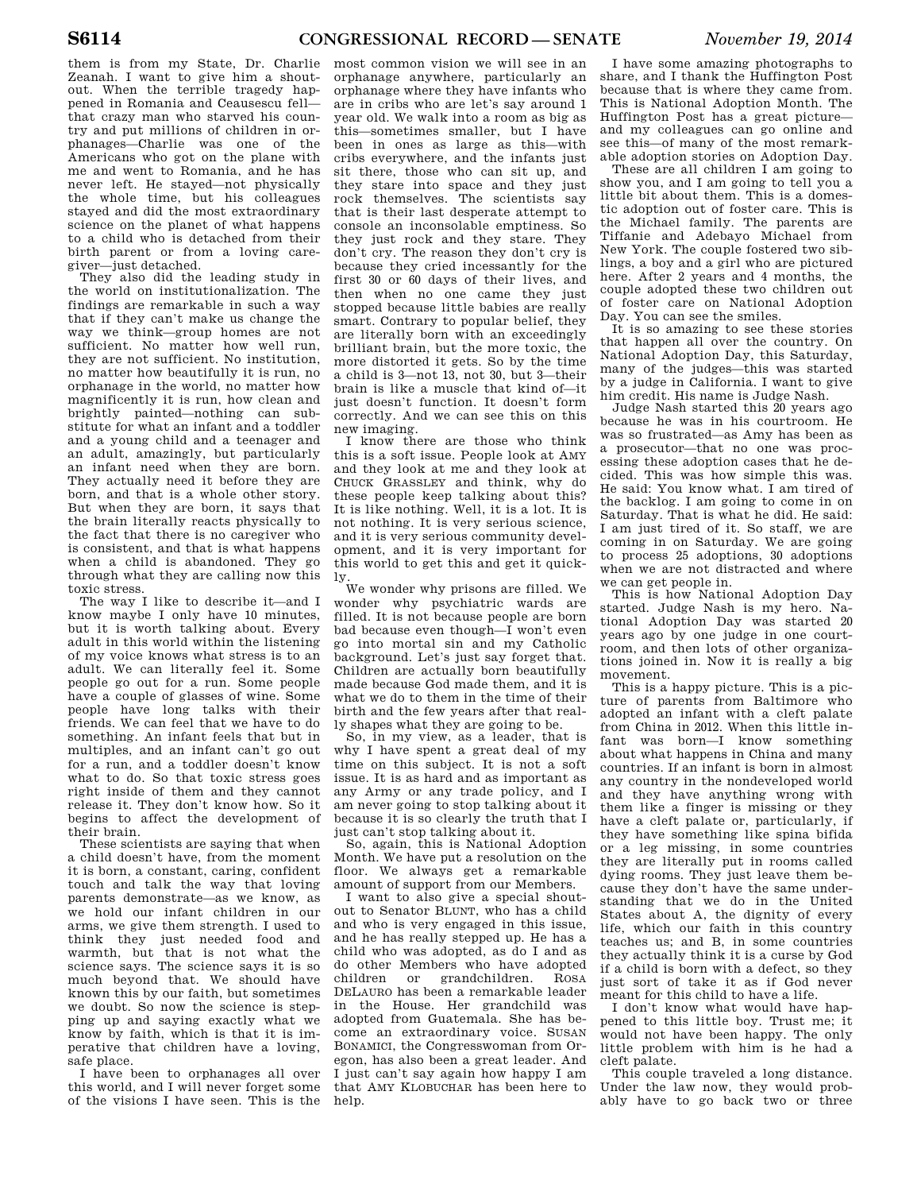them is from my State, Dr. Charlie Zeanah. I want to give him a shout-out. When the terrible tragedy happened in Romania and Ceausescu fell—that crazy man who starved his country and put millions of children in orphanages—Charlie was one of the Americans who got on the plane with me and went to Romania, and he has never left. He stayed—not physically the whole time, but his colleagues stayed and did the most extraordinary science on the planet of what happens to a child who is detached from their birth parent or from a loving caregiver—just detached.

They also did the leading study in the world on institutionalization. The findings are remarkable in such a way that if they can't make us change the way we think—group homes are not sufficient. No matter how well run, they are not sufficient. No institution, no matter how beautifully it is run, no orphanage in the world, no matter how magnificently it is run, how clean and brightly painted—nothing can substitute for what an infant and a toddler and a young child and a teenager and an adult, amazingly, but particularly an infant need when they are born. They actually need it before they are born, and that is a whole other story. But when they are born, it says that the brain literally reacts physically to the fact that there is no caregiver who is consistent, and that is what happens when a child is abandoned. They go through what they are calling now this toxic stress.

The way I like to describe it—and I know maybe I only have 10 minutes, but it is worth talking about. Every adult in this world within the listening of my voice knows what stress is to an adult. We can literally feel it. Some people go out for a run. Some people have a couple of glasses of wine. Some people have long talks with their friends. We can feel that we have to do something. An infant feels that but in multiples, and an infant can't go out for a run, and a toddler doesn't know what to do. So that toxic stress goes right inside of them and they cannot release it. They don't know how. So it begins to affect the development of their brain.

These scientists are saying that when a child doesn't have, from the moment it is born, a constant, caring, confident touch and talk the way that loving parents demonstrate—as we know, as we hold our infant children in our arms, we give them strength. I used to think they just needed food and warmth, but that is not what the science says. The science says it is so much beyond that. We should have known this by our faith, but sometimes we doubt. So now the science is stepping up and saying exactly what we know by faith, which is that it is imperative that children have a loving, safe place.

I have been to orphanages all over this world, and I will never forget some of the visions I have seen. This is the most common vision we will see in an orphanage anywhere, particularly an orphanage where they have infants who are in cribs who are let's say around 1 year old. We walk into a room as big as this—sometimes smaller, but I have been in ones as large as this—with cribs everywhere, and the infants just sit there, those who can sit up, and they stare into space and they just rock themselves. The scientists say that is their last desperate attempt to console an inconsolable emptiness. So they just rock and they stare. They don't cry. The reason they don't cry is because they cried incessantly for the first 30 or 60 days of their lives, and then when no one came they just stopped because little babies are really smart. Contrary to popular belief, they are literally born with an exceedingly brilliant brain, but the more toxic, the more distorted it gets. So by the time a child is 3—not 13, not 30, but 3—their brain is like a muscle that kind of—it just doesn't function. It doesn't form correctly. And we can see this on this new imaging.

I know there are those who think this is a soft issue. People look at AMY and they look at me and they look at CHUCK GRASSLEY and think, why do these people keep talking about this? It is like nothing. Well, it is a lot. It is not nothing. It is very serious science, and it is very serious community development, and it is very important for this world to get this and get it quickly.

We wonder why prisons are filled. We wonder why psychiatric wards are filled. It is not because people are born bad because even though—I won't even go into mortal sin and my Catholic background. Let's just say forget that. Children are actually born beautifully made because God made them, and it is what we do to them in the time of their birth and the few years after that really shapes what they are going to be.

So, in my view, as a leader, that is why I have spent a great deal of my time on this subject. It is not a soft issue. It is as hard and as important as any Army or any trade policy, and I am never going to stop talking about it because it is so clearly the truth that I just can't stop talking about it.

So, again, this is National Adoption Month. We have put a resolution on the floor. We always get a remarkable amount of support from our Members.

I want to also give a special shout-out to Senator BLUNT, who has a child and who is very engaged in this issue, and he has really stepped up. He has a child who was adopted, as do I and as do other Members who have adopted children or grandchildren. ROSA DELAURO has been a remarkable leader in the House. Her grandchild was adopted from Guatemala. She has become an extraordinary voice. SUSAN BONAMICI, the Congresswoman from Oregon, has also been a great leader. And I just can't say again how happy I am that AMY KLOBUCHAR has been here to help.

I have some amazing photographs to share, and I thank the Huffington Post because that is where they came from. This is National Adoption Month. The Huffington Post has a great picture—and my colleagues can go online and see this—of many of the most remarkable adoption stories on Adoption Day.

These are all children I am going to show you, and I am going to tell you a little bit about them. This is a domestic adoption out of foster care. This is the Michael family. The parents are Tiffanie and Adebayo Michael from New York. The couple fostered two siblings, a boy and a girl who are pictured here. After 2 years and 4 months, the couple adopted these two children out of foster care on National Adoption Day. You can see the smiles.

It is so amazing to see these stories that happen all over the country. On National Adoption Day, this Saturday, many of the judges—this was started by a judge in California. I want to give him credit. His name is Judge Nash.

Judge Nash started this 20 years ago because he was in his courtroom. He was so frustrated—as Amy has been as a prosecutor—that no one was processing these adoption cases that he decided. This was how simple this was. He said: You know what. I am tired of the backlog. I am going to come in on Saturday. That is what he did. He said: I am just tired of it. So staff, we are coming in on Saturday. We are going to process 25 adoptions, 30 adoptions when we are not distracted and where we can get people in.

This is how National Adoption Day started. Judge Nash is my hero. National Adoption Day was started 20 years ago by one judge in one courtroom, and then lots of other organizations joined in. Now it is really a big movement.

This is a happy picture. This is a picture of parents from Baltimore who adopted an infant with a cleft palate from China in 2012. When this little infant was born—I know something about what happens in China and many countries. If an infant is born in almost any country in the nondeveloped world and they have anything wrong with them like a finger is missing or they have a cleft palate or, particularly, if they have something like spina bifida or a leg missing, in some countries they are literally put in rooms called dying rooms. They just leave them because they don't have the same understanding that we do in the United States about A, the dignity of every life, which our faith in this country teaches us; and B, in some countries they actually think it is a curse by God if a child is born with a defect, so they just sort of take it as if God never meant for this child to have a life.

I don't know what would have happened to this little boy. Trust me; it would not have been happy. The only little problem with him is he had a cleft palate.

This couple traveled a long distance. Under the law now, they would probably have to go back two or three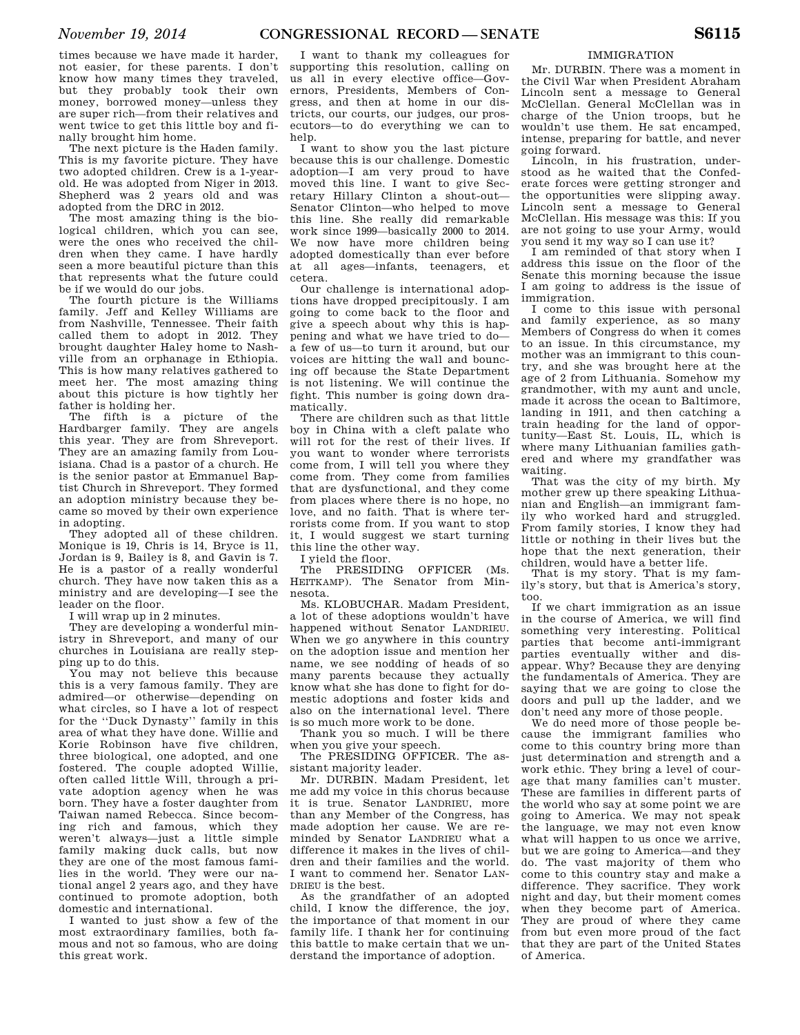times because we have made it harder, not easier, for these parents. I don't know how many times they traveled, but they probably took their own money, borrowed money—unless they are super rich—from their relatives and went twice to get this little boy and finally brought him home.

The next picture is the Haden family. This is my favorite picture. They have two adopted children. Crew is a 1-year-old. He was adopted from Niger in 2013. Shepherd was 2 years old and was adopted from the DRC in 2012.

The most amazing thing is the biological children, which you can see, were the ones who received the children when they came. I have hardly seen a more beautiful picture than this that represents what the future could be if we would do our jobs.

The fourth picture is the Williams family. Jeff and Kelley Williams are from Nashville, Tennessee. Their faith called them to adopt in 2012. They brought daughter Haley home to Nashville from an orphanage in Ethiopia. This is how many relatives gathered to meet her. The most amazing thing about this picture is how tightly her father is holding her.

The fifth is a picture of the Hardbarger family. They are angels this year. They are from Shreveport. They are an amazing family from Louisiana. Chad is a pastor of a church. He is the senior pastor at Emmanuel Baptist Church in Shreveport. They formed an adoption ministry because they became so moved by their own experience in adopting.

They adopted all of these children. Monique is 19, Chris is 14, Bryce is 11, Jordan is 9, Bailey is 8, and Gavin is 7. He is a pastor of a really wonderful church. They have now taken this as a ministry and are developing—I see the leader on the floor.

I will wrap up in 2 minutes.

They are developing a wonderful ministry in Shreveport, and many of our churches in Louisiana are really stepping up to do this.

You may not believe this because this is a very famous family. They are admired—or otherwise—depending on what circles, so I have a lot of respect for the ''Duck Dynasty'' family in this area of what they have done. Willie and Korie Robinson have five children, three biological, one adopted, and one fostered. The couple adopted Willie, often called little Will, through a private adoption agency when he was born. They have a foster daughter from Taiwan named Rebecca. Since becoming rich and famous, which they weren't always—just a little simple family making duck calls, but now they are one of the most famous families in the world. They were our national angel 2 years ago, and they have continued to promote adoption, both domestic and international.

I wanted to just show a few of the most extraordinary families, both famous and not so famous, who are doing this great work.

I want to thank my colleagues for supporting this resolution, calling on us all in every elective office—Governors, Presidents, Members of Congress, and then at home in our districts, our courts, our judges, our prosecutors—to do everything we can to help.

I want to show you the last picture because this is our challenge. Domestic adoption—I am very proud to have moved this line. I want to give Secretary Hillary Clinton a shout-out—Senator Clinton—who helped to move this line. She really did remarkable work since 1999—basically 2000 to 2014. We now have more children being adopted domestically than ever before at all ages—infants, teenagers, et cetera.

Our challenge is international adoptions have dropped precipitously. I am going to come back to the floor and give a speech about why this is happening and what we have tried to do—a few of us—to turn it around, but our voices are hitting the wall and bouncing off because the State Department is not listening. We will continue the fight. This number is going down dramatically.

There are children such as that little boy in China with a cleft palate who will rot for the rest of their lives. If you want to wonder where terrorists come from, I will tell you where they come from. They come from families that are dysfunctional, and they come from places where there is no hope, no love, and no faith. That is where terrorists come from. If you want to stop it, I would suggest we start turning this line the other way.

I yield the floor.

The PRESIDING OFFICER (Ms. HEITKAMP). The Senator from Minnesota.

Ms. KLOBUCHAR. Madam President, a lot of these adoptions wouldn't have happened without Senator LANDRIEU. When we go anywhere in this country on the adoption issue and mention her name, we see nodding of heads of so many parents because they actually know what she has done to fight for domestic adoptions and foster kids and also on the international level. There is so much more work to be done.

Thank you so much. I will be there when you give your speech.

The PRESIDING OFFICER. The assistant majority leader.

Mr. DURBIN. Madam President, let me add my voice in this chorus because it is true. Senator LANDRIEU, more than any Member of the Congress, has made adoption her cause. We are reminded by Senator LANDRIEU what a difference it makes in the lives of children and their families and the world. I want to commend her. Senator LANDRIEU is the best.

As the grandfather of an adopted child, I know the difference, the joy, the importance of that moment in our family life. I thank her for continuing this battle to make certain that we understand the importance of adoption.

## IMMIGRATION

Mr. DURBIN. There was a moment in the Civil War when President Abraham Lincoln sent a message to General McClellan. General McClellan was in charge of the Union troops, but he wouldn't use them. He sat encamped, intense, preparing for battle, and never going forward.

Lincoln, in his frustration, understood as he waited that the Confederate forces were getting stronger and the opportunities were slipping away. Lincoln sent a message to General McClellan. His message was this: If you are not going to use your Army, would you send it my way so I can use it?

I am reminded of that story when I address this issue on the floor of the Senate this morning because the issue I am going to address is the issue of immigration.

I come to this issue with personal and family experience, as so many Members of Congress do when it comes to an issue. In this circumstance, my mother was an immigrant to this country, and she was brought here at the age of 2 from Lithuania. Somehow my grandmother, with my aunt and uncle, made it across the ocean to Baltimore, landing in 1911, and then catching a train heading for the land of opportunity—East St. Louis, IL, which is where many Lithuanian families gathered and where my grandfather was waiting.

That was the city of my birth. My mother grew up there speaking Lithuanian and English—an immigrant family who worked hard and struggled. From family stories, I know they had little or nothing in their lives but the hope that the next generation, their children, would have a better life.

That is my story. That is my family's story, but that is America's story, too.

If we chart immigration as an issue in the course of America, we will find something very interesting. Political parties that become anti-immigrant parties eventually wither and disappear. Why? Because they are denying the fundamentals of America. They are saying that we are going to close the doors and pull up the ladder, and we don't need any more of those people.

We do need more of those people because the immigrant families who come to this country bring more than just determination and strength and a work ethic. They bring a level of courage that many families can't muster. These are families in different parts of the world who say at some point we are going to America. We may not speak the language, we may not even know what will happen to us once we arrive, but we are going to America—and they do. The vast majority of them who come to this country stay and make a difference. They sacrifice. They work night and day, but their moment comes when they become part of America. They are proud of where they came from but even more proud of the fact that they are part of the United States of America.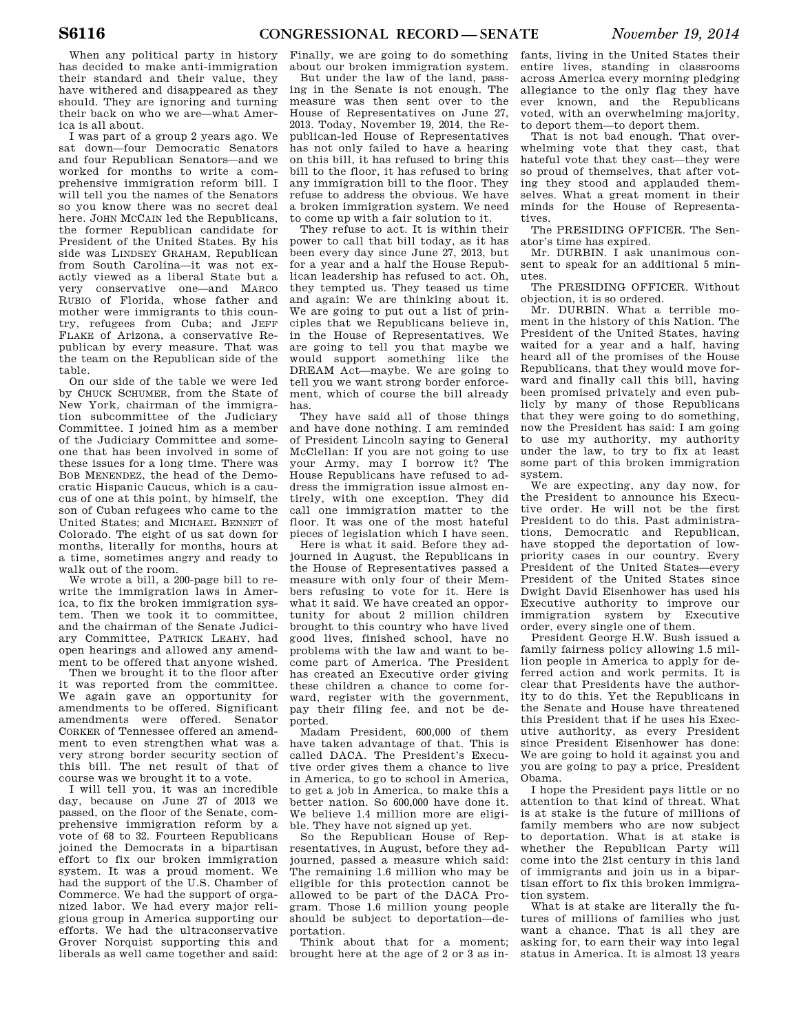When any political party in history has decided to make anti-immigration their standard and their value, they have withered and disappeared as they should. They are ignoring and turning their back on who we are—what America is all about.

I was part of a group 2 years ago. We sat down—four Democratic Senators and four Republican Senators—and we worked for months to write a comprehensive immigration reform bill. I will tell you the names of the Senators so you know there was no secret deal here. JOHN MCCAIN led the Republicans, the former Republican candidate for President of the United States. By his side was LINDSEY GRAHAM, Republican from South Carolina—it was not exactly viewed as a liberal State but a very conservative one—and MARCO RUBIO of Florida, whose father and mother were immigrants to this country, refugees from Cuba; and JEFF FLAKE of Arizona, a conservative Republican by every measure. That was the team on the Republican side of the table.

On our side of the table we were led by CHUCK SCHUMER, from the State of New York, chairman of the immigration subcommittee of the Judiciary Committee. I joined him as a member of the Judiciary Committee and someone that has been involved in some of these issues for a long time. There was BOB MENENDEZ, the head of the Democratic Hispanic Caucus, which is a caucus of one at this point, by himself, the son of Cuban refugees who came to the United States; and MICHAEL BENNET of Colorado. The eight of us sat down for months, literally for months, hours at a time, sometimes angry and ready to walk out of the room.

We wrote a bill, a 200-page bill to rewrite the immigration laws in America, to fix the broken immigration system. Then we took it to committee, and the chairman of the Senate Judiciary Committee, PATRICK LEAHY, had open hearings and allowed any amendment to be offered that anyone wished.

Then we brought it to the floor after it was reported from the committee. We again gave an opportunity for amendments to be offered. Significant amendments were offered. Senator CORKER of Tennessee offered an amendment to even strengthen what was a very strong border security section of this bill. The net result of that of course was we brought it to a vote.

I will tell you, it was an incredible day, because on June 27 of 2013 we passed, on the floor of the Senate, comprehensive immigration reform by a vote of 68 to 32. Fourteen Republicans joined the Democrats in a bipartisan effort to fix our broken immigration system. It was a proud moment. We had the support of the U.S. Chamber of Commerce. We had the support of organized labor. We had every major religious group in America supporting our efforts. We had the ultraconservative Grover Norquist supporting this and liberals as well came together and said: Finally, we are going to do something about our broken immigration system.

But under the law of the land, passing in the Senate is not enough. The measure was then sent over to the House of Representatives on June 27, 2013. Today, November 19, 2014, the Republican-led House of Representatives has not only failed to have a hearing on this bill, it has refused to bring this bill to the floor, it has refused to bring any immigration bill to the floor. They refuse to address the obvious. We have a broken immigration system. We need to come up with a fair solution to it.

They refuse to act. It is within their power to call that bill today, as it has been every day since June 27, 2013, but for a year and a half the House Republican leadership has refused to act. Oh, they tempted us. They teased us time and again: We are thinking about it. We are going to put out a list of principles that we Republicans believe in, in the House of Representatives. We are going to tell you that maybe we would support something like the DREAM Act—maybe. We are going to tell you we want strong border enforcement, which of course the bill already has.

They have said all of those things and have done nothing. I am reminded of President Lincoln saying to General McClellan: If you are not going to use your Army, may I borrow it? The House Republicans have refused to address the immigration issue almost entirely, with one exception. They did call one immigration matter to the floor. It was one of the most hateful pieces of legislation which I have seen.

Here is what it said. Before they adjourned in August, the Republicans in the House of Representatives passed a measure with only four of their Members refusing to vote for it. Here is what it said. We have created an opportunity for about 2 million children brought to this country who have lived good lives, finished school, have no problems with the law and want to become part of America. The President has created an Executive order giving these children a chance to come forward, register with the government, pay their filing fee, and not be deported.

Madam President, 600,000 of them have taken advantage of that. This is called DACA. The President's Executive order gives them a chance to live in America, to go to school in America, to get a job in America, to make this a better nation. So 600,000 have done it. We believe 1.4 million more are eligible. They have not signed up yet.

So the Republican House of Representatives, in August, before they adjourned, passed a measure which said: The remaining 1.6 million who may be eligible for this protection cannot be allowed to be part of the DACA Program. Those 1.6 million young people should be subject to deportation—deportation.

Think about that for a moment; brought here at the age of 2 or 3 as infants, living in the United States their entire lives, standing in classrooms across America every morning pledging allegiance to the only flag they have ever known, and the Republicans voted, with an overwhelming majority, to deport them—to deport them.

That is not bad enough. That overwhelming vote that they cast, that hateful vote that they cast—they were so proud of themselves, that after voting they stood and applauded themselves. What a great moment in their minds for the House of Representatives.

The PRESIDING OFFICER. The Senator's time has expired.

Mr. DURBIN. I ask unanimous consent to speak for an additional 5 minutes.

The PRESIDING OFFICER. Without objection, it is so ordered.

Mr. DURBIN. What a terrible moment in the history of this Nation. The President of the United States, having waited for a year and a half, having heard all of the promises of the House Republicans, that they would move forward and finally call this bill, having been promised privately and even publicly by many of those Republicans that they were going to do something, now the President has said: I am going to use my authority, my authority under the law, to try to fix at least some part of this broken immigration system.

We are expecting, any day now, for the President to announce his Executive order. He will not be the first President to do this. Past administrations, Democratic and Republican, have stopped the deportation of low-priority cases in our country. Every President of the United States—every President of the United States since Dwight David Eisenhower has used his Executive authority to improve our immigration system by Executive order, every single one of them.

President George H.W. Bush issued a family fairness policy allowing 1.5 million people in America to apply for deferred action and work permits. It is clear that Presidents have the authority to do this. Yet the Republicans in the Senate and House have threatened this President that if he uses his Executive authority, as every President since President Eisenhower has done: We are going to hold it against you and you are going to pay a price, President Obama.

I hope the President pays little or no attention to that kind of threat. What is at stake is the future of millions of family members who are now subject to deportation. What is at stake is whether the Republican Party will come into the 21st century in this land of immigrants and join us in a bipartisan effort to fix this broken immigration system.

What is at stake are literally the futures of millions of families who just want a chance. That is all they are asking for, to earn their way into legal status in America. It is almost 13 years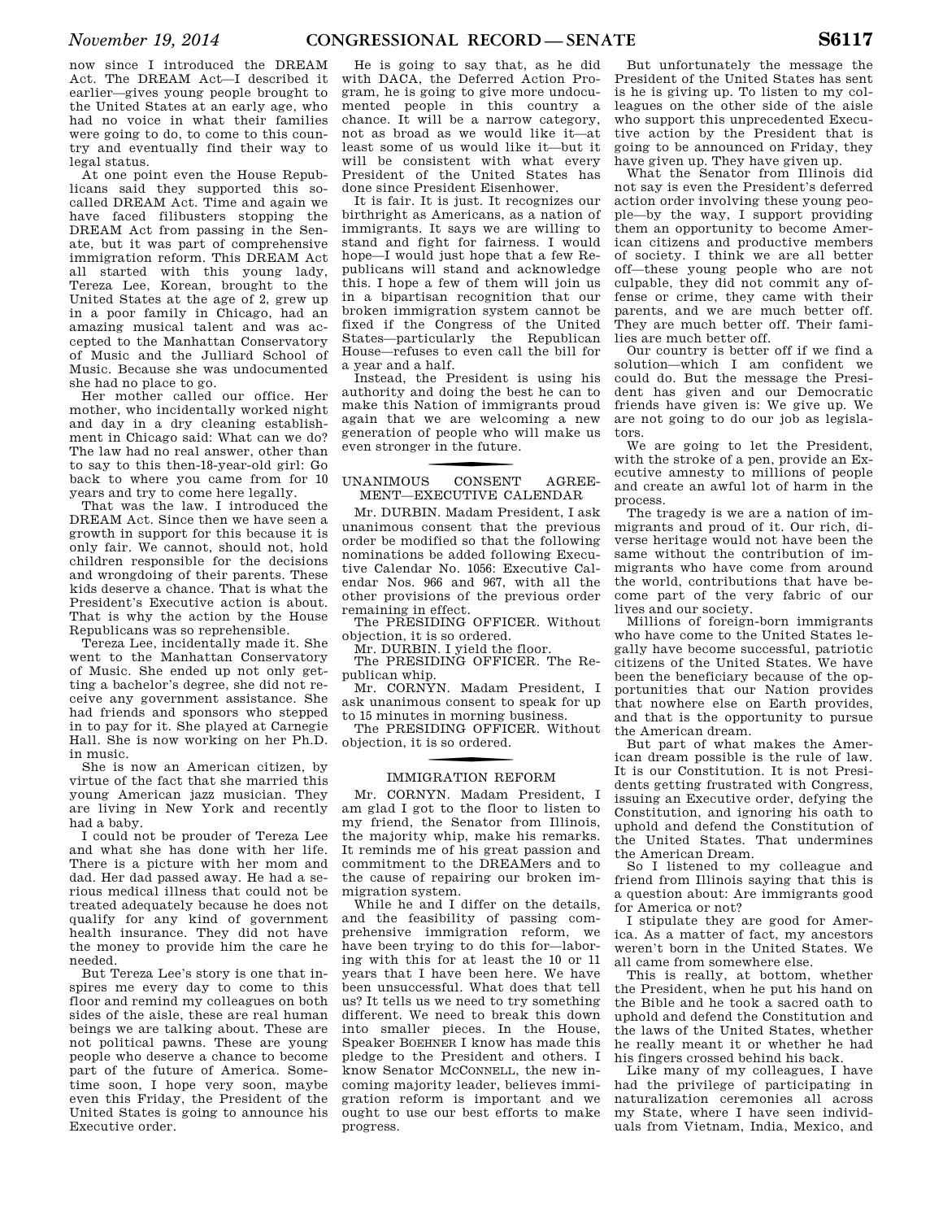now since I introduced the DREAM Act. The DREAM Act—I described it earlier—gives young people brought to the United States at an early age, who had no voice in what their families were going to do, to come to this country and eventually find their way to legal status.

At one point even the House Republicans said they supported this so-called DREAM Act. Time and again we have faced filibusters stopping the DREAM Act from passing in the Senate, but it was part of comprehensive immigration reform. This DREAM Act all started with this young lady, Tereza Lee, Korean, brought to the United States at the age of 2, grew up in a poor family in Chicago, had an amazing musical talent and was accepted to the Manhattan Conservatory of Music and the Julliard School of Music. Because she was undocumented she had no place to go.

Her mother called our office. Her mother, who incidentally worked night and day in a dry cleaning establishment in Chicago said: What can we do? The law had no real answer, other than to say to this then-18-year-old girl: Go back to where you came from for 10 years and try to come here legally.

That was the law. I introduced the DREAM Act. Since then we have seen a growth in support for this because it is only fair. We cannot, should not, hold children responsible for the decisions and wrongdoing of their parents. These kids deserve a chance. That is what the President's Executive action is about. That is why the action by the House Republicans was so reprehensible.

Tereza Lee, incidentally made it. She went to the Manhattan Conservatory of Music. She ended up not only getting a bachelor's degree, she did not receive any government assistance. She had friends and sponsors who stepped in to pay for it. She played at Carnegie Hall. She is now working on her Ph.D. in music.

She is now an American citizen, by virtue of the fact that she married this young American jazz musician. They are living in New York and recently had a baby.

I could not be prouder of Tereza Lee and what she has done with her life. There is a picture with her mom and dad. Her dad passed away. He had a serious medical illness that could not be treated adequately because he does not qualify for any kind of government health insurance. They did not have the money to provide him the care he needed.

But Tereza Lee's story is one that inspires me every day to come to this floor and remind my colleagues on both sides of the aisle, these are real human beings we are talking about. These are not political pawns. These are young people who deserve a chance to become part of the future of America. Sometime soon, I hope very soon, maybe even this Friday, the President of the United States is going to announce his Executive order.

He is going to say that, as he did with DACA, the Deferred Action Program, he is going to give more undocumented people in this country a chance. It will be a narrow category, not as broad as we would like it—at least some of us would like it—but it will be consistent with what every President of the United States has done since President Eisenhower.

It is fair. It is just. It recognizes our birthright as Americans, as a nation of immigrants. It says we are willing to stand and fight for fairness. I would hope—I would just hope that a few Republicans will stand and acknowledge this. I hope a few of them will join us in a bipartisan recognition that our broken immigration system cannot be fixed if the Congress of the United States—particularly the Republican House—refuses to even call the bill for a year and a half.

Instead, the President is using his authority and doing the best he can to make this Nation of immigrants proud again that we are welcoming a new generation of people who will make us even stronger in the future.

## UNANIMOUS CONSENT AGREEMENT—EXECUTIVE CALENDAR

Mr. DURBIN. Madam President, I ask unanimous consent that the previous order be modified so that the following nominations be added following Executive Calendar No. 1056: Executive Calendar Nos. 966 and 967, with all the other provisions of the previous order remaining in effect.

The PRESIDING OFFICER. Without objection, it is so ordered.

Mr. DURBIN. I yield the floor.

The PRESIDING OFFICER. The Republican whip.

Mr. CORNYN. Madam President, I ask unanimous consent to speak for up to 15 minutes in morning business.

The PRESIDING OFFICER. Without objection, it is so ordered.

## IMMIGRATION REFORM

Mr. CORNYN. Madam President, I am glad I got to the floor to listen to my friend, the Senator from Illinois, the majority whip, make his remarks. It reminds me of his great passion and commitment to the DREAMers and to the cause of repairing our broken immigration system.

While he and I differ on the details, and the feasibility of passing comprehensive immigration reform, we have been trying to do this for—laboring with this for at least the 10 or 11 years that I have been here. We have been unsuccessful. What does that tell us? It tells us we need to try something different. We need to break this down into smaller pieces. In the House, Speaker BOEHNER I know has made this pledge to the President and others. I know Senator MCCONNELL, the new incoming majority leader, believes immigration reform is important and we ought to use our best efforts to make progress.

But unfortunately the message the President of the United States has sent is he is giving up. To listen to my colleagues on the other side of the aisle who support this unprecedented Executive action by the President that is going to be announced on Friday, they have given up. They have given up.

What the Senator from Illinois did not say is even the President's deferred action order involving these young people—by the way, I support providing them an opportunity to become American citizens and productive members of society. I think we are all better off—these young people who are not culpable, they did not commit any offense or crime, they came with their parents, and we are much better off. They are much better off. Their families are much better off.

Our country is better off if we find a solution—which I am confident we could do. But the message the President has given and our Democratic friends have given is: We give up. We are not going to do our job as legislators.

We are going to let the President, with the stroke of a pen, provide an Executive amnesty to millions of people and create an awful lot of harm in the process.

The tragedy is we are a nation of immigrants and proud of it. Our rich, diverse heritage would not have been the same without the contribution of immigrants who have come from around the world, contributions that have become part of the very fabric of our lives and our society.

Millions of foreign-born immigrants who have come to the United States legally have become successful, patriotic citizens of the United States. We have been the beneficiary because of the opportunities that our Nation provides that nowhere else on Earth provides, and that is the opportunity to pursue the American dream.

But part of what makes the American dream possible is the rule of law. It is our Constitution. It is not Presidents getting frustrated with Congress, issuing an Executive order, defying the Constitution, and ignoring his oath to uphold and defend the Constitution of the United States. That undermines the American Dream.

So I listened to my colleague and friend from Illinois saying that this is a question about: Are immigrants good for America or not?

I stipulate they are good for America. As a matter of fact, my ancestors weren't born in the United States. We all came from somewhere else.

This is really, at bottom, whether the President, when he put his hand on the Bible and he took a sacred oath to uphold and defend the Constitution and the laws of the United States, whether he really meant it or whether he had his fingers crossed behind his back.

Like many of my colleagues, I have had the privilege of participating in naturalization ceremonies all across my State, where I have seen individuals from Vietnam, India, Mexico, and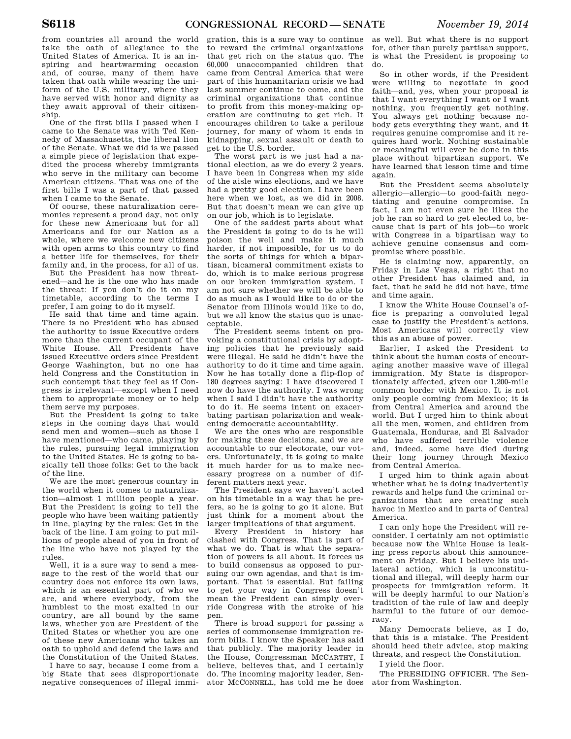from countries all around the world take the oath of allegiance to the United States of America. It is an inspiring and heartwarming occasion and, of course, many of them have taken that oath while wearing the uniform of the U.S. military, where they have served with honor and dignity as they await approval of their citizenship.

One of the first bills I passed when I came to the Senate was with Ted Kennedy of Massachusetts, the liberal lion of the Senate. What we did is we passed a simple piece of legislation that expedited the process whereby immigrants who serve in the military can become American citizens. That was one of the first bills I was a part of that passed when I came to the Senate.

Of course, these naturalization ceremonies represent a proud day, not only for these new Americans but for all Americans and for our Nation as a whole, where we welcome new citizens with open arms to this country to find a better life for themselves, for their family and, in the process, for all of us.

But the President has now threatened—and he is the one who has made the threat: If you don't do it on my timetable, according to the terms I prefer, I am going to do it myself.

He said that time and time again. There is no President who has abused the authority to issue Executive orders more than the current occupant of the White House. All Presidents have issued Executive orders since President George Washington, but no one has held Congress and the Constitution in such contempt that they feel as if Congress is irrelevant—except when I need them to appropriate money or to help them serve my purposes.

But the President is going to take steps in the coming days that would send men and women—such as those I have mentioned—who came, playing by the rules, pursuing legal immigration to the United States. He is going to basically tell those folks: Get to the back of the line.

We are the most generous country in the world when it comes to naturalization—almost 1 million people a year. But the President is going to tell the people who have been waiting patiently in line, playing by the rules: Get in the back of the line. I am going to put millions of people ahead of you in front of the line who have not played by the rules.

Well, it is a sure way to send a message to the rest of the world that our country does not enforce its own laws, which is an essential part of who we are, and where everybody, from the humblest to the most exalted in our country, are all bound by the same laws, whether you are President of the United States or whether you are one of these new Americans who takes an oath to uphold and defend the laws and the Constitution of the United States.

I have to say, because I come from a big State that sees disproportionate negative consequences of illegal immigration, this is a sure way to continue to reward the criminal organizations that get rich on the status quo. The 60,000 unaccompanied children that came from Central America that were part of this humanitarian crisis we had last summer continue to come, and the criminal organizations that continue to profit from this money-making operation are continuing to get rich. It encourages children to take a perilous journey, for many of whom it ends in kidnapping, sexual assault or death to get to the U.S. border.

The worst part is we just had a national election, as we do every 2 years. I have been in Congress when my side of the aisle wins elections, and we have had a pretty good election. I have been here when we lost, as we did in 2008. But that doesn't mean we can give up on our job, which is to legislate.

One of the saddest parts about what the President is going to do is he will poison the well and make it much harder, if not impossible, for us to do the sorts of things for which a bipartisan, bicameral commitment exists to do, which is to make serious progress on our broken immigration system. I am not sure whether we will be able to do as much as I would like to do or the Senator from Illinois would like to do, but we all know the status quo is unacceptable.

The President seems intent on provoking a constitutional crisis by adopting policies that he previously said were illegal. He said he didn't have the authority to do it time and time again. Now he has totally done a flip-flop of 180 degrees saying: I have discovered I now do have the authority. I was wrong when I said I didn't have the authority to do it. He seems intent on exacerbating partisan polarization and weakening democratic accountability.

We are the ones who are responsible for making these decisions, and we are accountable to our electorate, our voters. Unfortunately, it is going to make it much harder for us to make necessary progress on a number of different matters next year.

The President says we haven't acted on his timetable in a way that he prefers, so he is going to go it alone. But just think for a moment about the larger implications of that argument.

Every President in history has clashed with Congress. That is part of what we do. That is what the separation of powers is all about. It forces us to build consensus as opposed to pursuing our own agendas, and that is important. That is essential. But failing to get your way in Congress doesn't mean the President can simply override Congress with the stroke of his pen.

There is broad support for passing a series of commonsense immigration reform bills. I know the Speaker has said that publicly. The majority leader in the House, Congressman MCCARTHY, I believe, believes that, and I certainly do. The incoming majority leader, Senator MCCONNELL, has told me he does as well. But what there is no support for, other than purely partisan support, is what the President is proposing to do.

So in other words, if the President were willing to negotiate in good faith—and, yes, when your proposal is that I want everything I want or I want nothing, you frequently get nothing. You always get nothing because nobody gets everything they want, and it requires genuine compromise and it requires hard work. Nothing sustainable or meaningful will ever be done in this place without bipartisan support. We have learned that lesson time and time again.

But the President seems absolutely allergic—allergic—to good-faith negotiating and genuine compromise. In fact, I am not even sure he likes the job he ran so hard to get elected to, because that is part of his job—to work with Congress in a bipartisan way to achieve genuine consensus and compromise where possible.

He is claiming now, apparently, on Friday in Las Vegas, a right that no other President has claimed and, in fact, that he said he did not have, time and time again.

I know the White House Counsel's office is preparing a convoluted legal case to justify the President's actions. Most Americans will correctly view this as an abuse of power.

Earlier, I asked the President to think about the human costs of encouraging another massive wave of illegal immigration. My State is disproportionately affected, given our 1,200-mile common border with Mexico. It is not only people coming from Mexico; it is from Central America and around the world. But I urged him to think about all the men, women, and children from Guatemala, Honduras, and El Salvador who have suffered terrible violence and, indeed, some have died during their long journey through Mexico from Central America.

I urged him to think again about whether what he is doing inadvertently rewards and helps fund the criminal organizations that are creating such havoc in Mexico and in parts of Central America.

I can only hope the President will reconsider. I certainly am not optimistic because now the White House is leaking press reports about this announcement on Friday. But I believe his unilateral action, which is unconstitutional and illegal, will deeply harm our prospects for immigration reform. It will be deeply harmful to our Nation's tradition of the rule of law and deeply harmful to the future of our democracy.

Many Democrats believe, as I do, that this is a mistake. The President should heed their advice, stop making threats, and respect the Constitution.

I yield the floor.

The PRESIDING OFFICER. The Senator from Washington.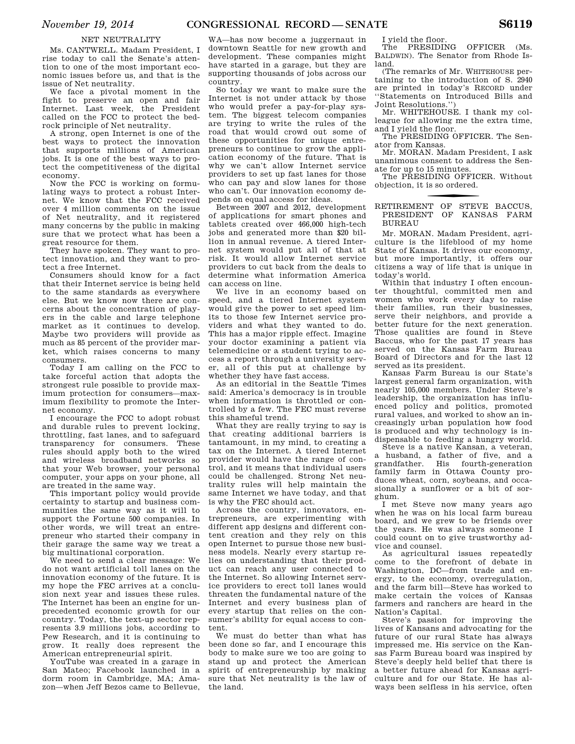## NET NEUTRALITY

Ms. CANTWELL. Madam President, I rise today to call the Senate's attention to one of the most important economic issues before us, and that is the issue of Net neutrality.

We face a pivotal moment in the fight to preserve an open and fair Internet. Last week, the President called on the FCC to protect the bedrock principle of Net neutrality.

A strong, open Internet is one of the best ways to protect the innovation that supports millions of American jobs. It is one of the best ways to protect the competitiveness of the digital economy.

Now the FCC is working on formulating ways to protect a robust Internet. We know that the FCC received over 4 million comments on the issue of Net neutrality, and it registered many concerns by the public in making sure that we protect what has been a great resource for them.

They have spoken. They want to protect innovation, and they want to protect a free Internet.

Consumers should know for a fact that their Internet service is being held to the same standards as everywhere else. But we know now there are concerns about the concentration of players in the cable and large telephone market as it continues to develop. Maybe two providers will provide as much as 85 percent of the provider market, which raises concerns to many consumers.

Today I am calling on the FCC to take forceful action that adopts the strongest rule possible to provide maximum protection for consumers—maximum flexibility to promote the Internet economy.

I encourage the FCC to adopt robust and durable rules to prevent locking, throttling, fast lanes, and to safeguard transparency for consumers. These rules should apply both to the wired and wireless broadband networks so that your Web browser, your personal computer, your apps on your phone, all are treated in the same way.

This important policy would provide certainty to startup and business communities the same way as it will to support the Fortune 500 companies. In other words, we will treat an entrepreneur who started their company in their garage the same way we treat a big multinational corporation.

We need to send a clear message: We do not want artificial toll lanes on the innovation economy of the future. It is my hope the FEC arrives at a conclusion next year and issues these rules. The Internet has been an engine for unprecedented economic growth for our country. Today, the text-up sector represents 3.9 millions jobs, according to Pew Research, and it is continuing to grow. It really does represent the American entrepreneurial spirit.

YouTube was created in a garage in San Mateo; Facebook launched in a dorm room in Cambridge, MA; Amazon—when Jeff Bezos came to Bellevue, WA—has now become a juggernaut in downtown Seattle for new growth and development. These companies might have started in a garage, but they are supporting thousands of jobs across our country.

So today we want to make sure the Internet is not under attack by those who would prefer a pay-for-play system. The biggest telecom companies are trying to write the rules of the road that would crowd out some of these opportunities for unique entrepreneurs to continue to grow the application economy of the future. That is why we can't allow Internet service providers to set up fast lanes for those who can pay and slow lanes for those who can't. Our innovation economy depends on equal access for ideas.

Between 2007 and 2012, development of applications for smart phones and tablets created over 466,000 high-tech jobs and generated more than $20 billion in annual revenue. A tiered Internet system would put all of that at risk. It would allow Internet service providers to cut back from the deals to determine what information America can access on line.

We live in an economy based on speed, and a tiered Internet system would give the power to set speed limits to those few Internet service providers and what they wanted to do. This has a major ripple effect. Imagine your doctor examining a patient via telemedicine or a student trying to access a report through a university server, all of this put at challenge by whether they have fast access.

As an editorial in the Seattle Times said: America's democracy is in trouble when information is throttled or controlled by a few. The FEC must reverse this shameful trend.

What they are really trying to say is that creating additional barriers is tantamount, in my mind, to creating a tax on the Internet. A tiered Internet provider would have the range of control, and it means that individual users could be challenged. Strong Net neutrality rules will help maintain the same Internet we have today, and that is why the FEC should act.

Across the country, innovators, entrepreneurs, are experimenting with different app designs and different content creation and they rely on this open Internet to pursue those new business models. Nearly every startup relies on understanding that their product can reach any user connected to the Internet. So allowing Internet service providers to erect toll lanes would threaten the fundamental nature of the Internet and every business plan of every startup that relies on the consumer's ability for equal access to content.

We must do better than what has been done so far, and I encourage this body to make sure we too are going to stand up and protect the American spirit of entrepreneurship by making sure that Net neutrality is the law of the land.

I yield the floor.

The PRESIDING OFFICER (Ms. BALDWIN). The Senator from Rhode Island.

(The remarks of Mr. WHITEHOUSE pertaining to the introduction of S. 2940 are printed in today's RECORD under "Statements on Introduced Bills and Joint Resolutions.")

Mr. WHITEHOUSE. I thank my colleague for allowing me the extra time, and I yield the floor.

The PRESIDING OFFICER. The Senator from Kansas.

Mr. MORAN. Madam President, I ask unanimous consent to address the Senate for up to 15 minutes.

The PRESIDING OFFICER. Without objection, it is so ordered.

## RETIREMENT OF STEVE BACCUS, PRESIDENT OF KANSAS FARM BUREAU

Mr. MORAN. Madam President, agriculture is the lifeblood of my home State of Kansas. It drives our economy, but more importantly, it offers our citizens a way of life that is unique in today's world.

Within that industry I often encounter thoughtful, committed men and women who work every day to raise their families, run their businesses, serve their neighbors, and provide a better future for the next generation. Those qualities are found in Steve Baccus, who for the past 17 years has served on the Kansas Farm Bureau Board of Directors and for the last 12 served as its president.

Kansas Farm Bureau is our State's largest general farm organization, with nearly 105,000 members. Under Steve's leadership, the organization has influenced policy and politics, promoted rural values, and worked to show an increasingly urban population how food is produced and why technology is indispensable to feeding a hungry world.

Steve is a native Kansan, a veteran, a husband, a father of five, and a grandfather. His fourth-generation family farm in Ottawa County produces wheat, corn, soybeans, and occasionally a sunflower or a bit of sorghum.

I met Steve now many years ago when he was on his local farm bureau board, and we grew to be friends over the years. He was always someone I could count on to give trustworthy advice and counsel.

As agricultural issues repeatedly come to the forefront of debate in Washington, DC—from trade and energy, to the economy, overregulation, and the farm bill—Steve has worked to make certain the voices of Kansas farmers and ranchers are heard in the Nation's Capital.

Steve's passion for improving the lives of Kansans and advocating for the future of our rural State has always impressed me. His service on the Kansas Farm Bureau board was inspired by Steve's deeply held belief that there is a better future ahead for Kansas agriculture and for our State. He has always been selfless in his service, often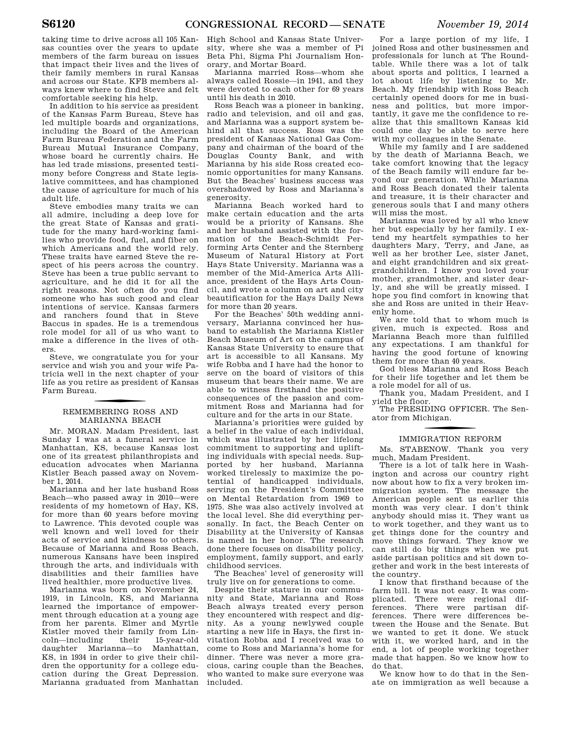taking time to drive across all 105 Kansas counties over the years to update members of the farm bureau on issues that impact their lives and the lives of their family members in rural Kansas and across our State. KFB members always knew where to find Steve and felt comfortable seeking his help.

In addition to his service as president of the Kansas Farm Bureau, Steve has led multiple boards and organizations, including the Board of the American Farm Bureau Federation and the Farm Bureau Mutual Insurance Company, whose board he currently chairs. He has led trade missions, presented testimony before Congress and State legislative committees, and has championed the cause of agriculture for much of his adult life.

Steve embodies many traits we can all admire, including a deep love for the great State of Kansas and gratitude for the many hard-working families who provide food, fuel, and fiber on which Americans and the world rely. These traits have earned Steve the respect of his peers across the country. Steve has been a true public servant to agriculture, and he did it for all the right reasons. Not often do you find someone who has such good and clear intentions of service. Kansas farmers and ranchers found that in Steve Baccus in spades. He is a tremendous role model for all of us who want to make a difference in the lives of others.

Steve, we congratulate you for your service and wish you and your wife Patricia well in the next chapter of your life as you retire as president of Kansas Farm Bureau.

## REMEMBERING ROSS AND MARIANNA BEACH

Mr. MORAN. Madam President, last Sunday I was at a funeral service in Manhattan, KS, because Kansas lost one of its greatest philanthropists and education advocates when Marianna Kistler Beach passed away on November 1, 2014.

Marianna and her late husband Ross Beach—who passed away in 2010—were residents of my hometown of Hay, KS, for more than 60 years before moving to Lawrence. This devoted couple was well known and well loved for their acts of service and kindness to others. Because of Marianna and Ross Beach, numerous Kansans have been inspired through the arts, and individuals with disabilities and their families have lived healthier, more productive lives.

Marianna was born on November 24, 1919, in Lincoln, KS, and Marianna learned the importance of empowerment through education at a young age from her parents. Elmer and Myrtle Kistler moved their family from Lincoln—including their 15-year-old daughter Marianna—to Manhattan, KS, in 1934 in order to give their children the opportunity for a college education during the Great Depression. Marianna graduated from Manhattan High School and Kansas State University, where she was a member of Pi Beta Phi, Sigma Phi Journalism Honorary, and Mortar Board.

Marianna married Ross—whom she always called Rossie—in 1941, and they were devoted to each other for 69 years until his death in 2010.

Ross Beach was a pioneer in banking, radio and television, and oil and gas, and Marianna was a support system behind all that success. Ross was the president of Kansas National Gas Company and chairman of the board of the Douglas County Bank, and with Marianna by his side Ross created economic opportunities for many Kansans. But the Beaches' business success was overshadowed by Ross and Marianna's generosity.

Marianna Beach worked hard to make certain education and the arts would be a priority of Kansans. She and her husband assisted with the formation of the Beach-Schmidt Performing Arts Center and the Sternberg Museum of Natural History at Fort Hays State University. Marianna was a member of the Mid-America Arts Alliance, president of the Hays Arts Council, and wrote a column on art and city beautification for the Hays Daily News for more than 20 years.

For the Beaches' 50th wedding anniversary, Marianna convinced her husband to establish the Marianna Kistler Beach Museum of Art on the campus of Kansas State University to ensure that art is accessible to all Kansans. My wife Robba and I have had the honor to serve on the board of visitors of this museum that bears their name. We are able to witness firsthand the positive consequences of the passion and commitment Ross and Marianna had for culture and for the arts in our State.

Marianna's priorities were guided by a belief in the value of each individual, which was illustrated by her lifelong commitment to supporting and uplifting individuals with special needs. Supported by her husband, Marianna worked tirelessly to maximize the potential of handicapped individuals, serving on the President's Committee on Mental Retardation from 1969 to 1975. She was also actively involved at the local level. She did everything personally. In fact, the Beach Center on Disability at the University of Kansas is named in her honor. The research done there focuses on disability policy, employment, family support, and early childhood services.

The Beaches' level of generosity will truly live on for generations to come.

Despite their stature in our community and State, Marianna and Ross Beach always treated every person they encountered with respect and dignity. As a young newlywed couple starting a new life in Hays, the first invitation Robba and I received was to come to Ross and Marianna's home for dinner. There was never a more gracious, caring couple than the Beaches, who wanted to make sure everyone was included.

For a large portion of my life, I joined Ross and other businessmen and professionals for lunch at The Roundtable. While there was a lot of talk about sports and politics, I learned a lot about life by listening to Mr. Beach. My friendship with Ross Beach certainly opened doors for me in business and politics, but more importantly, it gave me the confidence to realize that this smalltown Kansas kid could one day be able to serve here with my colleagues in the Senate.

While my family and I are saddened by the death of Marianna Beach, we take comfort knowing that the legacy of the Beach family will endure far beyond our generation. While Marianna and Ross Beach donated their talents and treasure, it is their character and generous souls that I and many others will miss the most.

Marianna was loved by all who knew her but especially by her family. I extend my heartfelt sympathies to her daughters Mary, Terry, and Jane, as well as her brother Lee, sister Janet, and eight grandchildren and six great-grandchildren. I know you loved your mother, grandmother, and sister dearly, and she will be greatly missed. I hope you find comfort in knowing that she and Ross are united in their Heavenly home.

We are told that to whom much is given, much is expected. Ross and Marianna Beach more than fulfilled any expectations. I am thankful for having the good fortune of knowing them for more than 40 years.

God bless Marianna and Ross Beach for their life together and let them be a role model for all of us.

Thank you, Madam President, and I yield the floor.

The PRESIDING OFFICER. The Senator from Michigan.

## IMMIGRATION REFORM

Ms. STABENOW. Thank you very much, Madam President.

There is a lot of talk here in Washington and across our country right now about how to fix a very broken immigration system. The message the American people sent us earlier this month was very clear. I don't think anybody should miss it. They want us to work together, and they want us to get things done for the country and move things forward. They know we can still do big things when we put aside partisan politics and sit down together and work in the best interests of the country.

I know that firsthand because of the farm bill. It was not easy. It was complicated. There were regional differences. There were partisan differences. There were differences between the House and the Senate. But we wanted to get it done. We stuck with it, we worked hard, and in the end, a lot of people working together made that happen. So we know how to do that.

We know how to do that in the Senate on immigration as well because a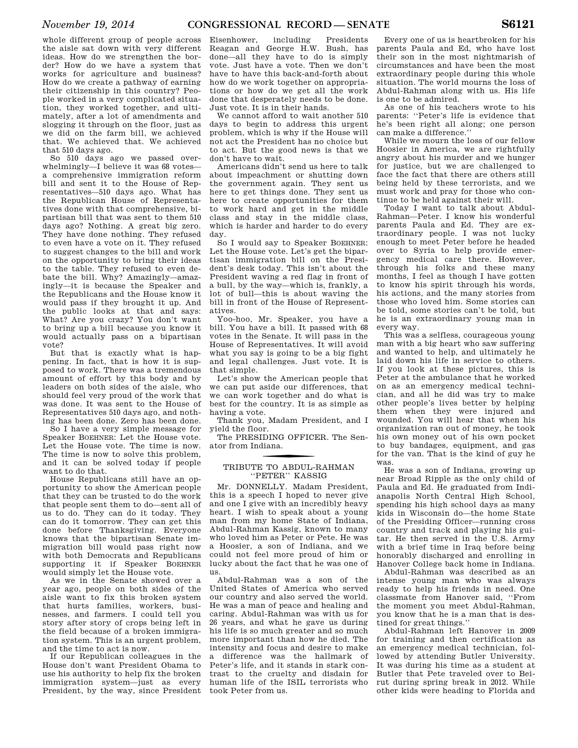whole different group of people across the aisle sat down with very different ideas. How do we strengthen the border? How do we have a system that works for agriculture and business? How do we create a pathway of earning their citizenship in this country? People worked in a very complicated situation, they worked together, and ultimately, after a lot of amendments and slogging it through on the floor, just as we did on the farm bill, we achieved that. We achieved that. We achieved that 510 days ago.

So 510 days ago we passed overwhelmingly—I believe it was 68 votes—a comprehensive immigration reform bill and sent it to the House of Representatives—510 days ago. What has the Republican House of Representatives done with that comprehensive, bipartisan bill that was sent to them 510 days ago? Nothing. A great big zero. They have done nothing. They refused to even have a vote on it. They refused to suggest changes to the bill and work on the opportunity to bring their ideas to the table. They refused to even debate the bill. Why? Amazingly—amazingly—it is because the Speaker and the Republicans and the House know it would pass if they brought it up. And the public looks at that and says: What? Are you crazy? You don't want to bring up a bill because you know it would actually pass on a bipartisan vote?

But that is exactly what is happening. In fact, that is how it is supposed to work. There was a tremendous amount of effort by this body and by leaders on both sides of the aisle, who should feel very proud of the work that was done. It was sent to the House of Representatives 510 days ago, and nothing has been done. Zero has been done.

So I have a very simple message for Speaker BOEHNER: Let the House vote. Let the House vote. The time is now. The time is now to solve this problem, and it can be solved today if people want to do that.

House Republicans still have an opportunity to show the American people that they can be trusted to do the work that people sent them to do—sent all of us to do. They can do it today. They can do it tomorrow. They can get this done before Thanksgiving. Everyone knows that the bipartisan Senate immigration bill would pass right now with both Democrats and Republicans supporting it if Speaker BOEHNER would simply let the House vote.

As we in the Senate showed over a year ago, people on both sides of the aisle want to fix this broken system that hurts families, workers, businesses, and farmers. I could tell you story after story of crops being left in the field because of a broken immigration system. This is an urgent problem, and the time to act is now.

If our Republican colleagues in the House don't want President Obama to use his authority to help fix the broken immigration system—just as every President, by the way, since President Eisenhower, including Presidents Reagan and George H.W. Bush, has done—all they have to do is simply vote. Just have a vote. Then we don't have to have this back-and-forth about how do we work together on appropriations or how do we get all the work done that desperately needs to be done. Just vote. It is in their hands.

We cannot afford to wait another 510 days to begin to address this urgent problem, which is why if the House will not act the President has no choice but to act. But the good news is that we don't have to wait.

Americans didn't send us here to talk about impeachment or shutting down the government again. They sent us here to get things done. They sent us here to create opportunities for them to work hard and get in the middle class and stay in the middle class, which is harder and harder to do every day.

So I would say to Speaker BOEHNER: Let the House vote. Let's get the bipartisan immigration bill on the President's desk today. This isn't about the President waving a red flag in front of a bull, by the way—which is, frankly, a lot of bull—this is about waving the bill in front of the House of Representatives.

Yoo-hoo, Mr. Speaker, you have a bill. You have a bill. It passed with 68 votes in the Senate. It will pass in the House of Representatives. It will avoid what you say is going to be a big fight and legal challenges. Just vote. It is that simple.

Let's show the American people that we can put aside our differences, that we can work together and do what is best for the country. It is as simple as having a vote.

Thank you, Madam President, and I yield the floor.

The PRESIDING OFFICER. The Senator from Indiana.

## TRIBUTE TO ABDUL-RAHMAN "PETER" KASSIG

Mr. DONNELLY. Madam President, this is a speech I hoped to never give and one I give with an incredibly heavy heart. I wish to speak about a young man from my home State of Indiana, Abdul-Rahman Kassig, known to many who loved him as Peter or Pete. He was a Hoosier, a son of Indiana, and we could not feel more proud of him or lucky about the fact that he was one of us.

Abdul-Rahman was a son of the United States of America who served our country and also served the world. He was a man of peace and healing and caring. Abdul-Rahman was with us for 26 years, and what he gave us during his life is so much greater and so much more important than how he died. The intensity and focus and desire to make a difference was the hallmark of Peter's life, and it stands in stark contrast to the cruelty and disdain for human life of the ISIL terrorists who took Peter from us.

Every one of us is heartbroken for his parents Paula and Ed, who have lost their son in the most nightmarish of circumstances and have been the most extraordinary people during this whole situation. The world mourns the loss of Abdul-Rahman along with us. His life is one to be admired.

As one of his teachers wrote to his parents: "Peter's life is evidence that he's been right all along; one person can make a difference."

While we mourn the loss of our fellow Hoosier in America, we are rightfully angry about his murder and we hunger for justice, but we are challenged to face the fact that there are others still being held by these terrorists, and we must work and pray for those who continue to be held against their will.

Today I want to talk about Abdul-Rahman—Peter. I know his wonderful parents Paula and Ed. They are extraordinary people. I was not lucky enough to meet Peter before he headed over to Syria to help provide emergency medical care there. However, through his folks and these many months, I feel as though I have gotten to know his spirit through his words, his actions, and the many stories from those who loved him. Some stories can be told, some stories can't be told, but he is an extraordinary young man in every way.

This was a selfless, courageous young man with a big heart who saw suffering and wanted to help, and ultimately he laid down his life in service to others. If you look at these pictures, this is Peter at the ambulance that he worked on as an emergency medical technician, and all he did was try to make other people's lives better by helping them when they were injured and wounded. You will hear that when his organization ran out of money, he took his own money out of his own pocket to buy bandages, equipment, and gas for the van. That is the kind of guy he was.

He was a son of Indiana, growing up near Broad Ripple as the only child of Paula and Ed. He graduated from Indianapolis North Central High School, spending his high school days as many kids in Wisconsin do—the home State of the Presiding Officer—running cross country and track and playing his guitar. He then served in the U.S. Army with a brief time in Iraq before being honorably discharged and enrolling in Hanover College back home in Indiana.

Abdul-Rahman was described as an intense young man who was always ready to help his friends in need. One classmate from Hanover said, "From the moment you meet Abdul-Rahman, you know that he is a man that is destined for great things."

Abdul-Rahman left Hanover in 2009 for training and then certification as an emergency medical technician, followed by attending Butler University. It was during his time as a student at Butler that Pete traveled over to Beirut during spring break in 2012. While other kids were heading to Florida and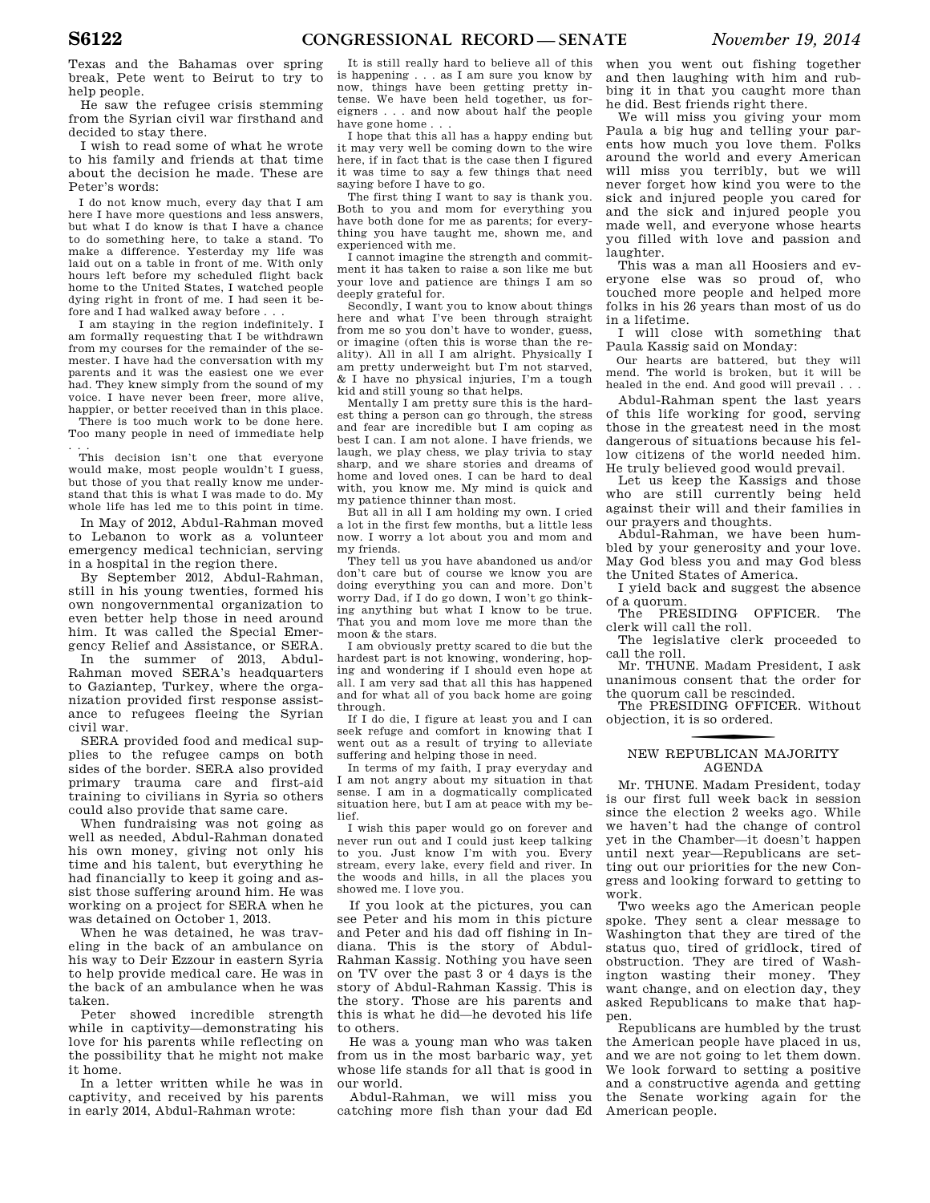Texas and the Bahamas over spring break, Pete went to Beirut to try to help people.

He saw the refugee crisis stemming from the Syrian civil war firsthand and decided to stay there.

I wish to read some of what he wrote to his family and friends at that time about the decision he made. These are Peter's words:

> I do not know much, every day that I am here I have more questions and less answers, but what I do know is that I have a chance to do something here, to take a stand. To make a difference. Yesterday my life was laid out on a table in front of me. With only hours left before my scheduled flight back home to the United States, I watched people dying right in front of me. I had seen it before and I had walked away before . . .
>
> I am staying in the region indefinitely. I am formally requesting that I be withdrawn from my courses for the remainder of the semester. I have had the conversation with my parents and it was the easiest one we ever had. They knew simply from the sound of my voice. I have never been freer, more alive, happier, or better received than in this place.
>
> There is too much work to be done here. Too many people in need of immediate help . . .
>
> This decision isn't one that everyone would make, most people wouldn't I guess, but those of you that really know me understand that this is what I was made to do. My whole life has led me to this point in time.

In May of 2012, Abdul-Rahman moved to Lebanon to work as a volunteer emergency medical technician, serving in a hospital in the region there.

By September 2012, Abdul-Rahman, still in his young twenties, formed his own nongovernmental organization to even better help those in need around him. It was called the Special Emergency Relief and Assistance, or SERA.

In the summer of 2013, Abdul-Rahman moved SERA's headquarters to Gaziantep, Turkey, where the organization provided first response assistance to refugees fleeing the Syrian civil war.

SERA provided food and medical supplies to the refugee camps on both sides of the border. SERA also provided primary trauma care and first-aid training to civilians in Syria so others could also provide that same care.

When fundraising was not going as well as needed, Abdul-Rahman donated his own money, giving not only his time and his talent, but everything he had financially to keep it going and assist those suffering around him. He was working on a project for SERA when he was detained on October 1, 2013.

When he was detained, he was traveling in the back of an ambulance on his way to Deir Ezzour in eastern Syria to help provide medical care. He was in the back of an ambulance when he was taken.

Peter showed incredible strength while in captivity—demonstrating his love for his parents while reflecting on the possibility that he might not make it home.

In a letter written while he was in captivity, and received by his parents in early 2014, Abdul-Rahman wrote:

> It is still really hard to believe all of this is happening . . . as I am sure you know by now, things have been getting pretty intense. We have been held together, us foreigners . . . and now about half the people have gone home . . .
>
> I hope that this all has a happy ending but it may very well be coming down to the wire here, if in fact that is the case then I figured it was time to say a few things that need saying before I have to go.
>
> The first thing I want to say is thank you. Both to you and mom for everything you have both done for me as parents; for everything you have taught me, shown me, and experienced with me.
>
> I cannot imagine the strength and commitment it has taken to raise a son like me but your love and patience are things I am so deeply grateful for.
>
> Secondly, I want you to know about things here and what I've been through straight from me so you don't have to wonder, guess, or imagine (often this is worse than the reality). All in all I am alright. Physically I am pretty underweight but I'm not starved, & I have no physical injuries, I'm a tough kid and still young so that helps.
>
> Mentally I am pretty sure this is the hardest thing a person can go through, the stress and fear are incredible but I am coping as best I can. I am not alone. I have friends, we laugh, we play chess, we play trivia to stay sharp, and we share stories and dreams of home and loved ones. I can be hard to deal with, you know me. My mind is quick and my patience thinner than most.
>
> But all in all I am holding my own. I cried a lot in the first few months, but a little less now. I worry a lot about you and mom and my friends.
>
> They tell us you have abandoned us and/or don't care but of course we know you are doing everything you can and more. Don't worry Dad, if I do go down, I won't go thinking anything but what I know to be true. That you and mom love me more than the moon & the stars.
>
> I am obviously pretty scared to die but the hardest part is not knowing, wondering, hoping and wondering if I should even hope at all. I am very sad that all this has happened and for what all of you back home are going through.
>
> If I do die, I figure at least you and I can seek refuge and comfort in knowing that I went out as a result of trying to alleviate suffering and helping those in need.
>
> In terms of my faith, I pray everyday and I am not angry about my situation in that sense. I am in a dogmatically complicated situation here, but I am at peace with my belief.
>
> I wish this paper would go on forever and never run out and I could just keep talking to you. Just know I'm with you. Every stream, every lake, every field and river. In the woods and hills, in all the places you showed me. I love you.

If you look at the pictures, you can see Peter and his mom in this picture and Peter and his dad off fishing in Indiana. This is the story of Abdul-Rahman Kassig. Nothing you have seen on TV over the past 3 or 4 days is the story of Abdul-Rahman Kassig. This is the story. Those are his parents and this is what he did—he devoted his life to others.

He was a young man who was taken from us in the most barbaric way, yet whose life stands for all that is good in our world.

Abdul-Rahman, we will miss you catching more fish than your dad Ed when you went out fishing together and then laughing with him and rubbing it in that you caught more than he did. Best friends right there.

We will miss you giving your mom Paula a big hug and telling your parents how much you love them. Folks around the world and every American will miss you terribly, but we will never forget how kind you were to the sick and injured people you cared for and the sick and injured people you made well, and everyone whose hearts you filled with love and passion and laughter.

This was a man all Hoosiers and everyone else was so proud of, who touched more people and helped more folks in his 26 years than most of us do in a lifetime.

I will close with something that Paula Kassig said on Monday:

> Our hearts are battered, but they will mend. The world is broken, but it will be healed in the end. And good will prevail . . .

Abdul-Rahman spent the last years of this life working for good, serving those in the greatest need in the most dangerous of situations because his fellow citizens of the world needed him. He truly believed good would prevail.

Let us keep the Kassigs and those who are still currently being held against their will and their families in our prayers and thoughts.

Abdul-Rahman, we have been humbled by your generosity and your love. May God bless you and may God bless the United States of America.

I yield back and suggest the absence of a quorum.

The PRESIDING OFFICER. The clerk will call the roll.

The legislative clerk proceeded to call the roll.

Mr. THUNE. Madam President, I ask unanimous consent that the order for the quorum call be rescinded.

The PRESIDING OFFICER. Without objection, it is so ordered.

## NEW REPUBLICAN MAJORITY AGENDA

Mr. THUNE. Madam President, today is our first full week back in session since the election 2 weeks ago. While we haven't had the change of control yet in the Chamber—it doesn't happen until next year—Republicans are setting out our priorities for the new Congress and looking forward to getting to work.

Two weeks ago the American people spoke. They sent a clear message to Washington that they are tired of the status quo, tired of gridlock, tired of obstruction. They are tired of Washington wasting their money. They want change, and on election day, they asked Republicans to make that happen.

Republicans are humbled by the trust the American people have placed in us, and we are not going to let them down. We look forward to setting a positive and a constructive agenda and getting the Senate working again for the American people.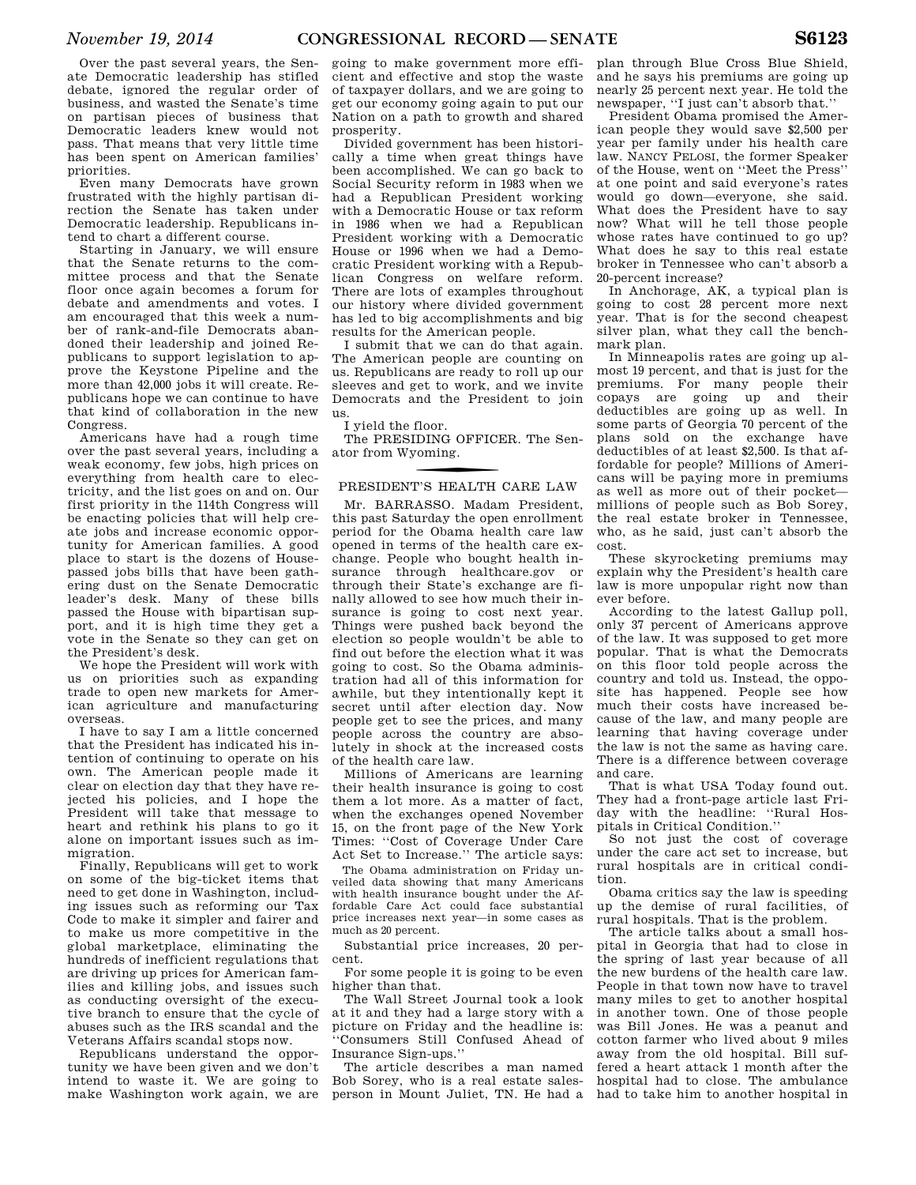Over the past several years, the Senate Democratic leadership has stifled debate, ignored the regular order of business, and wasted the Senate's time on partisan pieces of business that Democratic leaders knew would not pass. That means that very little time has been spent on American families' priorities.

Even many Democrats have grown frustrated with the highly partisan direction the Senate has taken under Democratic leadership. Republicans intend to chart a different course.

Starting in January, we will ensure that the Senate returns to the committee process and that the Senate floor once again becomes a forum for debate and amendments and votes. I am encouraged that this week a number of rank-and-file Democrats abandoned their leadership and joined Republicans to support legislation to approve the Keystone Pipeline and the more than 42,000 jobs it will create. Republicans hope we can continue to have that kind of collaboration in the new Congress.

Americans have had a rough time over the past several years, including a weak economy, few jobs, high prices on everything from health care to electricity, and the list goes on and on. Our first priority in the 114th Congress will be enacting policies that will help create jobs and increase economic opportunity for American families. A good place to start is the dozens of House-passed jobs bills that have been gathering dust on the Senate Democratic leader's desk. Many of these bills passed the House with bipartisan support, and it is high time they get a vote in the Senate so they can get on the President's desk.

We hope the President will work with us on priorities such as expanding trade to open new markets for American agriculture and manufacturing overseas.

I have to say I am a little concerned that the President has indicated his intention of continuing to operate on his own. The American people made it clear on election day that they have rejected his policies, and I hope the President will take that message to heart and rethink his plans to go it alone on important issues such as immigration.

Finally, Republicans will get to work on some of the big-ticket items that need to get done in Washington, including issues such as reforming our Tax Code to make it simpler and fairer and to make us more competitive in the global marketplace, eliminating the hundreds of inefficient regulations that are driving up prices for American families and killing jobs, and issues such as conducting oversight of the executive branch to ensure that the cycle of abuses such as the IRS scandal and the Veterans Affairs scandal stops now.

Republicans understand the opportunity we have been given and we don't intend to waste it. We are going to make Washington work again, we are going to make government more efficient and effective and stop the waste of taxpayer dollars, and we are going to get our economy going again to put our Nation on a path to growth and shared prosperity.

Divided government has been historically a time when great things have been accomplished. We can go back to Social Security reform in 1983 when we had a Republican President working with a Democratic House or tax reform in 1986 when we had a Republican President working with a Democratic House or 1996 when we had a Democratic President working with a Republican Congress on welfare reform. There are lots of examples throughout our history where divided government has led to big accomplishments and big results for the American people.

I submit that we can do that again. The American people are counting on us. Republicans are ready to roll up our sleeves and get to work, and we invite Democrats and the President to join us.

I yield the floor.

The PRESIDING OFFICER. The Senator from Wyoming.

## PRESIDENT'S HEALTH CARE LAW

Mr. BARRASSO. Madam President, this past Saturday the open enrollment period for the Obama health care law opened in terms of the health care exchange. People who bought health insurance through healthcare.gov or through their State's exchange are finally allowed to see how much their insurance is going to cost next year. Things were pushed back beyond the election so people wouldn't be able to find out before the election what it was going to cost. So the Obama administration had all of this information for awhile, but they intentionally kept it secret until after election day. Now people get to see the prices, and many people across the country are absolutely in shock at the increased costs of the health care law.

Millions of Americans are learning their health insurance is going to cost them a lot more. As a matter of fact, when the exchanges opened November 15, on the front page of the New York Times: ''Cost of Coverage Under Care Act Set to Increase.'' The article says:

> The Obama administration on Friday unveiled data showing that many Americans with health insurance bought under the Affordable Care Act could face substantial price increases next year—in some cases as much as 20 percent.

Substantial price increases, 20 percent.

For some people it is going to be even higher than that.

The Wall Street Journal took a look at it and they had a large story with a picture on Friday and the headline is: ''Consumers Still Confused Ahead of Insurance Sign-ups.''

The article describes a man named Bob Sorey, who is a real estate salesperson in Mount Juliet, TN. He had a plan through Blue Cross Blue Shield, and he says his premiums are going up nearly 25 percent next year. He told the newspaper, ''I just can't absorb that.''

President Obama promised the American people they would save $2,500 per year per family under his health care law. NANCY PELOSI, the former Speaker of the House, went on ''Meet the Press'' at one point and said everyone's rates would go down—everyone, she said. What does the President have to say now? What will he tell those people whose rates have continued to go up? What does he say to this real estate broker in Tennessee who can't absorb a 20-percent increase?

In Anchorage, AK, a typical plan is going to cost 28 percent more next year. That is for the second cheapest silver plan, what they call the benchmark plan.

In Minneapolis rates are going up almost 19 percent, and that is just for the premiums. For many people their copays are going up and their deductibles are going up as well. In some parts of Georgia 70 percent of the plans sold on the exchange have deductibles of at least $2,500. Is that affordable for people? Millions of Americans will be paying more in premiums as well as more out of their pocket—millions of people such as Bob Sorey, the real estate broker in Tennessee, who, as he said, just can't absorb the cost.

These skyrocketing premiums may explain why the President's health care law is more unpopular right now than ever before.

According to the latest Gallup poll, only 37 percent of Americans approve of the law. It was supposed to get more popular. That is what the Democrats on this floor told people across the country and told us. Instead, the opposite has happened. People see how much their costs have increased because of the law, and many people are learning that having coverage under the law is not the same as having care. There is a difference between coverage and care.

That is what USA Today found out. They had a front-page article last Friday with the headline: ''Rural Hospitals in Critical Condition.''

So not just the cost of coverage under the care act set to increase, but rural hospitals are in critical condition.

Obama critics say the law is speeding up the demise of rural facilities, of rural hospitals. That is the problem.

The article talks about a small hospital in Georgia that had to close in the spring of last year because of all the new burdens of the health care law. People in that town now have to travel many miles to get to another hospital in another town. One of those people was Bill Jones. He was a peanut and cotton farmer who lived about 9 miles away from the old hospital. Bill suffered a heart attack 1 month after the hospital had to close. The ambulance had to take him to another hospital in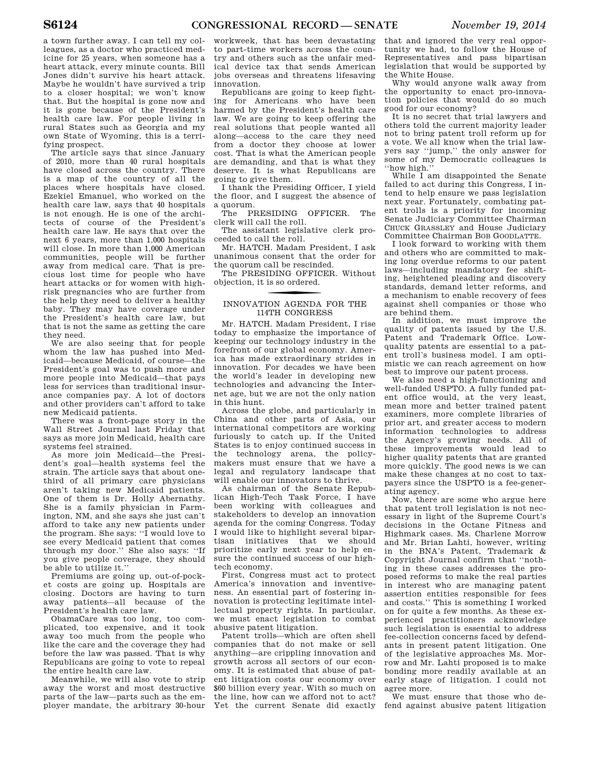a town further away. I can tell my colleagues, as a doctor who practiced medicine for 25 years, when someone has a heart attack, every minute counts. Bill Jones didn't survive his heart attack. Maybe he wouldn't have survived a trip to a closer hospital; we won't know that. But the hospital is gone now and it is gone because of the President's health care law. For people living in rural States such as Georgia and my own State of Wyoming, this is a terrifying prospect.

The article says that since January of 2010, more than 40 rural hospitals have closed across the country. There is a map of the country of all the places where hospitals have closed. Ezekiel Emanuel, who worked on the health care law, says that 40 hospitals is not enough. He is one of the architects of course of the President's health care law. He says that over the next 6 years, more than 1,000 hospitals will close. In more than 1,000 American communities, people will be further away from medical care. That is precious lost time for people who have heart attacks or for women with high-risk pregnancies who are further from the help they need to deliver a healthy baby. They may have coverage under the President's health care law, but that is not the same as getting the care they need.

We are also seeing that for people whom the law has pushed into Medicaid—because Medicaid, of course—the President's goal was to push more and more people into Medicaid—that pays less for services than traditional insurance companies pay. A lot of doctors and other providers can't afford to take new Medicaid patients.

There was a front-page story in the Wall Street Journal last Friday that says as more join Medicaid, health care systems feel strained.

As more join Medicaid—the President's goal—health systems feel the strain. The article says that about one-third of all primary care physicians aren't taking new Medicaid patients. One of them is Dr. Holly Abernathy. She is a family physician in Farmington, NM, and she says she just can't afford to take any new patients under the program. She says: "I would love to see every Medicaid patient that comes through my door." She also says: "If you give people coverage, they should be able to utilize it."

Premiums are going up, out-of-pocket costs are going up. Hospitals are closing. Doctors are having to turn away patients—all because of the President's health care law.

ObamaCare was too long, too complicated, too expensive, and it took away too much from the people who like the care and the coverage they had before the law was passed. That is why Republicans are going to vote to repeal the entire health care law.

Meanwhile, we will also vote to strip away the worst and most destructive parts of the law—parts such as the employer mandate, the arbitrary 30-hour workweek, that has been devastating to part-time workers across the country and others such as the unfair medical device tax that sends American jobs overseas and threatens lifesaving innovation.

Republicans are going to keep fighting for Americans who have been harmed by the President's health care law. We are going to keep offering the real solutions that people wanted all along—access to the care they need from a doctor they choose at lower cost. That is what the American people are demanding, and that is what they deserve. It is what Republicans are going to give them.

I thank the Presiding Officer, I yield the floor, and I suggest the absence of a quorum.

The PRESIDING OFFICER. The clerk will call the roll.

The assistant legislative clerk proceeded to call the roll.

Mr. HATCH. Madam President, I ask unanimous consent that the order for the quorum call be rescinded.

The PRESIDING OFFICER. Without objection, it is so ordered.

## INNOVATION AGENDA FOR THE 114TH CONGRESS

Mr. HATCH. Madam President, I rise today to emphasize the importance of keeping our technology industry in the forefront of our global economy. America has made extraordinary strides in innovation. For decades we have been the world's leader in developing new technologies and advancing the Internet age, but we are not the only nation in this hunt.

Across the globe, and particularly in China and other parts of Asia, our international competitors are working furiously to catch up. If the United States is to enjoy continued success in the technology arena, the policymakers must ensure that we have a legal and regulatory landscape that will enable our innovators to thrive.

As chairman of the Senate Republican High-Tech Task Force, I have been working with colleagues and stakeholders to develop an innovation agenda for the coming Congress. Today I would like to highlight several bipartisan initiatives that we should prioritize early next year to help ensure the continued success of our high-tech economy.

First, Congress must act to protect America's innovation and inventiveness. An essential part of fostering innovation is protecting legitimate intellectual property rights. In particular, we must enact legislation to combat abusive patent litigation.

Patent trolls—which are often shell companies that do not make or sell anything—are crippling innovation and growth across all sectors of our economy. It is estimated that abuse of patent litigation costs our economy over $60 billion every year. With so much on the line, how can we afford not to act? Yet the current Senate did exactly that and ignored the very real opportunity we had, to follow the House of Representatives and pass bipartisan legislation that would be supported by the White House.

Why would anyone walk away from the opportunity to enact pro-innovation policies that would do so much good for our economy?

It is no secret that trial lawyers and others told the current majority leader not to bring patent troll reform up for a vote. We all know when the trial lawyers say "jump," the only answer for some of my Democratic colleagues is "how high."

While I am disappointed the Senate failed to act during this Congress, I intend to help ensure we pass legislation next year. Fortunately, combating patent trolls is a priority for incoming Senate Judiciary Committee Chairman CHUCK GRASSLEY and House Judiciary Committee Chairman BOB GOODLATTE.

I look forward to working with them and others who are committed to making long overdue reforms to our patent laws—including mandatory fee shifting, heightened pleading and discovery standards, demand letter reforms, and a mechanism to enable recovery of fees against shell companies or those who are behind them.

In addition, we must improve the quality of patents issued by the U.S. Patent and Trademark Office. Low-quality patents are essential to a patent troll's business model. I am optimistic we can reach agreement on how best to improve our patent process.

We also need a high-functioning and well-funded USPTO. A fully funded patent office would, at the very least, mean more and better trained patent examiners, more complete libraries of prior art, and greater access to modern information technologies to address the Agency's growing needs. All of these improvements would lead to higher quality patents that are granted more quickly. The good news is we can make these changes at no cost to taxpayers since the USPTO is a fee-generating agency.

Now, there are some who argue here that patent troll legislation is not necessary in light of the Supreme Court's decisions in the Octane Fitness and Highmark cases. Ms. Charlene Morrow and Mr. Brian Lahti, however, writing in the BNA's Patent, Trademark & Copyright Journal confirm that "nothing in these cases addresses the proposed reforms to make the real parties in interest who are managing patent assertion entities responsible for fees and costs." This is something I worked on for quite a few months. As these experienced practitioners acknowledge such legislation is essential to address fee-collection concerns faced by defendants in present patent litigation. One of the legislative approaches Ms. Morrow and Mr. Lahti proposed is to make bonding more readily available at an early stage of litigation. I could not agree more.

We must ensure that those who defend against abusive patent litigation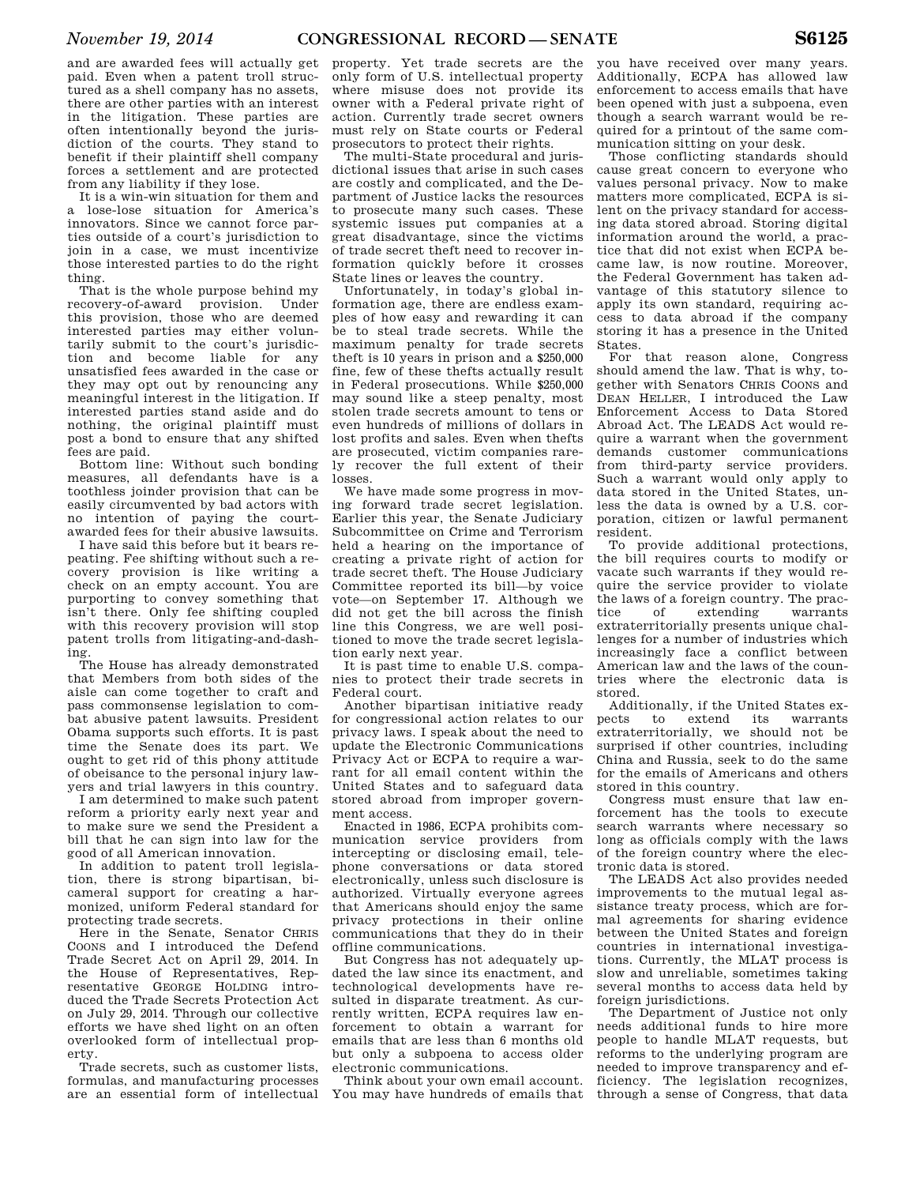and are awarded fees will actually get paid. Even when a patent troll structured as a shell company has no assets, there are other parties with an interest in the litigation. These parties are often intentionally beyond the jurisdiction of the courts. They stand to benefit if their plaintiff shell company forces a settlement and are protected from any liability if they lose.

It is a win-win situation for them and a lose-lose situation for America's innovators. Since we cannot force parties outside of a court's jurisdiction to join in a case, we must incentivize those interested parties to do the right thing.

That is the whole purpose behind my recovery-of-award provision. Under this provision, those who are deemed interested parties may either voluntarily submit to the court's jurisdiction and become liable for any unsatisfied fees awarded in the case or they may opt out by renouncing any meaningful interest in the litigation. If interested parties stand aside and do nothing, the original plaintiff must post a bond to ensure that any shifted fees are paid.

Bottom line: Without such bonding measures, all defendants have is a toothless joinder provision that can be easily circumvented by bad actors with no intention of paying the court-awarded fees for their abusive lawsuits.

I have said this before but it bears repeating. Fee shifting without such a recovery provision is like writing a check on an empty account. You are purporting to convey something that isn't there. Only fee shifting coupled with this recovery provision will stop patent trolls from litigating-and-dashing.

The House has already demonstrated that Members from both sides of the aisle can come together to craft and pass commonsense legislation to combat abusive patent lawsuits. President Obama supports such efforts. It is past time the Senate does its part. We ought to get rid of this phony attitude of obeisance to the personal injury lawyers and trial lawyers in this country.

I am determined to make such patent reform a priority early next year and to make sure we send the President a bill that he can sign into law for the good of all American innovation.

In addition to patent troll legislation, there is strong bipartisan, bicameral support for creating a harmonized, uniform Federal standard for protecting trade secrets.

Here in the Senate, Senator CHRIS COONS and I introduced the Defend Trade Secret Act on April 29, 2014. In the House of Representatives, Representative GEORGE HOLDING introduced the Trade Secrets Protection Act on July 29, 2014. Through our collective efforts we have shed light on an often overlooked form of intellectual property.

Trade secrets, such as customer lists, formulas, and manufacturing processes are an essential form of intellectual property. Yet trade secrets are the only form of U.S. intellectual property where misuse does not provide its owner with a Federal private right of action. Currently trade secret owners must rely on State courts or Federal prosecutors to protect their rights.

The multi-State procedural and jurisdictional issues that arise in such cases are costly and complicated, and the Department of Justice lacks the resources to prosecute many such cases. These systemic issues put companies at a great disadvantage, since the victims of trade secret theft need to recover information quickly before it crosses State lines or leaves the country.

Unfortunately, in today's global information age, there are endless examples of how easy and rewarding it can be to steal trade secrets. While the maximum penalty for trade secrets theft is 10 years in prison and a $250,000 fine, few of these thefts actually result in Federal prosecutions. While $250,000 may sound like a steep penalty, most stolen trade secrets amount to tens or even hundreds of millions of dollars in lost profits and sales. Even when thefts are prosecuted, victim companies rarely recover the full extent of their losses.

We have made some progress in moving forward trade secret legislation. Earlier this year, the Senate Judiciary Subcommittee on Crime and Terrorism held a hearing on the importance of creating a private right of action for trade secret theft. The House Judiciary Committee reported its bill—by voice vote—on September 17. Although we did not get the bill across the finish line this Congress, we are well positioned to move the trade secret legislation early next year.

It is past time to enable U.S. companies to protect their trade secrets in Federal court.

Another bipartisan initiative ready for congressional action relates to our privacy laws. I speak about the need to update the Electronic Communications Privacy Act or ECPA to require a warrant for all email content within the United States and to safeguard data stored abroad from improper government access.

Enacted in 1986, ECPA prohibits communication service providers from intercepting or disclosing email, telephone conversations or data stored electronically, unless such disclosure is authorized. Virtually everyone agrees that Americans should enjoy the same privacy protections in their online communications that they do in their offline communications.

But Congress has not adequately updated the law since its enactment, and technological developments have resulted in disparate treatment. As currently written, ECPA requires law enforcement to obtain a warrant for emails that are less than 6 months old but only a subpoena to access older electronic communications.

Think about your own email account. You may have hundreds of emails that you have received over many years. Additionally, ECPA has allowed law enforcement to access emails that have been opened with just a subpoena, even though a search warrant would be required for a printout of the same communication sitting on your desk.

Those conflicting standards should cause great concern to everyone who values personal privacy. Now to make matters more complicated, ECPA is silent on the privacy standard for accessing data stored abroad. Storing digital information around the world, a practice that did not exist when ECPA became law, is now routine. Moreover, the Federal Government has taken advantage of this statutory silence to apply its own standard, requiring access to data abroad if the company storing it has a presence in the United States.

For that reason alone, Congress should amend the law. That is why, together with Senators CHRIS COONS and DEAN HELLER, I introduced the Law Enforcement Access to Data Stored Abroad Act. The LEADS Act would require a warrant when the government demands customer communications from third-party service providers. Such a warrant would only apply to data stored in the United States, unless the data is owned by a U.S. corporation, citizen or lawful permanent resident.

To provide additional protections, the bill requires courts to modify or vacate such warrants if they would require the service provider to violate the laws of a foreign country. The practice of extending warrants extraterritorially presents unique challenges for a number of industries which increasingly face a conflict between American law and the laws of the countries where the electronic data is stored.

Additionally, if the United States expects to extend its warrants extraterritorially, we should not be surprised if other countries, including China and Russia, seek to do the same for the emails of Americans and others stored in this country.

Congress must ensure that law enforcement has the tools to execute search warrants where necessary so long as officials comply with the laws of the foreign country where the electronic data is stored.

The LEADS Act also provides needed improvements to the mutual legal assistance treaty process, which are formal agreements for sharing evidence between the United States and foreign countries in international investigations. Currently, the MLAT process is slow and unreliable, sometimes taking several months to access data held by foreign jurisdictions.

The Department of Justice not only needs additional funds to hire more people to handle MLAT requests, but reforms to the underlying program are needed to improve transparency and efficiency. The legislation recognizes, through a sense of Congress, that data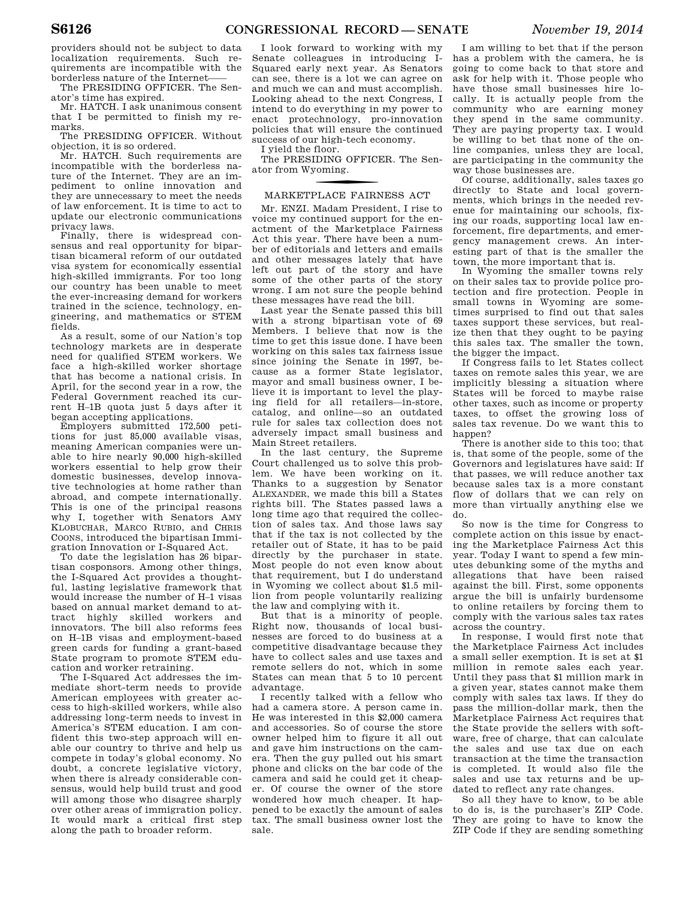providers should not be subject to data localization requirements. Such requirements are incompatible with the borderless nature of the Internet——

The PRESIDING OFFICER. The Senator's time has expired.

Mr. HATCH. I ask unanimous consent that I be permitted to finish my remarks.

The PRESIDING OFFICER. Without objection, it is so ordered.

Mr. HATCH. Such requirements are incompatible with the borderless nature of the Internet. They are an impediment to online innovation and they are unnecessary to meet the needs of law enforcement. It is time to act to update our electronic communications privacy laws.

Finally, there is widespread consensus and real opportunity for bipartisan bicameral reform of our outdated visa system for economically essential high-skilled immigrants. For too long our country has been unable to meet the ever-increasing demand for workers trained in the science, technology, engineering, and mathematics or STEM fields.

As a result, some of our Nation's top technology markets are in desperate need for qualified STEM workers. We face a high-skilled worker shortage that has become a national crisis. In April, for the second year in a row, the Federal Government reached its current H–1B quota just 5 days after it began accepting applications.

Employers submitted 172,500 petitions for just 85,000 available visas, meaning American companies were unable to hire nearly 90,000 high-skilled workers essential to help grow their domestic businesses, develop innovative technologies at home rather than abroad, and compete internationally. This is one of the principal reasons why I, together with Senators AMY KLOBUCHAR, MARCO RUBIO, and CHRIS COONS, introduced the bipartisan Immigration Innovation or I-Squared Act.

To date the legislation has 26 bipartisan cosponsors. Among other things, the I-Squared Act provides a thoughtful, lasting legislative framework that would increase the number of H–1 visas based on annual market demand to attract highly skilled workers and innovators. The bill also reforms fees on H–1B visas and employment-based green cards for funding a grant-based State program to promote STEM education and worker retraining.

The I-Squared Act addresses the immediate short-term needs to provide American employees with greater access to high-skilled workers, while also addressing long-term needs to invest in America's STEM education. I am confident this two-step approach will enable our country to thrive and help us compete in today's global economy. No doubt, a concrete legislative victory, when there is already considerable consensus, would help build trust and good will among those who disagree sharply over other areas of immigration policy. It would mark a critical first step along the path to broader reform.

I look forward to working with my Senate colleagues in introducing I-Squared early next year. As Senators can see, there is a lot we can agree on and much we can and must accomplish. Looking ahead to the next Congress, I intend to do everything in my power to enact protechnology, pro-innovation policies that will ensure the continued success of our high-tech economy.

I yield the floor.

The PRESIDING OFFICER. The Senator from Wyoming.

## MARKETPLACE FAIRNESS ACT

Mr. ENZI. Madam President, I rise to voice my continued support for the enactment of the Marketplace Fairness Act this year. There have been a number of editorials and letters and emails and other messages lately that have left out part of the story and have some of the other parts of the story wrong. I am not sure the people behind these messages have read the bill.

Last year the Senate passed this bill with a strong bipartisan vote of 69 Members. I believe that now is the time to get this issue done. I have been working on this sales tax fairness issue since joining the Senate in 1997, because as a former State legislator, mayor and small business owner, I believe it is important to level the playing field for all retailers—in-store, catalog, and online—so an outdated rule for sales tax collection does not adversely impact small business and Main Street retailers.

In the last century, the Supreme Court challenged us to solve this problem. We have been working on it. Thanks to a suggestion by Senator ALEXANDER, we made this bill a States rights bill. The States passed laws a long time ago that required the collection of sales tax. And those laws say that if the tax is not collected by the retailer out of State, it has to be paid directly by the purchaser in state. Most people do not even know about that requirement, but I do understand in Wyoming we collect about $1.5 million from people voluntarily realizing the law and complying with it.

But that is a minority of people. Right now, thousands of local businesses are forced to do business at a competitive disadvantage because they have to collect sales and use taxes and remote sellers do not, which in some States can mean that 5 to 10 percent advantage.

I recently talked with a fellow who had a camera store. A person came in. He was interested in this $2,000 camera and accessories. So of course the store owner helped him to figure it all out and gave him instructions on the camera. Then the guy pulled out his smart phone and clicks on the bar code of the camera and said he could get it cheaper. Of course the owner of the store wondered how much cheaper. It happened to be exactly the amount of sales tax. The small business owner lost the sale.

I am willing to bet that if the person has a problem with the camera, he is going to come back to that store and ask for help with it. Those people who have those small businesses hire locally. It is actually people from the community who are earning money they spend in the same community. They are paying property tax. I would be willing to bet that none of the online companies, unless they are local, are participating in the community the way those businesses are.

Of course, additionally, sales taxes go directly to State and local governments, which brings in the needed revenue for maintaining our schools, fixing our roads, supporting local law enforcement, fire departments, and emergency management crews. An interesting part of that is the smaller the town, the more important that is.

In Wyoming the smaller towns rely on their sales tax to provide police protection and fire protection. People in small towns in Wyoming are sometimes surprised to find out that sales taxes support these services, but realize then that they ought to be paying this sales tax. The smaller the town, the bigger the impact.

If Congress fails to let States collect taxes on remote sales this year, we are implicitly blessing a situation where States will be forced to maybe raise other taxes, such as income or property taxes, to offset the growing loss of sales tax revenue. Do we want this to happen?

There is another side to this too; that is, that some of the people, some of the Governors and legislatures have said: If that passes, we will reduce another tax because sales tax is a more constant flow of dollars that we can rely on more than virtually anything else we do.

So now is the time for Congress to complete action on this issue by enacting the Marketplace Fairness Act this year. Today I want to spend a few minutes debunking some of the myths and allegations that have been raised against the bill. First, some opponents argue the bill is unfairly burdensome to online retailers by forcing them to comply with the various sales tax rates across the country.

In response, I would first note that the Marketplace Fairness Act includes a small seller exemption. It is set at $1 million in remote sales each year. Until they pass that $1 million mark in a given year, states cannot make them comply with sales tax laws. If they do pass the million-dollar mark, then the Marketplace Fairness Act requires that the State provide the sellers with software, free of charge, that can calculate the sales and use tax due on each transaction at the time the transaction is completed. It would also file the sales and use tax returns and be updated to reflect any rate changes.

So all they have to know, to be able to do is, is the purchaser's ZIP Code. They are going to have to know the ZIP Code if they are sending something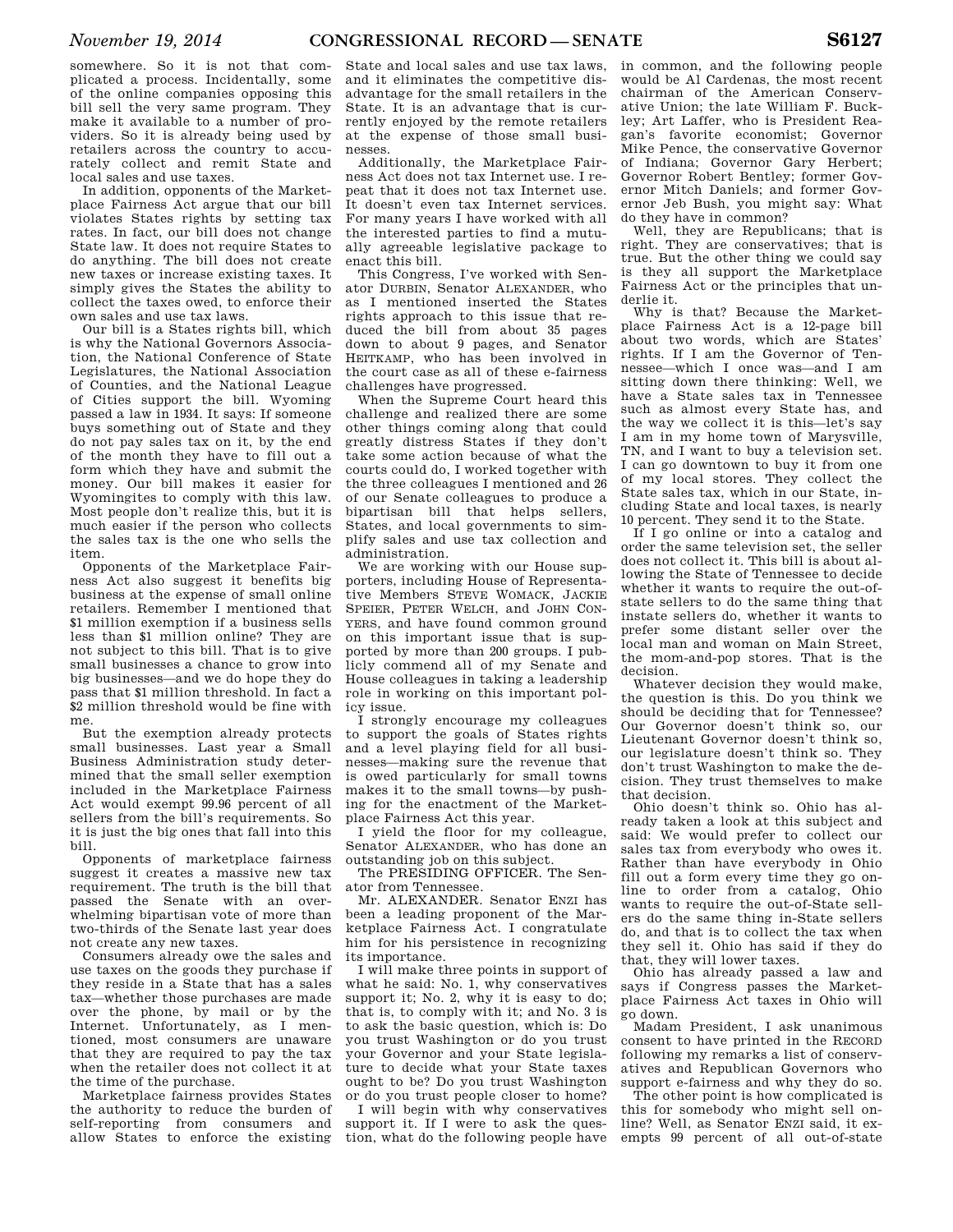somewhere. So it is not that complicated a process. Incidentally, some of the online companies opposing this bill sell the very same program. They make it available to a number of providers. So it is already being used by retailers across the country to accurately collect and remit State and local sales and use taxes.

In addition, opponents of the Marketplace Fairness Act argue that our bill violates States rights by setting tax rates. In fact, our bill does not change State law. It does not require States to do anything. The bill does not create new taxes or increase existing taxes. It simply gives the States the ability to collect the taxes owed, to enforce their own sales and use tax laws.

Our bill is a States rights bill, which is why the National Governors Association, the National Conference of State Legislatures, the National Association of Counties, and the National League of Cities support the bill. Wyoming passed a law in 1934. It says: If someone buys something out of State and they do not pay sales tax on it, by the end of the month they have to fill out a form which they have and submit the money. Our bill makes it easier for Wyomingites to comply with this law. Most people don't realize this, but it is much easier if the person who collects the sales tax is the one who sells the item.

Opponents of the Marketplace Fairness Act also suggest it benefits big business at the expense of small online retailers. Remember I mentioned that $1 million exemption if a business sells less than $1 million online? They are not subject to this bill. That is to give small businesses a chance to grow into big businesses—and we do hope they do pass that $1 million threshold. In fact a $2 million threshold would be fine with me.

But the exemption already protects small businesses. Last year a Small Business Administration study determined that the small seller exemption included in the Marketplace Fairness Act would exempt 99.96 percent of all sellers from the bill's requirements. So it is just the big ones that fall into this bill.

Opponents of marketplace fairness suggest it creates a massive new tax requirement. The truth is the bill that passed the Senate with an overwhelming bipartisan vote of more than two-thirds of the Senate last year does not create any new taxes.

Consumers already owe the sales and use taxes on the goods they purchase if they reside in a State that has a sales tax—whether those purchases are made over the phone, by mail or by the Internet. Unfortunately, as I mentioned, most consumers are unaware that they are required to pay the tax when the retailer does not collect it at the time of the purchase.

Marketplace fairness provides States the authority to reduce the burden of self-reporting from consumers and allow States to enforce the existing State and local sales and use tax laws, and it eliminates the competitive disadvantage for the small retailers in the State. It is an advantage that is currently enjoyed by the remote retailers at the expense of those small businesses.

Additionally, the Marketplace Fairness Act does not tax Internet use. I repeat that it does not tax Internet use. It doesn't even tax Internet services. For many years I have worked with all the interested parties to find a mutually agreeable legislative package to enact this bill.

This Congress, I've worked with Senator DURBIN, Senator ALEXANDER, who as I mentioned inserted the States rights approach to this issue that reduced the bill from about 35 pages down to about 9 pages, and Senator HEITKAMP, who has been involved in the court case as all of these e-fairness challenges have progressed.

When the Supreme Court heard this challenge and realized there are some other things coming along that could greatly distress States if they don't take some action because of what the courts could do, I worked together with the three colleagues I mentioned and 26 of our Senate colleagues to produce a bipartisan bill that helps sellers, States, and local governments to simplify sales and use tax collection and administration.

We are working with our House supporters, including House of Representative Members STEVE WOMACK, JACKIE SPEIER, PETER WELCH, and JOHN CONYERS, and have found common ground on this important issue that is supported by more than 200 groups. I publicly commend all of my Senate and House colleagues in taking a leadership role in working on this important policy issue.

I strongly encourage my colleagues to support the goals of States rights and a level playing field for all businesses—making sure the revenue that is owed particularly for small towns makes it to the small towns—by pushing for the enactment of the Marketplace Fairness Act this year.

I yield the floor for my colleague, Senator ALEXANDER, who has done an outstanding job on this subject.

The PRESIDING OFFICER. The Senator from Tennessee.

Mr. ALEXANDER. Senator ENZI has been a leading proponent of the Marketplace Fairness Act. I congratulate him for his persistence in recognizing its importance.

I will make three points in support of what he said: No. 1, why conservatives support it; No. 2, why it is easy to do; that is, to comply with it; and No. 3 is to ask the basic question, which is: Do you trust Washington or do you trust your Governor and your State legislature to decide what your State taxes ought to be? Do you trust Washington or do you trust people closer to home?

I will begin with why conservatives support it. If I were to ask the question, what do the following people have in common, and the following people would be Al Cardenas, the most recent chairman of the American Conservative Union; the late William F. Buckley; Art Laffer, who is President Reagan's favorite economist; Governor Mike Pence, the conservative Governor of Indiana; Governor Gary Herbert; Governor Robert Bentley; former Governor Mitch Daniels; and former Governor Jeb Bush, you might say: What do they have in common?

Well, they are Republicans; that is right. They are conservatives; that is true. But the other thing we could say is they all support the Marketplace Fairness Act or the principles that underlie it.

Why is that? Because the Marketplace Fairness Act is a 12-page bill about two words, which are States' rights. If I am the Governor of Tennessee—which I once was—and I am sitting down there thinking: Well, we have a State sales tax in Tennessee such as almost every State has, and the way we collect it is this—let's say I am in my home town of Marysville, TN, and I want to buy a television set. I can go downtown to buy it from one of my local stores. They collect the State sales tax, which in our State, including State and local taxes, is nearly 10 percent. They send it to the State.

If I go online or into a catalog and order the same television set, the seller does not collect it. This bill is about allowing the State of Tennessee to decide whether it wants to require the out-of-state sellers to do the same thing that instate sellers do, whether it wants to prefer some distant seller over the local man and woman on Main Street, the mom-and-pop stores. That is the decision.

Whatever decision they would make, the question is this. Do you think we should be deciding that for Tennessee? Our Governor doesn't think so, our Lieutenant Governor doesn't think so, our legislature doesn't think so. They don't trust Washington to make the decision. They trust themselves to make that decision.

Ohio doesn't think so. Ohio has already taken a look at this subject and said: We would prefer to collect our sales tax from everybody who owes it. Rather than have everybody in Ohio fill out a form every time they go online to order from a catalog, Ohio wants to require the out-of-State sellers do the same thing in-State sellers do, and that is to collect the tax when they sell it. Ohio has said if they do that, they will lower taxes.

Ohio has already passed a law and says if Congress passes the Marketplace Fairness Act taxes in Ohio will go down.

Madam President, I ask unanimous consent to have printed in the RECORD following my remarks a list of conservatives and Republican Governors who support e-fairness and why they do so.

The other point is how complicated is this for somebody who might sell online? Well, as Senator ENZI said, it exempts 99 percent of all out-of-state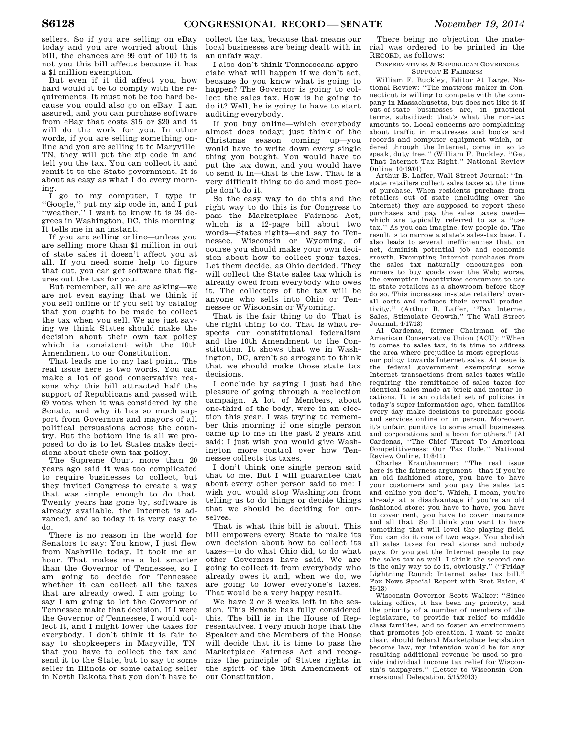sellers. So if you are selling on eBay today and you are worried about this bill, the chances are 99 out of 100 it is not you this bill affects because it has a $1 million exemption.

But even if it did affect you, how hard would it be to comply with the requirements. It must not be too hard because you could also go on eBay, I am assured, and you can purchase software from eBay that costs $15 or $20 and it will do the work for you. In other words, if you are selling something online and you are selling it to Maryville, TN, they will put the zip code in and tell you the tax. You can collect it and remit it to the State government. It is about as easy as what I do every morning.

I go to my computer, I type in ''Google,'' put my zip code in, and I put ''weather.'' I want to know it is 24 degrees in Washington, DC, this morning. It tells me in an instant.

If you are selling online—unless you are selling more than $1 million in out of state sales it doesn't affect you at all. If you need some help to figure that out, you can get software that figures out the tax for you.

But remember, all we are asking—we are not even saying that we think if you sell online or if you sell by catalog that you ought to be made to collect the tax when you sell. We are just saying we think States should make the decision about their own tax policy which is consistent with the 10th Amendment to our Constitution.

That leads me to my last point. The real issue here is two words. You can make a lot of good conservative reasons why this bill attracted half the support of Republicans and passed with 69 votes when it was considered by the Senate, and why it has so much support from Governors and mayors of all political persuasions across the country. But the bottom line is all we proposed to do is to let States make decisions about their own tax policy.

The Supreme Court more than 20 years ago said it was too complicated to require businesses to collect, but they invited Congress to create a way that was simple enough to do that. Twenty years has gone by, software is already available, the Internet is advanced, and so today it is very easy to do.

There is no reason in the world for Senators to say: You know, I just flew from Nashville today. It took me an hour. That makes me a lot smarter than the Governor of Tennessee, so I am going to decide for Tennessee whether it can collect all the taxes that are already owed. I am going to say I am going to let the Governor of Tennessee make that decision. If I were the Governor of Tennessee, I would collect it, and I might lower the taxes for everybody. I don't think it is fair to say to shopkeepers in Maryville, TN, that you have to collect the tax and send it to the State, but to say to some seller in Illinois or some catalog seller in North Dakota that you don't have to collect the tax, because that means our local businesses are being dealt with in an unfair way.

I also don't think Tennesseans appreciate what will happen if we don't act, because do you know what is going to happen? The Governor is going to collect the sales tax. How is he going to do it? Well, he is going to have to start auditing everybody.

If you buy online—which everybody almost does today; just think of the Christmas season coming up—you would have to write down every single thing you bought. You would have to put the tax down, and you would have to send it in—that is the law. That is a very difficult thing to do and most people don't do it.

So the easy way to do this and the right way to do this is for Congress to pass the Marketplace Fairness Act, which is a 12-page bill about two words—States rights—and say to Tennessee, Wisconsin or Wyoming, of course you should make your own decision about how to collect your taxes. Let them decide, as Ohio decided. They will collect the State sales tax which is already owed from everybody who owes it. The collectors of the tax will be anyone who sells into Ohio or Tennessee or Wisconsin or Wyoming.

That is the fair thing to do. That is the right thing to do. That is what respects our constitutional federalism and the 10th Amendment to the Constitution. It shows that we in Washington, DC, aren't so arrogant to think that we should make those state tax decisions.

I conclude by saying I just had the pleasure of going through a reelection campaign. A lot of Members, about one-third of the body, were in an election this year. I was trying to remember this morning if one single person came up to me in the past 2 years and said: I just wish you would give Washington more control over how Tennessee collects its taxes.

I don't think one single person said that to me. But I will guarantee that about every other person said to me: I wish you would stop Washington from telling us to do things or decide things that we should be deciding for ourselves.

That is what this bill is about. This bill empowers every State to make its own decision about how to collect its taxes—to do what Ohio did, to do what other Governors have said. We are going to collect it from everybody who already owes it and, when we do, we are going to lower everyone's taxes. That would be a very happy result.

We have 2 or 3 weeks left in the session. This Senate has fully considered this. The bill is in the House of Representatives. I very much hope that the Speaker and the Members of the House will decide that it is time to pass the Marketplace Fairness Act and recognize the principle of States rights in the spirit of the 10th Amendment of our Constitution.

There being no objection, the material was ordered to be printed in the RECORD, as follows:

CONSERVATIVES & REPUBLICAN GOVERNORS SUPPORT E-FAIRNESS

William F. Buckley, Editor At Large, National Review: ''The mattress maker in Connecticut is willing to compete with the company in Massachusetts, but does not like it if out-of-state businesses are, in practical terms, subsidized; that's what the non-tax amounts to. Local concerns are complaining about traffic in mattresses and books and records and computer equipment which, ordered through the Internet, come in, so to speak, duty free.'' (William F. Buckley, ''Get That Internet Tax Right,'' National Review Online, 10/19/01)

Arthur B. Laffer, Wall Street Journal: ''In-state retailers collect sales taxes at the time of purchase. When residents purchase from retailers out of state (including over the Internet) they are supposed to report these purchases and pay the sales taxes owed—which are typically referred to as a ''use tax.'' As you can imagine, few people do. The result is to narrow a state's sales-tax base. It also leads to several inefficiencies that, on net, diminish potential job and economic growth. Exempting Internet purchases from the sales tax naturally encourages consumers to buy goods over the Web; worse, the exemption incentivizes consumers to use in-state retailers as a showroom before they do so. This increases in-state retailers' overall costs and reduces their overall productivity.'' (Arthur B. Laffer, ''Tax Internet Sales, Stimulate Growth,'' The Wall Street Journal, 4/17/13)

Al Cardenas, former Chairman of the American Conservative Union (ACU): ''When it comes to sales tax, it is time to address the area where prejudice is most egregious—our policy towards Internet sales. At issue is the federal government exempting some Internet transactions from sales taxes while requiring the remittance of sales taxes for identical sales made at brick and mortar locations. It is an outdated set of policies in today's super information age, when families every day make decisions to purchase goods and services online or in person. Moreover, it's unfair, punitive to some small businesses and corporations and a boon for others.'' (Al Cardenas, ''The Chief Threat To American Competitiveness: Our Tax Code,'' National Review Online, 11/8/11)

Charles Krauthammer: ''The real issue here is the fairness argument—that if you're an old fashioned store, you have to have your customers and you pay the sales tax and online you don't. Which, I mean, you're already at a disadvantage if you're an old fashioned store: you have to have, you have to cover rent, you have to cover insurance and all that. So I think you want to have something that will level the playing field. You can do it one of two ways. You abolish all sales taxes for real stores and nobody pays. Or you get the Internet people to pay the sales tax as well. I think the second one is the only way to do it, obviously.'' (''Friday Lightning Round: Internet sales tax bill,'' Fox News Special Report with Bret Baier, 4/26/13)

Wisconsin Governor Scott Walker: ''Since taking office, it has been my priority, and the priority of a number of members of the legislature, to provide tax relief to middle class families, and to foster an environment that promotes job creation. I want to make clear, should federal Marketplace legislation become law, my intention would be for any resulting additional revenue be used to provide individual income tax relief for Wisconsin's taxpayers.'' (Letter to Wisconsin Congressional Delegation, 5/15/2013)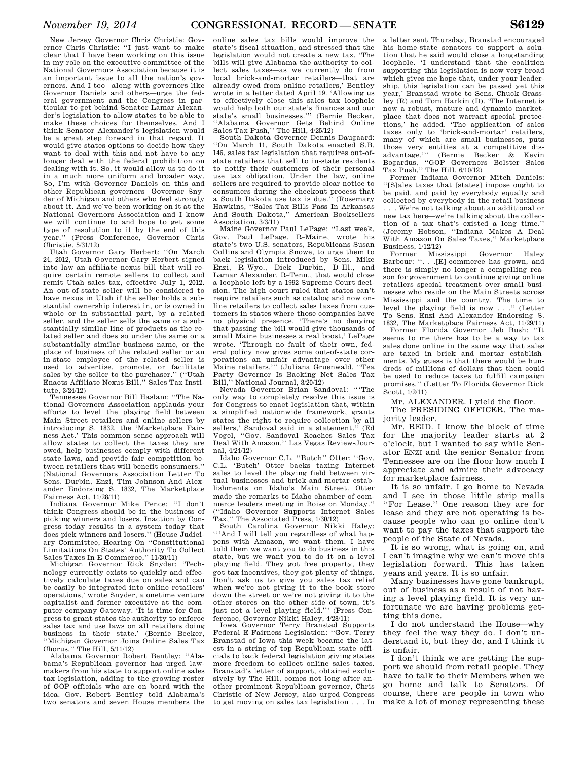New Jersey Governor Chris Christie: Governor Chris Christie: ''I just want to make clear that I have been working on this issue in my role on the executive committee of the National Governors Association because it is an important issue to all the nation's governors. And I too—along with governors like Governor Daniels and others—urge the federal government and the Congress in particular to get behind Senator Lamar Alexander's legislation to allow states to be able to make these choices for themselves. And I think Senator Alexander's legislation would be a great step forward in that regard. It would give states options to decide how they want to deal with this and not have to any longer deal with the federal prohibition on dealing with it. So, it would allow us to do it in a much more uniform and broader way. So, I'm with Governor Daniels on this and other Republican governors—Governor Snyder of Michigan and others who feel strongly about it. And we've been working on it at the National Governors Association and I know we will continue to and hope to get some type of resolution to it by the end of this year.'' (Press Conference, Governor Chris Christie, 5/31/12)

Utah Governor Gary Herbert: ''On March 24, 2012, Utah Governor Gary Herbert signed into law an affiliate nexus bill that will require certain remote sellers to collect and remit Utah sales tax, effective July 1, 2012. An out-of-state seller will be considered to have nexus in Utah if the seller holds a substantial ownership interest in, or is owned in whole or in substantial part, by a related seller, and the seller sells the same or a substantially similar line of products as the related seller and does so under the same or a substantially similar business name, or the place of business of the related seller or an in-state employee of the related seller is used to advertise, promote, or facilitate sales by the seller to the purchaser.'' (''Utah Enacts Affiliate Nexus Bill,'' Sales Tax Institute, 3/24/12)

Tennessee Governor Bill Haslam: ''The National Governors Association applauds your efforts to level the playing field between Main Street retailers and online sellers by introducing S. 1832, the 'Marketplace Fairness Act.' This common sense approach will allow states to collect the taxes they are owed, help businesses comply with different state laws, and provide fair competition between retailers that will benefit consumers.'' (National Governors Association Letter To Sens. Durbin, Enzi, Tim Johnson And Alexander Endorsing S. 1832, The Marketplace Fairness Act, 11/28/11)

Indiana Governor Mike Pence: ''I don't think Congress should be in the business of picking winners and losers. Inaction by Congress today results in a system today that does pick winners and losers.'' (House Judiciary Committee, Hearing On ''Constitutional Limitations On States' Authority To Collect Sales Taxes In E-Commerce,'' 11/30/11)

Michigan Governor Rick Snyder: 'Technology currently exists to quickly and effectively calculate taxes due on sales and can be easily be integrated into online retailers' operations,' wrote Snyder, a onetime venture capitalist and former executive at the computer company Gateway. 'It is time for Congress to grant states the authority to enforce sales tax and use laws on all retailers doing business in their state.' (Bernie Becker, ''Michigan Governor Joins Online Sales Tax Chorus,'' The Hill, 5/11/12)

Alabama Governor Robert Bentley: ''Alabama's Republican governor has urged lawmakers from his state to support online sales tax legislation, adding to the growing roster of GOP officials who are on board with the idea. Gov. Robert Bentley told Alabama's two senators and seven House members the online sales tax bills would improve the state's fiscal situation, and stressed that the legislation would not create a new tax. 'The bills will give Alabama the authority to collect sales taxes—as we currently do from local brick-and-mortar retailers—that are already owed from online retailers,' Bentley wrote in a letter dated April 19. 'Allowing us to effectively close this sales tax loophole would help both our state's finances and our state's small businesses.''' (Bernie Becker, ''Alabama Governor Gets Behind Online Sales Tax Push,'' The Hill, 4/25/12)

South Dakota Governor Dennis Daugaard: ''On March 11, South Dakota enacted S.B. 146, sales tax legislation that requires out-of-state retailers that sell to in-state residents to notify their customers of their personal use tax obligation. Under the law, online sellers are required to provide clear notice to consumers during the checkout process that a South Dakota use tax is due.'' (Rosemary Hawkins, ''Sales Tax Bills Pass In Arkansas And South Dakota,'' American Booksellers Association, 3/3/11)

Maine Governor Paul LePage: ''Last week, Gov. Paul LePage, R–Maine, wrote his state's two U.S. senators, Republicans Susan Collins and Olympia Snowe, to urge them to back legislation introduced by Sens. Mike Enzi, R–Wyo., Dick Durbin, D–Ill., and Lamar Alexander, R–Tenn., that would close a loophole left by a 1992 Supreme Court decision. The high court ruled that states can't require retailers such as catalog and now online retailers to collect sales taxes from customers in states where those companies have no physical presence. 'There's no denying that passing the bill would give thousands of small Maine businesses a real boost,' LePage wrote. 'Through no fault of their own, federal policy now gives some out-of-state corporations an unfair advantage over other Maine retailers.''' (Juliana Gruenwald, ''Tea Party Governor Is Backing Net Sales Tax Bill,'' National Journal, 3/20/12)

Nevada Governor Brian Sandoval: '' 'The only way to completely resolve this issue is for Congress to enact legislation that, within a simplified nationwide framework, grants states the right to require collection by all sellers,' Sandoval said in a statement.'' (Ed Vogel, ''Gov. Sandoval Reaches Sales Tax Deal With Amazon,'' Las Vegas Review-Journal, 4/24/12)

Idaho Governor C.L. ''Butch'' Otter: ''Gov. C.L. 'Butch' Otter backs taxing Internet sales to level the playing field between virtual businesses and brick-and-mortar establishments on Idaho's Main Street. Otter made the remarks to Idaho chamber of commerce leaders meeting in Boise on Monday.'' (''Idaho Governor Supports Internet Sales Tax,'' The Associated Press, 1/30/12)

South Carolina Governor Nikki Haley: '' 'And I will tell you regardless of what happens with Amazon, we want them. I have told them we want you to do business in this state, but we want you to do it on a level playing field. They got free property, they got tax incentives, they got plenty of things. Don't ask us to give you sales tax relief when we're not giving it to the book store down the street or we're not giving it to the other stores on the other side of town, it's just not a level playing field.''' (Press Conference, Governor Nikki Haley, 4/28/11)

Iowa Governor Terry Branstad Supports Federal E-Fairness Legislation: ''Gov. Terry Branstad of Iowa this week became the latest in a string of top Republican state officials to back federal legislation giving states more freedom to collect online sales taxes. Branstad's letter of support, obtained exclusively by The Hill, comes not long after another prominent Republican governor, Chris Christie of New Jersey, also urged Congress to get moving on sales tax legislation . . . In a letter sent Thursday, Branstad encouraged his home-state senators to support a solution that he said would close a longstanding loophole. 'I understand that the coalition supporting this legislation is now very broad which gives me hope that, under your leadership, this legislation can be passed yet this year,' Branstad wrote to Sens. Chuck Grassley (R) and Tom Harkin (D). 'The Internet is now a robust, mature and dynamic marketplace that does not warrant special protections,' he added. 'The application of sales taxes only to 'brick-and-mortar' retailers, many of which are small businesses, puts those very entities at a competitive disadvantage.''' (Bernie Becker & Kevin Bogardus, ''GOP Governors Bolster Sales Tax Push,'' The Hill, 6/10/12)

Former Indiana Governor Mitch Daniels: ''[S]ales taxes that [states] impose ought to be paid, and paid by everybody equally and collected by everybody in the retail business . . . We're not talking about an additional or new tax here—we're talking about the collection of a tax that's existed a long time.'' (Jeremy Hobson, ''Indiana Makes A Deal With Amazon On Sales Taxes,'' Marketplace Business, 1/12/12)

Former Mississippi Governor Haley Barbour: ''. . .[E]-commerce has grown, and there is simply no longer a compelling reason for government to continue giving online retailers special treatment over small businesses who reside on the Main Streets across Mississippi and the country. The time to level the playing field is now . . .'' (Letter To Sens. Enzi And Alexander Endorsing S. 1832, The Marketplace Fairness Act, 11/29/11)

Former Florida Governor Jeb Bush: ''It seems to me there has to be a way to tax sales done online in the same way that sales are taxed in brick and mortar establishments. My guess is that there would be hundreds of millions of dollars that then could be used to reduce taxes to fulfill campaign promises.'' (Letter To Florida Governor Rick Scott, 1/2/11)

Mr. ALEXANDER. I yield the floor.

The PRESIDING OFFICER. The majority leader.

Mr. REID. I know the block of time for the majority leader starts at 2 o'clock, but I wanted to say while Senator ENZI and the senior Senator from Tennessee are on the floor how much I appreciate and admire their advocacy for marketplace fairness.

It is so unfair. I go home to Nevada and I see in those little strip malls ''For Lease.'' One reason they are for lease and they are not operating is because people who can go online don't want to pay the taxes that support the people of the State of Nevada.

It is so wrong, what is going on, and I can't imagine why we can't move this legislation forward. This has taken years and years. It is so unfair.

Many businesses have gone bankrupt, out of business as a result of not having a level playing field. It is very unfortunate we are having problems getting this done.

I do not understand the House—why they feel the way they do. I don't understand it, but they do, and I think it is unfair.

I don't think we are getting the support we should from retail people. They have to talk to their Members when we go home and talk to Senators. Of course, there are people in town who make a lot of money representing these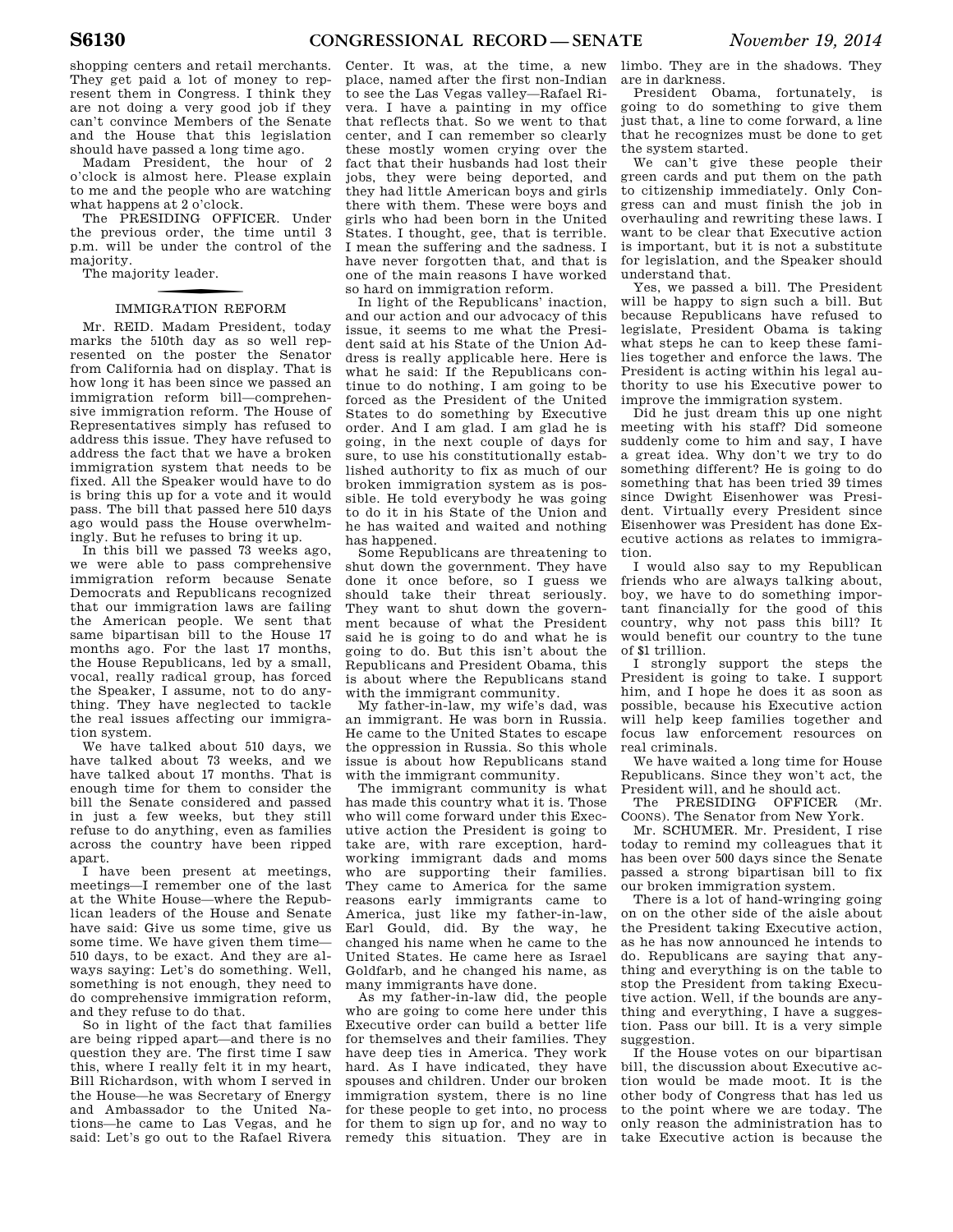shopping centers and retail merchants. They get paid a lot of money to represent them in Congress. I think they are not doing a very good job if they can't convince Members of the Senate and the House that this legislation should have passed a long time ago.

Madam President, the hour of 2 o'clock is almost here. Please explain to me and the people who are watching what happens at 2 o'clock.

The PRESIDING OFFICER. Under the previous order, the time until 3 p.m. will be under the control of the majority.

The majority leader.

## IMMIGRATION REFORM

Mr. REID. Madam President, today marks the 510th day as so well represented on the poster the Senator from California had on display. That is how long it has been since we passed an immigration reform bill—comprehensive immigration reform. The House of Representatives simply has refused to address this issue. They have refused to address the fact that we have a broken immigration system that needs to be fixed. All the Speaker would have to do is bring this up for a vote and it would pass. The bill that passed here 510 days ago would pass the House overwhelmingly. But he refuses to bring it up.

In this bill we passed 73 weeks ago, we were able to pass comprehensive immigration reform because Senate Democrats and Republicans recognized that our immigration laws are failing the American people. We sent that same bipartisan bill to the House 17 months ago. For the last 17 months, the House Republicans, led by a small, vocal, really radical group, has forced the Speaker, I assume, not to do anything. They have neglected to tackle the real issues affecting our immigration system.

We have talked about 510 days, we have talked about 73 weeks, and we have talked about 17 months. That is enough time for them to consider the bill the Senate considered and passed in just a few weeks, but they still refuse to do anything, even as families across the country have been ripped apart.

I have been present at meetings, meetings—I remember one of the last at the White House—where the Republican leaders of the House and Senate have said: Give us some time, give us some time. We have given them time—510 days, to be exact. And they are always saying: Let's do something. Well, something is not enough, they need to do comprehensive immigration reform, and they refuse to do that.

So in light of the fact that families are being ripped apart—and there is no question they are. The first time I saw this, where I really felt it in my heart, Bill Richardson, with whom I served in the House—he was Secretary of Energy and Ambassador to the United Nations—he came to Las Vegas, and he said: Let's go out to the Rafael Rivera Center. It was, at the time, a new place, named after the first non-Indian to see the Las Vegas valley—Rafael Rivera. I have a painting in my office that reflects that. So we went to that center, and I can remember so clearly these mostly women crying over the fact that their husbands had lost their jobs, they were being deported, and they had little American boys and girls there with them. These were boys and girls who had been born in the United States. I thought, gee, that is terrible. I mean the suffering and the sadness. I have never forgotten that, and that is one of the main reasons I have worked so hard on immigration reform.

In light of the Republicans' inaction, and our action and our advocacy of this issue, it seems to me what the President said at his State of the Union Address is really applicable here. Here is what he said: If the Republicans continue to do nothing, I am going to be forced as the President of the United States to do something by Executive order. And I am glad. I am glad he is going, in the next couple of days for sure, to use his constitutionally established authority to fix as much of our broken immigration system as is possible. He told everybody he was going to do it in his State of the Union and he has waited and waited and nothing has happened.

Some Republicans are threatening to shut down the government. They have done it once before, so I guess we should take their threat seriously. They want to shut down the government because of what the President said he is going to do and what he is going to do. But this isn't about the Republicans and President Obama, this is about where the Republicans stand with the immigrant community.

My father-in-law, my wife's dad, was an immigrant. He was born in Russia. He came to the United States to escape the oppression in Russia. So this whole issue is about how Republicans stand with the immigrant community.

The immigrant community is what has made this country what it is. Those who will come forward under this Executive action the President is going to take are, with rare exception, hardworking immigrant dads and moms who are supporting their families. They came to America for the same reasons early immigrants came to America, just like my father-in-law, Earl Gould, did. By the way, he changed his name when he came to the United States. He came here as Israel Goldfarb, and he changed his name, as many immigrants have done.

As my father-in-law did, the people who are going to come here under this Executive order can build a better life for themselves and their families. They have deep ties in America. They work hard. As I have indicated, they have spouses and children. Under our broken immigration system, there is no line for these people to get into, no process for them to sign up for, and no way to remedy this situation. They are in limbo. They are in the shadows. They are in darkness.

President Obama, fortunately, is going to do something to give them just that, a line to come forward, a line that he recognizes must be done to get the system started.

We can't give these people their green cards and put them on the path to citizenship immediately. Only Congress can and must finish the job in overhauling and rewriting these laws. I want to be clear that Executive action is important, but it is not a substitute for legislation, and the Speaker should understand that.

Yes, we passed a bill. The President will be happy to sign such a bill. But because Republicans have refused to legislate, President Obama is taking what steps he can to keep these families together and enforce the laws. The President is acting within his legal authority to use his Executive power to improve the immigration system.

Did he just dream this up one night meeting with his staff? Did someone suddenly come to him and say, I have a great idea. Why don't we try to do something different? He is going to do something that has been tried 39 times since Dwight Eisenhower was President. Virtually every President since Eisenhower was President has done Executive actions as relates to immigration.

I would also say to my Republican friends who are always talking about, boy, we have to do something important financially for the good of this country, why not pass this bill? It would benefit our country to the tune of $1 trillion.

I strongly support the steps the President is going to take. I support him, and I hope he does it as soon as possible, because his Executive action will help keep families together and focus law enforcement resources on real criminals.

We have waited a long time for House Republicans. Since they won't act, the President will, and he should act.

The PRESIDING OFFICER (Mr. COONS). The Senator from New York.

Mr. SCHUMER. Mr. President, I rise today to remind my colleagues that it has been over 500 days since the Senate passed a strong bipartisan bill to fix our broken immigration system.

There is a lot of hand-wringing going on on the other side of the aisle about the President taking Executive action, as he has now announced he intends to do. Republicans are saying that anything and everything is on the table to stop the President from taking Executive action. Well, if the bounds are anything and everything, I have a suggestion. Pass our bill. It is a very simple suggestion.

If the House votes on our bipartisan bill, the discussion about Executive action would be made moot. It is the other body of Congress that has led us to the point where we are today. The only reason the administration has to take Executive action is because the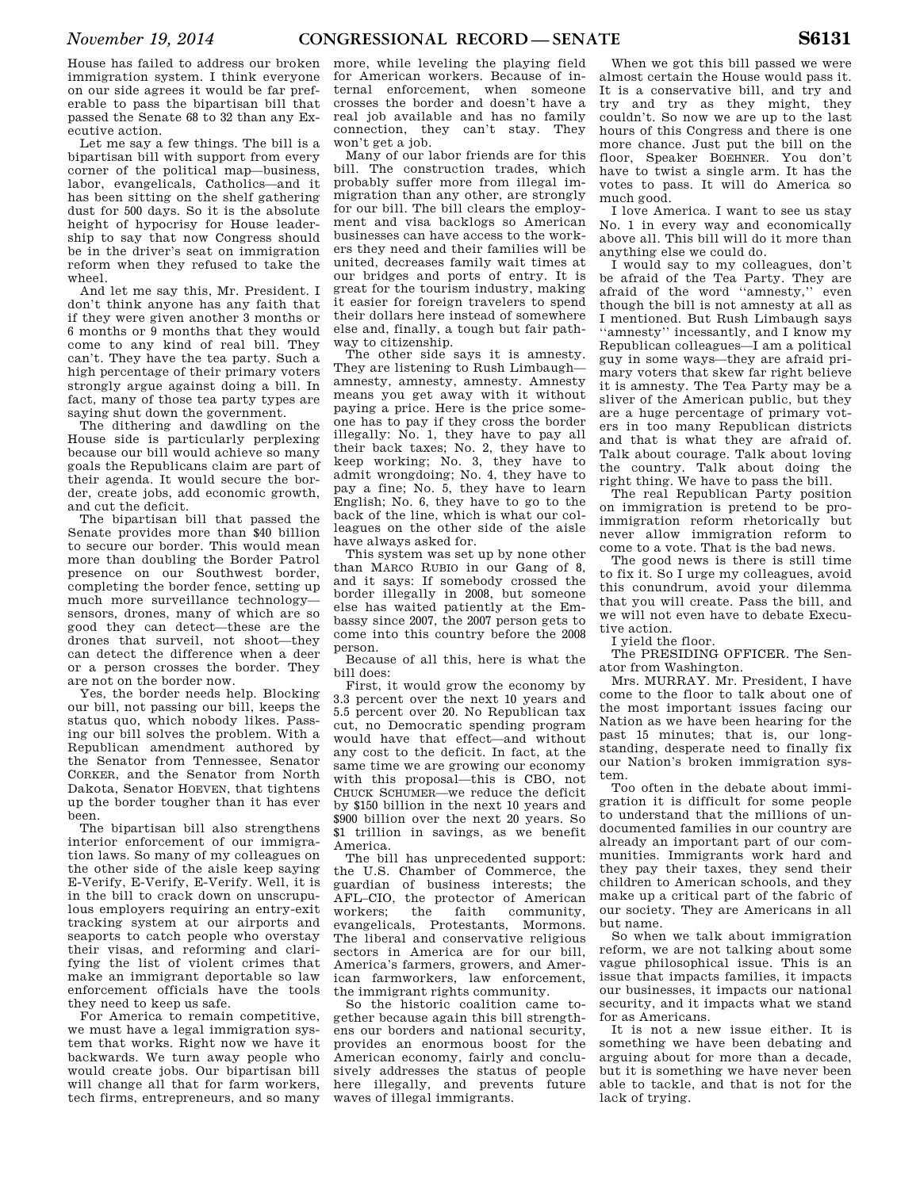House has failed to address our broken immigration system. I think everyone on our side agrees it would be far preferable to pass the bipartisan bill that passed the Senate 68 to 32 than any Executive action.

Let me say a few things. The bill is a bipartisan bill with support from every corner of the political map—business, labor, evangelicals, Catholics—and it has been sitting on the shelf gathering dust for 500 days. So it is the absolute height of hypocrisy for House leadership to say that now Congress should be in the driver's seat on immigration reform when they refused to take the wheel.

And let me say this, Mr. President. I don't think anyone has any faith that if they were given another 3 months or 6 months or 9 months that they would come to any kind of real bill. They can't. They have the tea party. Such a high percentage of their primary voters strongly argue against doing a bill. In fact, many of those tea party types are saying shut down the government.

The dithering and dawdling on the House side is particularly perplexing because our bill would achieve so many goals the Republicans claim are part of their agenda. It would secure the border, create jobs, add economic growth, and cut the deficit.

The bipartisan bill that passed the Senate provides more than $40 billion to secure our border. This would mean more than doubling the Border Patrol presence on our Southwest border, completing the border fence, setting up much more surveillance technology—sensors, drones, many of which are so good they can detect—these are the drones that surveil, not shoot—they can detect the difference when a deer or a person crosses the border. They are not on the border now.

Yes, the border needs help. Blocking our bill, not passing our bill, keeps the status quo, which nobody likes. Passing our bill solves the problem. With a Republican amendment authored by the Senator from Tennessee, Senator CORKER, and the Senator from North Dakota, Senator HOEVEN, that tightens up the border tougher than it has ever been.

The bipartisan bill also strengthens interior enforcement of our immigration laws. So many of my colleagues on the other side of the aisle keep saying E-Verify, E-Verify, E-Verify. Well, it is in the bill to crack down on unscrupulous employers requiring an entry-exit tracking system at our airports and seaports to catch people who overstay their visas, and reforming and clarifying the list of violent crimes that make an immigrant deportable so law enforcement officials have the tools they need to keep us safe.

For America to remain competitive, we must have a legal immigration system that works. Right now we have it backwards. We turn away people who would create jobs. Our bipartisan bill will change all that for farm workers, tech firms, entrepreneurs, and so many more, while leveling the playing field for American workers. Because of internal enforcement, when someone crosses the border and doesn't have a real job available and has no family connection, they can't stay. They won't get a job.

Many of our labor friends are for this bill. The construction trades, which probably suffer more from illegal immigration than any other, are strongly for our bill. The bill clears the employment and visa backlogs so American businesses can have access to the workers they need and their families will be united, decreases family wait times at our bridges and ports of entry. It is great for the tourism industry, making it easier for foreign travelers to spend their dollars here instead of somewhere else and, finally, a tough but fair pathway to citizenship.

The other side says it is amnesty. They are listening to Rush Limbaugh—amnesty, amnesty, amnesty. Amnesty means you get away with it without paying a price. Here is the price someone has to pay if they cross the border illegally: No. 1, they have to pay all their back taxes; No. 2, they have to keep working; No. 3, they have to admit wrongdoing; No. 4, they have to pay a fine; No. 5, they have to learn English; No. 6, they have to go to the back of the line, which is what our colleagues on the other side of the aisle have always asked for.

This system was set up by none other than MARCO RUBIO in our Gang of 8, and it says: If somebody crossed the border illegally in 2008, but someone else has waited patiently at the Embassy since 2007, the 2007 person gets to come into this country before the 2008 person.

Because of all this, here is what the bill does:

First, it would grow the economy by 3.3 percent over the next 10 years and 5.5 percent over 20. No Republican tax cut, no Democratic spending program would have that effect—and without any cost to the deficit. In fact, at the same time we are growing our economy with this proposal—this is CBO, not CHUCK SCHUMER—we reduce the deficit by $150 billion in the next 10 years and $900 billion over the next 20 years. So $1 trillion in savings, as we benefit America.

The bill has unprecedented support: the U.S. Chamber of Commerce, the guardian of business interests; the AFL–CIO, the protector of American workers; the faith community, evangelicals, Protestants, Mormons. The liberal and conservative religious sectors in America are for our bill, America's farmers, growers, and American farmworkers, law enforcement, the immigrant rights community.

So the historic coalition came together because again this bill strengthens our borders and national security, provides an enormous boost for the American economy, fairly and conclusively addresses the status of people here illegally, and prevents future waves of illegal immigrants.

When we got this bill passed we were almost certain the House would pass it. It is a conservative bill, and try and try and try as they might, they couldn't. So now we are up to the last hours of this Congress and there is one more chance. Just put the bill on the floor, Speaker BOEHNER. You don't have to twist a single arm. It has the votes to pass. It will do America so much good.

I love America. I want to see us stay No. 1 in every way and economically above all. This bill will do it more than anything else we could do.

I would say to my colleagues, don't be afraid of the Tea Party. They are afraid of the word "amnesty," even though the bill is not amnesty at all as I mentioned. But Rush Limbaugh says "amnesty" incessantly, and I know my Republican colleagues—I am a political guy in some ways—they are afraid primary voters that skew far right believe it is amnesty. The Tea Party may be a sliver of the American public, but they are a huge percentage of primary voters in too many Republican districts and that is what they are afraid of. Talk about courage. Talk about loving the country. Talk about doing the right thing. We have to pass the bill.

The real Republican Party position on immigration is pretend to be pro-immigration reform rhetorically but never allow immigration reform to come to a vote. That is the bad news.

The good news is there is still time to fix it. So I urge my colleagues, avoid this conundrum, avoid your dilemma that you will create. Pass the bill, and we will not even have to debate Executive action.

I yield the floor.

The PRESIDING OFFICER. The Senator from Washington.

Mrs. MURRAY. Mr. President, I have come to the floor to talk about one of the most important issues facing our Nation as we have been hearing for the past 15 minutes; that is, our long-standing, desperate need to finally fix our Nation's broken immigration system.

Too often in the debate about immigration it is difficult for some people to understand that the millions of undocumented families in our country are already an important part of our communities. Immigrants work hard and they pay their taxes, they send their children to American schools, and they make up a critical part of the fabric of our society. They are Americans in all but name.

So when we talk about immigration reform, we are not talking about some vague philosophical issue. This is an issue that impacts families, it impacts our businesses, it impacts our national security, and it impacts what we stand for as Americans.

It is not a new issue either. It is something we have been debating and arguing about for more than a decade, but it is something we have never been able to tackle, and that is not for the lack of trying.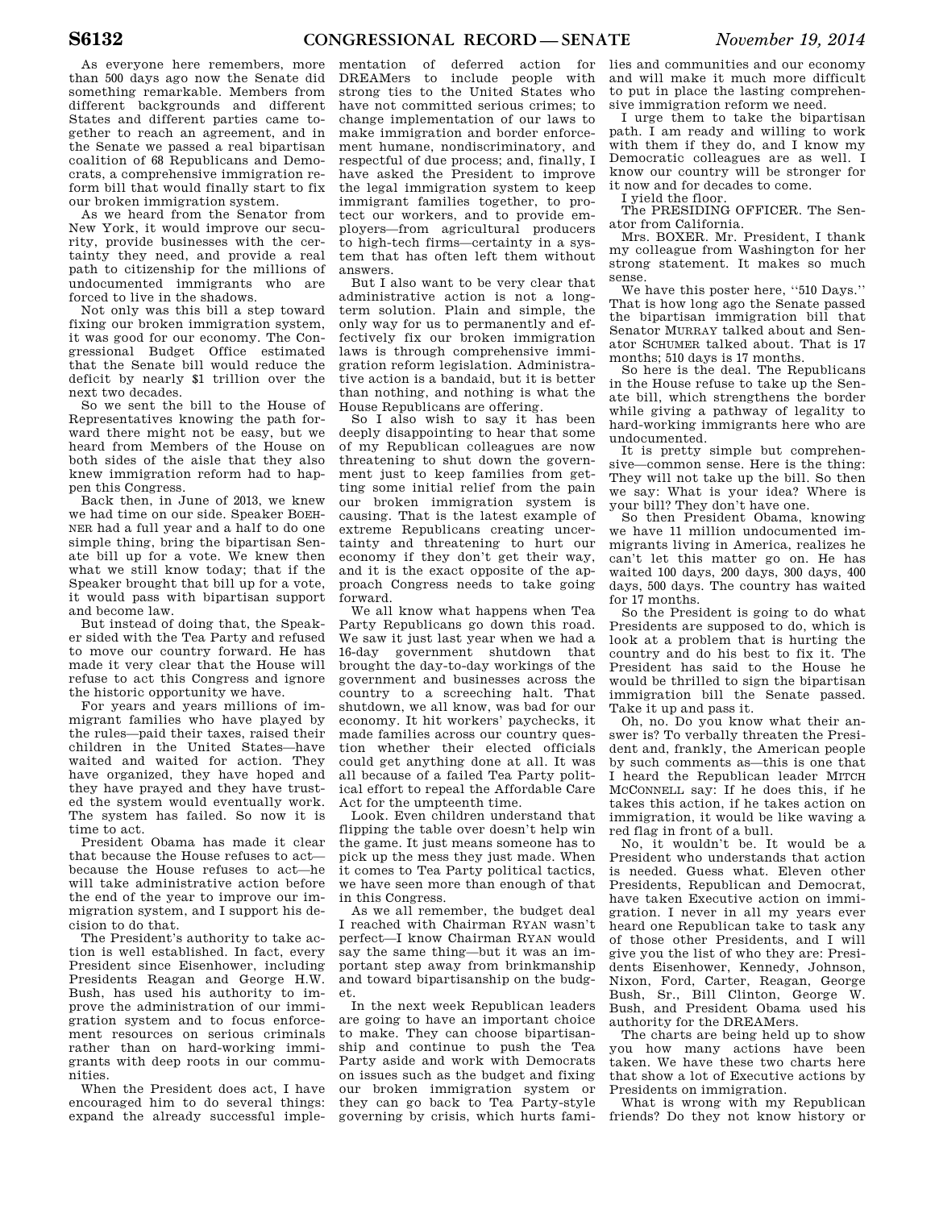As everyone here remembers, more than 500 days ago now the Senate did something remarkable. Members from different backgrounds and different States and different parties came together to reach an agreement, and in the Senate we passed a real bipartisan coalition of 68 Republicans and Democrats, a comprehensive immigration reform bill that would finally start to fix our broken immigration system.

As we heard from the Senator from New York, it would improve our security, provide businesses with the certainty they need, and provide a real path to citizenship for the millions of undocumented immigrants who are forced to live in the shadows.

Not only was this bill a step toward fixing our broken immigration system, it was good for our economy. The Congressional Budget Office estimated that the Senate bill would reduce the deficit by nearly $1 trillion over the next two decades.

So we sent the bill to the House of Representatives knowing the path forward there might not be easy, but we heard from Members of the House on both sides of the aisle that they also knew immigration reform had to happen this Congress.

Back then, in June of 2013, we knew we had time on our side. Speaker BOEHNER had a full year and a half to do one simple thing, bring the bipartisan Senate bill up for a vote. We knew then what we still know today; that if the Speaker brought that bill up for a vote, it would pass with bipartisan support and become law.

But instead of doing that, the Speaker sided with the Tea Party and refused to move our country forward. He has made it very clear that the House will refuse to act this Congress and ignore the historic opportunity we have.

For years and years millions of immigrant families who have played by the rules—paid their taxes, raised their children in the United States—have waited and waited for action. They have organized, they have hoped and they have prayed and they have trusted the system would eventually work. The system has failed. So now it is time to act.

President Obama has made it clear that because the House refuses to act—because the House refuses to act—he will take administrative action before the end of the year to improve our immigration system, and I support his decision to do that.

The President's authority to take action is well established. In fact, every President since Eisenhower, including Presidents Reagan and George H.W. Bush, has used his authority to improve the administration of our immigration system and to focus enforcement resources on serious criminals rather than on hard-working immigrants with deep roots in our communities.

When the President does act, I have encouraged him to do several things: expand the already successful implementation of deferred action for DREAMers to include people with strong ties to the United States who have not committed serious crimes; to change implementation of our laws to make immigration and border enforcement humane, nondiscriminatory, and respectful of due process; and, finally, I have asked the President to improve the legal immigration system to keep immigrant families together, to protect our workers, and to provide employers—from agricultural producers to high-tech firms—certainty in a system that has often left them without answers.

But I also want to be very clear that administrative action is not a long-term solution. Plain and simple, the only way for us to permanently and effectively fix our broken immigration laws is through comprehensive immigration reform legislation. Administrative action is a bandaid, but it is better than nothing, and nothing is what the House Republicans are offering.

So I also wish to say it has been deeply disappointing to hear that some of my Republican colleagues are now threatening to shut down the government just to keep families from getting some initial relief from the pain our broken immigration system is causing. That is the latest example of extreme Republicans creating uncertainty and threatening to hurt our economy if they don't get their way, and it is the exact opposite of the approach Congress needs to take going forward.

We all know what happens when Tea Party Republicans go down this road. We saw it just last year when we had a 16-day government shutdown that brought the day-to-day workings of the government and businesses across the country to a screeching halt. That shutdown, we all know, was bad for our economy. It hit workers' paychecks, it made families across our country question whether their elected officials could get anything done at all. It was all because of a failed Tea Party political effort to repeal the Affordable Care Act for the umpteenth time.

Look. Even children understand that flipping the table over doesn't help win the game. It just means someone has to pick up the mess they just made. When it comes to Tea Party political tactics, we have seen more than enough of that in this Congress.

As we all remember, the budget deal I reached with Chairman RYAN wasn't perfect—I know Chairman RYAN would say the same thing—but it was an important step away from brinkmanship and toward bipartisanship on the budget.

In the next week Republican leaders are going to have an important choice to make. They can choose bipartisanship and continue to push the Tea Party aside and work with Democrats on issues such as the budget and fixing our broken immigration system or they can go back to Tea Party-style governing by crisis, which hurts families and communities and our economy and will make it much more difficult to put in place the lasting comprehensive immigration reform we need.

I urge them to take the bipartisan path. I am ready and willing to work with them if they do, and I know my Democratic colleagues are as well. I know our country will be stronger for it now and for decades to come.

I yield the floor.

The PRESIDING OFFICER. The Senator from California.

Mrs. BOXER. Mr. President, I thank my colleague from Washington for her strong statement. It makes so much sense.

We have this poster here, "510 Days." That is how long ago the Senate passed the bipartisan immigration bill that Senator MURRAY talked about and Senator SCHUMER talked about. That is 17 months; 510 days is 17 months.

So here is the deal. The Republicans in the House refuse to take up the Senate bill, which strengthens the border while giving a pathway of legality to hard-working immigrants here who are undocumented.

It is pretty simple but comprehensive—common sense. Here is the thing: They will not take up the bill. So then we say: What is your idea? Where is your bill? They don't have one.

So then President Obama, knowing we have 11 million undocumented immigrants living in America, realizes he can't let this matter go on. He has waited 100 days, 200 days, 300 days, 400 days, 500 days. The country has waited for 17 months.

So the President is going to do what Presidents are supposed to do, which is look at a problem that is hurting the country and do his best to fix it. The President has said to the House he would be thrilled to sign the bipartisan immigration bill the Senate passed. Take it up and pass it.

Oh, no. Do you know what their answer is? To verbally threaten the President and, frankly, the American people by such comments as—this is one that I heard the Republican leader MITCH MCCONNELL say: If he does this, if he takes this action, if he takes action on immigration, it would be like waving a red flag in front of a bull.

No, it wouldn't be. It would be a President who understands that action is needed. Guess what. Eleven other Presidents, Republican and Democrat, have taken Executive action on immigration. I never in all my years ever heard one Republican take to task any of those other Presidents, and I will give you the list of who they are: Presidents Eisenhower, Kennedy, Johnson, Nixon, Ford, Carter, Reagan, George Bush, Sr., Bill Clinton, George W. Bush, and President Obama used his authority for the DREAMers.

The charts are being held up to show you how many actions have been taken. We have these two charts here that show a lot of Executive actions by Presidents on immigration.

What is wrong with my Republican friends? Do they not know history or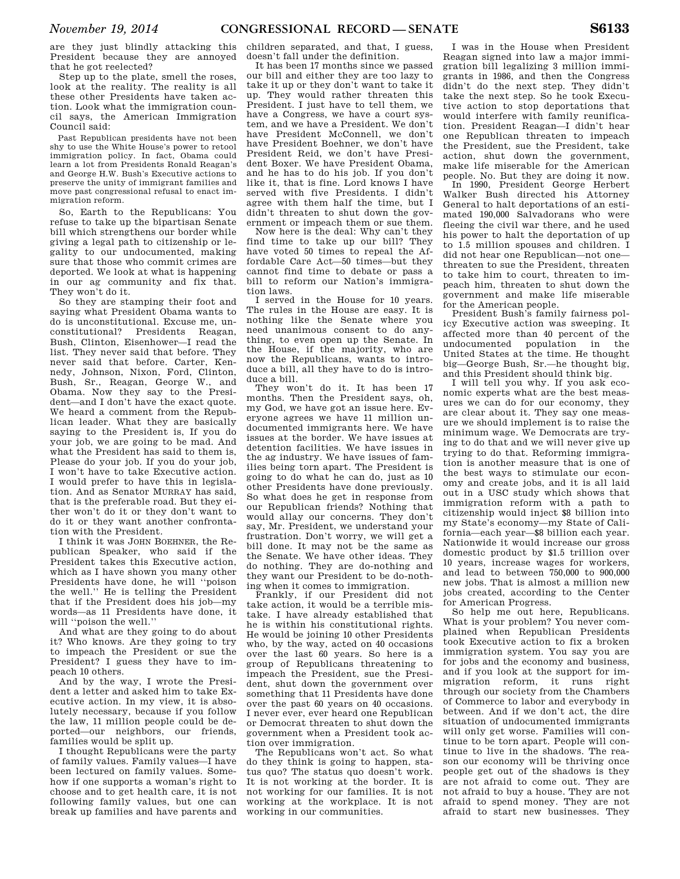are they just blindly attacking this President because they are annoyed that he got reelected?

Step up to the plate, smell the roses, look at the reality. The reality is all these other Presidents have taken action. Look what the immigration council says, the American Immigration Council said:

> Past Republican presidents have not been shy to use the White House's power to retool immigration policy. In fact, Obama could learn a lot from Presidents Ronald Reagan's and George H.W. Bush's Executive actions to preserve the unity of immigrant families and move past congressional refusal to enact immigration reform.

So, Earth to the Republicans: You refuse to take up the bipartisan Senate bill which strengthens our border while giving a legal path to citizenship or legality to our undocumented, making sure that those who commit crimes are deported. We look at what is happening in our ag community and fix that. They won't do it.

So they are stamping their foot and saying what President Obama wants to do is unconstitutional. Excuse me, unconstitutional? Presidents Reagan, Bush, Clinton, Eisenhower—I read the list. They never said that before. They never said that before. Carter, Kennedy, Johnson, Nixon, Ford, Clinton, Bush, Sr., Reagan, George W., and Obama. Now they say to the President—and I don't have the exact quote. We heard a comment from the Republican leader. What they are basically saying to the President is, If you do your job, we are going to be mad. And what the President has said to them is, Please do your job. If you do your job, I won't have to take Executive action. I would prefer to have this in legislation. And as Senator MURRAY has said, that is the preferable road. But they either won't do it or they don't want to do it or they want another confrontation with the President.

I think it was JOHN BOEHNER, the Republican Speaker, who said if the President takes this Executive action, which as I have shown you many other Presidents have done, he will ''poison the well.'' He is telling the President that if the President does his job—my words—as 11 Presidents have done, it will ''poison the well.''

And what are they going to do about it? Who knows. Are they going to try to impeach the President or sue the President? I guess they have to impeach 10 others.

And by the way, I wrote the President a letter and asked him to take Executive action. In my view, it is absolutely necessary, because if you follow the law, 11 million people could be deported—our neighbors, our friends, families would be split up.

I thought Republicans were the party of family values. Family values—I have been lectured on family values. Somehow if one supports a woman's right to choose and to get health care, it is not following family values, but one can break up families and have parents and children separated, and that, I guess, doesn't fall under the definition.

It has been 17 months since we passed our bill and either they are too lazy to take it up or they don't want to take it up. They would rather threaten this President. I just have to tell them, we have a Congress, we have a court system, and we have a President. We don't have President McConnell, we don't have President Boehner, we don't have President Reid, we don't have President Boxer. We have President Obama, and he has to do his job. If you don't like it, that is fine. Lord knows I have served with five Presidents. I didn't agree with them half the time, but I didn't threaten to shut down the government or impeach them or sue them.

Now here is the deal: Why can't they find time to take up our bill? They have voted 50 times to repeal the Affordable Care Act—50 times—but they cannot find time to debate or pass a bill to reform our Nation's immigration laws.

I served in the House for 10 years. The rules in the House are easy. It is nothing like the Senate where you need unanimous consent to do anything, to even open up the Senate. In the House, if the majority, who are now the Republicans, wants to introduce a bill, all they have to do is introduce a bill.

They won't do it. It has been 17 months. Then the President says, oh, my God, we have got an issue here. Everyone agrees we have 11 million undocumented immigrants here. We have issues at the border. We have issues at detention facilities. We have issues in the ag industry. We have issues of families being torn apart. The President is going to do what he can do, just as 10 other Presidents have done previously. So what does he get in response from our Republican friends? Nothing that would allay our concerns. They don't say, Mr. President, we understand your frustration. Don't worry, we will get a bill done. It may not be the same as the Senate. We have other ideas. They do nothing. They are do-nothing and they want our President to be do-nothing when it comes to immigration.

Frankly, if our President did not take action, it would be a terrible mistake. I have already established that he is within his constitutional rights. He would be joining 10 other Presidents who, by the way, acted on 40 occasions over the last 60 years. So here is a group of Republicans threatening to impeach the President, sue the President, shut down the government over something that 11 Presidents have done over the past 60 years on 40 occasions. I never ever, ever heard one Republican or Democrat threaten to shut down the government when a President took action over immigration.

The Republicans won't act. So what do they think is going to happen, status quo? The status quo doesn't work. It is not working at the border. It is not working for our families. It is not working at the workplace. It is not working in our communities.

I was in the House when President Reagan signed into law a major immigration bill legalizing 3 million immigrants in 1986, and then the Congress didn't do the next step. They didn't take the next step. So he took Executive action to stop deportations that would interfere with family reunification. President Reagan—I didn't hear one Republican threaten to impeach the President, sue the President, take action, shut down the government, make life miserable for the American people. No. But they are doing it now.

In 1990, President George Herbert Walker Bush directed his Attorney General to halt deportations of an estimated 190,000 Salvadorans who were fleeing the civil war there, and he used his power to halt the deportation of up to 1.5 million spouses and children. I did not hear one Republican—not one—threaten to sue the President, threaten to take him to court, threaten to impeach him, threaten to shut down the government and make life miserable for the American people.

President Bush's family fairness policy Executive action was sweeping. It affected more than 40 percent of the undocumented population in the United States at the time. He thought big—George Bush, Sr.—he thought big, and this President should think big.

I will tell you why. If you ask economic experts what are the best measures we can do for our economy, they are clear about it. They say one measure we should implement is to raise the minimum wage. We Democrats are trying to do that and we will never give up trying to do that. Reforming immigration is another measure that is one of the best ways to stimulate our economy and create jobs, and it is all laid out in a USC study which shows that immigration reform with a path to citizenship would inject $8 billion into my State's economy—my State of California—each year—$8 billion each year. Nationwide it would increase our gross domestic product by $1.5 trillion over 10 years, increase wages for workers, and lead to between 750,000 to 900,000 new jobs. That is almost a million new jobs created, according to the Center for American Progress.

So help me out here, Republicans. What is your problem? You never complained when Republican Presidents took Executive action to fix a broken immigration system. You say you are for jobs and the economy and business, and if you look at the support for immigration reform, it runs right through our society from the Chambers of Commerce to labor and everybody in between. And if we don't act, the dire situation of undocumented immigrants will only get worse. Families will continue to be torn apart. People will continue to live in the shadows. The reason our economy will be thriving once people get out of the shadows is they are not afraid to come out. They are not afraid to buy a house. They are not afraid to spend money. They are not afraid to start new businesses. They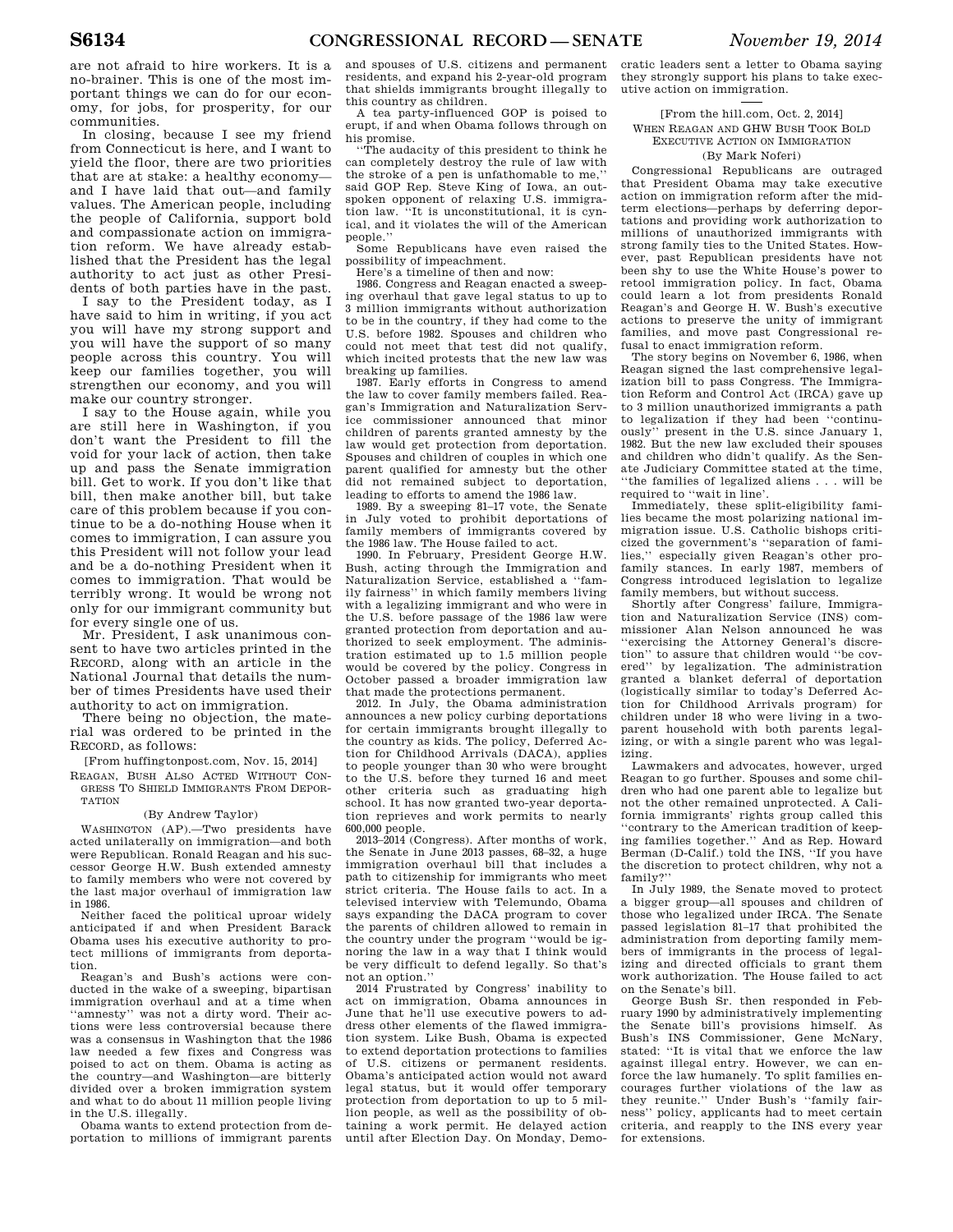are not afraid to hire workers. It is a no-brainer. This is one of the most important things we can do for our economy, for jobs, for prosperity, for our communities.

In closing, because I see my friend from Connecticut is here, and I want to yield the floor, there are two priorities that are at stake: a healthy economy—and I have laid that out—and family values. The American people, including the people of California, support bold and compassionate action on immigration reform. We have already established that the President has the legal authority to act just as other Presidents of both parties have in the past.

I say to the President today, as I have said to him in writing, if you act you will have my strong support and you will have the support of so many people across this country. You will keep our families together, you will strengthen our economy, and you will make our country stronger.

I say to the House again, while you are still here in Washington, if you don't want the President to fill the void for your lack of action, then take up and pass the Senate immigration bill. Get to work. If you don't like that bill, then make another bill, but take care of this problem because if you continue to be a do-nothing House when it comes to immigration, I can assure you this President will not follow your lead and be a do-nothing President when it comes to immigration. That would be terribly wrong. It would be wrong not only for our immigrant community but for every single one of us.

Mr. President, I ask unanimous consent to have two articles printed in the RECORD, along with an article in the National Journal that details the number of times Presidents have used their authority to act on immigration.

There being no objection, the material was ordered to be printed in the RECORD, as follows:

[From huffingtonpost.com, Nov. 15, 2014]

REAGAN, BUSH ALSO ACTED WITHOUT CONGRESS TO SHIELD IMMIGRANTS FROM DEPORTATION

(By Andrew Taylor)

WASHINGTON (AP).—Two presidents have acted unilaterally on immigration—and both were Republican. Ronald Reagan and his successor George H.W. Bush extended amnesty to family members who were not covered by the last major overhaul of immigration law in 1986.

Neither faced the political uproar widely anticipated if and when President Barack Obama uses his executive authority to protect millions of immigrants from deportation.

Reagan's and Bush's actions were conducted in the wake of a sweeping, bipartisan immigration overhaul and at a time when "amnesty" was not a dirty word. Their actions were less controversial because there was a consensus in Washington that the 1986 law needed a few fixes and Congress was poised to act on them. Obama is acting as the country—and Washington—are bitterly divided over a broken immigration system and what to do about 11 million people living in the U.S. illegally.

Obama wants to extend protection from deportation to millions of immigrant parents and spouses of U.S. citizens and permanent residents, and expand his 2-year-old program that shields immigrants brought illegally to this country as children.

A tea party-influenced GOP is poised to erupt, if and when Obama follows through on his promise.

"The audacity of this president to think he can completely destroy the rule of law with the stroke of a pen is unfathomable to me," said GOP Rep. Steve King of Iowa, an outspoken opponent of relaxing U.S. immigration law. "It is unconstitutional, it is cynical, and it violates the will of the American people."

Some Republicans have even raised the possibility of impeachment.

Here's a timeline of then and now:

1986. Congress and Reagan enacted a sweeping overhaul that gave legal status to up to 3 million immigrants without authorization to be in the country, if they had come to the U.S. before 1982. Spouses and children who could not meet that test did not qualify, which incited protests that the new law was breaking up families.

1987. Early efforts in Congress to amend the law to cover family members failed. Reagan's Immigration and Naturalization Service commissioner announced that minor children of parents granted amnesty by the law would get protection from deportation. Spouses and children of couples in which one parent qualified for amnesty but the other did not remained subject to deportation, leading to efforts to amend the 1986 law.

1989. By a sweeping 81–17 vote, the Senate in July voted to prohibit deportations of family members of immigrants covered by the 1986 law. The House failed to act.

1990. In February, President George H.W. Bush, acting through the Immigration and Naturalization Service, established a "family fairness" in which family members living with a legalizing immigrant and who were in the U.S. before passage of the 1986 law were granted protection from deportation and authorized to seek employment. The administration estimated up to 1.5 million people would be covered by the policy. Congress in October passed a broader immigration law that made the protections permanent.

2012. In July, the Obama administration announces a new policy curbing deportations for certain immigrants brought illegally to the country as kids. The policy, Deferred Action for Childhood Arrivals (DACA), applies to people younger than 30 who were brought to the U.S. before they turned 16 and meet other criteria such as graduating high school. It has now granted two-year deportation reprieves and work permits to nearly 600,000 people.

2013–2014 (Congress). After months of work, the Senate in June 2013 passes, 68–32, a huge immigration overhaul bill that includes a path to citizenship for immigrants who meet strict criteria. The House fails to act. In a televised interview with Telemundo, Obama says expanding the DACA program to cover the parents of children allowed to remain in the country under the program "would be ignoring the law in a way that I think would be very difficult to defend legally. So that's not an option."

2014 Frustrated by Congress' inability to act on immigration, Obama announces in June that he'll use executive powers to address other elements of the flawed immigration system. Like Bush, Obama is expected to extend deportation protections to families of U.S. citizens or permanent residents. Obama's anticipated action would not award legal status, but it would offer temporary protection from deportation to up to 5 million people, as well as the possibility of obtaining a work permit. He delayed action until after Election Day. On Monday, Democratic leaders sent a letter to Obama saying they strongly support his plans to take executive action on immigration.

[From the hill.com, Oct. 2, 2014]

WHEN REAGAN AND GHW BUSH TOOK BOLD EXECUTIVE ACTION ON IMMIGRATION

(By Mark Noferi)

Congressional Republicans are outraged that President Obama may take executive action on immigration reform after the midterm elections—perhaps by deferring deportations and providing work authorization to millions of unauthorized immigrants with strong family ties to the United States. However, past Republican presidents have not been shy to use the White House's power to retool immigration policy. In fact, Obama could learn a lot from presidents Ronald Reagan's and George H. W. Bush's executive actions to preserve the unity of immigrant families, and move past Congressional refusal to enact immigration reform.

The story begins on November 6, 1986, when Reagan signed the last comprehensive legalization bill to pass Congress. The Immigration Reform and Control Act (IRCA) gave up to 3 million unauthorized immigrants a path to legalization if they had been "continuously" present in the U.S. since January 1, 1982. But the new law excluded their spouses and children who didn't qualify. As the Senate Judiciary Committee stated at the time, "the families of legalized aliens . . . will be required to "wait in line'.

Immediately, these split-eligibility families became the most polarizing national immigration issue. U.S. Catholic bishops criticized the government's "separation of families," especially given Reagan's other pro-family stances. In early 1987, members of Congress introduced legislation to legalize family members, but without success.

Shortly after Congress' failure, Immigration and Naturalization Service (INS) commissioner Alan Nelson announced he was "exercising the Attorney General's discretion" to assure that children would "be covered" by legalization. The administration granted a blanket deferral of deportation (logistically similar to today's Deferred Action for Childhood Arrivals program) for children under 18 who were living in a two-parent household with both parents legalizing, or with a single parent who was legalizing.

Lawmakers and advocates, however, urged Reagan to go further. Spouses and some children who had one parent able to legalize but not the other remained unprotected. A California immigrants' rights group called this "contrary to the American tradition of keeping families together." And as Rep. Howard Berman (D-Calif.) told the INS, "If you have the discretion to protect children, why not a family?"

In July 1989, the Senate moved to protect a bigger group—all spouses and children of those who legalized under IRCA. The Senate passed legislation 81–17 that prohibited the administration from deporting family members of immigrants in the process of legalizing and directed officials to grant them work authorization. The House failed to act on the Senate's bill.

George Bush Sr. then responded in February 1990 by administratively implementing the Senate bill's provisions himself. As Bush's INS Commissioner, Gene McNary, stated: "It is vital that we enforce the law against illegal entry. However, we can enforce the law humanely. To split families encourages further violations of the law as they reunite." Under Bush's "family fairness" policy, applicants had to meet certain criteria, and reapply to the INS every year for extensions.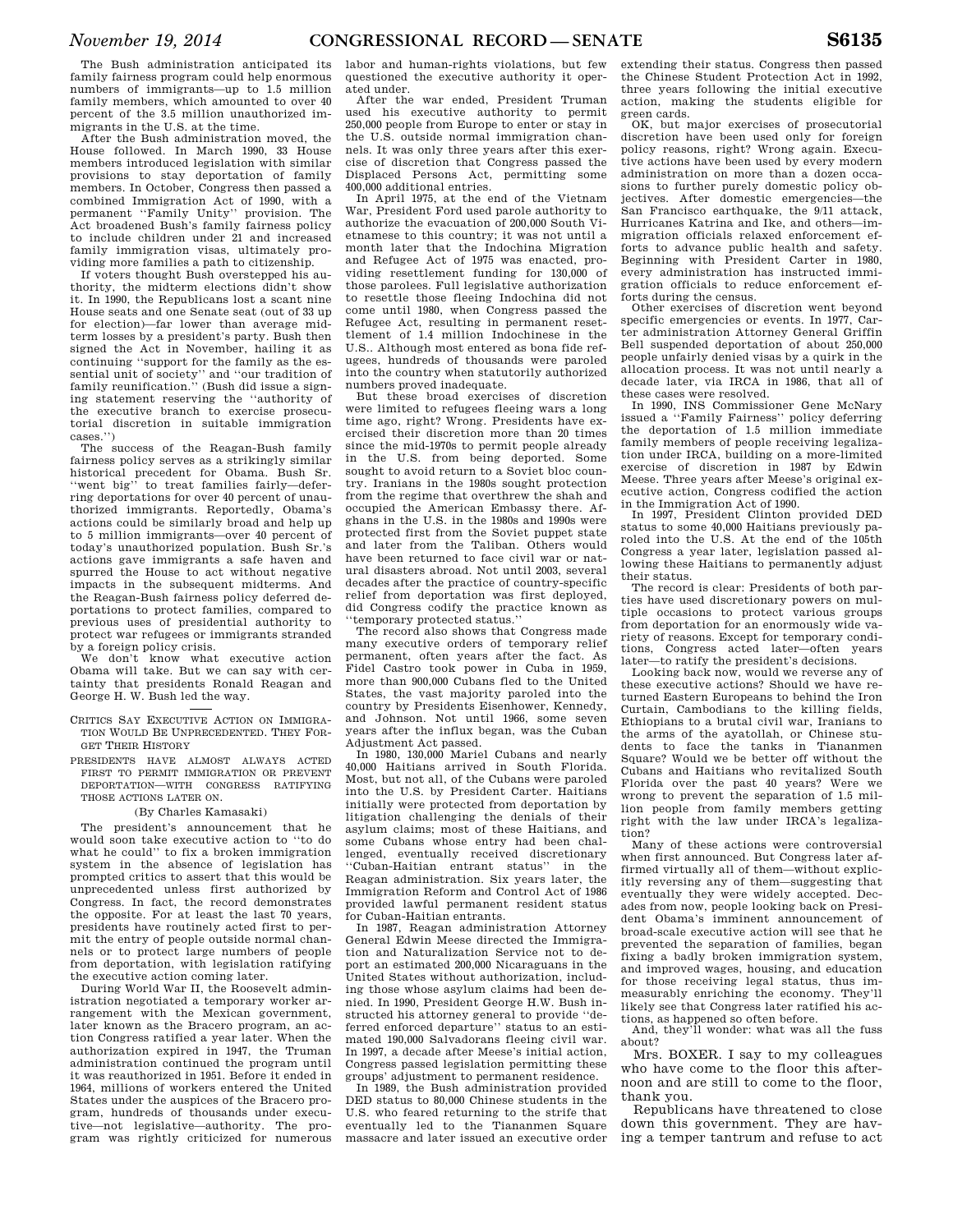The Bush administration anticipated its family fairness program could help enormous numbers of immigrants—up to 1.5 million family members, which amounted to over 40 percent of the 3.5 million unauthorized immigrants in the U.S. at the time.

After the Bush administration moved, the House followed. In March 1990, 33 House members introduced legislation with similar provisions to stay deportation of family members. In October, Congress then passed a combined Immigration Act of 1990, with a permanent ''Family Unity'' provision. The Act broadened Bush's family fairness policy to include children under 21 and increased family immigration visas, ultimately providing more families a path to citizenship.

If voters thought Bush overstepped his authority, the midterm elections didn't show it. In 1990, the Republicans lost a scant nine House seats and one Senate seat (out of 33 up for election)—far lower than average midterm losses by a president's party. Bush then signed the Act in November, hailing it as continuing ''support for the family as the essential unit of society'' and ''our tradition of family reunification.'' (Bush did issue a signing statement reserving the ''authority of the executive branch to exercise prosecutorial discretion in suitable immigration cases.'')

The success of the Reagan-Bush family fairness policy serves as a strikingly similar historical precedent for Obama. Bush Sr. ''went big'' to treat families fairly—deferring deportations for over 40 percent of unauthorized immigrants. Reportedly, Obama's actions could be similarly broad and help up to 5 million immigrants—over 40 percent of today's unauthorized population. Bush Sr.'s actions gave immigrants a safe haven and spurred the House to act without negative impacts in the subsequent midterms. And the Reagan-Bush fairness policy deferred deportations to protect families, compared to previous uses of presidential authority to protect war refugees or immigrants stranded by a foreign policy crisis.

We don't know what executive action Obama will take. But we can say with certainty that presidents Ronald Reagan and George H. W. Bush led the way.

---

CRITICS SAY EXECUTIVE ACTION ON IMMIGRATION WOULD BE UNPRECEDENTED. THEY FORGET THEIR HISTORY

PRESIDENTS HAVE ALMOST ALWAYS ACTED FIRST TO PERMIT IMMIGRATION OR PREVENT DEPORTATION—WITH CONGRESS RATIFYING THOSE ACTIONS LATER ON.

(By Charles Kamasaki)

The president's announcement that he would soon take executive action to ''to do what he could'' to fix a broken immigration system in the absence of legislation has prompted critics to assert that this would be unprecedented unless first authorized by Congress. In fact, the record demonstrates the opposite. For at least the last 70 years, presidents have routinely acted first to permit the entry of people outside normal channels or to protect large numbers of people from deportation, with legislation ratifying the executive action coming later.

During World War II, the Roosevelt administration negotiated a temporary worker arrangement with the Mexican government, later known as the Bracero program, an action Congress ratified a year later. When the authorization expired in 1947, the Truman administration continued the program until it was reauthorized in 1951. Before it ended in 1964, millions of workers entered the United States under the auspices of the Bracero program, hundreds of thousands under executive—not legislative—authority. The program was rightly criticized for numerous labor and human-rights violations, but few questioned the executive authority it operated under.

After the war ended, President Truman used his executive authority to permit 250,000 people from Europe to enter or stay in the U.S. outside normal immigration channels. It was only three years after this exercise of discretion that Congress passed the Displaced Persons Act, permitting some 400,000 additional entries.

In April 1975, at the end of the Vietnam War, President Ford used parole authority to authorize the evacuation of 200,000 South Vietnamese to this country; it was not until a month later that the Indochina Migration and Refugee Act of 1975 was enacted, providing resettlement funding for 130,000 of those parolees. Full legislative authorization to resettle those fleeing Indochina did not come until 1980, when Congress passed the Refugee Act, resulting in permanent resettlement of 1.4 million Indochinese in the U.S.. Although most entered as bona fide refugees, hundreds of thousands were paroled into the country when statutorily authorized numbers proved inadequate.

But these broad exercises of discretion were limited to refugees fleeing wars a long time ago, right? Wrong. Presidents have exercised their discretion more than 20 times since the mid-1970s to permit people already in the U.S. from being deported. Some sought to avoid return to a Soviet bloc country. Iranians in the 1980s sought protection from the regime that overthrew the shah and occupied the American Embassy there. Afghans in the U.S. in the 1980s and 1990s were protected first from the Soviet puppet state and later from the Taliban. Others would have been returned to face civil war or natural disasters abroad. Not until 2003, several decades after the practice of country-specific relief from deportation was first deployed, did Congress codify the practice known as ''temporary protected status.''

The record also shows that Congress made many executive orders of temporary relief permanent, often years after the fact. As Fidel Castro took power in Cuba in 1959, more than 900,000 Cubans fled to the United States, the vast majority paroled into the country by Presidents Eisenhower, Kennedy, and Johnson. Not until 1966, some seven years after the influx began, was the Cuban Adjustment Act passed.

In 1980, 130,000 Mariel Cubans and nearly 40,000 Haitians arrived in South Florida. Most, but not all, of the Cubans were paroled into the U.S. by President Carter. Haitians initially were protected from deportation by litigation challenging the denials of their asylum claims; most of these Haitians, and some Cubans whose entry had been challenged, eventually received discretionary ''Cuban-Haitian entrant status'' in the Reagan administration. Six years later, the Immigration Reform and Control Act of 1986 provided lawful permanent resident status for Cuban-Haitian entrants.

In 1987, Reagan administration Attorney General Edwin Meese directed the Immigration and Naturalization Service not to deport an estimated 200,000 Nicaraguans in the United States without authorization, including those whose asylum claims had been denied. In 1990, President George H.W. Bush instructed his attorney general to provide ''deferred enforced departure'' status to an estimated 190,000 Salvadorans fleeing civil war. In 1997, a decade after Meese's initial action, Congress passed legislation permitting these groups' adjustment to permanent residence.

In 1989, the Bush administration provided DED status to 80,000 Chinese students in the U.S. who feared returning to the strife that eventually led to the Tiananmen Square massacre and later issued an executive order extending their status. Congress then passed the Chinese Student Protection Act in 1992, three years following the initial executive action, making the students eligible for green cards.

OK, but major exercises of prosecutorial discretion have been used only for foreign policy reasons, right? Wrong again. Executive actions have been used by every modern administration on more than a dozen occasions to further purely domestic policy objectives. After domestic emergencies—the San Francisco earthquake, the 9/11 attack, Hurricanes Katrina and Ike, and others—immigration officials relaxed enforcement efforts to advance public health and safety. Beginning with President Carter in 1980, every administration has instructed immigration officials to reduce enforcement efforts during the census.

Other exercises of discretion went beyond specific emergencies or events. In 1977, Carter administration Attorney General Griffin Bell suspended deportation of about 250,000 people unfairly denied visas by a quirk in the allocation process. It was not until nearly a decade later, via IRCA in 1986, that all of these cases were resolved.

In 1990, INS Commissioner Gene McNary issued a ''Family Fairness'' policy deferring the deportation of 1.5 million immediate family members of people receiving legalization under IRCA, building on a more-limited exercise of discretion in 1987 by Edwin Meese. Three years after Meese's original executive action, Congress codified the action in the Immigration Act of 1990.

In 1997, President Clinton provided DED status to some 40,000 Haitians previously paroled into the U.S. At the end of the 105th Congress a year later, legislation passed allowing these Haitians to permanently adjust their status.

The record is clear: Presidents of both parties have used discretionary powers on multiple occasions to protect various groups from deportation for an enormously wide variety of reasons. Except for temporary conditions, Congress acted later—often years later—to ratify the president's decisions.

Looking back now, would we reverse any of these executive actions? Should we have returned Eastern Europeans to behind the Iron Curtain, Cambodians to the killing fields, Ethiopians to a brutal civil war, Iranians to the arms of the ayatollah, or Chinese students to face the tanks in Tiananmen Square? Would we be better off without the Cubans and Haitians who revitalized South Florida over the past 40 years? Were we wrong to prevent the separation of 1.5 million people from family members getting right with the law under IRCA's legalization?

Many of these actions were controversial when first announced. But Congress later affirmed virtually all of them—without explicitly reversing any of them—suggesting that eventually they were widely accepted. Decades from now, people looking back on President Obama's imminent announcement of broad-scale executive action will see that he prevented the separation of families, began fixing a badly broken immigration system, and improved wages, housing, and education for those receiving legal status, thus immeasurably enriching the economy. They'll likely see that Congress later ratified his actions, as happened so often before.

And, they'll wonder: what was all the fuss about?

Mrs. BOXER. I say to my colleagues who have come to the floor this afternoon and are still to come to the floor, thank you.

Republicans have threatened to close down this government. They are having a temper tantrum and refuse to act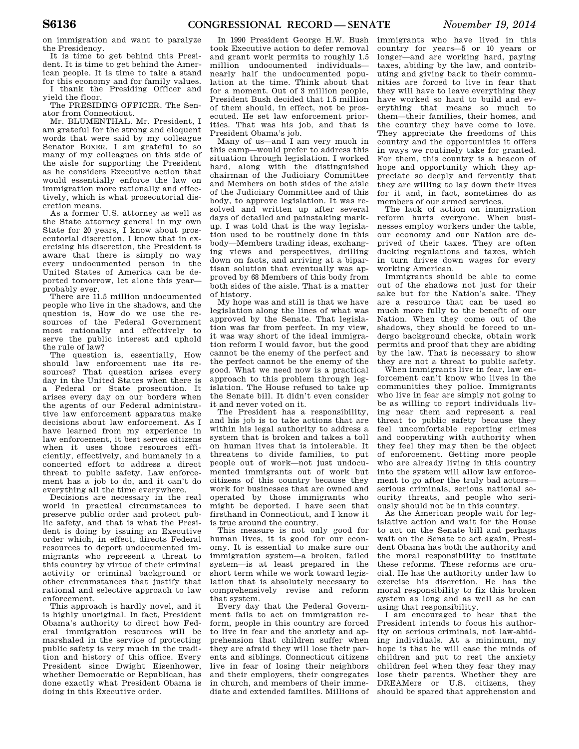on immigration and want to paralyze the Presidency.

It is time to get behind this President. It is time to get behind the American people. It is time to take a stand for this economy and for family values.

I thank the Presiding Officer and yield the floor.

The PRESIDING OFFICER. The Senator from Connecticut.

Mr. BLUMENTHAL. Mr. President, I am grateful for the strong and eloquent words that were said by my colleague Senator BOXER. I am grateful to so many of my colleagues on this side of the aisle for supporting the President as he considers Executive action that would essentially enforce the law on immigration more rationally and effectively, which is what prosecutorial discretion means.

As a former U.S. attorney as well as the State attorney general in my own State for 20 years, I know about prosecutorial discretion. I know that in exercising his discretion, the President is aware that there is simply no way every undocumented person in the United States of America can be deported tomorrow, let alone this year—probably ever.

There are 11.5 million undocumented people who live in the shadows, and the question is, How do we use the resources of the Federal Government most rationally and effectively to serve the public interest and uphold the rule of law?

The question is, essentially, How should law enforcement use its resources? That question arises every day in the United States when there is a Federal or State prosecution. It arises every day on our borders when the agents of our Federal administrative law enforcement apparatus make decisions about law enforcement. As I have learned from my experience in law enforcement, it best serves citizens when it uses those resources efficiently, effectively, and humanely in a concerted effort to address a direct threat to public safety. Law enforcement has a job to do, and it can't do everything all the time everywhere.

Decisions are necessary in the real world in practical circumstances to preserve public order and protect public safety, and that is what the President is doing by issuing an Executive order which, in effect, directs Federal resources to deport undocumented immigrants who represent a threat to this country by virtue of their criminal activity or criminal background or other circumstances that justify that rational and selective approach to law enforcement.

This approach is hardly novel, and it is highly unoriginal. In fact, President Obama's authority to direct how Federal immigration resources will be marshaled in the service of protecting public safety is very much in the tradition and history of this office. Every President since Dwight Eisenhower, whether Democratic or Republican, has done exactly what President Obama is doing in this Executive order.

In 1990 President George H.W. Bush took Executive action to defer removal and grant work permits to roughly 1.5 million undocumented individuals—nearly half the undocumented population at the time. Think about that for a moment. Out of 3 million people, President Bush decided that 1.5 million of them should, in effect, not be prosecuted. He set law enforcement priorities. That was his job, and that is President Obama's job.

Many of us—and I am very much in this camp—would prefer to address this situation through legislation. I worked hard, along with the distinguished chairman of the Judiciary Committee and Members on both sides of the aisle of the Judiciary Committee and of this body, to approve legislation. It was resolved and written up after several days of detailed and painstaking markup. I was told that is the way legislation used to be routinely done in this body—Members trading ideas, exchanging views and perspectives, drilling down on facts, and arriving at a bipartisan solution that eventually was approved by 68 Members of this body from both sides of the aisle. That is a matter of history.

My hope was and still is that we have legislation along the lines of what was approved by the Senate. That legislation was far from perfect. In my view, it was way short of the ideal immigration reform I would favor, but the good cannot be the enemy of the perfect and the perfect cannot be the enemy of the good. What we need now is a practical approach to this problem through legislation. The House refused to take up the Senate bill. It didn't even consider it and never voted on it.

The President has a responsibility, and his job is to take actions that are within his legal authority to address a system that is broken and takes a toll on human lives that is intolerable. It threatens to divide families, to put people out of work—not just undocumented immigrants out of work but citizens of this country because they work for businesses that are owned and operated by those immigrants who might be deported. I have seen that firsthand in Connecticut, and I know it is true around the country.

This measure is not only good for human lives, it is good for our economy. It is essential to make sure our immigration system—a broken, failed system—is at least prepared in the short term while we work toward legislation that is absolutely necessary to comprehensively revise and reform that system.

Every day that the Federal Government fails to act on immigration reform, people in this country are forced to live in fear and the anxiety and apprehension that children suffer when they are afraid they will lose their parents and siblings. Connecticut citizens live in fear of losing their neighbors and their employers, their congregates in church, and members of their immediate and extended families. Millions of immigrants who have lived in this country for years—5 or 10 years or longer—and are working hard, paying taxes, abiding by the law, and contributing and giving back to their communities are forced to live in fear that they will have to leave everything they have worked so hard to build and everything that means so much to them—their families, their homes, and the country they have come to love. They appreciate the freedoms of this country and the opportunities it offers in ways we routinely take for granted. For them, this country is a beacon of hope and opportunity which they appreciate so deeply and fervently that they are willing to lay down their lives for it and, in fact, sometimes do as members of our armed services.

The lack of action on immigration reform hurts everyone. When businesses employ workers under the table, our economy and our Nation are deprived of their taxes. They are often ducking regulations and taxes, which in turn drives down wages for every working American.

Immigrants should be able to come out of the shadows not just for their sake but for the Nation's sake. They are a resource that can be used so much more fully to the benefit of our Nation. When they come out of the shadows, they should be forced to undergo background checks, obtain work permits and proof that they are abiding by the law. That is necessary to show they are not a threat to public safety.

When immigrants live in fear, law enforcement can't know who lives in the communities they police. Immigrants who live in fear are simply not going to be as willing to report individuals living near them and represent a real threat to public safety because they feel uncomfortable reporting crimes and cooperating with authority when they feel they may then be the object of enforcement. Getting more people who are already living in this country into the system will allow law enforcement to go after the truly bad actors—serious criminals, serious national security threats, and people who seriously should not be in this country.

As the American people wait for legislative action and wait for the House to act on the Senate bill and perhaps wait on the Senate to act again, President Obama has both the authority and the moral responsibility to institute these reforms. These reforms are crucial. He has the authority under law to exercise his discretion. He has the moral responsibility to fix this broken system as long and as well as he can using that responsibility.

I am encouraged to hear that the President intends to focus his authority on serious criminals, not law-abiding individuals. At a minimum, my hope is that he will ease the minds of children and put to rest the anxiety children feel when they fear they may lose their parents. Whether they are DREAMers or U.S. citizens, they should be spared that apprehension and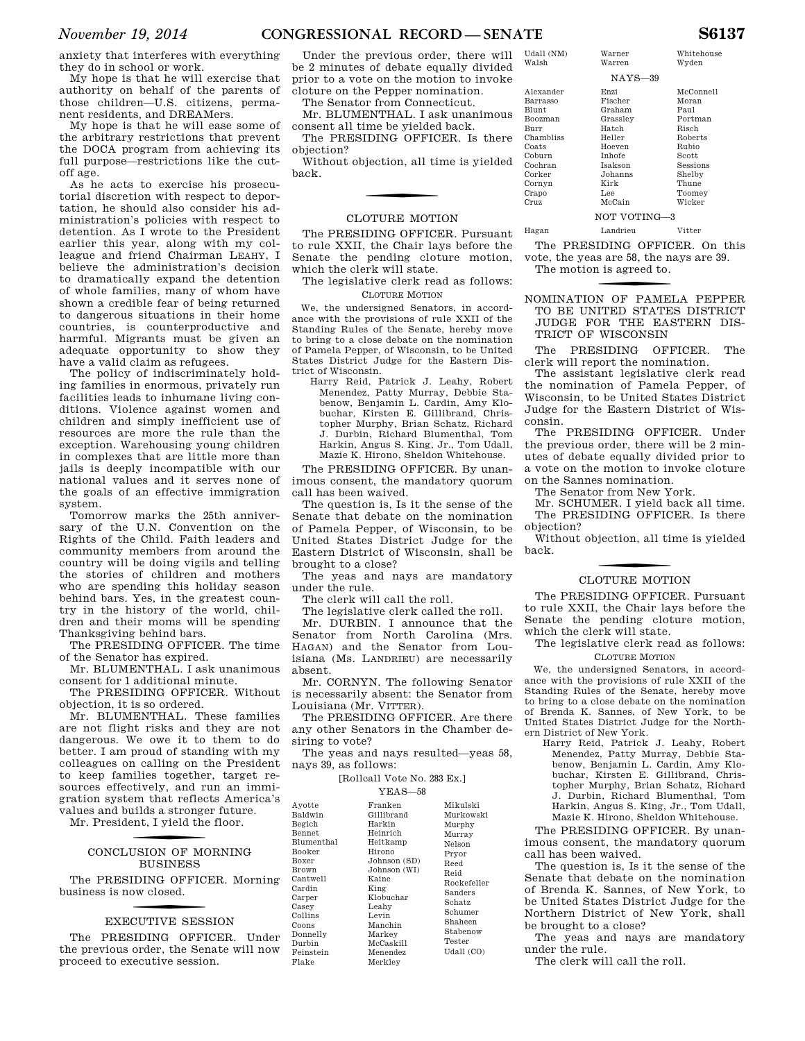anxiety that interferes with everything they do in school or work.

My hope is that he will exercise that authority on behalf of the parents of those children—U.S. citizens, permanent residents, and DREAMers.

My hope is that he will ease some of the arbitrary restrictions that prevent the DOCA program from achieving its full purpose—restrictions like the cutoff age.

As he acts to exercise his prosecutorial discretion with respect to deportation, he should also consider his administration's policies with respect to detention. As I wrote to the President earlier this year, along with my colleague and friend Chairman LEAHY, I believe the administration's decision to dramatically expand the detention of whole families, many of whom have shown a credible fear of being returned to dangerous situations in their home countries, is counterproductive and harmful. Migrants must be given an adequate opportunity to show they have a valid claim as refugees.

The policy of indiscriminately holding families in enormous, privately run facilities leads to inhumane living conditions. Violence against women and children and simply inefficient use of resources are more the rule than the exception. Warehousing young children in complexes that are little more than jails is deeply incompatible with our national values and it serves none of the goals of an effective immigration system.

Tomorrow marks the 25th anniversary of the U.N. Convention on the Rights of the Child. Faith leaders and community members from around the country will be doing vigils and telling the stories of children and mothers who are spending this holiday season behind bars. Yes, in the greatest country in the history of the world, children and their moms will be spending Thanksgiving behind bars.

The PRESIDING OFFICER. The time of the Senator has expired.

Mr. BLUMENTHAL. I ask unanimous consent for 1 additional minute.

The PRESIDING OFFICER. Without objection, it is so ordered.

Mr. BLUMENTHAL. These families are not flight risks and they are not dangerous. We owe it to them to do better. I am proud of standing with my colleagues on calling on the President to keep families together, target resources effectively, and run an immigration system that reflects America's values and builds a stronger future.

Mr. President, I yield the floor.

## CONCLUSION OF MORNING BUSINESS

The PRESIDING OFFICER. Morning business is now closed.

## EXECUTIVE SESSION

The PRESIDING OFFICER. Under the previous order, the Senate will now proceed to executive session.

Under the previous order, there will be 2 minutes of debate equally divided prior to a vote on the motion to invoke cloture on the Pepper nomination.

The Senator from Connecticut.

Mr. BLUMENTHAL. I ask unanimous consent all time be yielded back.

The PRESIDING OFFICER. Is there objection?

Without objection, all time is yielded back.

## CLOTURE MOTION

The PRESIDING OFFICER. Pursuant to rule XXII, the Chair lays before the Senate the pending cloture motion, which the clerk will state.

The legislative clerk read as follows:

CLOTURE MOTION

We, the undersigned Senators, in accordance with the provisions of rule XXII of the Standing Rules of the Senate, hereby move to bring to a close debate on the nomination of Pamela Pepper, of Wisconsin, to be United States District Judge for the Eastern District of Wisconsin.

Harry Reid, Patrick J. Leahy, Robert Menendez, Patty Murray, Debbie Stabenow, Benjamin L. Cardin, Amy Klobuchar, Kirsten E. Gillibrand, Christopher Murphy, Brian Schatz, Richard J. Durbin, Richard Blumenthal, Tom Harkin, Angus S. King, Jr., Tom Udall, Mazie K. Hirono, Sheldon Whitehouse.

The PRESIDING OFFICER. By unanimous consent, the mandatory quorum call has been waived.

The question is, Is it the sense of the Senate that debate on the nomination of Pamela Pepper, of Wisconsin, to be United States District Judge for the Eastern District of Wisconsin, shall be brought to a close?

The yeas and nays are mandatory under the rule.

The clerk will call the roll.

The legislative clerk called the roll.

Mr. DURBIN. I announce that the Senator from North Carolina (Mrs. HAGAN) and the Senator from Louisiana (Ms. LANDRIEU) are necessarily absent.

Mr. CORNYN. The following Senator is necessarily absent: the Senator from Louisiana (Mr. VITTER).

The PRESIDING OFFICER. Are there any other Senators in the Chamber desiring to vote?

The yeas and nays resulted—yeas 58, nays 39, as follows:

[Rollcall Vote No. 283 Ex.]

YEAS—58

| | | |
|---|---|---|
| Ayotte | Franken | Mikulski |
| Baldwin | Gillibrand | Murkowski |
| Begich | Harkin | Murphy |
| Bennet | Heinrich | Murray |
| Blumenthal | Heitkamp | Nelson |
| Booker | Hirono | Pryor |
| Boxer | Johnson (SD) | Reed |
| Brown | Johnson (WI) | Reid |
| Cantwell | Kaine | Rockefeller |
| Cardin | King | Sanders |
| Carper | Klobuchar | Schatz |
| Casey | Leahy | Schumer |
| Collins | Levin | Shaheen |
| Coons | Manchin | Stabenow |
| Donnelly | Markey | Tester |
| Durbin | McCaskill | Udall (CO) |
| Feinstein | Menendez | Udall (NM) |
| Flake | Merkley | Walsh |
| Warner | Warren | Whitehouse |
| Wyden | | |

NAYS—39

| | | |
|---|---|---|
| Alexander | Enzi | McConnell |
| Barrasso | Fischer | Moran |
| Blunt | Graham | Paul |
| Boozman | Grassley | Portman |
| Burr | Hatch | Risch |
| Chambliss | Heller | Roberts |
| Coats | Hoeven | Rubio |
| Coburn | Inhofe | Scott |
| Cochran | Isakson | Sessions |
| Corker | Johanns | Shelby |
| Cornyn | Kirk | Thune |
| Crapo | Lee | Toomey |
| Cruz | McCain | Wicker |

NOT VOTING—3

| | | |
|---|---|---|
| Hagan | Landrieu | Vitter |

The PRESIDING OFFICER. On this vote, the yeas are 58, the nays are 39.

The motion is agreed to.

## NOMINATION OF PAMELA PEPPER TO BE UNITED STATES DISTRICT JUDGE FOR THE EASTERN DISTRICT OF WISCONSIN

The PRESIDING OFFICER. The clerk will report the nomination.

The assistant legislative clerk read the nomination of Pamela Pepper, of Wisconsin, to be United States District Judge for the Eastern District of Wisconsin.

The PRESIDING OFFICER. Under the previous order, there will be 2 minutes of debate equally divided prior to a vote on the motion to invoke cloture on the Sannes nomination.

The Senator from New York.

Mr. SCHUMER. I yield back all time.

The PRESIDING OFFICER. Is there objection?

Without objection, all time is yielded back.

## CLOTURE MOTION

The PRESIDING OFFICER. Pursuant to rule XXII, the Chair lays before the Senate the pending cloture motion, which the clerk will state.

The legislative clerk read as follows:

CLOTURE MOTION

We, the undersigned Senators, in accordance with the provisions of rule XXII of the Standing Rules of the Senate, hereby move to bring to a close debate on the nomination of Brenda K. Sannes, of New York, to be United States District Judge for the Northern District of New York.

Harry Reid, Patrick J. Leahy, Robert Menendez, Patty Murray, Debbie Stabenow, Benjamin L. Cardin, Amy Klobuchar, Kirsten E. Gillibrand, Christopher Murphy, Brian Schatz, Richard J. Durbin, Richard Blumenthal, Tom Harkin, Angus S. King, Jr., Tom Udall, Mazie K. Hirono, Sheldon Whitehouse.

The PRESIDING OFFICER. By unanimous consent, the mandatory quorum call has been waived.

The question is, Is it the sense of the Senate that debate on the nomination of Brenda K. Sannes, of New York, to be United States District Judge for the Northern District of New York, shall be brought to a close?

The yeas and nays are mandatory under the rule.

The clerk will call the roll.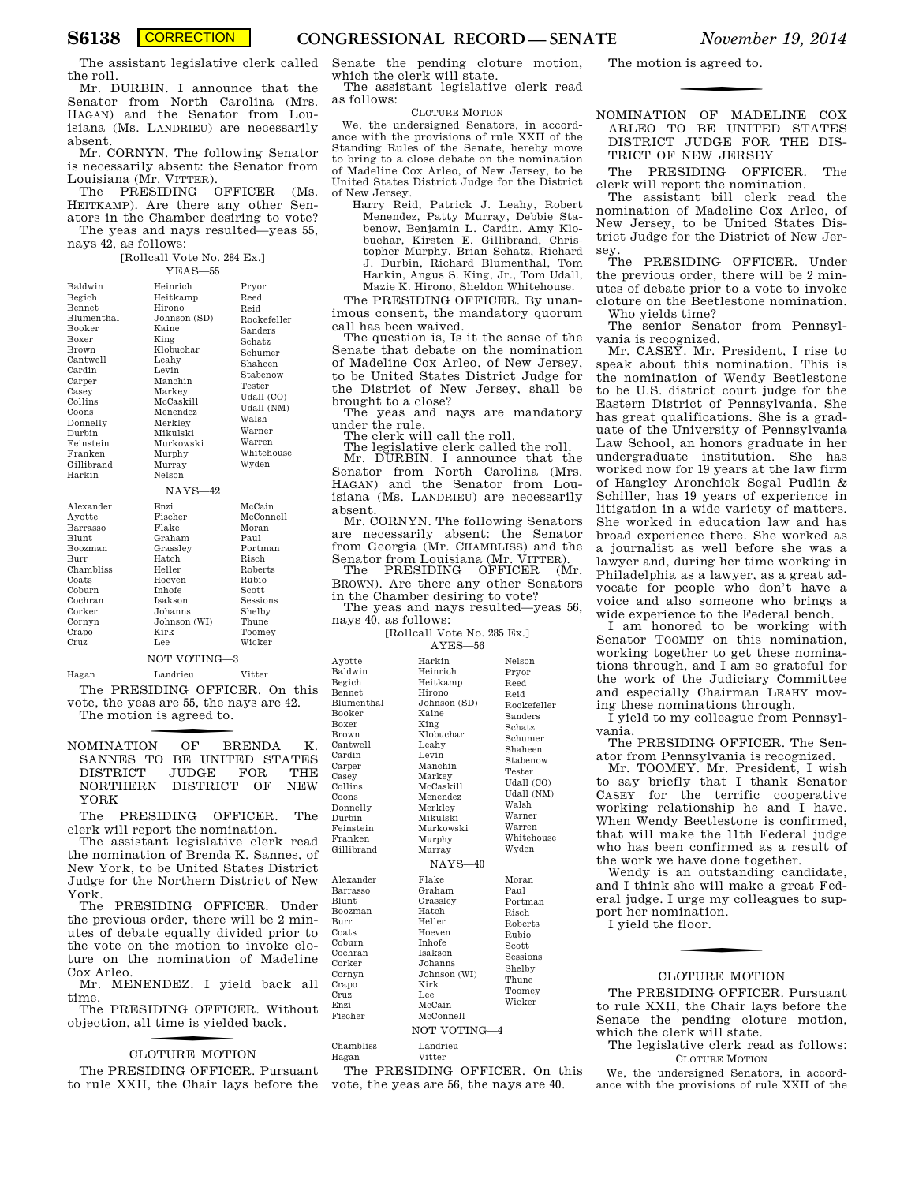The assistant legislative clerk called the roll.

Mr. DURBIN. I announce that the Senator from North Carolina (Mrs. HAGAN) and the Senator from Louisiana (Ms. LANDRIEU) are necessarily absent.

Mr. CORNYN. The following Senator is necessarily absent: the Senator from Louisiana (Mr. VITTER).

The PRESIDING OFFICER (Ms. HEITKAMP). Are there any other Senators in the Chamber desiring to vote?

The yeas and nays resulted—yeas 55, nays 42, as follows:

[Rollcall Vote No. 284 Ex.]

YEAS—55

| | | |
|---|---|---|
| Baldwin | Heinrich | Pryor |
| Begich | Heitkamp | Reed |
| Bennet | Hirono | Reid |
| Blumenthal | Johnson (SD) | Rockefeller |
| Booker | Kaine | Sanders |
| Boxer | King | Schatz |
| Brown | Klobuchar | Schumer |
| Cantwell | Leahy | Shaheen |
| Cardin | Levin | Stabenow |
| Carper | Manchin | Tester |
| Casey | Markey | Udall (CO) |
| Collins | McCaskill | Udall (NM) |
| Coons | Menendez | Walsh |
| Donnelly | Merkley | Warner |
| Durbin | Mikulski | Warren |
| Feinstein | Murkowski | Whitehouse |
| Franken | Murphy | Wyden |
| Gillibrand | Murray | |
| Harkin | Nelson | |

NAYS—42

| | | |
|---|---|---|
| Alexander | Enzi | McCain |
| Ayotte | Fischer | McConnell |
| Barrasso | Flake | Moran |
| Blunt | Graham | Paul |
| Boozman | Grassley | Portman |
| Burr | Hatch | Risch |
| Chambliss | Heller | Roberts |
| Coats | Hoeven | Rubio |
| Coburn | Inhofe | Scott |
| Cochran | Isakson | Sessions |
| Corker | Johanns | Shelby |
| Cornyn | Johnson (WI) | Thune |
| Crapo | Kirk | Toomey |
| Cruz | Lee | Wicker |

NOT VOTING—3

| | | |
|---|---|---|
| Hagan | Landrieu | Vitter |

The PRESIDING OFFICER. On this vote, the yeas are 55, the nays are 42.

The motion is agreed to.

## NOMINATION OF BRENDA K. SANNES TO BE UNITED STATES DISTRICT JUDGE FOR THE NORTHERN DISTRICT OF NEW YORK

The PRESIDING OFFICER. The clerk will report the nomination.

The assistant legislative clerk read the nomination of Brenda K. Sannes, of New York, to be United States District Judge for the Northern District of New York.

The PRESIDING OFFICER. Under the previous order, there will be 2 minutes of debate equally divided prior to the vote on the motion to invoke cloture on the nomination of Madeline Cox Arleo.

Mr. MENENDEZ. I yield back all time.

The PRESIDING OFFICER. Without objection, all time is yielded back.

## CLOTURE MOTION

The PRESIDING OFFICER. Pursuant to rule XXII, the Chair lays before the Senate the pending cloture motion, which the clerk will state.

The assistant legislative clerk read as follows:

CLOTURE MOTION

We, the undersigned Senators, in accordance with the provisions of rule XXII of the Standing Rules of the Senate, hereby move to bring to a close debate on the nomination of Madeline Cox Arleo, of New Jersey, to be United States District Judge for the District of New Jersey.

Harry Reid, Patrick J. Leahy, Robert Menendez, Patty Murray, Debbie Stabenow, Benjamin L. Cardin, Amy Klobuchar, Kirsten E. Gillibrand, Christopher Murphy, Brian Schatz, Richard J. Durbin, Richard Blumenthal, Tom Harkin, Angus S. King, Jr., Tom Udall, Mazie K. Hirono, Sheldon Whitehouse.

The PRESIDING OFFICER. By unanimous consent, the mandatory quorum call has been waived.

The question is, Is it the sense of the Senate that debate on the nomination of Madeline Cox Arleo, of New Jersey, to be United States District Judge for the District of New Jersey, shall be brought to a close?

The yeas and nays are mandatory under the rule.

The clerk will call the roll.

The legislative clerk called the roll.

Mr. DURBIN. I announce that the Senator from North Carolina (Mrs. HAGAN) and the Senator from Louisiana (Ms. LANDRIEU) are necessarily absent.

Mr. CORNYN. The following Senators are necessarily absent: the Senator from Georgia (Mr. CHAMBLISS) and the Senator from Louisiana (Mr. VITTER).

The PRESIDING OFFICER (Mr. BROWN). Are there any other Senators in the Chamber desiring to vote?

The yeas and nays resulted—yeas 56, nays 40, as follows:

[Rollcall Vote No. 285 Ex.]

AYES—56

| | | |
|---|---|---|
| Ayotte | Harkin | Nelson |
| Baldwin | Heinrich | Pryor |
| Begich | Heitkamp | Reed |
| Bennet | Hirono | Reid |
| Blumenthal | Johnson (SD) | Rockefeller |
| Booker | Kaine | Sanders |
| Boxer | King | Schatz |
| Brown | Klobuchar | Schumer |
| Cantwell | Leahy | Shaheen |
| Cardin | Levin | Stabenow |
| Carper | Manchin | Tester |
| Casey | Markey | Udall (CO) |
| Collins | McCaskill | Udall (NM) |
| Coons | Menendez | Walsh |
| Donnelly | Merkley | Warner |
| Durbin | Mikulski | Warren |
| Feinstein | Murkowski | Whitehouse |
| Franken | Murphy | Wyden |
| Gillibrand | Murray | |

NAYS—40

| | | |
|---|---|---|
| Alexander | Flake | Moran |
| Barrasso | Graham | Paul |
| Blunt | Grassley | Portman |
| Boozman | Hatch | Risch |
| Burr | Heller | Roberts |
| Coats | Hoeven | Rubio |
| Coburn | Inhofe | Scott |
| Cochran | Isakson | Sessions |
| Corker | Johanns | Shelby |
| Cornyn | Johnson (WI) | Thune |
| Crapo | Kirk | Toomey |
| Cruz | Lee | Wicker |
| Enzi | McCain | |
| Fischer | McConnell | |

NOT VOTING—4

| | |
|---|---|
| Chambliss | Landrieu |
| Hagan | Vitter |

The PRESIDING OFFICER. On this vote, the yeas are 56, the nays are 40.

The motion is agreed to.

## NOMINATION OF MADELINE COX ARLEO TO BE UNITED STATES DISTRICT JUDGE FOR THE DISTRICT OF NEW JERSEY

The PRESIDING OFFICER. The clerk will report the nomination.

The assistant bill clerk read the nomination of Madeline Cox Arleo, of New Jersey, to be United States District Judge for the District of New Jersey.

The PRESIDING OFFICER. Under the previous order, there will be 2 minutes of debate prior to a vote to invoke cloture on the Beetlestone nomination.

Who yields time?

The senior Senator from Pennsylvania is recognized.

Mr. CASEY. Mr. President, I rise to speak about this nomination. This is the nomination of Wendy Beetlestone to be U.S. district court judge for the Eastern District of Pennsylvania. She has great qualifications. She is a graduate of the University of Pennsylvania Law School, an honors graduate in her undergraduate institution. She has worked now for 19 years at the law firm of Hangley Aronchick Segal Pudlin & Schiller, has 19 years of experience in litigation in a wide variety of matters. She worked in education law and has broad experience there. She worked as a journalist as well before she was a lawyer and, during her time working in Philadelphia as a lawyer, as a great advocate for people who don't have a voice and also someone who brings a wide experience to the Federal bench.

I am honored to be working with Senator TOOMEY on this nomination, working together to get these nominations through, and I am so grateful for the work of the Judiciary Committee and especially Chairman LEAHY moving these nominations through.

I yield to my colleague from Pennsylvania.

The PRESIDING OFFICER. The Senator from Pennsylvania is recognized.

Mr. TOOMEY. Mr. President, I wish to say briefly that I thank Senator CASEY for the terrific cooperative working relationship he and I have. When Wendy Beetlestone is confirmed, that will make the 11th Federal judge who has been confirmed as a result of the work we have done together.

Wendy is an outstanding candidate, and I think she will make a great Federal judge. I urge my colleagues to support her nomination.

I yield the floor.

## CLOTURE MOTION

The PRESIDING OFFICER. Pursuant to rule XXII, the Chair lays before the Senate the pending cloture motion, which the clerk will state.

The legislative clerk read as follows:

CLOTURE MOTION

We, the undersigned Senators, in accordance with the provisions of rule XXII of the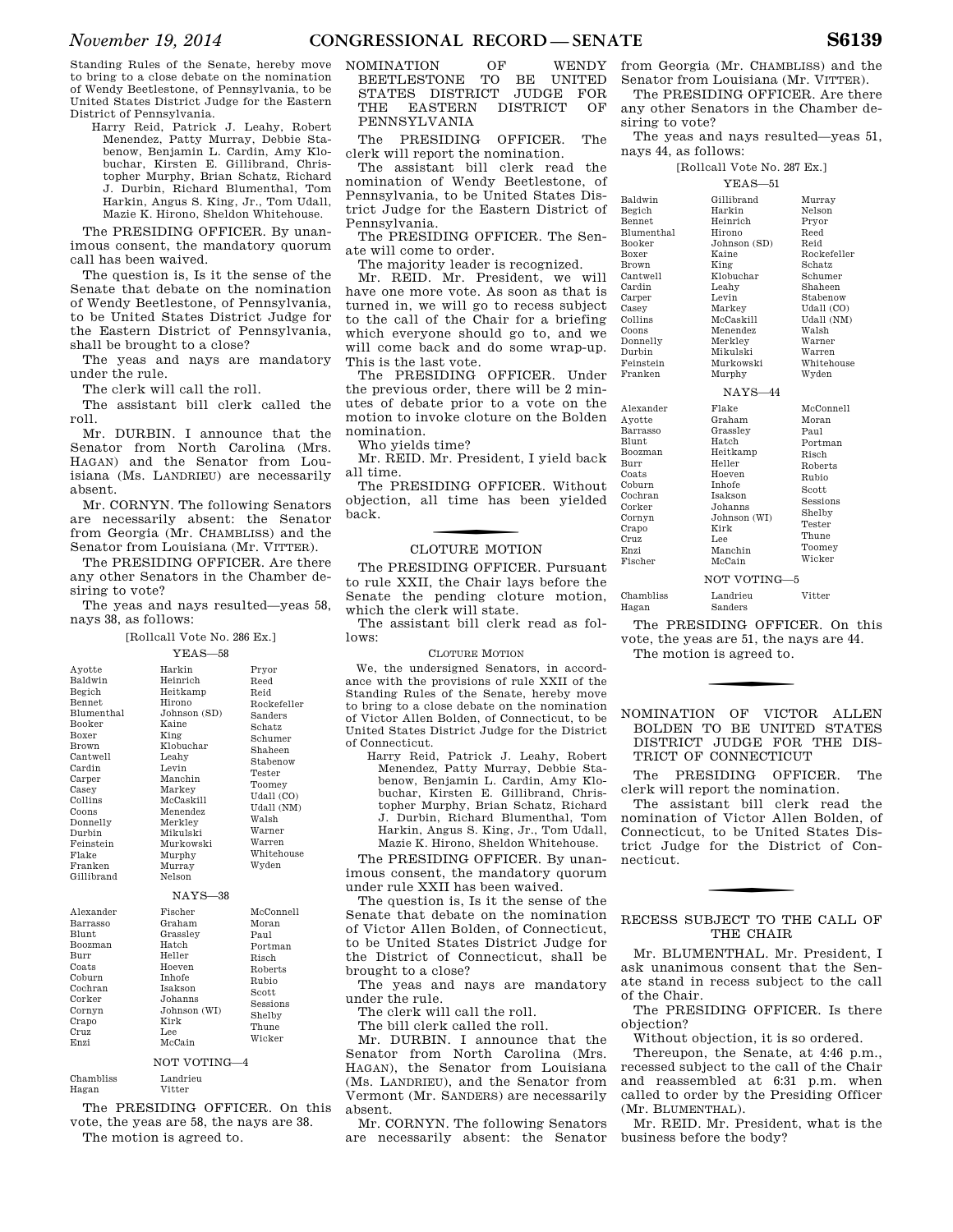Standing Rules of the Senate, hereby move to bring to a close debate on the nomination of Wendy Beetlestone, of Pennsylvania, to be United States District Judge for the Eastern District of Pennsylvania.

Harry Reid, Patrick J. Leahy, Robert Menendez, Patty Murray, Debbie Stabenow, Benjamin L. Cardin, Amy Klobuchar, Kirsten E. Gillibrand, Christopher Murphy, Brian Schatz, Richard J. Durbin, Richard Blumenthal, Tom Harkin, Angus S. King, Jr., Tom Udall, Mazie K. Hirono, Sheldon Whitehouse.

The PRESIDING OFFICER. By unanimous consent, the mandatory quorum call has been waived.

The question is, Is it the sense of the Senate that debate on the nomination of Wendy Beetlestone, of Pennsylvania, to be United States District Judge for the Eastern District of Pennsylvania, shall be brought to a close?

The yeas and nays are mandatory under the rule.

The clerk will call the roll.

The assistant bill clerk called the roll.

Mr. DURBIN. I announce that the Senator from North Carolina (Mrs. HAGAN) and the Senator from Louisiana (Ms. LANDRIEU) are necessarily absent.

Mr. CORNYN. The following Senators are necessarily absent: the Senator from Georgia (Mr. CHAMBLISS) and the Senator from Louisiana (Mr. VITTER).

The PRESIDING OFFICER. Are there any other Senators in the Chamber desiring to vote?

The yeas and nays resulted—yeas 58, nays 38, as follows:

[Rollcall Vote No. 286 Ex.]

YEAS—58

| | | |
|---|---|---|
| Ayotte | Harkin | Pryor |
| Baldwin | Heinrich | Reed |
| Begich | Heitkamp | Reid |
| Bennet | Hirono | Rockefeller |
| Blumenthal | Johnson (SD) | Sanders |
| Booker | Kaine | Schatz |
| Boxer | King | Schumer |
| Brown | Klobuchar | Shaheen |
| Cantwell | Leahy | Stabenow |
| Cardin | Levin | Tester |
| Carper | Manchin | Toomey |
| Casey | Markey | Udall (CO) |
| Collins | McCaskill | Udall (NM) |
| Coons | Menendez | Walsh |
| Donnelly | Merkley | Warner |
| Durbin | Mikulski | Warren |
| Feinstein | Murkowski | Whitehouse |
| Flake | Murphy | Wyden |
| Franken | Murray | |
| Gillibrand | Nelson | |

NAYS—38

| | | |
|---|---|---|
| Alexander | Fischer | McConnell |
| Barrasso | Graham | Moran |
| Blunt | Grassley | Paul |
| Boozman | Hatch | Portman |
| Burr | Heller | Risch |
| Coats | Hoeven | Roberts |
| Coburn | Inhofe | Rubio |
| Cochran | Isakson | Scott |
| Corker | Johanns | Sessions |
| Cornyn | Johnson (WI) | Shelby |
| Crapo | Kirk | Thune |
| Cruz | Lee | Wicker |
| Enzi | McCain | |

NOT VOTING—4

| | |
|---|---|
| Chambliss | Landrieu |
| Hagan | Vitter |

The PRESIDING OFFICER. On this vote, the yeas are 58, the nays are 38.

The motion is agreed to.

## NOMINATION OF WENDY BEETLESTONE TO BE UNITED STATES DISTRICT JUDGE FOR THE EASTERN DISTRICT OF PENNSYLVANIA

The PRESIDING OFFICER. The clerk will report the nomination.

The assistant bill clerk read the nomination of Wendy Beetlestone, of Pennsylvania, to be United States District Judge for the Eastern District of Pennsylvania.

The PRESIDING OFFICER. The Senate will come to order.

The majority leader is recognized.

Mr. REID. Mr. President, we will have one more vote. As soon as that is turned in, we will go to recess subject to the call of the Chair for a briefing which everyone should go to, and we will come back and do some wrap-up. This is the last vote.

The PRESIDING OFFICER. Under the previous order, there will be 2 minutes of debate prior to a vote on the motion to invoke cloture on the Bolden nomination.

Who yields time?

Mr. REID. Mr. President, I yield back all time.

The PRESIDING OFFICER. Without objection, all time has been yielded back.

## CLOTURE MOTION

The PRESIDING OFFICER. Pursuant to rule XXII, the Chair lays before the Senate the pending cloture motion, which the clerk will state.

The assistant bill clerk read as follows:

CLOTURE MOTION

We, the undersigned Senators, in accordance with the provisions of rule XXII of the Standing Rules of the Senate, hereby move to bring to a close debate on the nomination of Victor Allen Bolden, of Connecticut, to be United States District Judge for the District of Connecticut.

Harry Reid, Patrick J. Leahy, Robert Menendez, Patty Murray, Debbie Stabenow, Benjamin L. Cardin, Amy Klobuchar, Kirsten E. Gillibrand, Christopher Murphy, Brian Schatz, Richard J. Durbin, Richard Blumenthal, Tom Harkin, Angus S. King, Jr., Tom Udall, Mazie K. Hirono, Sheldon Whitehouse.

The PRESIDING OFFICER. By unanimous consent, the mandatory quorum under rule XXII has been waived.

The question is, Is it the sense of the Senate that debate on the nomination of Victor Allen Bolden, of Connecticut, to be United States District Judge for the District of Connecticut, shall be brought to a close?

The yeas and nays are mandatory under the rule.

The clerk will call the roll.

The bill clerk called the roll.

Mr. DURBIN. I announce that the Senator from North Carolina (Mrs. HAGAN), the Senator from Louisiana (Ms. LANDRIEU), and the Senator from Vermont (Mr. SANDERS) are necessarily absent.

Mr. CORNYN. The following Senators are necessarily absent: the Senator from Georgia (Mr. CHAMBLISS) and the Senator from Louisiana (Mr. VITTER).

The PRESIDING OFFICER. Are there any other Senators in the Chamber desiring to vote?

The yeas and nays resulted—yeas 51, nays 44, as follows:

[Rollcall Vote No. 287 Ex.]

YEAS—51

| | | |
|---|---|---|
| Baldwin | Gillibrand | Murray |
| Begich | Harkin | Nelson |
| Bennet | Heinrich | Pryor |
| Blumenthal | Hirono | Reed |
| Booker | Johnson (SD) | Reid |
| Boxer | Kaine | Rockefeller |
| Brown | King | Schatz |
| Cantwell | Klobuchar | Schumer |
| Cardin | Leahy | Shaheen |
| Carper | Levin | Stabenow |
| Casey | Markey | Udall (CO) |
| Collins | McCaskill | Udall (NM) |
| Coons | Menendez | Walsh |
| Donnelly | Merkley | Warner |
| Durbin | Mikulski | Warren |
| Feinstein | Murkowski | Whitehouse |
| Franken | Murphy | Wyden |

NAYS—44

| | | |
|---|---|---|
| Alexander | Flake | McConnell |
| Ayotte | Graham | Moran |
| Barrasso | Grassley | Paul |
| Blunt | Hatch | Portman |
| Boozman | Heitkamp | Risch |
| Burr | Heller | Roberts |
| Coats | Hoeven | Rubio |
| Coburn | Inhofe | Scott |
| Cochran | Isakson | Sessions |
| Corker | Johanns | Shelby |
| Cornyn | Johnson (WI) | Tester |
| Crapo | Kirk | Thune |
| Cruz | Lee | Toomey |
| Enzi | Manchin | Wicker |
| Fischer | McCain | |

NOT VOTING—5

| | | |
|---|---|---|
| Chambliss | Landrieu | Vitter |
| Hagan | Sanders | |

The PRESIDING OFFICER. On this vote, the yeas are 51, the nays are 44.

The motion is agreed to.

## NOMINATION OF VICTOR ALLEN BOLDEN TO BE UNITED STATES DISTRICT JUDGE FOR THE DISTRICT OF CONNECTICUT

The PRESIDING OFFICER. The clerk will report the nomination.

The assistant bill clerk read the nomination of Victor Allen Bolden, of Connecticut, to be United States District Judge for the District of Connecticut.

## RECESS SUBJECT TO THE CALL OF THE CHAIR

Mr. BLUMENTHAL. Mr. President, I ask unanimous consent that the Senate stand in recess subject to the call of the Chair.

The PRESIDING OFFICER. Is there objection?

Without objection, it is so ordered.

Thereupon, the Senate, at 4:46 p.m., recessed subject to the call of the Chair and reassembled at 6:31 p.m. when called to order by the Presiding Officer (Mr. BLUMENTHAL).

Mr. REID. Mr. President, what is the business before the body?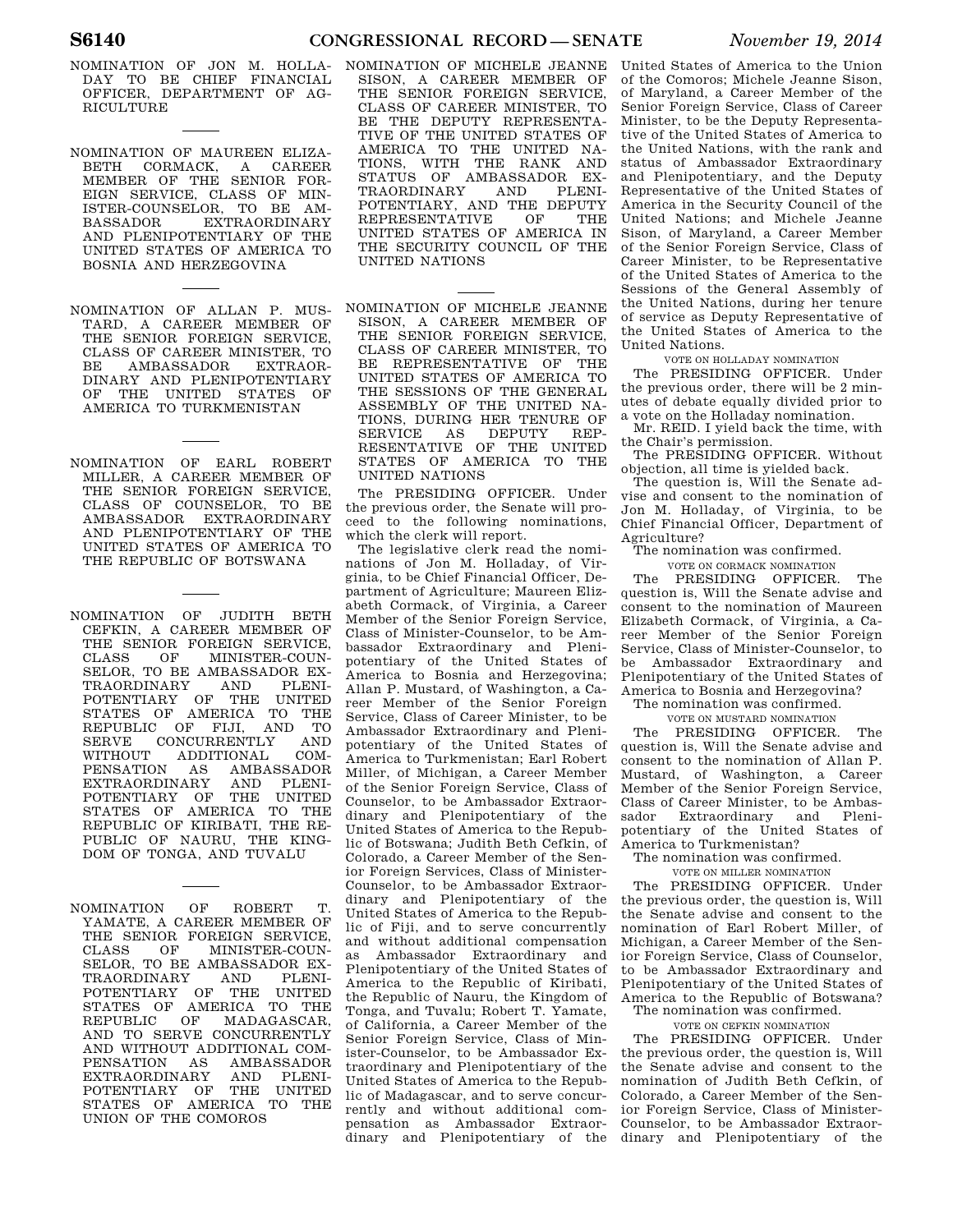NOMINATION OF JON M. HOLLADAY TO BE CHIEF FINANCIAL OFFICER, DEPARTMENT OF AGRICULTURE

---

NOMINATION OF MAUREEN ELIZABETH CORMACK, A CAREER MEMBER OF THE SENIOR FOREIGN SERVICE, CLASS OF MINISTER-COUNSELOR, TO BE AMBASSADOR EXTRAORDINARY AND PLENIPOTENTIARY OF THE UNITED STATES OF AMERICA TO BOSNIA AND HERZEGOVINA

---

NOMINATION OF ALLAN P. MUSTARD, A CAREER MEMBER OF THE SENIOR FOREIGN SERVICE, CLASS OF CAREER MINISTER, TO BE AMBASSADOR EXTRAORDINARY AND PLENIPOTENTIARY OF THE UNITED STATES OF AMERICA TO TURKMENISTAN

---

NOMINATION OF EARL ROBERT MILLER, A CAREER MEMBER OF THE SENIOR FOREIGN SERVICE, CLASS OF COUNSELOR, TO BE AMBASSADOR EXTRAORDINARY AND PLENIPOTENTIARY OF THE UNITED STATES OF AMERICA TO THE REPUBLIC OF BOTSWANA

---

NOMINATION OF JUDITH BETH CEFKIN, A CAREER MEMBER OF THE SENIOR FOREIGN SERVICE, CLASS OF MINISTER-COUNSELOR, TO BE AMBASSADOR EXTRAORDINARY AND PLENIPOTENTIARY OF THE UNITED STATES OF AMERICA TO THE REPUBLIC OF FIJI, AND TO SERVE CONCURRENTLY AND WITHOUT ADDITIONAL COMPENSATION AS AMBASSADOR EXTRAORDINARY AND PLENIPOTENTIARY OF THE UNITED STATES OF AMERICA TO THE REPUBLIC OF KIRIBATI, THE REPUBLIC OF NAURU, THE KINGDOM OF TONGA, AND TUVALU

---

NOMINATION OF ROBERT T. YAMATE, A CAREER MEMBER OF THE SENIOR FOREIGN SERVICE, CLASS OF MINISTER-COUNSELOR, TO BE AMBASSADOR EXTRAORDINARY AND PLENIPOTENTIARY OF THE UNITED STATES OF AMERICA TO THE REPUBLIC OF MADAGASCAR, AND TO SERVE CONCURRENTLY AND WITHOUT ADDITIONAL COMPENSATION AS AMBASSADOR EXTRAORDINARY AND PLENIPOTENTIARY OF THE UNITED STATES OF AMERICA TO THE UNION OF THE COMOROS

---

NOMINATION OF MICHELE JEANNE SISON, A CAREER MEMBER OF THE SENIOR FOREIGN SERVICE, CLASS OF CAREER MINISTER, TO BE THE DEPUTY REPRESENTATIVE OF THE UNITED STATES OF AMERICA TO THE UNITED NATIONS, WITH THE RANK AND STATUS OF AMBASSADOR EXTRAORDINARY AND PLENIPOTENTIARY, AND THE DEPUTY REPRESENTATIVE OF THE UNITED STATES OF AMERICA IN THE SECURITY COUNCIL OF THE UNITED NATIONS

---

NOMINATION OF MICHELE JEANNE SISON, A CAREER MEMBER OF THE SENIOR FOREIGN SERVICE, CLASS OF CAREER MINISTER, TO BE REPRESENTATIVE OF THE UNITED STATES OF AMERICA TO THE SESSIONS OF THE GENERAL ASSEMBLY OF THE UNITED NATIONS, DURING HER TENURE OF SERVICE AS DEPUTY REPRESENTATIVE OF THE UNITED STATES OF AMERICA TO THE UNITED NATIONS

The PRESIDING OFFICER. Under the previous order, the Senate will proceed to the following nominations, which the clerk will report.

The legislative clerk read the nominations of Jon M. Holladay, of Virginia, to be Chief Financial Officer, Department of Agriculture; Maureen Elizabeth Cormack, of Virginia, a Career Member of the Senior Foreign Service, Class of Minister-Counselor, to be Ambassador Extraordinary and Plenipotentiary of the United States of America to Bosnia and Herzegovina; Allan P. Mustard, of Washington, a Career Member of the Senior Foreign Service, Class of Career Minister, to be Ambassador Extraordinary and Plenipotentiary of the United States of America to Turkmenistan; Earl Robert Miller, of Michigan, a Career Member of the Senior Foreign Service, Class of Counselor, to be Ambassador Extraordinary and Plenipotentiary of the United States of America to the Republic of Botswana; Judith Beth Cefkin, of Colorado, a Career Member of the Senior Foreign Services, Class of Minister-Counselor, to be Ambassador Extraordinary and Plenipotentiary of the United States of America to the Republic of Fiji, and to serve concurrently and without additional compensation as Ambassador Extraordinary and Plenipotentiary of the United States of America to the Republic of Kiribati, the Republic of Nauru, the Kingdom of Tonga, and Tuvalu; Robert T. Yamate, of California, a Career Member of the Senior Foreign Service, Class of Minister-Counselor, to be Ambassador Extraordinary and Plenipotentiary of the United States of America to the Republic of Madagascar, and to serve concurrently and without additional compensation as Ambassador Extraordinary and Plenipotentiary of the United States of America to the Union of the Comoros; Michele Jeanne Sison, of Maryland, a Career Member of the Senior Foreign Service, Class of Career Minister, to be the Deputy Representative of the United States of America to the United Nations, with the rank and status of Ambassador Extraordinary and Plenipotentiary, and the Deputy Representative of the United States of America in the Security Council of the United Nations; and Michele Jeanne Sison, of Maryland, a Career Member of the Senior Foreign Service, Class of Career Minister, to be Representative of the United States of America to the Sessions of the General Assembly of the United Nations, during her tenure of service as Deputy Representative of the United States of America to the United Nations.

VOTE ON HOLLADAY NOMINATION

The PRESIDING OFFICER. Under the previous order, there will be 2 minutes of debate equally divided prior to a vote on the Holladay nomination.

Mr. REID. I yield back the time, with the Chair's permission.

The PRESIDING OFFICER. Without objection, all time is yielded back.

The question is, Will the Senate advise and consent to the nomination of Jon M. Holladay, of Virginia, to be Chief Financial Officer, Department of Agriculture?

The nomination was confirmed.

VOTE ON CORMACK NOMINATION

The PRESIDING OFFICER. The question is, Will the Senate advise and consent to the nomination of Maureen Elizabeth Cormack, of Virginia, a Career Member of the Senior Foreign Service, Class of Minister-Counselor, to be Ambassador Extraordinary and Plenipotentiary of the United States of America to Bosnia and Herzegovina?

The nomination was confirmed.

VOTE ON MUSTARD NOMINATION

The PRESIDING OFFICER. The question is, Will the Senate advise and consent to the nomination of Allan P. Mustard, of Washington, a Career Member of the Senior Foreign Service, Class of Career Minister, to be Ambassador Extraordinary and Plenipotentiary of the United States of America to Turkmenistan?

The nomination was confirmed.

VOTE ON MILLER NOMINATION

The PRESIDING OFFICER. Under the previous order, the question is, Will the Senate advise and consent to the nomination of Earl Robert Miller, of Michigan, a Career Member of the Senior Foreign Service, Class of Counselor, to be Ambassador Extraordinary and Plenipotentiary of the United States of America to the Republic of Botswana?

The nomination was confirmed.

VOTE ON CEFKIN NOMINATION

The PRESIDING OFFICER. Under the previous order, the question is, Will the Senate advise and consent to the nomination of Judith Beth Cefkin, of Colorado, a Career Member of the Senior Foreign Service, Class of Minister-Counselor, to be Ambassador Extraordinary and Plenipotentiary of the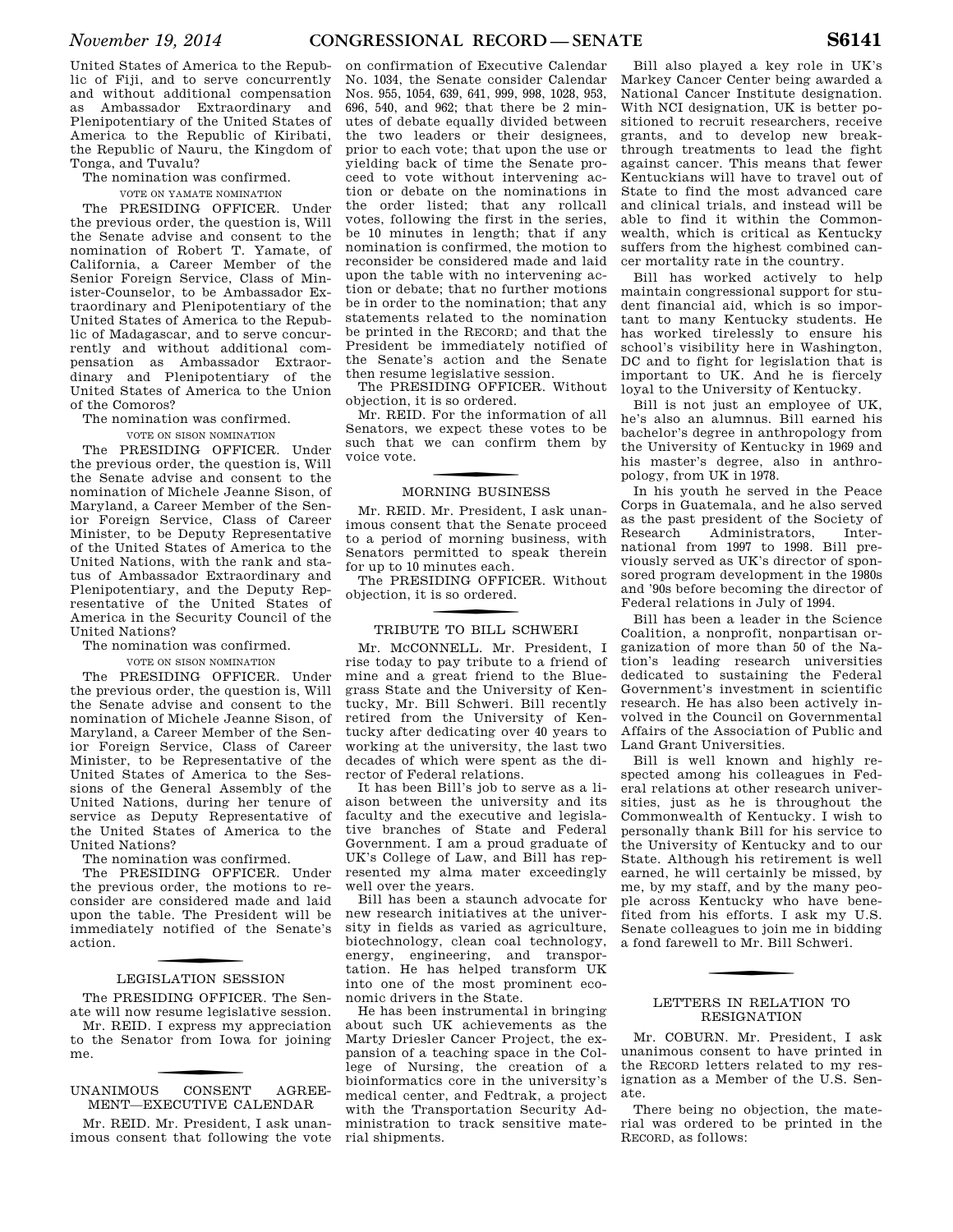United States of America to the Republic of Fiji, and to serve concurrently and without additional compensation as Ambassador Extraordinary and Plenipotentiary of the United States of America to the Republic of Kiribati, the Republic of Nauru, the Kingdom of Tonga, and Tuvalu?

The nomination was confirmed.

VOTE ON YAMATE NOMINATION

The PRESIDING OFFICER. Under the previous order, the question is, Will the Senate advise and consent to the nomination of Robert T. Yamate, of California, a Career Member of the Senior Foreign Service, Class of Minister-Counselor, to be Ambassador Extraordinary and Plenipotentiary of the United States of America to the Republic of Madagascar, and to serve concurrently and without additional compensation as Ambassador Extraordinary and Plenipotentiary of the United States of America to the Union of the Comoros?

The nomination was confirmed.

VOTE ON SISON NOMINATION

The PRESIDING OFFICER. Under the previous order, the question is, Will the Senate advise and consent to the nomination of Michele Jeanne Sison, of Maryland, a Career Member of the Senior Foreign Service, Class of Career Minister, to be Deputy Representative of the United States of America to the United Nations, with the rank and status of Ambassador Extraordinary and Plenipotentiary, and the Deputy Representative of the United States of America in the Security Council of the United Nations?

The nomination was confirmed.

VOTE ON SISON NOMINATION

The PRESIDING OFFICER. Under the previous order, the question is, Will the Senate advise and consent to the nomination of Michele Jeanne Sison, of Maryland, a Career Member of the Senior Foreign Service, Class of Career Minister, to be Representative of the United States of America to the Sessions of the General Assembly of the United Nations, during her tenure of service as Deputy Representative of the United States of America to the United Nations?

The nomination was confirmed.

The PRESIDING OFFICER. Under the previous order, the motions to reconsider are considered made and laid upon the table. The President will be immediately notified of the Senate's action.

## LEGISLATION SESSION

The PRESIDING OFFICER. The Senate will now resume legislative session.

Mr. REID. I express my appreciation to the Senator from Iowa for joining me.

## UNANIMOUS CONSENT AGREEMENT—EXECUTIVE CALENDAR

Mr. REID. Mr. President, I ask unanimous consent that following the vote on confirmation of Executive Calendar No. 1034, the Senate consider Calendar Nos. 955, 1054, 639, 641, 999, 998, 1028, 953, 696, 540, and 962; that there be 2 minutes of debate equally divided between the two leaders or their designees, prior to each vote; that upon the use or yielding back of time the Senate proceed to vote without intervening action or debate on the nominations in the order listed; that any rollcall votes, following the first in the series, be 10 minutes in length; that if any nomination is confirmed, the motion to reconsider be considered made and laid upon the table with no intervening action or debate; that no further motions be in order to the nomination; that any statements related to the nomination be printed in the RECORD; and that the President be immediately notified of the Senate's action and the Senate then resume legislative session.

The PRESIDING OFFICER. Without objection, it is so ordered.

Mr. REID. For the information of all Senators, we expect these votes to be such that we can confirm them by voice vote.

## MORNING BUSINESS

Mr. REID. Mr. President, I ask unanimous consent that the Senate proceed to a period of morning business, with Senators permitted to speak therein for up to 10 minutes each.

The PRESIDING OFFICER. Without objection, it is so ordered.

## TRIBUTE TO BILL SCHWERI

Mr. MCCONNELL. Mr. President, I rise today to pay tribute to a friend of mine and a great friend to the Bluegrass State and the University of Kentucky, Mr. Bill Schweri. Bill recently retired from the University of Kentucky after dedicating over 40 years to working at the university, the last two decades of which were spent as the director of Federal relations.

It has been Bill's job to serve as a liaison between the university and its faculty and the executive and legislative branches of State and Federal Government. I am a proud graduate of UK's College of Law, and Bill has represented my alma mater exceedingly well over the years.

Bill has been a staunch advocate for new research initiatives at the university in fields as varied as agriculture, biotechnology, clean coal technology, energy, engineering, and transportation. He has helped transform UK into one of the most prominent economic drivers in the State.

He has been instrumental in bringing about such UK achievements as the Marty Driesler Cancer Project, the expansion of a teaching space in the College of Nursing, the creation of a bioinformatics core in the university's medical center, and Fedtrak, a project with the Transportation Security Administration to track sensitive material shipments.

Bill also played a key role in UK's Markey Cancer Center being awarded a National Cancer Institute designation. With NCI designation, UK is better positioned to recruit researchers, receive grants, and to develop new breakthrough treatments to lead the fight against cancer. This means that fewer Kentuckians will have to travel out of State to find the most advanced care and clinical trials, and instead will be able to find it within the Commonwealth, which is critical as Kentucky suffers from the highest combined cancer mortality rate in the country.

Bill has worked actively to help maintain congressional support for student financial aid, which is so important to many Kentucky students. He has worked tirelessly to ensure his school's visibility here in Washington, DC and to fight for legislation that is important to UK. And he is fiercely loyal to the University of Kentucky.

Bill is not just an employee of UK, he's also an alumnus. Bill earned his bachelor's degree in anthropology from the University of Kentucky in 1969 and his master's degree, also in anthropology, from UK in 1978.

In his youth he served in the Peace Corps in Guatemala, and he also served as the past president of the Society of Research Administrators, International from 1997 to 1998. Bill previously served as UK's director of sponsored program development in the 1980s and '90s before becoming the director of Federal relations in July of 1994.

Bill has been a leader in the Science Coalition, a nonprofit, nonpartisan organization of more than 50 of the Nation's leading research universities dedicated to sustaining the Federal Government's investment in scientific research. He has also been actively involved in the Council on Governmental Affairs of the Association of Public and Land Grant Universities.

Bill is well known and highly respected among his colleagues in Federal relations at other research universities, just as he is throughout the Commonwealth of Kentucky. I wish to personally thank Bill for his service to the University of Kentucky and to our State. Although his retirement is well earned, he will certainly be missed, by me, by my staff, and by the many people across Kentucky who have benefited from his efforts. I ask my U.S. Senate colleagues to join me in bidding a fond farewell to Mr. Bill Schweri.

## LETTERS IN RELATION TO RESIGNATION

Mr. COBURN. Mr. President, I ask unanimous consent to have printed in the RECORD letters related to my resignation as a Member of the U.S. Senate.

There being no objection, the material was ordered to be printed in the RECORD, as follows: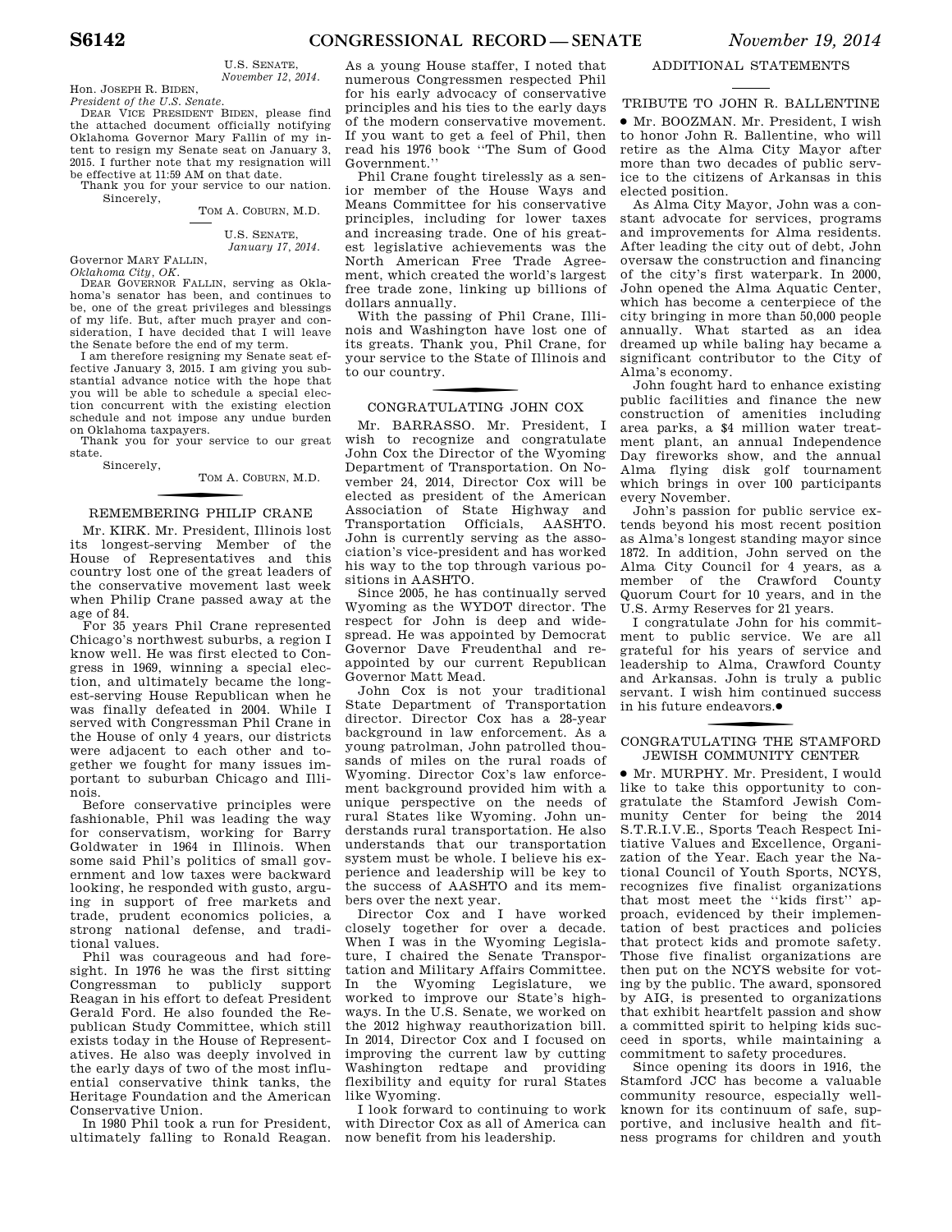U.S. SENATE,
*November 12, 2014.*

Hon. JOSEPH R. BIDEN,
*President of the U.S. Senate.*

DEAR VICE PRESIDENT BIDEN, please find the attached document officially notifying Oklahoma Governor Mary Fallin of my intent to resign my Senate seat on January 3, 2015. I further note that my resignation will be effective at 11:59 AM on that date.

Thank you for your service to our nation.

Sincerely,

TOM A. COBURN, M.D.

U.S. SENATE,
*January 17, 2014.*

Governor MARY FALLIN,
*Oklahoma City, OK.*

DEAR GOVERNOR FALLIN, serving as Oklahoma's senator has been, and continues to be, one of the great privileges and blessings of my life. But, after much prayer and consideration, I have decided that I will leave the Senate before the end of my term.

I am therefore resigning my Senate seat effective January 3, 2015. I am giving you substantial advance notice with the hope that you will be able to schedule a special election concurrent with the existing election schedule and not impose any undue burden on Oklahoma taxpayers.

Thank you for your service to our great state.

Sincerely,

TOM A. COBURN, M.D.

## REMEMBERING PHILIP CRANE

Mr. KIRK. Mr. President, Illinois lost its longest-serving Member of the House of Representatives and this country lost one of the great leaders of the conservative movement last week when Philip Crane passed away at the age of 84.

For 35 years Phil Crane represented Chicago's northwest suburbs, a region I know well. He was first elected to Congress in 1969, winning a special election, and ultimately became the longest-serving House Republican when he was finally defeated in 2004. While I served with Congressman Phil Crane in the House of only 4 years, our districts were adjacent to each other and together we fought for many issues important to suburban Chicago and Illinois.

Before conservative principles were fashionable, Phil was leading the way for conservatism, working for Barry Goldwater in 1964 in Illinois. When some said Phil's politics of small government and low taxes were backward looking, he responded with gusto, arguing in support of free markets and trade, prudent economics policies, a strong national defense, and traditional values.

Phil was courageous and had foresight. In 1976 he was the first sitting Congressman to publicly support Reagan in his effort to defeat President Gerald Ford. He also founded the Republican Study Committee, which still exists today in the House of Representatives. He also was deeply involved in the early days of two of the most influential conservative think tanks, the Heritage Foundation and the American Conservative Union.

In 1980 Phil took a run for President, ultimately falling to Ronald Reagan. As a young House staffer, I noted that numerous Congressmen respected Phil for his early advocacy of conservative principles and his ties to the early days of the modern conservative movement. If you want to get a feel of Phil, then read his 1976 book ''The Sum of Good Government.''

Phil Crane fought tirelessly as a senior member of the House Ways and Means Committee for his conservative principles, including for lower taxes and increasing trade. One of his greatest legislative achievements was the North American Free Trade Agreement, which created the world's largest free trade zone, linking up billions of dollars annually.

With the passing of Phil Crane, Illinois and Washington have lost one of its greats. Thank you, Phil Crane, for your service to the State of Illinois and to our country.

## CONGRATULATING JOHN COX

Mr. BARRASSO. Mr. President, I wish to recognize and congratulate John Cox the Director of the Wyoming Department of Transportation. On November 24, 2014, Director Cox will be elected as president of the American Association of State Highway and Transportation Officials, AASHTO. John is currently serving as the association's vice-president and has worked his way to the top through various positions in AASHTO.

Since 2005, he has continually served Wyoming as the WYDOT director. The respect for John is deep and widespread. He was appointed by Democrat Governor Dave Freudenthal and reappointed by our current Republican Governor Matt Mead.

John Cox is not your traditional State Department of Transportation director. Director Cox has a 28-year background in law enforcement. As a young patrolman, John patrolled thousands of miles on the rural roads of Wyoming. Director Cox's law enforcement background provided him with a unique perspective on the needs of rural States like Wyoming. John understands rural transportation. He also understands that our transportation system must be whole. I believe his experience and leadership will be key to the success of AASHTO and its members over the next year.

Director Cox and I have worked closely together for over a decade. When I was in the Wyoming Legislature, I chaired the Senate Transportation and Military Affairs Committee. In the Wyoming Legislature, we worked to improve our State's highways. In the U.S. Senate, we worked on the 2012 highway reauthorization bill. In 2014, Director Cox and I focused on improving the current law by cutting Washington redtape and providing flexibility and equity for rural States like Wyoming.

I look forward to continuing to work with Director Cox as all of America can now benefit from his leadership.

## ADDITIONAL STATEMENTS

### TRIBUTE TO JOHN R. BALLENTINE

● Mr. BOOZMAN. Mr. President, I wish to honor John R. Ballentine, who will retire as the Alma City Mayor after more than two decades of public service to the citizens of Arkansas in this elected position.

As Alma City Mayor, John was a constant advocate for services, programs and improvements for Alma residents. After leading the city out of debt, John oversaw the construction and financing of the city's first waterpark. In 2000, John opened the Alma Aquatic Center, which has become a centerpiece of the city bringing in more than 50,000 people annually. What started as an idea dreamed up while baling hay became a significant contributor to the City of Alma's economy.

John fought hard to enhance existing public facilities and finance the new construction of amenities including area parks, a $4 million water treatment plant, an annual Independence Day fireworks show, and the annual Alma flying disk golf tournament which brings in over 100 participants every November.

John's passion for public service extends beyond his most recent position as Alma's longest standing mayor since 1872. In addition, John served on the Alma City Council for 4 years, as a member of the Crawford County Quorum Court for 10 years, and in the U.S. Army Reserves for 21 years.

I congratulate John for his commitment to public service. We are all grateful for his years of service and leadership to Alma, Crawford County and Arkansas. John is truly a public servant. I wish him continued success in his future endeavors.●

### CONGRATULATING THE STAMFORD JEWISH COMMUNITY CENTER

● Mr. MURPHY. Mr. President, I would like to take this opportunity to congratulate the Stamford Jewish Community Center for being the 2014 S.T.R.I.V.E., Sports Teach Respect Initiative Values and Excellence, Organization of the Year. Each year the National Council of Youth Sports, NCYS, recognizes five finalist organizations that most meet the ''kids first'' approach, evidenced by their implementation of best practices and policies that protect kids and promote safety. Those five finalist organizations are then put on the NCYS website for voting by the public. The award, sponsored by AIG, is presented to organizations that exhibit heartfelt passion and show a committed spirit to helping kids succeed in sports, while maintaining a commitment to safety procedures.

Since opening its doors in 1916, the Stamford JCC has become a valuable community resource, especially well-known for its continuum of safe, supportive, and inclusive health and fitness programs for children and youth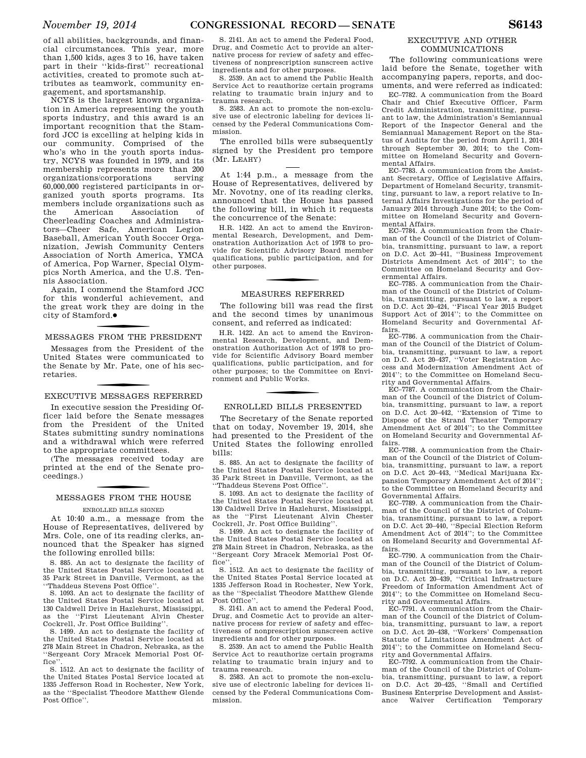of all abilities, backgrounds, and financial circumstances. This year, more than 1,500 kids, ages 3 to 16, have taken part in their ''kids-first'' recreational activities, created to promote such attributes as teamwork, community engagement, and sportsmanship.

NCYS is the largest known organization in America representing the youth sports industry, and this award is an important recognition that the Stamford JCC is excelling at helping kids in our community. Comprised of the who's who in the youth sports industry, NCYS was founded in 1979, and its membership represents more than 200 organizations/corporations serving 60,000,000 registered participants in organized youth sports programs. Its members include organizations such as the American Association of Cheerleading Coaches and Administrators—Cheer Safe, American Legion Baseball, American Youth Soccer Organization, Jewish Community Centers Association of North America, YMCA of America, Pop Warner, Special Olympics North America, and the U.S. Tennis Association.

Again, I commend the Stamford JCC for this wonderful achievement, and the great work they are doing in the city of Stamford.●

## MESSAGES FROM THE PRESIDENT

Messages from the President of the United States were communicated to the Senate by Mr. Pate, one of his secretaries.

## EXECUTIVE MESSAGES REFERRED

In executive session the Presiding Officer laid before the Senate messages from the President of the United States submitting sundry nominations and a withdrawal which were referred to the appropriate committees.

(The messages received today are printed at the end of the Senate proceedings.)

## MESSAGES FROM THE HOUSE

### ENROLLED BILLS SIGNED

At 10:40 a.m., a message from the House of Representatives, delivered by Mrs. Cole, one of its reading clerks, announced that the Speaker has signed the following enrolled bills:

S. 885. An act to designate the facility of the United States Postal Service located at 35 Park Street in Danville, Vermont, as the ''Thaddeus Stevens Post Office''.

S. 1093. An act to designate the facility of the United States Postal Service located at 130 Caldwell Drive in Hazlehurst, Mississippi, as the ''First Lieutenant Alvin Chester Cockrell, Jr. Post Office Building''.

S. 1499. An act to designate the facility of the United States Postal Service located at 278 Main Street in Chadron, Nebraska, as the ''Sergeant Cory Mracek Memorial Post Office''.

S. 1512. An act to designate the facility of the United States Postal Service located at 1335 Jefferson Road in Rochester, New York, as the ''Specialist Theodore Matthew Glende Post Office''.

S. 2141. An act to amend the Federal Food, Drug, and Cosmetic Act to provide an alternative process for review of safety and effectiveness of nonprescription sunscreen active ingredients and for other purposes.

S. 2539. An act to amend the Public Health Service Act to reauthorize certain programs relating to traumatic brain injury and to trauma research.

S. 2583. An act to promote the non-exclusive use of electronic labeling for devices licensed by the Federal Communications Commission.

The enrolled bills were subsequently signed by the President pro tempore (Mr. LEAHY)

At 1:44 p.m., a message from the House of Representatives, delivered by Mr. Novotny, one of its reading clerks, announced that the House has passed the following bill, in which it requests the concurrence of the Senate:

H.R. 1422. An act to amend the Environmental Research, Development, and Demonstration Authorization Act of 1978 to provide for Scientific Advisory Board member qualifications, public participation, and for other purposes.

## MEASURES REFERRED

The following bill was read the first and the second times by unanimous consent, and referred as indicated:

H.R. 1422. An act to amend the Environmental Research, Development, and Demonstration Authorization Act of 1978 to provide for Scientific Advisory Board member qualifications, public participation, and for other purposes; to the Committee on Environment and Public Works.

## ENROLLED BILLS PRESENTED

The Secretary of the Senate reported that on today, November 19, 2014, she had presented to the President of the United States the following enrolled bills:

S. 885. An act to designate the facility of the United States Postal Service located at 35 Park Street in Danville, Vermont, as the ''Thaddeus Stevens Post Office''.

S. 1093. An act to designate the facility of the United States Postal Service located at 130 Caldwell Drive in Hazlehurst, Mississippi, as the ''First Lieutenant Alvin Chester Cockrell, Jr. Post Office Building''.

S. 1499. An act to designate the facility of the United States Postal Service located at 278 Main Street in Chadron, Nebraska, as the ''Sergeant Cory Mracek Memorial Post Office''.

S. 1512. An act to designate the facility of the United States Postal Service located at 1335 Jefferson Road in Rochester, New York, as the ''Specialist Theodore Matthew Glende Post Office''.

S. 2141. An act to amend the Federal Food, Drug, and Cosmetic Act to provide an alternative process for review of safety and effectiveness of nonprescription sunscreen active ingredients and for other purposes.

S. 2539. An act to amend the Public Health Service Act to reauthorize certain programs relating to traumatic brain injury and to trauma research.

S. 2583. An act to promote the non-exclusive use of electronic labeling for devices licensed by the Federal Communications Commission.

## EXECUTIVE AND OTHER COMMUNICATIONS

The following communications were laid before the Senate, together with accompanying papers, reports, and documents, and were referred as indicated:

EC–7782. A communication from the Board Chair and Chief Executive Officer, Farm Credit Administration, transmitting, pursuant to law, the Administration's Semiannual Report of the Inspector General and the Semiannual Management Report on the Status of Audits for the period from April 1, 2014 through September 30, 2014; to the Committee on Homeland Security and Governmental Affairs.

EC–7783. A communication from the Assistant Secretary, Office of Legislative Affairs, Department of Homeland Security, transmitting, pursuant to law, a report relative to Internal Affairs Investigations for the period of January 2014 through June 2014; to the Committee on Homeland Security and Governmental Affairs.

EC–7784. A communication from the Chairman of the Council of the District of Columbia, transmitting, pursuant to law, a report on D.C. Act 20–441, ''Business Improvement Districts Amendment Act of 2014''; to the Committee on Homeland Security and Governmental Affairs.

EC–7785. A communication from the Chairman of the Council of the District of Columbia, transmitting, pursuant to law, a report on D.C. Act 20–424, ''Fiscal Year 2015 Budget Support Act of 2014''; to the Committee on Homeland Security and Governmental Affairs.

EC–7786. A communication from the Chairman of the Council of the District of Columbia, transmitting, pursuant to law, a report on D.C. Act 20–437, ''Voter Registration Access and Modernization Amendment Act of 2014''; to the Committee on Homeland Security and Governmental Affairs.

EC–7787. A communication from the Chairman of the Council of the District of Columbia, transmitting, pursuant to law, a report on D.C. Act 20–442, ''Extension of Time to Dispose of the Strand Theater Temporary Amendment Act of 2014''; to the Committee on Homeland Security and Governmental Affairs.

EC–7788. A communication from the Chairman of the Council of the District of Columbia, transmitting, pursuant to law, a report on D.C. Act 20–443, ''Medical Marijuana Expansion Temporary Amendment Act of 2014''; to the Committee on Homeland Security and Governmental Affairs.

EC–7789. A communication from the Chairman of the Council of the District of Columbia, transmitting, pursuant to law, a report on D.C. Act 20–440, ''Special Election Reform Amendment Act of 2014''; to the Committee on Homeland Security and Governmental Affairs.

EC–7790. A communication from the Chairman of the Council of the District of Columbia, transmitting, pursuant to law, a report on D.C. Act 20–439, ''Critical Infrastructure Freedom of Information Amendment Act of 2014''; to the Committee on Homeland Security and Governmental Affairs.

EC–7791. A communication from the Chairman of the Council of the District of Columbia, transmitting, pursuant to law, a report on D.C. Act 20–438, ''Workers' Compensation Statute of Limitations Amendment Act of 2014''; to the Committee on Homeland Security and Governmental Affairs.

EC–7792. A communication from the Chairman of the Council of the District of Columbia, transmitting, pursuant to law, a report on D.C. Act 20–425, ''Small and Certified Business Enterprise Development and Assistance Waiver Certification Temporary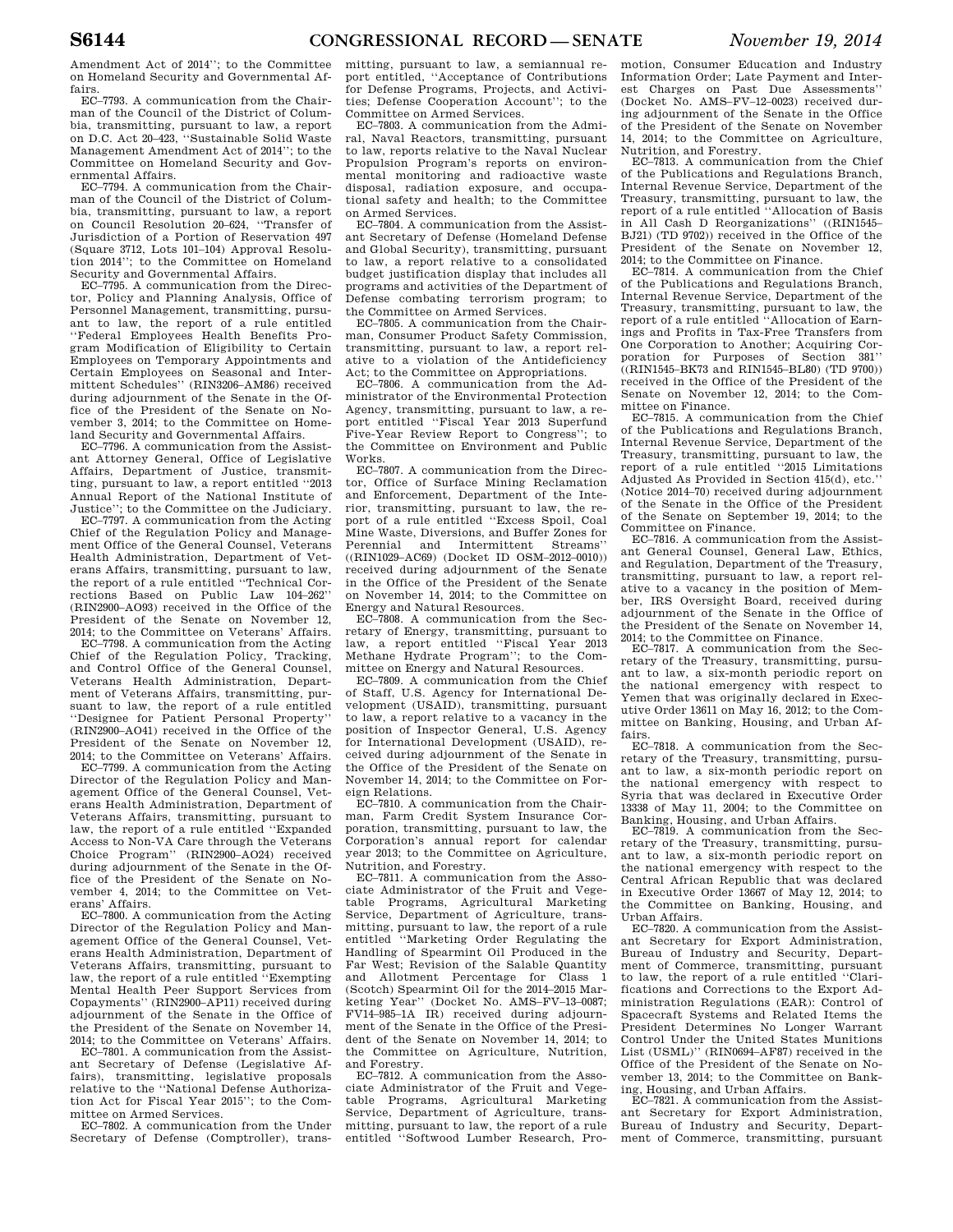Amendment Act of 2014''; to the Committee on Homeland Security and Governmental Affairs.

EC–7793. A communication from the Chairman of the Council of the District of Columbia, transmitting, pursuant to law, a report on D.C. Act 20–423, ''Sustainable Solid Waste Management Amendment Act of 2014''; to the Committee on Homeland Security and Governmental Affairs.

EC–7794. A communication from the Chairman of the Council of the District of Columbia, transmitting, pursuant to law, a report on Council Resolution 20–624, ''Transfer of Jurisdiction of a Portion of Reservation 497 (Square 3712, Lots 101–104) Approval Resolution 2014''; to the Committee on Homeland Security and Governmental Affairs.

EC–7795. A communication from the Director, Policy and Planning Analysis, Office of Personnel Management, transmitting, pursuant to law, the report of a rule entitled ''Federal Employees Health Benefits Program Modification of Eligibility to Certain Employees on Temporary Appointments and Certain Employees on Seasonal and Intermittent Schedules'' (RIN3206–AM86) received during adjournment of the Senate in the Office of the President of the Senate on November 3, 2014; to the Committee on Homeland Security and Governmental Affairs.

EC–7796. A communication from the Assistant Attorney General, Office of Legislative Affairs, Department of Justice, transmitting, pursuant to law, a report entitled ''2013 Annual Report of the National Institute of Justice''; to the Committee on the Judiciary.

EC–7797. A communication from the Acting Chief of the Regulation Policy and Management Office of the General Counsel, Veterans Health Administration, Department of Veterans Affairs, transmitting, pursuant to law, the report of a rule entitled ''Technical Corrections Based on Public Law 104–262'' (RIN2900–AO93) received in the Office of the President of the Senate on November 12, 2014; to the Committee on Veterans' Affairs.

EC–7798. A communication from the Acting Chief of the Regulation Policy, Tracking, and Control Office of the General Counsel, Veterans Health Administration, Department of Veterans Affairs, transmitting, pursuant to law, the report of a rule entitled ''Designee for Patient Personal Property'' (RIN2900–AO41) received in the Office of the President of the Senate on November 12, 2014; to the Committee on Veterans' Affairs.

EC–7799. A communication from the Acting Director of the Regulation Policy and Management Office of the General Counsel, Veterans Health Administration, Department of Veterans Affairs, transmitting, pursuant to law, the report of a rule entitled ''Expanded Access to Non-VA Care through the Veterans Choice Program'' (RIN2900–AO24) received during adjournment of the Senate in the Office of the President of the Senate on November 4, 2014; to the Committee on Veterans' Affairs.

EC–7800. A communication from the Acting Director of the Regulation Policy and Management Office of the General Counsel, Veterans Health Administration, Department of Veterans Affairs, transmitting, pursuant to law, the report of a rule entitled ''Exempting Mental Health Peer Support Services from Copayments'' (RIN2900–AP11) received during adjournment of the Senate in the Office of the President of the Senate on November 14, 2014; to the Committee on Veterans' Affairs.

EC–7801. A communication from the Assistant Secretary of Defense (Legislative Affairs), transmitting, legislative proposals relative to the ''National Defense Authorization Act for Fiscal Year 2015''; to the Committee on Armed Services.

EC–7802. A communication from the Under Secretary of Defense (Comptroller), transmitting, pursuant to law, a semiannual report entitled, ''Acceptance of Contributions for Defense Programs, Projects, and Activities; Defense Cooperation Account''; to the Committee on Armed Services.

EC–7803. A communication from the Admiral, Naval Reactors, transmitting, pursuant to law, reports relative to the Naval Nuclear Propulsion Program's reports on environmental monitoring and radioactive waste disposal, radiation exposure, and occupational safety and health; to the Committee on Armed Services.

EC–7804. A communication from the Assistant Secretary of Defense (Homeland Defense and Global Security), transmitting, pursuant to law, a report relative to a consolidated budget justification display that includes all programs and activities of the Department of Defense combating terrorism program; to the Committee on Armed Services.

EC–7805. A communication from the Chairman, Consumer Product Safety Commission, transmitting, pursuant to law, a report relative to a violation of the Antideficiency Act; to the Committee on Appropriations.

EC–7806. A communication from the Administrator of the Environmental Protection Agency, transmitting, pursuant to law, a report entitled ''Fiscal Year 2013 Superfund Five-Year Review Report to Congress''; to the Committee on Environment and Public Works.

EC–7807. A communication from the Director, Office of Surface Mining Reclamation and Enforcement, Department of the Interior, transmitting, pursuant to law, the report of a rule entitled ''Excess Spoil, Coal Mine Waste, Diversions, and Buffer Zones for Perennial and Intermittent Streams'' ((RIN1029–AC69) (Docket ID OSM–2012–0010)) received during adjournment of the Senate in the Office of the President of the Senate on November 14, 2014; to the Committee on Energy and Natural Resources.

EC–7808. A communication from the Secretary of Energy, transmitting, pursuant to law, a report entitled ''Fiscal Year 2013 Methane Hydrate Program''; to the Committee on Energy and Natural Resources.

EC–7809. A communication from the Chief of Staff, U.S. Agency for International Development (USAID), transmitting, pursuant to law, a report relative to a vacancy in the position of Inspector General, U.S. Agency for International Development (USAID), received during adjournment of the Senate in the Office of the President of the Senate on November 14, 2014; to the Committee on Foreign Relations.

EC–7810. A communication from the Chairman, Farm Credit System Insurance Corporation, transmitting, pursuant to law, the Corporation's annual report for calendar year 2013; to the Committee on Agriculture, Nutrition, and Forestry.

EC–7811. A communication from the Associate Administrator of the Fruit and Vegetable Programs, Agricultural Marketing Service, Department of Agriculture, transmitting, pursuant to law, the report of a rule entitled ''Marketing Order Regulating the Handling of Spearmint Oil Produced in the Far West; Revision of the Salable Quantity and Allotment Percentage for Class 1 (Scotch) Spearmint Oil for the 2014–2015 Marketing Year'' (Docket No. AMS–FV–13–0087; FV14–985–1A IR) received during adjournment of the Senate in the Office of the President of the Senate on November 14, 2014; to the Committee on Agriculture, Nutrition, and Forestry.

EC–7812. A communication from the Associate Administrator of the Fruit and Vegetable Programs, Agricultural Marketing Service, Department of Agriculture, transmitting, pursuant to law, the report of a rule entitled ''Softwood Lumber Research, Promotion, Consumer Education and Industry Information Order; Late Payment and Interest Charges on Past Due Assessments'' (Docket No. AMS–FV–12–0023) received during adjournment of the Senate in the Office of the President of the Senate on November 14, 2014; to the Committee on Agriculture, Nutrition, and Forestry.

EC–7813. A communication from the Chief of the Publications and Regulations Branch, Internal Revenue Service, Department of the Treasury, transmitting, pursuant to law, the report of a rule entitled ''Allocation of Basis in All Cash D Reorganizations'' ((RIN1545–BJ21) (TD 9702)) received in the Office of the President of the Senate on November 12, 2014; to the Committee on Finance.

EC–7814. A communication from the Chief of the Publications and Regulations Branch, Internal Revenue Service, Department of the Treasury, transmitting, pursuant to law, the report of a rule entitled ''Allocation of Earnings and Profits in Tax-Free Transfers from One Corporation to Another; Acquiring Corporation for Purposes of Section 381'' ((RIN1545–BK73 and RIN1545–BL80) (TD 9700)) received in the Office of the President of the Senate on November 12, 2014; to the Committee on Finance.

EC–7815. A communication from the Chief of the Publications and Regulations Branch, Internal Revenue Service, Department of the Treasury, transmitting, pursuant to law, the report of a rule entitled ''2015 Limitations Adjusted As Provided in Section 415(d), etc.'' (Notice 2014–70) received during adjournment of the Senate in the Office of the President of the Senate on September 19, 2014; to the Committee on Finance.

EC–7816. A communication from the Assistant General Counsel, General Law, Ethics, and Regulation, Department of the Treasury, transmitting, pursuant to law, a report relative to a vacancy in the position of Member, IRS Oversight Board, received during adjournment of the Senate in the Office of the President of the Senate on November 14, 2014; to the Committee on Finance.

EC–7817. A communication from the Secretary of the Treasury, transmitting, pursuant to law, a six-month periodic report on the national emergency with respect to Yemen that was originally declared in Executive Order 13611 on May 16, 2012; to the Committee on Banking, Housing, and Urban Affairs.

EC–7818. A communication from the Secretary of the Treasury, transmitting, pursuant to law, a six-month periodic report on the national emergency with respect to Syria that was declared in Executive Order 13338 of May 11, 2004; to the Committee on Banking, Housing, and Urban Affairs.

EC–7819. A communication from the Secretary of the Treasury, transmitting, pursuant to law, a six-month periodic report on the national emergency with respect to the Central African Republic that was declared in Executive Order 13667 of May 12, 2014; to the Committee on Banking, Housing, and Urban Affairs.

EC–7820. A communication from the Assistant Secretary for Export Administration, Bureau of Industry and Security, Department of Commerce, transmitting, pursuant to law, the report of a rule entitled ''Clarifications and Corrections to the Export Administration Regulations (EAR): Control of Spacecraft Systems and Related Items the President Determines No Longer Warrant Control Under the United States Munitions List (USML)'' (RIN0694–AF87) received in the Office of the President of the Senate on November 13, 2014; to the Committee on Banking, Housing, and Urban Affairs.

EC–7821. A communication from the Assistant Secretary for Export Administration, Bureau of Industry and Security, Department of Commerce, transmitting, pursuant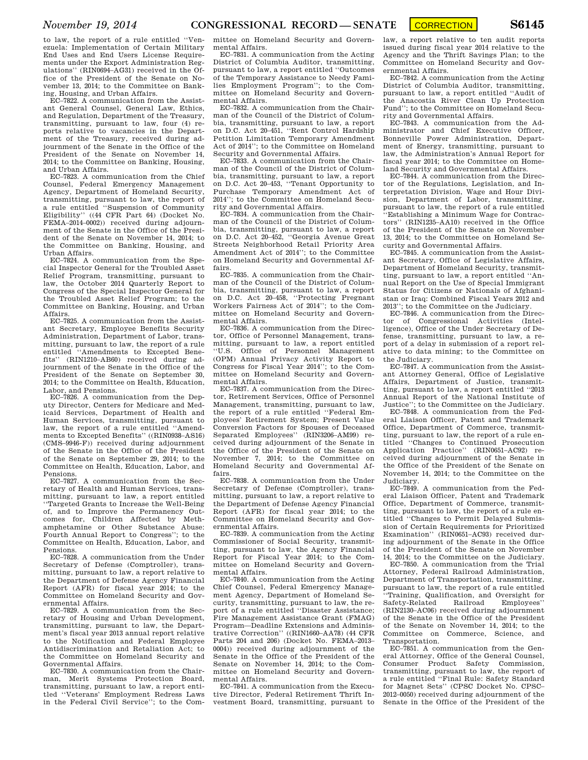to law, the report of a rule entitled ''Venezuela: Implementation of Certain Military End Uses and End Users License Requirements under the Export Administration Regulations'' (RIN0694–AG31) received in the Office of the President of the Senate on November 13, 2014; to the Committee on Banking, Housing, and Urban Affairs.

EC–7822. A communication from the Assistant General Counsel, General Law, Ethics, and Regulation, Department of the Treasury, transmitting, pursuant to law, four (4) reports relative to vacancies in the Department of the Treasury, received during adjournment of the Senate in the Office of the President of the Senate on November 14, 2014; to the Committee on Banking, Housing, and Urban Affairs.

EC–7823. A communication from the Chief Counsel, Federal Emergency Management Agency, Department of Homeland Security, transmitting, pursuant to law, the report of a rule entitled ''Suspension of Community Eligibility'' ((44 CFR Part 64) (Docket No. FEMA–2014–0002)) received during adjournment of the Senate in the Office of the President of the Senate on November 14, 2014; to the Committee on Banking, Housing, and Urban Affairs.

EC–7824. A communication from the Special Inspector General for the Troubled Asset Relief Program, transmitting, pursuant to law, the October 2014 Quarterly Report to Congress of the Special Inspector General for the Troubled Asset Relief Program; to the Committee on Banking, Housing, and Urban Affairs.

EC–7825. A communication from the Assistant Secretary, Employee Benefits Security Administration, Department of Labor, transmitting, pursuant to law, the report of a rule entitled ''Amendments to Excepted Benefits'' (RIN1210–AB60) received during adjournment of the Senate in the Office of the President of the Senate on September 30, 2014; to the Committee on Health, Education, Labor, and Pensions.

EC–7826. A communication from the Deputy Director, Centers for Medicare and Medicaid Services, Department of Health and Human Services, transmitting, pursuant to law, the report of a rule entitled ''Amendments to Excepted Benefits'' ((RIN0938–AS16) (CMS–9946–F)) received during adjournment of the Senate in the Office of the President of the Senate on September 29, 2014; to the Committee on Health, Education, Labor, and Pensions.

EC–7827. A communication from the Secretary of Health and Human Services, transmitting, pursuant to law, a report entitled ''Targeted Grants to Increase the Well-Being of, and to Improve the Permanency Outcomes for, Children Affected by Methamphetamine or Other Substance Abuse: Fourth Annual Report to Congress''; to the Committee on Health, Education, Labor, and Pensions.

EC–7828. A communication from the Under Secretary of Defense (Comptroller), transmitting, pursuant to law, a report relative to the Department of Defense Agency Financial Report (AFR) for fiscal year 2014; to the Committee on Homeland Security and Governmental Affairs.

EC–7829. A communication from the Secretary of Housing and Urban Development, transmitting, pursuant to law, the Department's fiscal year 2013 annual report relative to the Notification and Federal Employee Antidiscrimination and Retaliation Act; to the Committee on Homeland Security and Governmental Affairs.

EC–7830. A communication from the Chairman, Merit Systems Protection Board, transmitting, pursuant to law, a report entitled ''Veterans' Employment Redress Laws in the Federal Civil Service''; to the Committee on Homeland Security and Governmental Affairs.

EC–7831. A communication from the Acting District of Columbia Auditor, transmitting, pursuant to law, a report entitled ''Outcomes of the Temporary Assistance to Needy Families Employment Program''; to the Committee on Homeland Security and Governmental Affairs.

EC–7832. A communication from the Chairman of the Council of the District of Columbia, transmitting, pursuant to law, a report on D.C. Act 20–451, ''Rent Control Hardship Petition Limitation Temporary Amendment Act of 2014''; to the Committee on Homeland Security and Governmental Affairs.

EC–7833. A communication from the Chairman of the Council of the District of Columbia, transmitting, pursuant to law, a report on D.C. Act 20–453, ''Tenant Opportunity to Purchase Temporary Amendment Act of 2014''; to the Committee on Homeland Security and Governmental Affairs.

EC–7834. A communication from the Chairman of the Council of the District of Columbia, transmitting, pursuant to law, a report on D.C. Act 20–452, ''Georgia Avenue Great Streets Neighborhood Retail Priority Area Amendment Act of 2014''; to the Committee on Homeland Security and Governmental Affairs.

EC–7835. A communication from the Chairman of the Council of the District of Columbia, transmitting, pursuant to law, a report on D.C. Act 20–458, ''Protecting Pregnant Workers Fairness Act of 2014''; to the Committee on Homeland Security and Governmental Affairs.

EC–7836. A communication from the Director, Office of Personnel Management, transmitting, pursuant to law, a report entitled ''U.S. Office of Personnel Management (OPM) Annual Privacy Activity Report to Congress for Fiscal Year 2014''; to the Committee on Homeland Security and Governmental Affairs.

EC–7837. A communication from the Director, Retirement Services, Office of Personnel Management, transmitting, pursuant to law, the report of a rule entitled ''Federal Employees' Retirement System; Present Value Conversion Factors for Spouses of Deceased Separated Employees'' (RIN3206–AM99) received during adjournment of the Senate in the Office of the President of the Senate on November 7, 2014; to the Committee on Homeland Security and Governmental Affairs.

EC–7838. A communication from the Under Secretary of Defense (Comptroller), transmitting, pursuant to law, a report relative to the Department of Defense Agency Financial Report (AFR) for fiscal year 2014; to the Committee on Homeland Security and Governmental Affairs.

EC–7839. A communication from the Acting Commissioner of Social Security, transmitting, pursuant to law, the Agency Financial Report for Fiscal Year 2014; to the Committee on Homeland Security and Governmental Affairs.

EC–7840. A communication from the Acting Chief Counsel, Federal Emergency Management Agency, Department of Homeland Security, transmitting, pursuant to law, the report of a rule entitled ''Disaster Assistance; Fire Management Assistance Grant (FMAG) Program—Deadline Extensions and Administrative Correction'' ((RIN1660–AA78) (44 CFR Parts 204 and 206) (Docket No. FEMA–2013–0004)) received during adjournment of the Senate in the Office of the President of the Senate on November 14, 2014; to the Committee on Homeland Security and Governmental Affairs.

EC–7841. A communication from the Executive Director, Federal Retirement Thrift Investment Board, transmitting, pursuant to law, a report relative to ten audit reports issued during fiscal year 2014 relative to the Agency and the Thrift Savings Plan; to the Committee on Homeland Security and Governmental Affairs.

EC–7842. A communication from the Acting District of Columbia Auditor, transmitting, pursuant to law, a report entitled ''Audit of the Anacostia River Clean Up Protection Fund''; to the Committee on Homeland Security and Governmental Affairs.

EC–7843. A communication from the Administrator and Chief Executive Officer, Bonneville Power Administration, Department of Energy, transmitting, pursuant to law, the Administration's Annual Report for fiscal year 2014; to the Committee on Homeland Security and Governmental Affairs.

EC–7844. A communication from the Director of the Regulations, Legislation, and Interpretation Division, Wage and Hour Division, Department of Labor, transmitting, pursuant to law, the report of a rule entitled ''Establishing a Minimum Wage for Contractors'' (RIN1235–AA10) received in the Office of the President of the Senate on November 13, 2014; to the Committee on Homeland Security and Governmental Affairs.

EC–7845. A communication from the Assistant Secretary, Office of Legislative Affairs, Department of Homeland Security, transmitting, pursuant to law, a report entitled ''Annual Report on the Use of Special Immigrant Status for Citizens or Nationals of Afghanistan or Iraq: Combined Fiscal Years 2012 and 2013''; to the Committee on the Judiciary.

EC–7846. A communication from the Director of Congressional Activities (Intelligence), Office of the Under Secretary of Defense, transmitting, pursuant to law, a report of a delay in submission of a report relative to data mining; to the Committee on the Judiciary.

EC–7847. A communication from the Assistant Attorney General, Office of Legislative Affairs, Department of Justice, transmitting, pursuant to law, a report entitled ''2013 Annual Report of the National Institute of Justice''; to the Committee on the Judiciary.

EC–7848. A communication from the Federal Liaison Officer, Patent and Trademark Office, Department of Commerce, transmitting, pursuant to law, the report of a rule entitled ''Changes to Continued Prosecution Application Practice'' (RIN0651–AC92) received during adjournment of the Senate in the Office of the President of the Senate on November 14, 2014; to the Committee on the Judiciary.

EC–7849. A communication from the Federal Liaison Officer, Patent and Trademark Office, Department of Commerce, transmitting, pursuant to law, the report of a rule entitled ''Changes to Permit Delayed Submission of Certain Requirements for Prioritized Examination'' (RIN0651–AC93) received during adjournment of the Senate in the Office of the President of the Senate on November 14, 2014; to the Committee on the Judiciary.

EC–7850. A communication from the Trial Attorney, Federal Railroad Administration, Department of Transportation, transmitting, pursuant to law, the report of a rule entitled ''Training, Qualification, and Oversight for Safety-Related Railroad Employees'' (RIN2130–AC06) received during adjournment of the Senate in the Office of the President of the Senate on November 14, 2014; to the Committee on Commerce, Science, and Transportation.

EC–7851. A communication from the General Attorney, Office of the General Counsel, Consumer Product Safety Commission, transmitting, pursuant to law, the report of a rule entitled ''Final Rule: Safety Standard for Magnet Sets'' (CPSC Docket No. CPSC–2012–0050) received during adjournment of the Senate in the Office of the President of the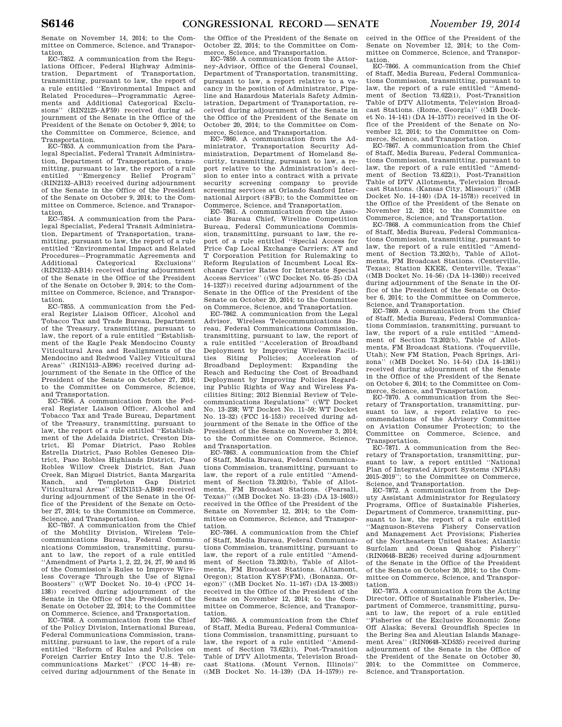Senate on November 14, 2014; to the Committee on Commerce, Science, and Transportation.

EC–7852. A communication from the Regulations Officer, Federal Highway Administration, Department of Transportation, transmitting, pursuant to law, the report of a rule entitled ''Environmental Impact and Related Procedures—Programmatic Agreements and Additional Categorical Exclusions'' (RIN2125–AF59) received during adjournment of the Senate in the Office of the President of the Senate on October 9, 2014; to the Committee on Commerce, Science, and Transportation.

EC–7853. A communication from the Paralegal Specialist, Federal Transit Administration, Department of Transportation, transmitting, pursuant to law, the report of a rule entitled ''Emergency Relief Program'' (RIN2132–AB13) received during adjournment of the Senate in the Office of the President of the Senate on October 9, 2014; to the Committee on Commerce, Science, and Transportation.

EC–7854. A communication from the Paralegal Specialist, Federal Transit Administration, Department of Transportation, transmitting, pursuant to law, the report of a rule entitled ''Environmental Impact and Related Procedures—Programmatic Agreements and Additional Categorical Exclusions'' (RIN2132–AB14) received during adjournment of the Senate in the Office of the President of the Senate on October 9, 2014; to the Committee on Commerce, Science, and Transportation.

EC–7855. A communication from the Federal Register Liaison Officer, Alcohol and Tobacco Tax and Trade Bureau, Department of the Treasury, transmitting, pursuant to law, the report of a rule entitled ''Establishment of the Eagle Peak Mendocino County Viticultural Area and Realignments of the Mendocino and Redwood Valley Viticultural Areas'' (RIN1513–AB96) received during adjournment of the Senate in the Office of the President of the Senate on October 27, 2014; to the Committee on Commerce, Science, and Transportation.

EC–7856. A communication from the Federal Register Liaison Officer, Alcohol and Tobacco Tax and Trade Bureau, Department of the Treasury, transmitting, pursuant to law, the report of a rule entitled ''Establishment of the Adelaida District, Creston District, El Pomar District, Paso Robles Estrella District, Paso Robles Geneseo District, Paso Robles Highlands District, Paso Robles Willow Creek District, San Juan Creek, San Miguel District, Santa Margarita Ranch, and Templeton Gap District Viticultural Areas'' (RIN1513–AB68) received during adjournment of the Senate in the Office of the President of the Senate on October 27, 2014; to the Committee on Commerce, Science, and Transportation.

EC–7857. A communication from the Chief of the Mobility Division, Wireless Telecommunications Bureau, Federal Communications Commission, transmitting, pursuant to law, the report of a rule entitled ''Amendment of Parts 1, 2, 22, 24, 27, 90 and 95 of the Commission's Rules to Improve Wireless Coverage Through the Use of Signal Boosters'' ((WT Docket No. 10–4) (FCC 14–138)) received during adjournment of the Senate in the Office of the President of the Senate on October 22, 2014; to the Committee on Commerce, Science, and Transportation.

EC–7858. A communication from the Chief of the Policy Division, International Bureau, Federal Communications Commission, transmitting, pursuant to law, the report of a rule entitled ''Reform of Rules and Policies on Foreign Carrier Entry Into the U.S. Telecommunications Market'' (FCC 14–48) received during adjournment of the Senate in the Office of the President of the Senate on October 22, 2014; to the Committee on Commerce, Science, and Transportation.

EC–7859. A communication from the Attorney-Advisor, Office of the General Counsel, Department of Transportation, transmitting, pursuant to law, a report relative to a vacancy in the position of Administrator, Pipeline and Hazardous Materials Safety Administration, Department of Transportation, received during adjournment of the Senate in the Office of the President of the Senate on October 20, 2014; to the Committee on Commerce, Science, and Transportation.

EC–7860. A communication from the Administrator, Transportation Security Administration, Department of Homeland Security, transmitting, pursuant to law, a report relative to the Administration's decision to enter into a contract with a private security screening company to provide screening services at Orlando Sanford International Airport (SFB); to the Committee on Commerce, Science, and Transportation.

EC–7861. A communication from the Associate Bureau Chief, Wireline Competition Bureau, Federal Communications Commission, transmitting, pursuant to law, the report of a rule entitled ''Special Access for Price Cap Local Exchange Carriers; AT and T Corporation Petition for Rulemaking to Reform Regulation of Incumbent Local Exchange Carrier Rates for Interstate Special Access Services'' ((WC Docket No. 05–25) (DA 14–1327)) received during adjournment of the Senate in the Office of the President of the Senate on October 20, 2014; to the Committee on Commerce, Science, and Transportation.

EC–7862. A communication from the Legal Advisor, Wireless Telecommunications Bureau, Federal Communications Commission, transmitting, pursuant to law, the report of a rule entitled ''Acceleration of Broadband Deployment by Improving Wireless Facilities Siting Policies; Acceleration of Broadband Deployment: Expanding the Reach and Reducing the Cost of Broadband Deployment by Improving Policies Regarding Public Rights of Way and Wireless Facilities Siting; 2012 Biennial Review of Telecommunications Regulations'' ((WT Docket No. 13–238; WT Docket No. 11–59; WT Docket No. 13–32) (FCC 14–153)) received during adjournment of the Senate in the Office of the President of the Senate on November 3, 2014; to the Committee on Commerce, Science, and Transportation.

EC–7863. A communication from the Chief of Staff, Media Bureau, Federal Communications Commission, transmitting, pursuant to law, the report of a rule entitled ''Amendment of Section 73.202(b), Table of Allotments, FM Broadcast Stations. (Pearsall, Texas)'' ((MB Docket No. 13–23) (DA 13–1603)) received in the Office of the President of the Senate on November 12, 2014; to the Committee on Commerce, Science, and Transportation.

EC–7864. A communication from the Chief of Staff, Media Bureau, Federal Communications Commission, transmitting, pursuant to law, the report of a rule entitled ''Amendment of Section 73.202(b), Table of Allotments, FM Broadcast Stations. (Altamont, Oregon); Station KYSF(FM), (Bonanza, Oregon)'' ((MB Docket No. 11–167) (DA 13–2003)) received in the Office of the President of the Senate on November 12, 2014; to the Committee on Commerce, Science, and Transportation.

EC–7865. A communication from the Chief of Staff, Media Bureau, Federal Communications Commission, transmitting, pursuant to law, the report of a rule entitled ''Amendment of Section 73.622(i), Post-Transition Table of DTV Allotments, Television Broadcast Stations. (Mount Vernon, Illinois)'' ((MB Docket No. 14–139) (DA 14–1579)) received in the Office of the President of the Senate on November 12, 2014; to the Committee on Commerce, Science, and Transportation.

EC–7866. A communication from the Chief of Staff, Media Bureau, Federal Communications Commission, transmitting, pursuant to law, the report of a rule entitled ''Amendment of Section 73.622(i), Post-Transition Table of DTV Allotments, Television Broadcast Stations. (Rome, Georgia)'' ((MB Docket No. 14–141) (DA 14–1577)) received in the Office of the President of the Senate on November 12, 2014; to the Committee on Commerce, Science, and Transportation.

EC–7867. A communication from the Chief of Staff, Media Bureau, Federal Communications Commission, transmitting, pursuant to law, the report of a rule entitled ''Amendment of Section 73.622(i), Post-Transition Table of DTV Allotments, Television Broadcast Stations. (Kansas City, Missouri)'' ((MB Docket No. 14–140) (DA 14–1578)) received in the Office of the President of the Senate on November 12, 2014; to the Committee on Commerce, Science, and Transportation.

EC–7868. A communication from the Chief of Staff, Media Bureau, Federal Communications Commission, transmitting, pursuant to law, the report of a rule entitled ''Amendment of Section 73.202(b), Table of Allotments, FM Broadcast Stations. (Centerville, Texas); Station KKEE, Centerville, Texas'' ((MB Docket No. 14–56) (DA 14–1360)) received during adjournment of the Senate in the Office of the President of the Senate on October 6, 2014; to the Committee on Commerce, Science, and Transportation.

EC–7869. A communication from the Chief of Staff, Media Bureau, Federal Communications Commission, transmitting, pursuant to law, the report of a rule entitled ''Amendment of Section 73.202(b), Table of Allotments, FM Broadcast Stations. (Toquerville, Utah); New FM Station, Peach Springs, Arizona'' ((MB Docket No. 14–54) (DA 14–1361)) received during adjournment of the Senate in the Office of the President of the Senate on October 6, 2014; to the Committee on Commerce, Science, and Transportation.

EC–7870. A communication from the Secretary of Transportation, transmitting, pursuant to law, a report relative to recommendations of the Advisory Committee on Aviation Consumer Protection; to the Committee on Commerce, Science, and Transportation.

EC–7871. A communication from the Secretary of Transportation, transmitting, pursuant to law, a report entitled ''National Plan of Integrated Airport Systems (NPIAS) 2015–2019''; to the Committee on Commerce, Science, and Transportation.

EC–7872. A communication from the Deputy Assistant Administrator for Regulatory Programs, Office of Sustainable Fisheries, Department of Commerce, transmitting, pursuant to law, the report of a rule entitled ''Magnuson-Stevens Fishery Conservation and Management Act Provisions; Fisheries of the Northeastern United States; Atlantic Surfclam and Ocean Quahog Fishery'' (RIN0648–BE26) received during adjournment of the Senate in the Office of the President of the Senate on October 30, 2014; to the Committee on Commerce, Science, and Transportation.

EC–7873. A communication from the Acting Director, Office of Sustainable Fisheries, Department of Commerce, transmitting, pursuant to law, the report of a rule entitled ''Fisheries of the Exclusive Economic Zone Off Alaska; Several Groundfish Species in the Bering Sea and Aleutian Islands Management Area'' (RIN0648–XD535) received during adjournment of the Senate in the Office of the President of the Senate on October 30, 2014; to the Committee on Commerce, Science, and Transportation.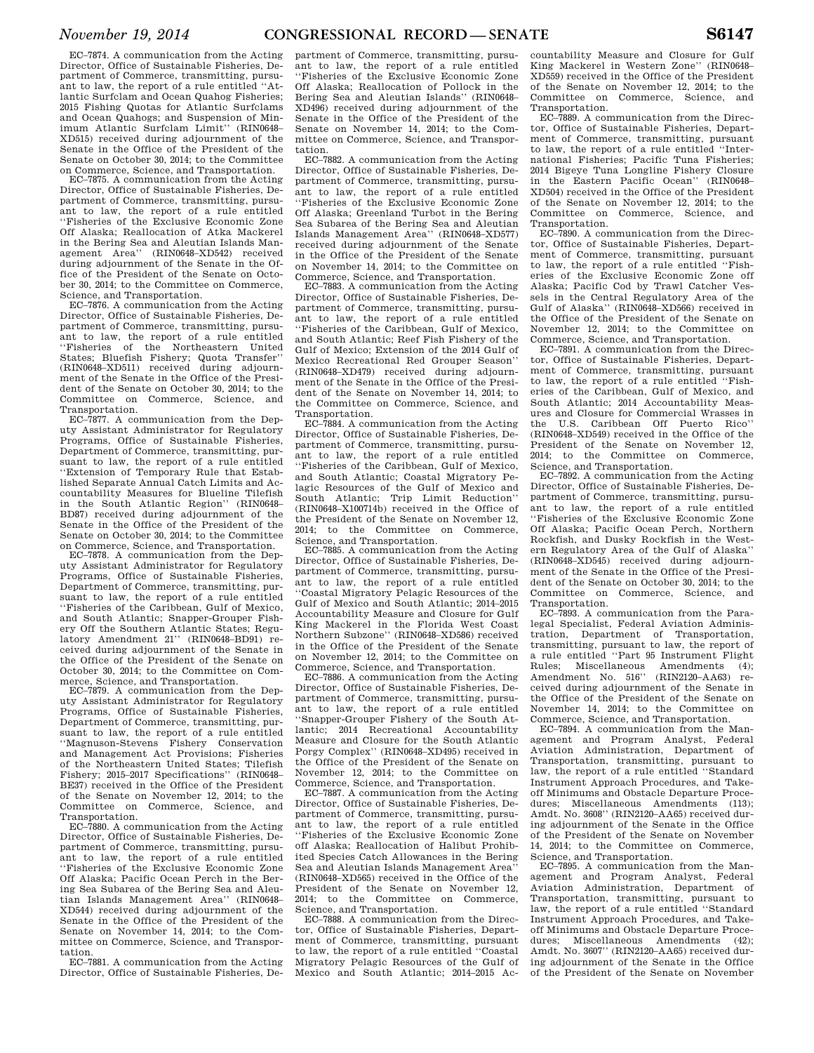EC–7874. A communication from the Acting Director, Office of Sustainable Fisheries, Department of Commerce, transmitting, pursuant to law, the report of a rule entitled ''Atlantic Surfclam and Ocean Quahog Fisheries; 2015 Fishing Quotas for Atlantic Surfclams and Ocean Quahogs; and Suspension of Minimum Atlantic Surfclam Limit'' (RIN0648–XD515) received during adjournment of the Senate in the Office of the President of the Senate on October 30, 2014; to the Committee on Commerce, Science, and Transportation.

EC–7875. A communication from the Acting Director, Office of Sustainable Fisheries, Department of Commerce, transmitting, pursuant to law, the report of a rule entitled ''Fisheries of the Exclusive Economic Zone Off Alaska; Reallocation of Atka Mackerel in the Bering Sea and Aleutian Islands Management Area'' (RIN0648–XD542) received during adjournment of the Senate in the Office of the President of the Senate on October 30, 2014; to the Committee on Commerce, Science, and Transportation.

EC–7876. A communication from the Acting Director, Office of Sustainable Fisheries, Department of Commerce, transmitting, pursuant to law, the report of a rule entitled ''Fisheries of the Northeastern United States; Bluefish Fishery; Quota Transfer'' (RIN0648–XD511) received during adjournment of the Senate in the Office of the President of the Senate on October 30, 2014; to the Committee on Commerce, Science, and Transportation.

EC–7877. A communication from the Deputy Assistant Administrator for Regulatory Programs, Office of Sustainable Fisheries, Department of Commerce, transmitting, pursuant to law, the report of a rule entitled ''Extension of Temporary Rule that Established Separate Annual Catch Limits and Accountability Measures for Blueline Tilefish in the South Atlantic Region'' (RIN0648–BD87) received during adjournment of the Senate in the Office of the President of the Senate on October 30, 2014; to the Committee on Commerce, Science, and Transportation.

EC–7878. A communication from the Deputy Assistant Administrator for Regulatory Programs, Office of Sustainable Fisheries, Department of Commerce, transmitting, pursuant to law, the report of a rule entitled ''Fisheries of the Caribbean, Gulf of Mexico, and South Atlantic; Snapper-Grouper Fishery Off the Southern Atlantic States; Regulatory Amendment 21'' (RIN0648–BD91) received during adjournment of the Senate in the Office of the President of the Senate on October 30, 2014; to the Committee on Commerce, Science, and Transportation.

EC–7879. A communication from the Deputy Assistant Administrator for Regulatory Programs, Office of Sustainable Fisheries, Department of Commerce, transmitting, pursuant to law, the report of a rule entitled ''Magnuson-Stevens Fishery Conservation and Management Act Provisions; Fisheries of the Northeastern United States; Tilefish Fishery; 2015–2017 Specifications'' (RIN0648–BE37) received in the Office of the President of the Senate on November 12, 2014; to the Committee on Commerce, Science, and Transportation.

EC–7880. A communication from the Acting Director, Office of Sustainable Fisheries, Department of Commerce, transmitting, pursuant to law, the report of a rule entitled ''Fisheries of the Exclusive Economic Zone Off Alaska; Pacific Ocean Perch in the Bering Sea Subarea of the Bering Sea and Aleutian Islands Management Area'' (RIN0648–XD544) received during adjournment of the Senate in the Office of the President of the Senate on November 14, 2014; to the Committee on Commerce, Science, and Transportation.

EC–7881. A communication from the Acting Director, Office of Sustainable Fisheries, Department of Commerce, transmitting, pursuant to law, the report of a rule entitled ''Fisheries of the Exclusive Economic Zone Off Alaska; Reallocation of Pollock in the Bering Sea and Aleutian Islands'' (RIN0648–XD496) received during adjournment of the Senate in the Office of the President of the Senate on November 14, 2014; to the Committee on Commerce, Science, and Transportation.

EC–7882. A communication from the Acting Director, Office of Sustainable Fisheries, Department of Commerce, transmitting, pursuant to law, the report of a rule entitled ''Fisheries of the Exclusive Economic Zone Off Alaska; Greenland Turbot in the Bering Sea Subarea of the Bering Sea and Aleutian Islands Management Area'' (RIN0648–XD577) received during adjournment of the Senate in the Office of the President of the Senate on November 14, 2014; to the Committee on Commerce, Science, and Transportation.

EC–7883. A communication from the Acting Director, Office of Sustainable Fisheries, Department of Commerce, transmitting, pursuant to law, the report of a rule entitled ''Fisheries of the Caribbean, Gulf of Mexico, and South Atlantic; Reef Fish Fishery of the Gulf of Mexico; Extension of the 2014 Gulf of Mexico Recreational Red Grouper Season'' (RIN0648–XD479) received during adjournment of the Senate in the Office of the President of the Senate on November 14, 2014; to the Committee on Commerce, Science, and Transportation.

EC–7884. A communication from the Acting Director, Office of Sustainable Fisheries, Department of Commerce, transmitting, pursuant to law, the report of a rule entitled ''Fisheries of the Caribbean, Gulf of Mexico, and South Atlantic; Coastal Migratory Pelagic Resources of the Gulf of Mexico and South Atlantic; Trip Limit Reduction'' (RIN0648–X100714b) received in the Office of the President of the Senate on November 12, 2014; to the Committee on Commerce, Science, and Transportation.

EC–7885. A communication from the Acting Director, Office of Sustainable Fisheries, Department of Commerce, transmitting, pursuant to law, the report of a rule entitled ''Coastal Migratory Pelagic Resources of the Gulf of Mexico and South Atlantic; 2014–2015 Accountability Measure and Closure for Gulf King Mackerel in the Florida West Coast Northern Subzone'' (RIN0648–XD586) received in the Office of the President of the Senate on November 12, 2014; to the Committee on Commerce, Science, and Transportation.

EC–7886. A communication from the Acting Director, Office of Sustainable Fisheries, Department of Commerce, transmitting, pursuant to law, the report of a rule entitled ''Snapper-Grouper Fishery of the South Atlantic; 2014 Recreational Accountability Measure and Closure for the South Atlantic Porgy Complex'' (RIN0648–XD495) received in the Office of the President of the Senate on November 12, 2014; to the Committee on Commerce, Science, and Transportation.

EC–7887. A communication from the Acting Director, Office of Sustainable Fisheries, Department of Commerce, transmitting, pursuant to law, the report of a rule entitled ''Fisheries of the Exclusive Economic Zone off Alaska; Reallocation of Halibut Prohibited Species Catch Allowances in the Bering Sea and Aleutian Islands Management Area'' (RIN0648–XD565) received in the Office of the President of the Senate on November 12, 2014; to the Committee on Commerce, Science, and Transportation.

EC–7888. A communication from the Director, Office of Sustainable Fisheries, Department of Commerce, transmitting, pursuant to law, the report of a rule entitled ''Coastal Migratory Pelagic Resources of the Gulf of Mexico and South Atlantic; 2014–2015 Accountability Measure and Closure for Gulf King Mackerel in Western Zone'' (RIN0648–XD559) received in the Office of the President of the Senate on November 12, 2014; to the Committee on Commerce, Science, and Transportation.

EC–7889. A communication from the Director, Office of Sustainable Fisheries, Department of Commerce, transmitting, pursuant to law, the report of a rule entitled ''International Fisheries; Pacific Tuna Fisheries; 2014 Bigeye Tuna Longline Fishery Closure in the Eastern Pacific Ocean'' (RIN0648–XD504) received in the Office of the President of the Senate on November 12, 2014; to the Committee on Commerce, Science, and Transportation.

EC–7890. A communication from the Director, Office of Sustainable Fisheries, Department of Commerce, transmitting, pursuant to law, the report of a rule entitled ''Fisheries of the Exclusive Economic Zone off Alaska; Pacific Cod by Trawl Catcher Vessels in the Central Regulatory Area of the Gulf of Alaska'' (RIN0648–XD566) received in the Office of the President of the Senate on November 12, 2014; to the Committee on Commerce, Science, and Transportation.

EC–7891. A communication from the Director, Office of Sustainable Fisheries, Department of Commerce, transmitting, pursuant to law, the report of a rule entitled ''Fisheries of the Caribbean, Gulf of Mexico, and South Atlantic; 2014 Accountability Measures and Closure for Commercial Wrasses in the U.S. Caribbean Off Puerto Rico'' (RIN0648–XD549) received in the Office of the President of the Senate on November 12, 2014; to the Committee on Commerce, Science, and Transportation.

EC–7892. A communication from the Acting Director, Office of Sustainable Fisheries, Department of Commerce, transmitting, pursuant to law, the report of a rule entitled ''Fisheries of the Exclusive Economic Zone Off Alaska; Pacific Ocean Perch, Northern Rockfish, and Dusky Rockfish in the Western Regulatory Area of the Gulf of Alaska'' (RIN0648–XD545) received during adjournment of the Senate in the Office of the President of the Senate on October 30, 2014; to the Committee on Commerce, Science, and Transportation.

EC–7893. A communication from the Paralegal Specialist, Federal Aviation Administration, Department of Transportation, transmitting, pursuant to law, the report of a rule entitled ''Part 95 Instrument Flight Rules; Miscellaneous Amendments (4); Amendment No. 516'' (RIN2120–AA63) received during adjournment of the Senate in the Office of the President of the Senate on November 14, 2014; to the Committee on Commerce, Science, and Transportation.

EC–7894. A communication from the Management and Program Analyst, Federal Aviation Administration, Department of Transportation, transmitting, pursuant to law, the report of a rule entitled ''Standard Instrument Approach Procedures, and Takeoff Minimums and Obstacle Departure Procedures; Miscellaneous Amendments (113); Amdt. No. 3608'' (RIN2120–AA65) received during adjournment of the Senate in the Office of the President of the Senate on November 14, 2014; to the Committee on Commerce, Science, and Transportation.

EC–7895. A communication from the Management and Program Analyst, Federal Aviation Administration, Department of Transportation, transmitting, pursuant to law, the report of a rule entitled ''Standard Instrument Approach Procedures, and Takeoff Minimums and Obstacle Departure Procedures; Miscellaneous Amendments (42); Amdt. No. 3607'' (RIN2120–AA65) received during adjournment of the Senate in the Office of the President of the Senate on November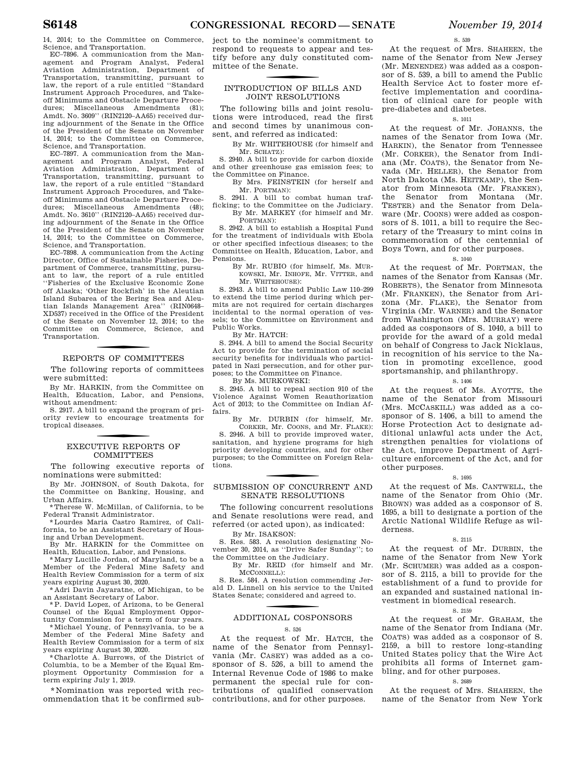14, 2014; to the Committee on Commerce, Science, and Transportation.

EC–7896. A communication from the Management and Program Analyst, Federal Aviation Administration, Department of Transportation, transmitting, pursuant to law, the report of a rule entitled ''Standard Instrument Approach Procedures, and Takeoff Minimums and Obstacle Departure Procedures; Miscellaneous Amendments (81); Amdt. No. 3609'' (RIN2120–AA65) received during adjournment of the Senate in the Office of the President of the Senate on November 14, 2014; to the Committee on Commerce, Science, and Transportation.

EC–7897. A communication from the Management and Program Analyst, Federal Aviation Administration, Department of Transportation, transmitting, pursuant to law, the report of a rule entitled ''Standard Instrument Approach Procedures, and Takeoff Minimums and Obstacle Departure Procedures; Miscellaneous Amendments (48); Amdt. No. 3610'' (RIN2120–AA65) received during adjournment of the Senate in the Office of the President of the Senate on November 14, 2014; to the Committee on Commerce, Science, and Transportation.

EC–7898. A communication from the Acting Director, Office of Sustainable Fisheries, Department of Commerce, transmitting, pursuant to law, the report of a rule entitled ''Fisheries of the Exclusive Economic Zone off Alaska; 'Other Rockfish' in the Aleutian Island Subarea of the Bering Sea and Aleutian Islands Management Area'' (RIN0648–XD537) received in the Office of the President of the Senate on November 12, 2014; to the Committee on Commerce, Science, and Transportation.

## REPORTS OF COMMITTEES

The following reports of committees were submitted:

By Mr. HARKIN, from the Committee on Health, Education, Labor, and Pensions, without amendment:

S. 2917. A bill to expand the program of priority review to encourage treatments for tropical diseases.

## EXECUTIVE REPORTS OF COMMITTEES

The following executive reports of nominations were submitted:

By Mr. JOHNSON, of South Dakota, for the Committee on Banking, Housing, and Urban Affairs.

*Therese W. McMillan, of California, to be Federal Transit Administrator.

*Lourdes Maria Castro Ramirez, of California, to be an Assistant Secretary of Housing and Urban Development.

By Mr. HARKIN for the Committee on Health, Education, Labor, and Pensions.

*Mary Lucille Jordan, of Maryland, to be a Member of the Federal Mine Safety and Health Review Commission for a term of six years expiring August 30, 2020.

*Adri Davin Jayaratne, of Michigan, to be an Assistant Secretary of Labor.

*P. David Lopez, of Arizona, to be General Counsel of the Equal Employment Opportunity Commission for a term of four years.

*Michael Young, of Pennsylvania, to be a Member of the Federal Mine Safety and Health Review Commission for a term of six years expiring August 30, 2020.

*Charlotte A. Burrows, of the District of Columbia, to be a Member of the Equal Employment Opportunity Commission for a term expiring July 1, 2019.

*Nomination was reported with recommendation that it be confirmed subject to the nominee's commitment to respond to requests to appear and testify before any duly constituted committee of the Senate.

## INTRODUCTION OF BILLS AND JOINT RESOLUTIONS

The following bills and joint resolutions were introduced, read the first and second times by unanimous consent, and referred as indicated:

By Mr. WHITEHOUSE (for himself and Mr. SCHATZ):

S. 2940. A bill to provide for carbon dioxide and other greenhouse gas emission fees; to the Committee on Finance.

By Mrs. FEINSTEIN (for herself and Mr. PORTMAN):

S. 2941. A bill to combat human trafficking; to the Committee on the Judiciary.

By Mr. MARKEY (for himself and Mr. PORTMAN):

S. 2942. A bill to establish a Hospital Fund for the treatment of individuals with Ebola or other specified infectious diseases; to the Committee on Health, Education, Labor, and Pensions.

By Mr. RUBIO (for himself, Ms. MURKOWSKI, Mr. INHOFE, Mr. VITTER, and Mr. WHITEHOUSE):

S. 2943. A bill to amend Public Law 110–299 to extend the time period during which permits are not required for certain discharges incidental to the normal operation of vessels; to the Committee on Environment and Public Works.

By Mr. HATCH:

S. 2944. A bill to amend the Social Security Act to provide for the termination of social security benefits for individuals who participated in Nazi persecution, and for other purposes; to the Committee on Finance.

By Ms. MURKOWSKI:

S. 2945. A bill to repeal section 910 of the Violence Against Women Reauthorization Act of 2013; to the Committee on Indian Affairs.

By Mr. DURBIN (for himself, Mr. CORKER, Mr. COONS, and Mr. FLAKE):

S. 2946. A bill to provide improved water, sanitation, and hygiene programs for high priority developing countries, and for other purposes; to the Committee on Foreign Relations.

## SUBMISSION OF CONCURRENT AND SENATE RESOLUTIONS

The following concurrent resolutions and Senate resolutions were read, and referred (or acted upon), as indicated:

By Mr. ISAKSON:

S. Res. 583. A resolution designating November 30, 2014, as ''Drive Safer Sunday''; to the Committee on the Judiciary.

By Mr. REID (for himself and Mr. MCCONNELL):

S. Res. 584. A resolution commending Jerald D. Linnell on his service to the United States Senate; considered and agreed to.

## ADDITIONAL COSPONSORS

### S. 526

At the request of Mr. HATCH, the name of the Senator from Pennsylvania (Mr. CASEY) was added as a cosponsor of S. 526, a bill to amend the Internal Revenue Code of 1986 to make permanent the special rule for contributions of qualified conservation contributions, and for other purposes.

### S. 539

At the request of Mrs. SHAHEEN, the name of the Senator from New Jersey (Mr. MENENDEZ) was added as a cosponsor of S. 539, a bill to amend the Public Health Service Act to foster more effective implementation and coordination of clinical care for people with pre-diabetes and diabetes.

### S. 1011

At the request of Mr. JOHANNS, the names of the Senator from Iowa (Mr. HARKIN), the Senator from Tennessee (Mr. CORKER), the Senator from Indiana (Mr. COATS), the Senator from Nevada (Mr. HELLER), the Senator from North Dakota (Ms. HEITKAMP), the Senator from Minnesota (Mr. FRANKEN), the Senator from Montana (Mr. TESTER) and the Senator from Delaware (Mr. COONS) were added as cosponsors of S. 1011, a bill to require the Secretary of the Treasury to mint coins in commemoration of the centennial of Boys Town, and for other purposes.

### S. 1040

At the request of Mr. PORTMAN, the names of the Senator from Kansas (Mr. ROBERTS), the Senator from Minnesota (Mr. FRANKEN), the Senator from Arizona (Mr. FLAKE), the Senator from Virginia (Mr. WARNER) and the Senator from Washington (Mrs. MURRAY) were added as cosponsors of S. 1040, a bill to provide for the award of a gold medal on behalf of Congress to Jack Nicklaus, in recognition of his service to the Nation in promoting excellence, good sportsmanship, and philanthropy.

### S. 1406

At the request of Ms. AYOTTE, the name of the Senator from Missouri (Mrs. MCCASKILL) was added as a cosponsor of S. 1406, a bill to amend the Horse Protection Act to designate additional unlawful acts under the Act, strengthen penalties for violations of the Act, improve Department of Agriculture enforcement of the Act, and for other purposes.

### S. 1695

At the request of Ms. CANTWELL, the name of the Senator from Ohio (Mr. BROWN) was added as a cosponsor of S. 1695, a bill to designate a portion of the Arctic National Wildlife Refuge as wilderness.

### S. 2115

At the request of Mr. DURBIN, the name of the Senator from New York (Mr. SCHUMER) was added as a cosponsor of S. 2115, a bill to provide for the establishment of a fund to provide for an expanded and sustained national investment in biomedical research.

### S. 2159

At the request of Mr. GRAHAM, the name of the Senator from Indiana (Mr. COATS) was added as a cosponsor of S. 2159, a bill to restore long-standing United States policy that the Wire Act prohibits all forms of Internet gambling, and for other purposes.

### S. 2689

At the request of Mrs. SHAHEEN, the name of the Senator from New York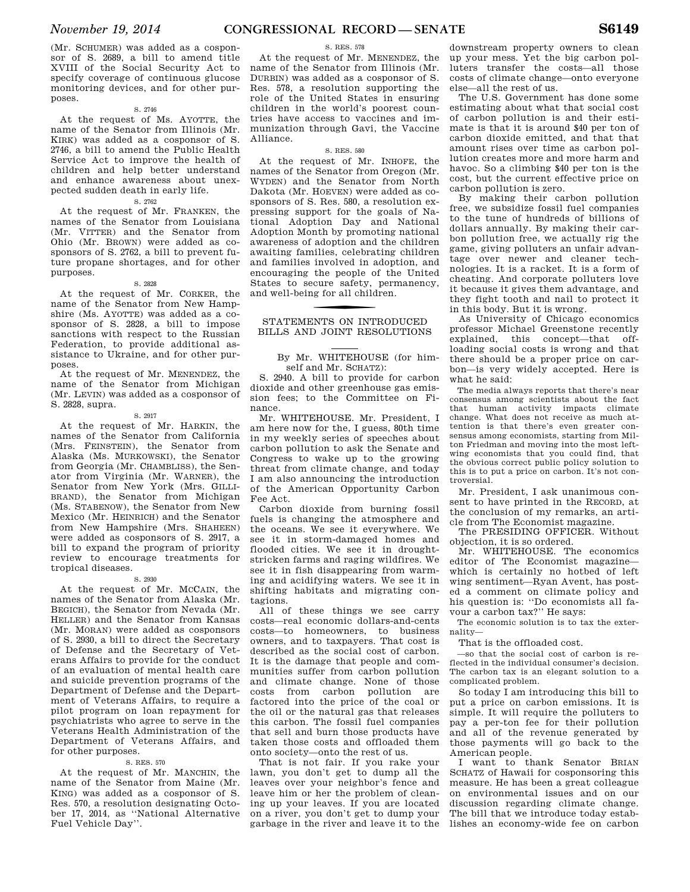(Mr. SCHUMER) was added as a cosponsor of S. 2689, a bill to amend title XVIII of the Social Security Act to specify coverage of continuous glucose monitoring devices, and for other purposes.

S. 2746

At the request of Ms. AYOTTE, the name of the Senator from Illinois (Mr. KIRK) was added as a cosponsor of S. 2746, a bill to amend the Public Health Service Act to improve the health of children and help better understand and enhance awareness about unexpected sudden death in early life.

S. 2762

At the request of Mr. FRANKEN, the names of the Senator from Louisiana (Mr. VITTER) and the Senator from Ohio (Mr. BROWN) were added as cosponsors of S. 2762, a bill to prevent future propane shortages, and for other purposes.

S. 2828

At the request of Mr. CORKER, the name of the Senator from New Hampshire (Ms. AYOTTE) was added as a cosponsor of S. 2828, a bill to impose sanctions with respect to the Russian Federation, to provide additional assistance to Ukraine, and for other purposes.

At the request of Mr. MENENDEZ, the name of the Senator from Michigan (Mr. LEVIN) was added as a cosponsor of S. 2828, supra.

S. 2917

At the request of Mr. HARKIN, the names of the Senator from California (Mrs. FEINSTEIN), the Senator from Alaska (Ms. MURKOWSKI), the Senator from Georgia (Mr. CHAMBLISS), the Senator from Virginia (Mr. WARNER), the Senator from New York (Mrs. GILLIBRAND), the Senator from Michigan (Ms. STABENOW), the Senator from New Mexico (Mr. HEINRICH) and the Senator from New Hampshire (Mrs. SHAHEEN) were added as cosponsors of S. 2917, a bill to expand the program of priority review to encourage treatments for tropical diseases.

S. 2930

At the request of Mr. MCCAIN, the names of the Senator from Alaska (Mr. BEGICH), the Senator from Nevada (Mr. HELLER) and the Senator from Kansas (Mr. MORAN) were added as cosponsors of S. 2930, a bill to direct the Secretary of Defense and the Secretary of Veterans Affairs to provide for the conduct of an evaluation of mental health care and suicide prevention programs of the Department of Defense and the Department of Veterans Affairs, to require a pilot program on loan repayment for psychiatrists who agree to serve in the Veterans Health Administration of the Department of Veterans Affairs, and for other purposes.

S. RES. 570

At the request of Mr. MANCHIN, the name of the Senator from Maine (Mr. KING) was added as a cosponsor of S. Res. 570, a resolution designating October 17, 2014, as ''National Alternative Fuel Vehicle Day''.

S. RES. 578

At the request of Mr. MENENDEZ, the name of the Senator from Illinois (Mr. DURBIN) was added as a cosponsor of S. Res. 578, a resolution supporting the role of the United States in ensuring children in the world's poorest countries have access to vaccines and immunization through Gavi, the Vaccine Alliance.

S. RES. 580

At the request of Mr. INHOFE, the names of the Senator from Oregon (Mr. WYDEN) and the Senator from North Dakota (Mr. HOEVEN) were added as cosponsors of S. Res. 580, a resolution expressing support for the goals of National Adoption Day and National Adoption Month by promoting national awareness of adoption and the children awaiting families, celebrating children and families involved in adoption, and encouraging the people of the United States to secure safety, permanency, and well-being for all children.

## STATEMENTS ON INTRODUCED BILLS AND JOINT RESOLUTIONS

By Mr. WHITEHOUSE (for himself and Mr. SCHATZ):

S. 2940. A bill to provide for carbon dioxide and other greenhouse gas emission fees; to the Committee on Finance.

Mr. WHITEHOUSE. Mr. President, I am here now for the, I guess, 80th time in my weekly series of speeches about carbon pollution to ask the Senate and Congress to wake up to the growing threat from climate change, and today I am also announcing the introduction of the American Opportunity Carbon Fee Act.

Carbon dioxide from burning fossil fuels is changing the atmosphere and the oceans. We see it everywhere. We see it in storm-damaged homes and flooded cities. We see it in drought-stricken farms and raging wildfires. We see it in fish disappearing from warming and acidifying waters. We see it in shifting habitats and migrating contagions.

All of these things we see carry costs—real economic dollars-and-cents costs—to homeowners, to business owners, and to taxpayers. That cost is described as the social cost of carbon. It is the damage that people and communities suffer from carbon pollution and climate change. None of those costs from carbon pollution are factored into the price of the coal or the oil or the natural gas that releases this carbon. The fossil fuel companies that sell and burn those products have taken those costs and offloaded them onto society—onto the rest of us.

That is not fair. If you rake your lawn, you don't get to dump all the leaves over your neighbor's fence and leave him or her the problem of cleaning up your leaves. If you are located on a river, you don't get to dump your garbage in the river and leave it to the downstream property owners to clean up your mess. Yet the big carbon polluters transfer the costs—all those costs of climate change—onto everyone else—all the rest of us.

The U.S. Government has done some estimating about what that social cost of carbon pollution is and their estimate is that it is around $40 per ton of carbon dioxide emitted, and that that amount rises over time as carbon pollution creates more and more harm and havoc. So a climbing $40 per ton is the cost, but the current effective price on carbon pollution is zero.

By making their carbon pollution free, we subsidize fossil fuel companies to the tune of hundreds of billions of dollars annually. By making their carbon pollution free, we actually rig the game, giving polluters an unfair advantage over newer and cleaner technologies. It is a racket. It is a form of cheating. And corporate polluters love it because it gives them advantage, and they fight tooth and nail to protect it in this body. But it is wrong.

As University of Chicago economics professor Michael Greenstone recently explained, this concept—that offloading social costs is wrong and that there should be a proper price on carbon—is very widely accepted. Here is what he said:

> The media always reports that there's near consensus among scientists about the fact that human activity impacts climate change. What does not receive as much attention is that there's even greater consensus among economists, starting from Milton Friedman and moving into the most left-wing economists that you could find, that the obvious correct public policy solution to this is to put a price on carbon. It's not controversial.

Mr. President, I ask unanimous consent to have printed in the RECORD, at the conclusion of my remarks, an article from The Economist magazine.

The PRESIDING OFFICER. Without objection, it is so ordered.

Mr. WHITEHOUSE. The economics editor of The Economist magazine—which is certainly no hotbed of left wing sentiment—Ryan Avent, has posted a comment on climate policy and his question is: ''Do economists all favour a carbon tax?'' He says:

> The economic solution is to tax the externality—

That is the offloaded cost.

> —so that the social cost of carbon is reflected in the individual consumer's decision. The carbon tax is an elegant solution to a complicated problem.

So today I am introducing this bill to put a price on carbon emissions. It is simple. It will require the polluters to pay a per-ton fee for their pollution and all of the revenue generated by those payments will go back to the American people.

I want to thank Senator BRIAN SCHATZ of Hawaii for cosponsoring this measure. He has been a great colleague on environmental issues and on our discussion regarding climate change. The bill that we introduce today establishes an economy-wide fee on carbon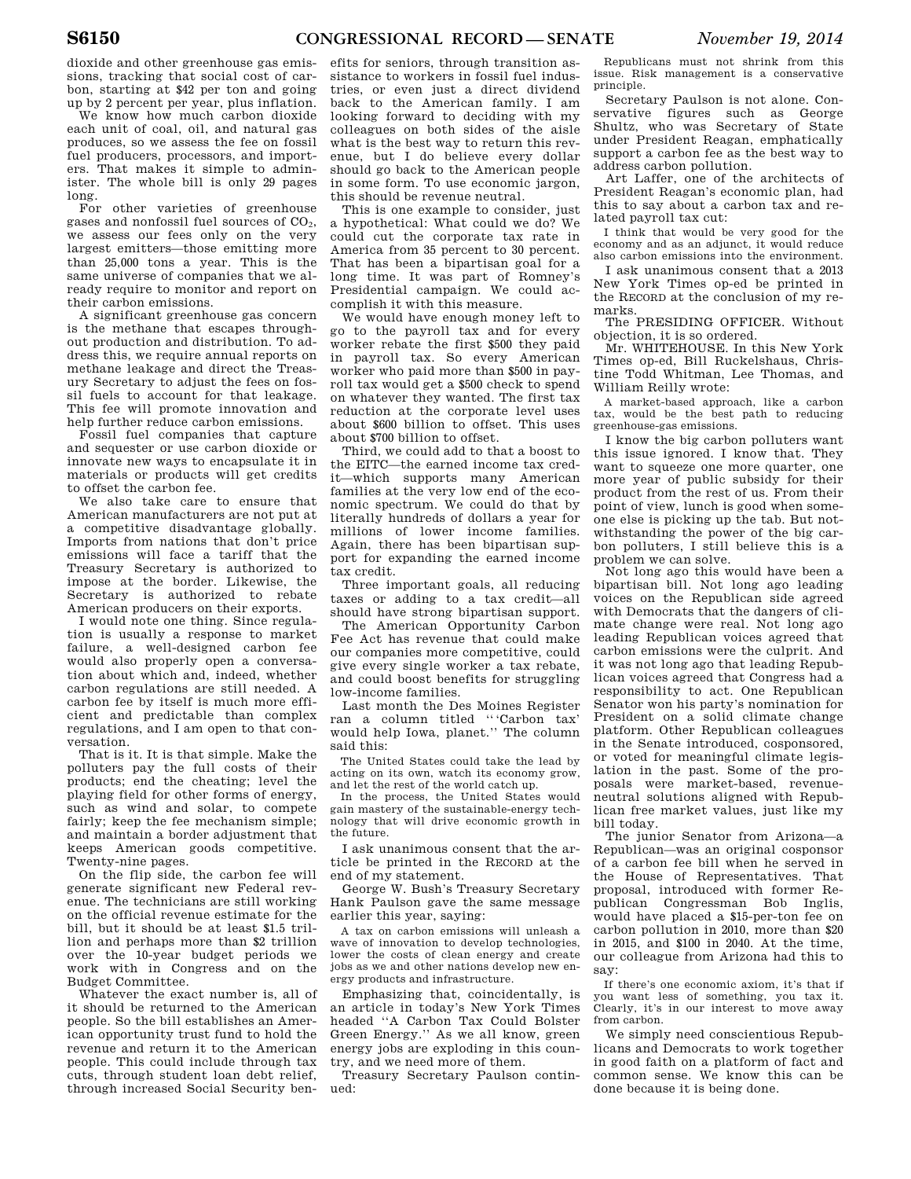dioxide and other greenhouse gas emissions, tracking that social cost of carbon, starting at $42 per ton and going up by 2 percent per year, plus inflation.

We know how much carbon dioxide each unit of coal, oil, and natural gas produces, so we assess the fee on fossil fuel producers, processors, and importers. That makes it simple to administer. The whole bill is only 29 pages long.

For other varieties of greenhouse gases and nonfossil fuel sources of $CO_2$, we assess our fees only on the very largest emitters—those emitting more than 25,000 tons a year. This is the same universe of companies that we already require to monitor and report on their carbon emissions.

A significant greenhouse gas concern is the methane that escapes throughout production and distribution. To address this, we require annual reports on methane leakage and direct the Treasury Secretary to adjust the fees on fossil fuels to account for that leakage. This fee will promote innovation and help further reduce carbon emissions.

Fossil fuel companies that capture and sequester or use carbon dioxide or innovate new ways to encapsulate it in materials or products will get credits to offset the carbon fee.

We also take care to ensure that American manufacturers are not put at a competitive disadvantage globally. Imports from nations that don't price emissions will face a tariff that the Treasury Secretary is authorized to impose at the border. Likewise, the Secretary is authorized to rebate American producers on their exports.

I would note one thing. Since regulation is usually a response to market failure, a well-designed carbon fee would also properly open a conversation about which and, indeed, whether carbon regulations are still needed. A carbon fee by itself is much more efficient and predictable than complex regulations, and I am open to that conversation.

That is it. It is that simple. Make the polluters pay the full costs of their products; end the cheating; level the playing field for other forms of energy, such as wind and solar, to compete fairly; keep the fee mechanism simple; and maintain a border adjustment that keeps American goods competitive. Twenty-nine pages.

On the flip side, the carbon fee will generate significant new Federal revenue. The technicians are still working on the official revenue estimate for the bill, but it should be at least $1.5 trillion and perhaps more than $2 trillion over the 10-year budget periods we work with in Congress and on the Budget Committee.

Whatever the exact number is, all of it should be returned to the American people. So the bill establishes an American opportunity trust fund to hold the revenue and return it to the American people. This could include through tax cuts, through student loan debt relief, through increased Social Security benefits for seniors, through transition assistance to workers in fossil fuel industries, or even just a direct dividend back to the American family. I am looking forward to deciding with my colleagues on both sides of the aisle what is the best way to return this revenue, but I do believe every dollar should go back to the American people in some form. To use economic jargon, this should be revenue neutral.

This is one example to consider, just a hypothetical: What could we do? We could cut the corporate tax rate in America from 35 percent to 30 percent. That has been a bipartisan goal for a long time. It was part of Romney's Presidential campaign. We could accomplish it with this measure.

We would have enough money left to go to the payroll tax and for every worker rebate the first $500 they paid in payroll tax. So every American worker who paid more than $500 in payroll tax would get a $500 check to spend on whatever they wanted. The first tax reduction at the corporate level uses about $600 billion to offset. This uses about $700 billion to offset.

Third, we could add to that a boost to the EITC—the earned income tax credit—which supports many American families at the very low end of the economic spectrum. We could do that by literally hundreds of dollars a year for millions of lower income families. Again, there has been bipartisan support for expanding the earned income tax credit.

Three important goals, all reducing taxes or adding to a tax credit—all should have strong bipartisan support.

The American Opportunity Carbon Fee Act has revenue that could make our companies more competitive, could give every single worker a tax rebate, and could boost benefits for struggling low-income families.

Last month the Des Moines Register ran a column titled "'Carbon tax' would help Iowa, planet." The column said this:

> The United States could take the lead by acting on its own, watch its economy grow, and let the rest of the world catch up.
>
> In the process, the United States would gain mastery of the sustainable-energy technology that will drive economic growth in the future.

I ask unanimous consent that the article be printed in the RECORD at the end of my statement.

George W. Bush's Treasury Secretary Hank Paulson gave the same message earlier this year, saying:

> A tax on carbon emissions will unleash a wave of innovation to develop technologies, lower the costs of clean energy and create jobs as we and other nations develop new energy products and infrastructure.

Emphasizing that, coincidentally, is an article in today's New York Times headed "A Carbon Tax Could Bolster Green Energy." As we all know, green energy jobs are exploding in this country, and we need more of them.

Treasury Secretary Paulson continued:

> Republicans must not shrink from this issue. Risk management is a conservative principle.

Secretary Paulson is not alone. Conservative figures such as George Shultz, who was Secretary of State under President Reagan, emphatically support a carbon fee as the best way to address carbon pollution.

Art Laffer, one of the architects of President Reagan's economic plan, had this to say about a carbon tax and related payroll tax cut:

> I think that would be very good for the economy and as an adjunct, it would reduce also carbon emissions into the environment.

I ask unanimous consent that a 2013 New York Times op-ed be printed in the RECORD at the conclusion of my remarks.

The PRESIDING OFFICER. Without objection, it is so ordered.

Mr. WHITEHOUSE. In this New York Times op-ed, Bill Ruckelshaus, Christine Todd Whitman, Lee Thomas, and William Reilly wrote:

> A market-based approach, like a carbon tax, would be the best path to reducing greenhouse-gas emissions.

I know the big carbon polluters want this issue ignored. I know that. They want to squeeze one more quarter, one more year of public subsidy for their product from the rest of us. From their point of view, lunch is good when someone else is picking up the tab. But notwithstanding the power of the big carbon polluters, I still believe this is a problem we can solve.

Not long ago this would have been a bipartisan bill. Not long ago leading voices on the Republican side agreed with Democrats that the dangers of climate change were real. Not long ago leading Republican voices agreed that carbon emissions were the culprit. And it was not long ago that leading Republican voices agreed that Congress had a responsibility to act. One Republican Senator won his party's nomination for President on a solid climate change platform. Other Republican colleagues in the Senate introduced, cosponsored, or voted for meaningful climate legislation in the past. Some of the proposals were market-based, revenue-neutral solutions aligned with Republican free market values, just like my bill today.

The junior Senator from Arizona—a Republican—was an original cosponsor of a carbon fee bill when he served in the House of Representatives. That proposal, introduced with former Republican Congressman Bob Inglis, would have placed a $15-per-ton fee on carbon pollution in 2010, more than $20 in 2015, and $100 in 2040. At the time, our colleague from Arizona had this to say:

> If there's one economic axiom, it's that if you want less of something, you tax it. Clearly, it's in our interest to move away from carbon.

We simply need conscientious Republicans and Democrats to work together in good faith on a platform of fact and common sense. We know this can be done because it is being done.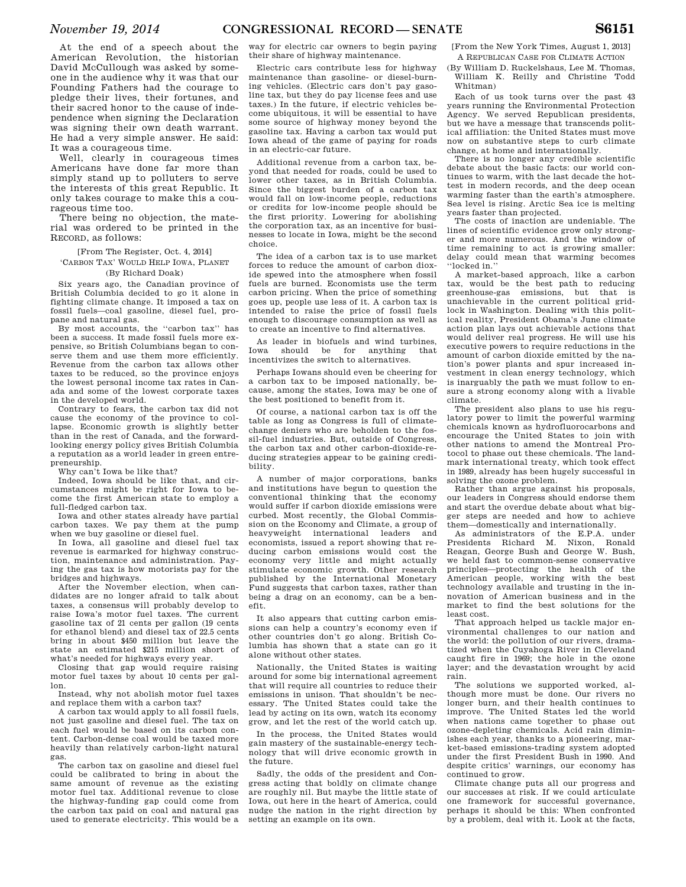At the end of a speech about the American Revolution, the historian David McCullough was asked by someone in the audience why it was that our Founding Fathers had the courage to pledge their lives, their fortunes, and their sacred honor to the cause of independence when signing the Declaration was signing their own death warrant. He had a very simple answer. He said: It was a courageous time.

Well, clearly in courageous times Americans have done far more than simply stand up to polluters to serve the interests of this great Republic. It only takes courage to make this a courageous time too.

There being no objection, the material was ordered to be printed in the RECORD, as follows:

[From The Register, Oct. 4, 2014]

'CARBON TAX' WOULD HELP IOWA, PLANET

(By Richard Doak)

Six years ago, the Canadian province of British Columbia decided to go it alone in fighting climate change. It imposed a tax on fossil fuels—coal gasoline, diesel fuel, propane and natural gas.

By most accounts, the "carbon tax" has been a success. It made fossil fuels more expensive, so British Columbians began to conserve them and use them more efficiently. Revenue from the carbon tax allows other taxes to be reduced, so the province enjoys the lowest personal income tax rates in Canada and some of the lowest corporate taxes in the developed world.

Contrary to fears, the carbon tax did not cause the economy of the province to collapse. Economic growth is slightly better than in the rest of Canada, and the forward-looking energy policy gives British Columbia a reputation as a world leader in green entrepreneurship.

Why can't Iowa be like that?

Indeed, Iowa should be like that, and circumstances might be right for Iowa to become the first American state to employ a full-fledged carbon tax.

Iowa and other states already have partial carbon taxes. We pay them at the pump when we buy gasoline or diesel fuel.

In Iowa, all gasoline and diesel fuel tax revenue is earmarked for highway construction, maintenance and administration. Paying the gas tax is how motorists pay for the bridges and highways.

After the November election, when candidates are no longer afraid to talk about taxes, a consensus will probably develop to raise Iowa's motor fuel taxes. The current gasoline tax of 21 cents per gallon (19 cents for ethanol blend) and diesel tax of 22.5 cents bring in about $450 million but leave the state an estimated $215 million short of what's needed for highways every year.

Closing that gap would require raising motor fuel taxes by about 10 cents per gallon.

Instead, why not abolish motor fuel taxes and replace them with a carbon tax?

A carbon tax would apply to all fossil fuels, not just gasoline and diesel fuel. The tax on each fuel would be based on its carbon content. Carbon-dense coal would be taxed more heavily than relatively carbon-light natural gas.

The carbon tax on gasoline and diesel fuel could be calibrated to bring in about the same amount of revenue as the existing motor fuel tax. Additional revenue to close the highway-funding gap could come from the carbon tax paid on coal and natural gas used to generate electricity. This would be a way for electric car owners to begin paying their share of highway maintenance.

Electric cars contribute less for highway maintenance than gasoline- or diesel-burning vehicles. (Electric cars don't pay gasoline tax, but they do pay license fees and use taxes.) In the future, if electric vehicles become ubiquitous, it will be essential to have some source of highway money beyond the gasoline tax. Having a carbon tax would put Iowa ahead of the game of paying for roads in an electric-car future.

Additional revenue from a carbon tax, beyond that needed for roads, could be used to lower other taxes, as in British Columbia. Since the biggest burden of a carbon tax would fall on low-income people, reductions or credits for low-income people should be the first priority. Lowering for abolishing the corporation tax, as an incentive for businesses to locate in Iowa, might be the second choice.

The idea of a carbon tax is to use market forces to reduce the amount of carbon dioxide spewed into the atmosphere when fossil fuels are burned. Economists use the term carbon pricing. When the price of something goes up, people use less of it. A carbon tax is intended to raise the price of fossil fuels enough to discourage consumption as well as to create an incentive to find alternatives.

As leader in biofuels and wind turbines, Iowa should be for anything that incentivizes the switch to alternatives.

Perhaps Iowans should even be cheering for a carbon tax to be imposed nationally, because, among the states, Iowa may be one of the best positioned to benefit from it.

Of course, a national carbon tax is off the table as long as Congress is full of climate-change deniers who are beholden to the fossil-fuel industries. But, outside of Congress, the carbon tax and other carbon-dioxide-reducing strategies appear to be gaining credibility.

A number of major corporations, banks and institutions have begun to question the conventional thinking that the economy would suffer if carbon dioxide emissions were curbed. Most recently, the Global Commission on the Economy and Climate, a group of heavyweight international leaders and economists, issued a report showing that reducing carbon emissions would cost the economy very little and might actually stimulate economic growth. Other research published by the International Monetary Fund suggests that carbon taxes, rather than being a drag on an economy, can be a benefit.

It also appears that cutting carbon emissions can help a country's economy even if other countries don't go along. British Columbia has shown that a state can go it alone without other states.

Nationally, the United States is waiting around for some big international agreement that will require all countries to reduce their emissions in unison. That shouldn't be necessary. The United States could take the lead by acting on its own, watch its economy grow, and let the rest of the world catch up.

In the process, the United States would gain mastery of the sustainable-energy technology that will drive economic growth in the future.

Sadly, the odds of the president and Congress acting that boldly on climate change are roughly nil. But maybe the little state of Iowa, out here in the heart of America, could nudge the nation in the right direction by setting an example on its own.

[From the New York Times, August 1, 2013]

A REPUBLICAN CASE FOR CLIMATE ACTION

(By William D. Ruckelshaus, Lee M. Thomas, William K. Reilly and Christine Todd Whitman)

Each of us took turns over the past 43 years running the Environmental Protection Agency. We served Republican presidents, but we have a message that transcends political affiliation: the United States must move now on substantive steps to curb climate change, at home and internationally.

There is no longer any credible scientific debate about the basic facts: our world continues to warm, with the last decade the hottest in modern records, and the deep ocean warming faster than the earth's atmosphere. Sea level is rising. Arctic Sea ice is melting years faster than projected.

The costs of inaction are undeniable. The lines of scientific evidence grow only stronger and more numerous. And the window of time remaining to act is growing smaller: delay could mean that warming becomes "locked in."

A market-based approach, like a carbon tax, would be the best path to reducing greenhouse-gas emissions, but that is unachievable in the current political gridlock in Washington. Dealing with this political reality, President Obama's June climate action plan lays out achievable actions that would deliver real progress. He will use his executive powers to require reductions in the amount of carbon dioxide emitted by the nation's power plants and spur increased investment in clean energy technology, which is inarguably the path we must follow to ensure a strong economy along with a livable climate.

The president also plans to use his regulatory power to limit the powerful warming chemicals known as hydrofluorocarbons and encourage the United States to join with other nations to amend the Montreal Protocol to phase out these chemicals. The landmark international treaty, which took effect in 1989, already has been hugely successful in solving the ozone problem.

Rather than argue against his proposals, our leaders in Congress should endorse them and start the overdue debate about what bigger steps are needed and how to achieve them—domestically and internationally.

As administrators of the E.P.A. under Presidents Richard M. Nixon, Ronald Reagan, George Bush and George W. Bush, we held fast to common-sense conservative principles—protecting the health of the American people, working with the best technology available and trusting in the innovation of American business and in the market to find the best solutions for the least cost.

That approach helped us tackle major environmental challenges to our nation and the world: the pollution of our rivers, dramatized when the Cuyahoga River in Cleveland caught fire in 1969; the hole in the ozone layer; and the devastation wrought by acid rain.

The solutions we supported worked, although more must be done. Our rivers no longer burn, and their health continues to improve. The United States led the world when nations came together to phase out ozone-depleting chemicals. Acid rain diminishes each year, thanks to a pioneering, market-based emissions-trading system adopted under the first President Bush in 1990. And despite critics' warnings, our economy has continued to grow.

Climate change puts all our progress and our successes at risk. If we could articulate one framework for successful governance, perhaps it should be this: When confronted by a problem, deal with it. Look at the facts,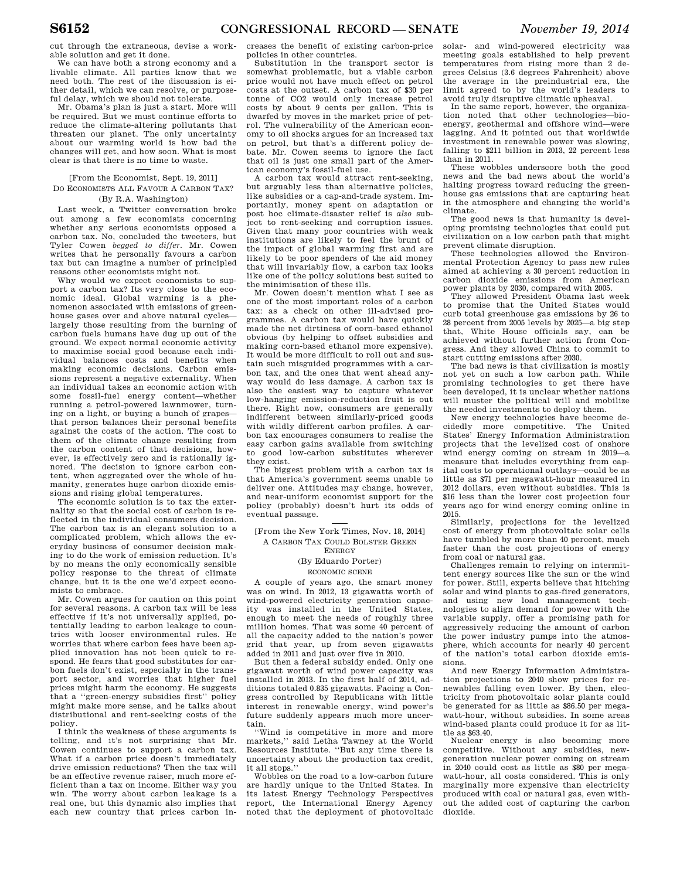cut through the extraneous, devise a workable solution and get it done.

We can have both a strong economy and a livable climate. All parties know that we need both. The rest of the discussion is either detail, which we can resolve, or purposeful delay, which we should not tolerate.

Mr. Obama's plan is just a start. More will be required. But we must continue efforts to reduce the climate-altering pollutants that threaten our planet. The only uncertainty about our warming world is how bad the changes will get, and how soon. What is most clear is that there is no time to waste.

[From the Economist, Sept. 19, 2011]

DO ECONOMISTS ALL FAVOUR A CARBON TAX?

(By R.A. Washington)

Last week, a Twitter conversation broke out among a few economists concerning whether any serious economists opposed a carbon tax. No, concluded the tweeters, but Tyler Cowen *begged to differ*. Mr. Cowen writes that he personally favours a carbon tax but can imagine a number of principled reasons other economists might not.

Why would we expect economists to support a carbon tax? Its very close to the economic ideal. Global warming is a phenomenon associated with emissions of greenhouse gases over and above natural cycles—largely those resulting from the burning of carbon fuels humans have dug up out of the ground. We expect normal economic activity to maximise social good because each individual balances costs and benefits when making economic decisions. Carbon emissions represent a negative externality. When an individual takes an economic action with some fossil-fuel energy content—whether running a petrol-powered lawnmower, turning on a light, or buying a bunch of grapes—that person balances their personal benefits against the costs of the action. The cost to them of the climate change resulting from the carbon content of that decisions, however, is effectively zero and is rationally ignored. The decision to ignore carbon content, when aggregated over the whole of humanity, generates huge carbon dioxide emissions and rising global temperatures.

The economic solution is to tax the externality so that the social cost of carbon is reflected in the individual consumers decision. The carbon tax is an elegant solution to a complicated problem, which allows the everyday business of consumer decision making to do the work of emission reduction. It's by no means the only economically sensible policy response to the threat of climate change, but it is the one we'd expect economists to embrace.

Mr. Cowen argues for caution on this point for several reasons. A carbon tax will be less effective if it's not universally applied, potentially leading to carbon leakage to countries with looser environmental rules. He worries that where carbon fees have been applied innovation has not been quick to respond. He fears that good substitutes for carbon fuels don't exist, especially in the transport sector, and worries that higher fuel prices might harm the economy. He suggests that a "green-energy subsidies first" policy might make more sense, and he talks about distributional and rent-seeking costs of the policy.

I think the weakness of these arguments is telling, and it's not surprising that Mr. Cowen continues to support a carbon tax. What if a carbon price doesn't immediately drive emission reductions? Then the tax will be an effective revenue raiser, much more efficient than a tax on income. Either way you win. The worry about carbon leakage is a real one, but this dynamic also implies that each new country that prices carbon increases the benefit of existing carbon-price policies in other countries.

Substitution in the transport sector is somewhat problematic, but a viable carbon price would not have much effect on petrol costs at the outset. A carbon tax of $30 per tonne of CO2 would only increase petrol costs by about 9 cents per gallon. This is dwarfed by moves in the market price of petrol. The vulnerability of the American economy to oil shocks argues for an increased tax on petrol, but that's a different policy debate. Mr. Cowen seems to ignore the fact that oil is just one small part of the American economy's fossil-fuel use.

A carbon tax would attract rent-seeking, but arguably less than alternative policies, like subsidies or a cap-and-trade system. Importantly, money spent on adaptation or post hoc climate-disaster relief is *also* subject to rent-seeking and corruption issues. Given that many poor countries with weak institutions are likely to feel the brunt of the impact of global warming first and are likely to be poor spenders of the aid money that will invariably flow, a carbon tax looks like one of the policy solutions best suited to the minimisation of these ills.

Mr. Cowen doesn't mention what I see as one of the most important roles of a carbon tax: as a check on other ill-advised programmes. A carbon tax would have quickly made the net dirtiness of corn-based ethanol obvious (by helping to offset subsidies and making corn-based ethanol more expensive). It would be more difficult to roll out and sustain such misguided programmes with a carbon tax, and the ones that went ahead anyway would do less damage. A carbon tax is also the easiest way to capture whatever low-hanging emission-reduction fruit is out there. Right now, consumers are generally indifferent between similarly-priced goods with wildly different carbon profiles. A carbon tax encourages consumers to realise the easy carbon gains available from switching to good low-carbon substitutes wherever they exist.

The biggest problem with a carbon tax is that America's government seems unable to deliver one. Attitudes may change, however, and near-uniform economist support for the policy (probably) doesn't hurt its odds of eventual passage.

[From the New York Times, Nov. 18, 2014]

A CARBON TAX COULD BOLSTER GREEN ENERGY

(By Eduardo Porter)

ECONOMIC SCENE

A couple of years ago, the smart money was on wind. In 2012, 13 gigawatts worth of wind-powered electricity generation capacity was installed in the United States, enough to meet the needs of roughly three million homes. That was some 40 percent of all the capacity added to the nation's power grid that year, up from seven gigawatts added in 2011 and just over five in 2010.

But then a federal subsidy ended. Only one gigawatt worth of wind power capacity was installed in 2013. In the first half of 2014, additions totaled 0.835 gigawatts. Facing a Congress controlled by Republicans with little interest in renewable energy, wind power's future suddenly appears much more uncertain.

"Wind is competitive in more and more markets," said Letha Tawney at the World Resources Institute. "But any time there is uncertainty about the production tax credit, it all stops."

Wobbles on the road to a low-carbon future are hardly unique to the United States. In its latest Energy Technology Perspectives report, the International Energy Agency noted that the deployment of photovoltaic solar- and wind-powered electricity was meeting goals established to help prevent temperatures from rising more than 2 degrees Celsius (3.6 degrees Fahrenheit) above the average in the preindustrial era, the limit agreed to by the world's leaders to avoid truly disruptive climatic upheaval.

In the same report, however, the organization noted that other technologies—bioenergy, geothermal and offshore wind—were lagging. And it pointed out that worldwide investment in renewable power was slowing, falling to $211 billion in 2013, 22 percent less than in 2011.

These wobbles underscore both the good news and the bad news about the world's halting progress toward reducing the greenhouse gas emissions that are capturing heat in the atmosphere and changing the world's climate.

The good news is that humanity is developing promising technologies that could put civilization on a low carbon path that might prevent climate disruption.

These technologies allowed the Environmental Protection Agency to pass new rules aimed at achieving a 30 percent reduction in carbon dioxide emissions from American power plants by 2030, compared with 2005.

They allowed President Obama last week to promise that the United States would curb total greenhouse gas emissions by 26 to 28 percent from 2005 levels by 2025—a big step that, White House officials say, can be achieved without further action from Congress. And they allowed China to commit to start cutting emissions after 2030.

The bad news is that civilization is mostly not yet on such a low carbon path. While promising technologies to get there have been developed, it is unclear whether nations will muster the political will and mobilize the needed investments to deploy them.

New energy technologies have become decidedly more competitive. The United States' Energy Information Administration projects that the levelized cost of onshore wind energy coming on stream in 2019—a measure that includes everything from capital costs to operational outlays—could be as little as $71 per megawatt-hour measured in 2012 dollars, even without subsidies. This is $16 less than the lower cost projection four years ago for wind energy coming online in 2015.

Similarly, projections for the levelized cost of energy from photovoltaic solar cells have tumbled by more than 40 percent, much faster than the cost projections of energy from coal or natural gas.

Challenges remain to relying on intermittent energy sources like the sun or the wind for power. Still, experts believe that hitching solar and wind plants to gas-fired generators, and using new load management technologies to align demand for power with the variable supply, offer a promising path for aggressively reducing the amount of carbon the power industry pumps into the atmosphere, which accounts for nearly 40 percent of the nation's total carbon dioxide emissions.

And new Energy Information Administration projections to 2040 show prices for renewables falling even lower. By then, electricity from photovoltaic solar plants could be generated for as little as $86.50 per megawatt-hour, without subsidies. In some areas wind-based plants could produce it for as little as $63.40.

Nuclear energy is also becoming more competitive. Without any subsidies, new-generation nuclear power coming on stream in 2040 could cost as little as $80 per megawatt-hour, all costs considered. This is only marginally more expensive than electricity produced with coal or natural gas, even without the added cost of capturing the carbon dioxide.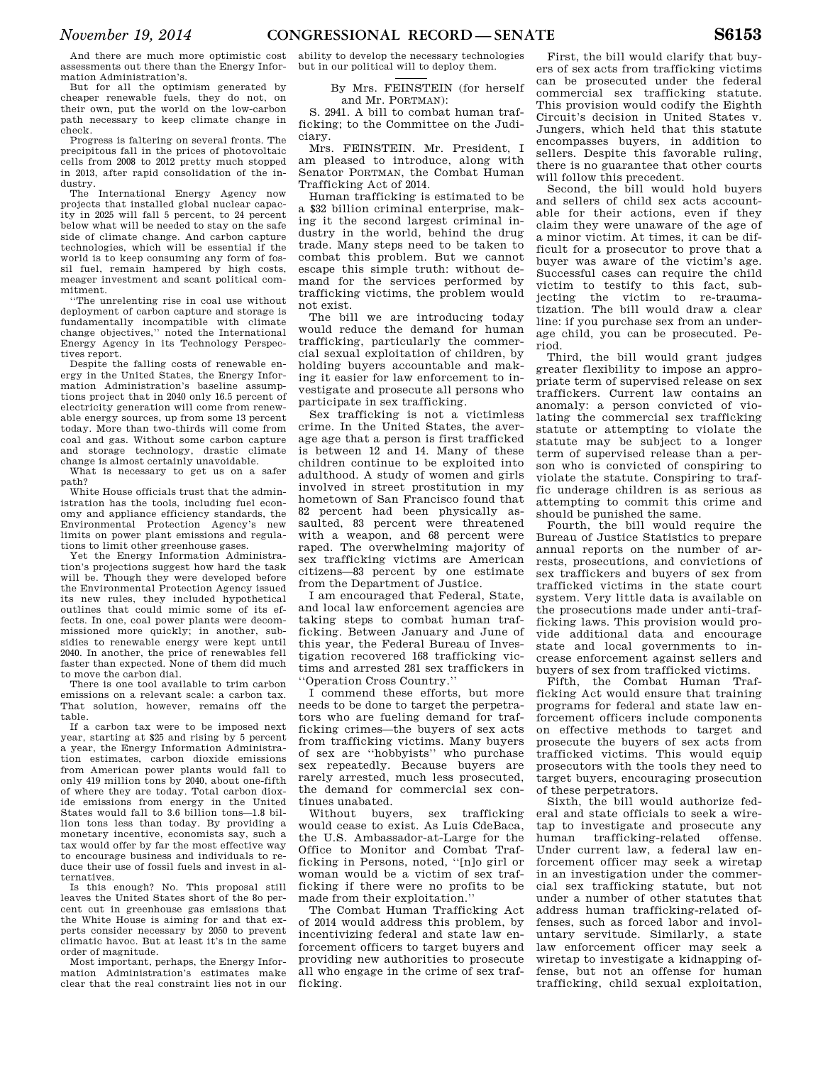And there are much more optimistic cost assessments out there than the Energy Information Administration's.

But for all the optimism generated by cheaper renewable fuels, they do not, on their own, put the world on the low-carbon path necessary to keep climate change in check.

Progress is faltering on several fronts. The precipitous fall in the prices of photovoltaic cells from 2008 to 2012 pretty much stopped in 2013, after rapid consolidation of the industry.

The International Energy Agency now projects that installed global nuclear capacity in 2025 will fall 5 percent, to 24 percent below what will be needed to stay on the safe side of climate change. And carbon capture technologies, which will be essential if the world is to keep consuming any form of fossil fuel, remain hampered by high costs, meager investment and scant political commitment.

''The unrelenting rise in coal use without deployment of carbon capture and storage is fundamentally incompatible with climate change objectives,'' noted the International Energy Agency in its Technology Perspectives report.

Despite the falling costs of renewable energy in the United States, the Energy Information Administration's baseline assumptions project that in 2040 only 16.5 percent of electricity generation will come from renewable energy sources, up from some 13 percent today. More than two-thirds will come from coal and gas. Without some carbon capture and storage technology, drastic climate change is almost certainly unavoidable.

What is necessary to get us on a safer path?

White House officials trust that the administration has the tools, including fuel economy and appliance efficiency standards, the Environmental Protection Agency's new limits on power plant emissions and regulations to limit other greenhouse gases.

Yet the Energy Information Administration's projections suggest how hard the task will be. Though they were developed before the Environmental Protection Agency issued its new rules, they included hypothetical outlines that could mimic some of its effects. In one, coal power plants were decommissioned more quickly; in another, subsidies to renewable energy were kept until 2040. In another, the price of renewables fell faster than expected. None of them did much to move the carbon dial.

There is one tool available to trim carbon emissions on a relevant scale: a carbon tax. That solution, however, remains off the table.

If a carbon tax were to be imposed next year, starting at $25 and rising by 5 percent a year, the Energy Information Administration estimates, carbon dioxide emissions from American power plants would fall to only 419 million tons by 2040, about one-fifth of where they are today. Total carbon dioxide emissions from energy in the United States would fall to 3.6 billion tons—1.8 billion tons less than today. By providing a monetary incentive, economists say, such a tax would offer by far the most effective way to encourage business and individuals to reduce their use of fossil fuels and invest in alternatives.

Is this enough? No. This proposal still leaves the United States short of the 80 percent cut in greenhouse gas emissions that the White House is aiming for and that experts consider necessary by 2050 to prevent climatic havoc. But at least it's in the same order of magnitude.

Most important, perhaps, the Energy Information Administration's estimates make clear that the real constraint lies not in our ability to develop the necessary technologies but in our political will to deploy them.

---

By Mrs. FEINSTEIN (for herself and Mr. PORTMAN):

S. 2941. A bill to combat human trafficking; to the Committee on the Judiciary.

Mrs. FEINSTEIN. Mr. President, I am pleased to introduce, along with Senator PORTMAN, the Combat Human Trafficking Act of 2014.

Human trafficking is estimated to be a $32 billion criminal enterprise, making it the second largest criminal industry in the world, behind the drug trade. Many steps need to be taken to combat this problem. But we cannot escape this simple truth: without demand for the services performed by trafficking victims, the problem would not exist.

The bill we are introducing today would reduce the demand for human trafficking, particularly the commercial sexual exploitation of children, by holding buyers accountable and making it easier for law enforcement to investigate and prosecute all persons who participate in sex trafficking.

Sex trafficking is not a victimless crime. In the United States, the average age that a person is first trafficked is between 12 and 14. Many of these children continue to be exploited into adulthood. A study of women and girls involved in street prostitution in my hometown of San Francisco found that 82 percent had been physically assaulted, 83 percent were threatened with a weapon, and 68 percent were raped. The overwhelming majority of sex trafficking victims are American citizens—83 percent by one estimate from the Department of Justice.

I am encouraged that Federal, State, and local law enforcement agencies are taking steps to combat human trafficking. Between January and June of this year, the Federal Bureau of Investigation recovered 168 trafficking victims and arrested 281 sex traffickers in ''Operation Cross Country.''

I commend these efforts, but more needs to be done to target the perpetrators who are fueling demand for trafficking crimes—the buyers of sex acts from trafficking victims. Many buyers of sex are ''hobbyists'' who purchase sex repeatedly. Because buyers are rarely arrested, much less prosecuted, the demand for commercial sex continues unabated.

Without buyers, sex trafficking would cease to exist. As Luis CdeBaca, the U.S. Ambassador-at-Large for the Office to Monitor and Combat Trafficking in Persons, noted, ''[n]o girl or woman would be a victim of sex trafficking if there were no profits to be made from their exploitation.''

The Combat Human Trafficking Act of 2014 would address this problem, by incentivizing federal and state law enforcement officers to target buyers and providing new authorities to prosecute all who engage in the crime of sex trafficking.

First, the bill would clarify that buyers of sex acts from trafficking victims can be prosecuted under the federal commercial sex trafficking statute. This provision would codify the Eighth Circuit's decision in United States v. Jungers, which held that this statute encompasses buyers, in addition to sellers. Despite this favorable ruling, there is no guarantee that other courts will follow this precedent.

Second, the bill would hold buyers and sellers of child sex acts accountable for their actions, even if they claim they were unaware of the age of a minor victim. At times, it can be difficult for a prosecutor to prove that a buyer was aware of the victim's age. Successful cases can require the child victim to testify to this fact, subjecting the victim to re-traumatization. The bill would draw a clear line: if you purchase sex from an underage child, you can be prosecuted. Period.

Third, the bill would grant judges greater flexibility to impose an appropriate term of supervised release on sex traffickers. Current law contains an anomaly: a person convicted of violating the commercial sex trafficking statute or attempting to violate the statute may be subject to a longer term of supervised release than a person who is convicted of conspiring to violate the statute. Conspiring to traffic underage children is as serious as attempting to commit this crime and should be punished the same.

Fourth, the bill would require the Bureau of Justice Statistics to prepare annual reports on the number of arrests, prosecutions, and convictions of sex traffickers and buyers of sex from trafficked victims in the state court system. Very little data is available on the prosecutions made under anti-trafficking laws. This provision would provide additional data and encourage state and local governments to increase enforcement against sellers and buyers of sex from trafficked victims.

Fifth, the Combat Human Trafficking Act would ensure that training programs for federal and state law enforcement officers include components on effective methods to target and prosecute the buyers of sex acts from trafficked victims. This would equip prosecutors with the tools they need to target buyers, encouraging prosecution of these perpetrators.

Sixth, the bill would authorize federal and state officials to seek a wiretap to investigate and prosecute any human trafficking-related offense. Under current law, a federal law enforcement officer may seek a wiretap in an investigation under the commercial sex trafficking statute, but not under a number of other statutes that address human trafficking-related offenses, such as forced labor and involuntary servitude. Similarly, a state law enforcement officer may seek a wiretap to investigate a kidnapping offense, but not an offense for human trafficking, child sexual exploitation,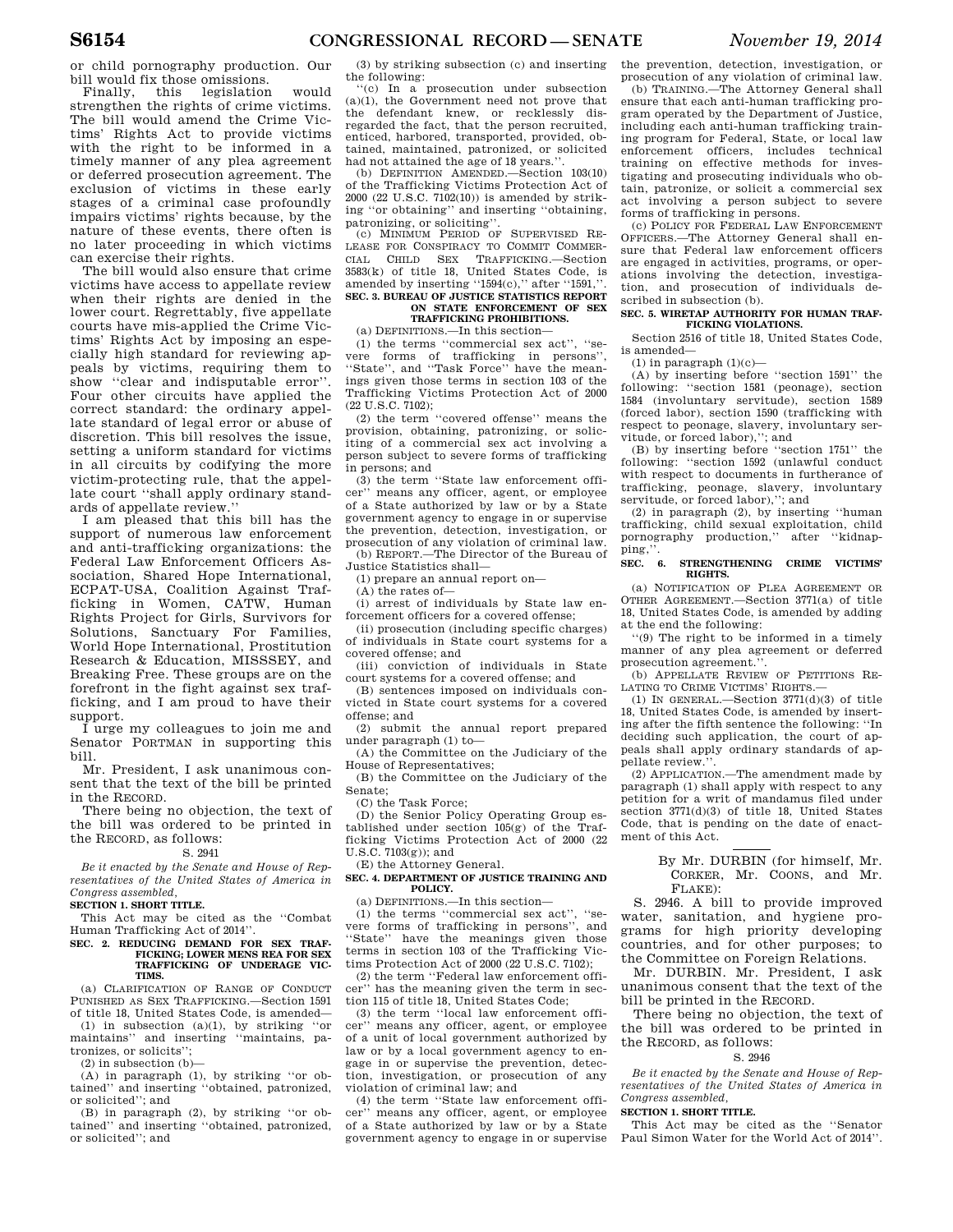or child pornography production. Our bill would fix those omissions.

Finally, this legislation would strengthen the rights of crime victims. The bill would amend the Crime Victims' Rights Act to provide victims with the right to be informed in a timely manner of any plea agreement or deferred prosecution agreement. The exclusion of victims in these early stages of a criminal case profoundly impairs victims' rights because, by the nature of these events, there often is no later proceeding in which victims can exercise their rights.

The bill would also ensure that crime victims have access to appellate review when their rights are denied in the lower court. Regrettably, five appellate courts have mis-applied the Crime Victims' Rights Act by imposing an especially high standard for reviewing appeals by victims, requiring them to show "clear and indisputable error". Four other circuits have applied the correct standard: the ordinary appellate standard of legal error or abuse of discretion. This bill resolves the issue, setting a uniform standard for victims in all circuits by codifying the more victim-protecting rule, that the appellate court "shall apply ordinary standards of appellate review."

I am pleased that this bill has the support of numerous law enforcement and anti-trafficking organizations: the Federal Law Enforcement Officers Association, Shared Hope International, ECPAT-USA, Coalition Against Trafficking in Women, CATW, Human Rights Project for Girls, Survivors for Solutions, Sanctuary For Families, World Hope International, Prostitution Research & Education, MISSSEY, and Breaking Free. These groups are on the forefront in the fight against sex trafficking, and I am proud to have their support.

I urge my colleagues to join me and Senator PORTMAN in supporting this bill.

Mr. President, I ask unanimous consent that the text of the bill be printed in the RECORD.

There being no objection, the text of the bill was ordered to be printed in the RECORD, as follows:

S. 2941

*Be it enacted by the Senate and House of Representatives of the United States of America in Congress assembled,*

**SECTION 1. SHORT TITLE.**

This Act may be cited as the "Combat Human Trafficking Act of 2014".

**SEC. 2. REDUCING DEMAND FOR SEX TRAFFICKING; LOWER MENS REA FOR SEX TRAFFICKING OF UNDERAGE VICTIMS.**

(a) CLARIFICATION OF RANGE OF CONDUCT PUNISHED AS SEX TRAFFICKING.—Section 1591 of title 18, United States Code, is amended—

(1) in subsection (a)(1), by striking "or maintains" and inserting "maintains, patronizes, or solicits";

(2) in subsection (b)—

(A) in paragraph (1), by striking "or obtained" and inserting "obtained, patronized, or solicited"; and

(B) in paragraph (2), by striking "or obtained" and inserting "obtained, patronized, or solicited"; and

(3) by striking subsection (c) and inserting the following:

"(c) In a prosecution under subsection (a)(1), the Government need not prove that the defendant knew, or recklessly disregarded the fact, that the person recruited, enticed, harbored, transported, provided, obtained, maintained, patronized, or solicited had not attained the age of 18 years.".

(b) DEFINITION AMENDED.—Section 103(10) of the Trafficking Victims Protection Act of 2000 (22 U.S.C. 7102(10)) is amended by striking "or obtaining" and inserting "obtaining, patronizing, or soliciting".

(c) MINIMUM PERIOD OF SUPERVISED RELEASE FOR CONSPIRACY TO COMMIT COMMERCIAL CHILD SEX TRAFFICKING.—Section 3583(k) of title 18, United States Code, is amended by inserting "1594(c)," after "1591,".

**SEC. 3. BUREAU OF JUSTICE STATISTICS REPORT ON STATE ENFORCEMENT OF SEX TRAFFICKING PROHIBITIONS.**

(a) DEFINITIONS.—In this section—

(1) the terms "commercial sex act", "severe forms of trafficking in persons", "State", and "Task Force" have the meanings given those terms in section 103 of the Trafficking Victims Protection Act of 2000 (22 U.S.C. 7102);

(2) the term "covered offense" means the provision, obtaining, patronizing, or soliciting of a commercial sex act involving a person subject to severe forms of trafficking in persons; and

(3) the term "State law enforcement officer" means any officer, agent, or employee of a State authorized by law or by a State government agency to engage in or supervise the prevention, detection, investigation, or prosecution of any violation of criminal law.

(b) REPORT.—The Director of the Bureau of Justice Statistics shall—

(1) prepare an annual report on—

(A) the rates of—

(i) arrest of individuals by State law enforcement officers for a covered offense;

(ii) prosecution (including specific charges) of individuals in State court systems for a covered offense; and

(iii) conviction of individuals in State court systems for a covered offense; and

(B) sentences imposed on individuals convicted in State court systems for a covered offense; and

(2) submit the annual report prepared under paragraph (1) to—

(A) the Committee on the Judiciary of the House of Representatives;

(B) the Committee on the Judiciary of the Senate;

(C) the Task Force;

(D) the Senior Policy Operating Group established under section 105(g) of the Trafficking Victims Protection Act of 2000 (22 U.S.C. 7103(g)); and

(E) the Attorney General.

**SEC. 4. DEPARTMENT OF JUSTICE TRAINING AND POLICY.**

(a) DEFINITIONS.—In this section—

(1) the terms "commercial sex act", "severe forms of trafficking in persons", and "State" have the meanings given those terms in section 103 of the Trafficking Victims Protection Act of 2000 (22 U.S.C. 7102);

(2) the term "Federal law enforcement officer" has the meaning given the term in section 115 of title 18, United States Code;

(3) the term "local law enforcement officer" means any officer, agent, or employee of a unit of local government authorized by law or by a local government agency to engage in or supervise the prevention, detection, investigation, or prosecution of any violation of criminal law; and

(4) the term "State law enforcement officer" means any officer, agent, or employee of a State authorized by law or by a State government agency to engage in or supervise the prevention, detection, investigation, or prosecution of any violation of criminal law.

(b) TRAINING.—The Attorney General shall ensure that each anti-human trafficking program operated by the Department of Justice, including each anti-human trafficking training program for Federal, State, or local law enforcement officers, includes technical training on effective methods for investigating and prosecuting individuals who obtain, patronize, or solicit a commercial sex act involving a person subject to severe forms of trafficking in persons.

(c) POLICY FOR FEDERAL LAW ENFORCEMENT OFFICERS.—The Attorney General shall ensure that Federal law enforcement officers are engaged in activities, programs, or operations involving the detection, investigation, and prosecution of individuals described in subsection (b).

**SEC. 5. WIRETAP AUTHORITY FOR HUMAN TRAFFICKING VIOLATIONS.**

Section 2516 of title 18, United States Code, is amended—

(1) in paragraph (1)(c)—

(A) by inserting before "section 1591" the following: "section 1581 (peonage), section 1584 (involuntary servitude), section 1589 (forced labor), section 1590 (trafficking with respect to peonage, slavery, involuntary servitude, or forced labor),"; and

(B) by inserting before "section 1751" the following: "section 1592 (unlawful conduct with respect to documents in furtherance of trafficking, peonage, slavery, involuntary servitude, or forced labor),"; and

(2) in paragraph (2), by inserting "human trafficking, child sexual exploitation, child pornography production," after "kidnapping,".

**SEC. 6. STRENGTHENING CRIME VICTIMS' RIGHTS.**

(a) NOTIFICATION OF PLEA AGREEMENT OR OTHER AGREEMENT.—Section 3771(a) of title 18, United States Code, is amended by adding at the end the following:

"(9) The right to be informed in a timely manner of any plea agreement or deferred prosecution agreement.".

(b) APPELLATE REVIEW OF PETITIONS RELATING TO CRIME VICTIMS' RIGHTS.—

(1) IN GENERAL.—Section 3771(d)(3) of title 18, United States Code, is amended by inserting after the fifth sentence the following: "In deciding such application, the court of appeals shall apply ordinary standards of appellate review.".

(2) APPLICATION.—The amendment made by paragraph (1) shall apply with respect to any petition for a writ of mandamus filed under section 3771(d)(3) of title 18, United States Code, that is pending on the date of enactment of this Act.

---

By Mr. DURBIN (for himself, Mr. CORKER, Mr. COONS, and Mr. FLAKE):

S. 2946. A bill to provide improved water, sanitation, and hygiene programs for high priority developing countries, and for other purposes; to the Committee on Foreign Relations.

Mr. DURBIN. Mr. President, I ask unanimous consent that the text of the bill be printed in the RECORD.

There being no objection, the text of the bill was ordered to be printed in the RECORD, as follows:

S. 2946

*Be it enacted by the Senate and House of Representatives of the United States of America in Congress assembled,*

**SECTION 1. SHORT TITLE.**

This Act may be cited as the "Senator Paul Simon Water for the World Act of 2014".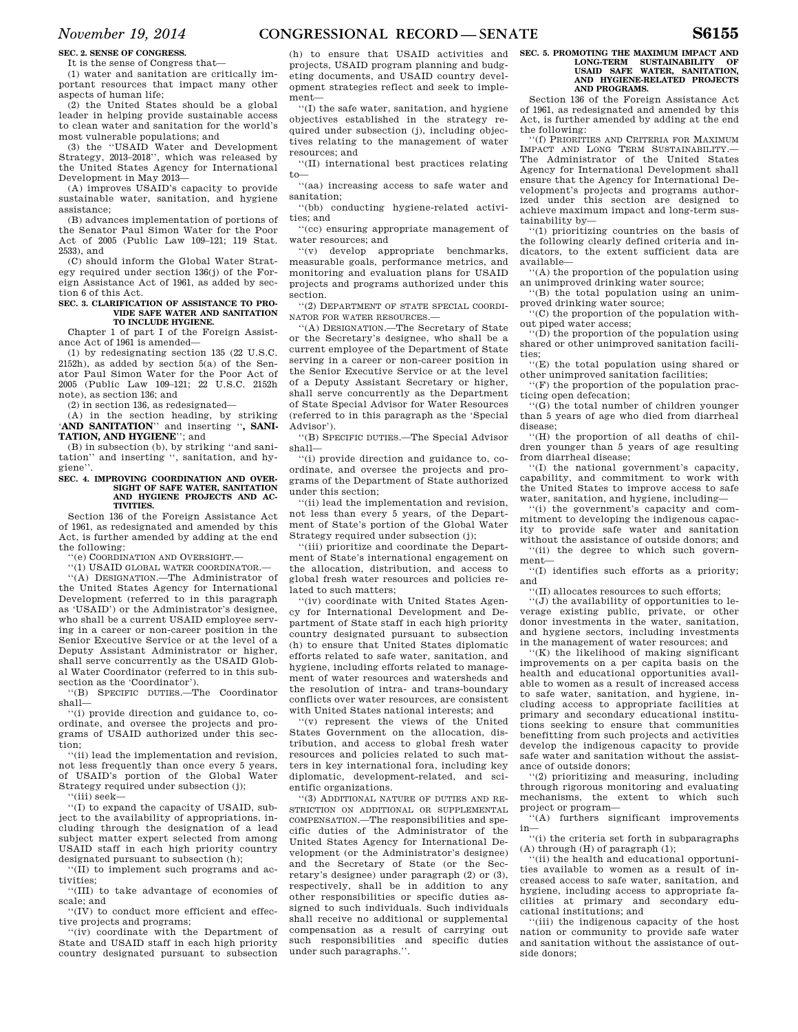**SEC. 2. SENSE OF CONGRESS.**

It is the sense of Congress that—

(1) water and sanitation are critically important resources that impact many other aspects of human life;

(2) the United States should be a global leader in helping provide sustainable access to clean water and sanitation for the world's most vulnerable populations; and

(3) the ''USAID Water and Development Strategy, 2013–2018'', which was released by the United States Agency for International Development in May 2013—

(A) improves USAID's capacity to provide sustainable water, sanitation, and hygiene assistance;

(B) advances implementation of portions of the Senator Paul Simon Water for the Poor Act of 2005 (Public Law 109–121; 119 Stat. 2533), and

(C) should inform the Global Water Strategy required under section 136(j) of the Foreign Assistance Act of 1961, as added by section 6 of this Act.

**SEC. 3. CLARIFICATION OF ASSISTANCE TO PROVIDE SAFE WATER AND SANITATION TO INCLUDE HYGIENE.**

Chapter 1 of part I of the Foreign Assistance Act of 1961 is amended—

(1) by redesignating section 135 (22 U.S.C. 2152h), as added by section 5(a) of the Senator Paul Simon Water for the Poor Act of 2005 (Public Law 109–121; 22 U.S.C. 2152h note), as section 136; and

(2) in section 136, as redesignated—

(A) in the section heading, by striking '**AND SANITATION**'' and inserting ''**, SANITATION, AND HYGIENE**''; and

(B) in subsection (b), by striking ''and sanitation'' and inserting '', sanitation, and hygiene''.

**SEC. 4. IMPROVING COORDINATION AND OVERSIGHT OF SAFE WATER, SANITATION AND HYGIENE PROJECTS AND ACTIVITIES.**

Section 136 of the Foreign Assistance Act of 1961, as redesignated and amended by this Act, is further amended by adding at the end the following:

''(e) COORDINATION AND OVERSIGHT.—

''(1) USAID GLOBAL WATER COORDINATOR.—

''(A) DESIGNATION.—The Administrator of the United States Agency for International Development (referred to in this paragraph as 'USAID') or the Administrator's designee, who shall be a current USAID employee serving in a career or non-career position in the Senior Executive Service or at the level of a Deputy Assistant Administrator or higher, shall serve concurrently as the USAID Global Water Coordinator (referred to in this subsection as the 'Coordinator').

''(B) SPECIFIC DUTIES.—The Coordinator shall—

''(i) provide direction and guidance to, coordinate, and oversee the projects and programs of USAID authorized under this section;

''(ii) lead the implementation and revision, not less frequently than once every 5 years, of USAID's portion of the Global Water Strategy required under subsection (j);

''(iii) seek—

''(I) to expand the capacity of USAID, subject to the availability of appropriations, including through the designation of a lead subject matter expert selected from among USAID staff in each high priority country designated pursuant to subsection (h);

''(II) to implement such programs and activities;

''(III) to take advantage of economies of scale; and

''(IV) to conduct more efficient and effective projects and programs;

''(iv) coordinate with the Department of State and USAID staff in each high priority country designated pursuant to subsection (h) to ensure that USAID activities and projects, USAID program planning and budgeting documents, and USAID country development strategies reflect and seek to implement—

''(I) the safe water, sanitation, and hygiene objectives established in the strategy required under subsection (j), including objectives relating to the management of water resources; and

''(II) international best practices relating to—

''(aa) increasing access to safe water and sanitation;

''(bb) conducting hygiene-related activities; and

''(cc) ensuring appropriate management of water resources; and

''(v) develop appropriate benchmarks, measurable goals, performance metrics, and monitoring and evaluation plans for USAID projects and programs authorized under this section.

''(2) DEPARTMENT OF STATE SPECIAL COORDINATOR FOR WATER RESOURCES.—

''(A) DESIGNATION.—The Secretary of State or the Secretary's designee, who shall be a current employee of the Department of State serving in a career or non-career position in the Senior Executive Service or at the level of a Deputy Assistant Secretary or higher, shall serve concurrently as the Department of State Special Advisor for Water Resources (referred to in this paragraph as the 'Special Advisor').

''(B) SPECIFIC DUTIES.—The Special Advisor shall—

''(i) provide direction and guidance to, coordinate, and oversee the projects and programs of the Department of State authorized under this section;

''(ii) lead the implementation and revision, not less than every 5 years, of the Department of State's portion of the Global Water Strategy required under subsection (j);

''(iii) prioritize and coordinate the Department of State's international engagement on the allocation, distribution, and access to global fresh water resources and policies related to such matters;

''(iv) coordinate with United States Agency for International Development and Department of State staff in each high priority country designated pursuant to subsection (h) to ensure that United States diplomatic efforts related to safe water, sanitation, and hygiene, including efforts related to management of water resources and watersheds and the resolution of intra- and trans-boundary conflicts over water resources, are consistent with United States national interests; and

''(v) represent the views of the United States Government on the allocation, distribution, and access to global fresh water resources and policies related to such matters in key international fora, including key diplomatic, development-related, and scientific organizations.

''(3) ADDITIONAL NATURE OF DUTIES AND RESTRICTION ON ADDITIONAL OR SUPPLEMENTAL COMPENSATION.—The responsibilities and specific duties of the Administrator of the United States Agency for International Development (or the Administrator's designee) and the Secretary of State (or the Secretary's designee) under paragraph (2) or (3), respectively, shall be in addition to any other responsibilities or specific duties assigned to such individuals. Such individuals shall receive no additional or supplemental compensation as a result of carrying out such responsibilities and specific duties under such paragraphs.''.

**SEC. 5. PROMOTING THE MAXIMUM IMPACT AND LONG-TERM SUSTAINABILITY OF USAID SAFE WATER, SANITATION, AND HYGIENE-RELATED PROJECTS AND PROGRAMS.**

Section 136 of the Foreign Assistance Act of 1961, as redesignated and amended by this Act, is further amended by adding at the end the following:

''(f) PRIORITIES AND CRITERIA FOR MAXIMUM IMPACT AND LONG TERM SUSTAINABILITY.—The Administrator of the United States Agency for International Development shall ensure that the Agency for International Development's projects and programs authorized under this section are designed to achieve maximum impact and long-term sustainability by—

''(1) prioritizing countries on the basis of the following clearly defined criteria and indicators, to the extent sufficient data are available—

''(A) the proportion of the population using an unimproved drinking water source;

''(B) the total population using an unimproved drinking water source;

''(C) the proportion of the population without piped water access;

''(D) the proportion of the population using shared or other unimproved sanitation facilities;

''(E) the total population using shared or other unimproved sanitation facilities;

''(F) the proportion of the population practicing open defecation;

''(G) the total number of children younger than 5 years of age who died from diarrheal disease;

''(H) the proportion of all deaths of children younger than 5 years of age resulting from diarrheal disease;

''(I) the national government's capacity, capability, and commitment to work with the United States to improve access to safe water, sanitation, and hygiene, including—

''(i) the government's capacity and commitment to developing the indigenous capacity to provide safe water and sanitation without the assistance of outside donors; and

''(ii) the degree to which such government—

''(I) identifies such efforts as a priority; and

''(II) allocates resources to such efforts;

''(J) the availability of opportunities to leverage existing public, private, or other donor investments in the water, sanitation, and hygiene sectors, including investments in the management of water resources; and

''(K) the likelihood of making significant improvements on a per capita basis on the health and educational opportunities available to women as a result of increased access to safe water, sanitation, and hygiene, including access to appropriate facilities at primary and secondary educational institutions seeking to ensure that communities benefitting from such projects and activities develop the indigenous capacity to provide safe water and sanitation without the assistance of outside donors;

''(2) prioritizing and measuring, including through rigorous monitoring and evaluating mechanisms, the extent to which such project or program—

''(A) furthers significant improvements in—

''(i) the criteria set forth in subparagraphs (A) through (H) of paragraph (1);

''(ii) the health and educational opportunities available to women as a result of increased access to safe water, sanitation, and hygiene, including access to appropriate facilities at primary and secondary educational institutions; and

''(iii) the indigenous capacity of the host nation or community to provide safe water and sanitation without the assistance of outside donors;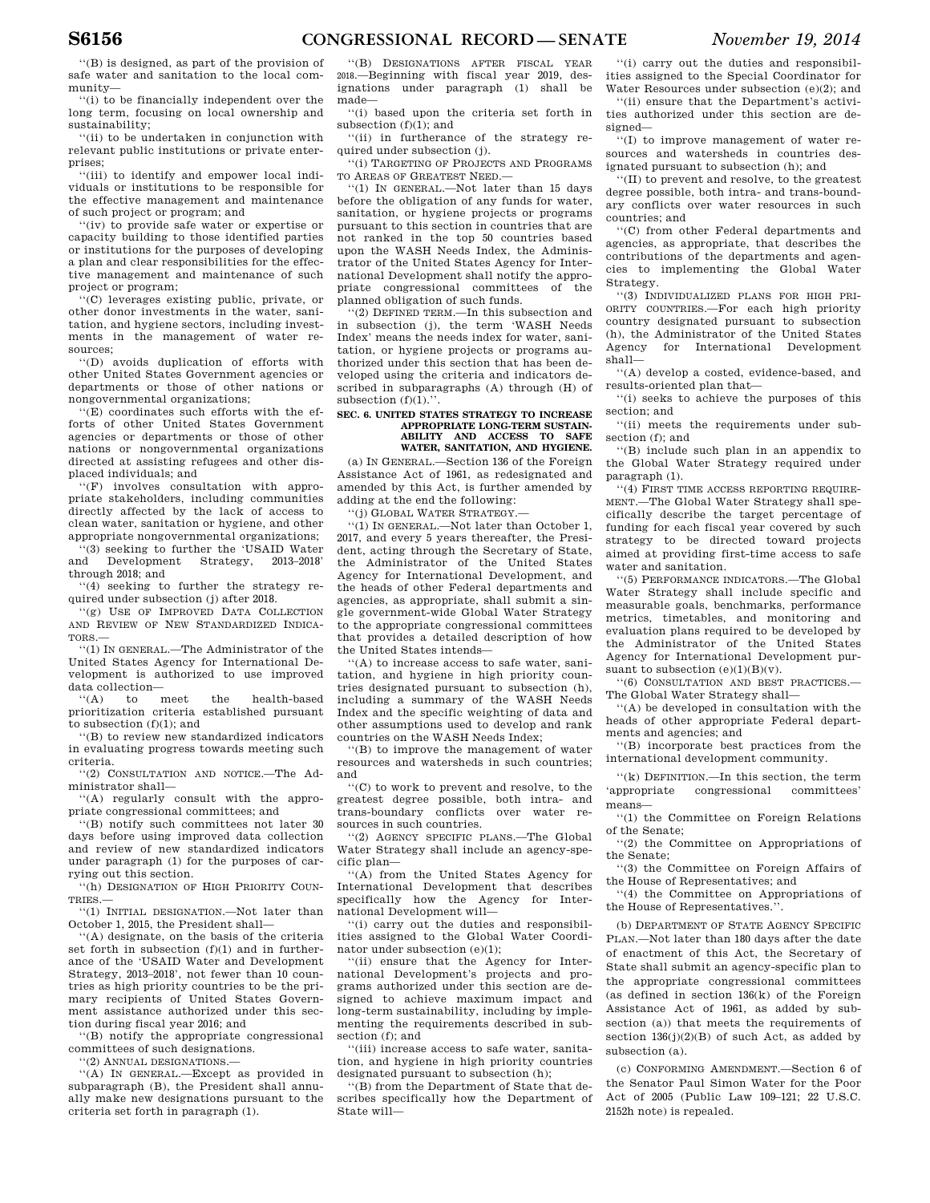"(B) is designed, as part of the provision of safe water and sanitation to the local community—

"(i) to be financially independent over the long term, focusing on local ownership and sustainability;

"(ii) to be undertaken in conjunction with relevant public institutions or private enterprises;

"(iii) to identify and empower local individuals or institutions to be responsible for the effective management and maintenance of such project or program; and

"(iv) to provide safe water or expertise or capacity building to those identified parties or institutions for the purposes of developing a plan and clear responsibilities for the effective management and maintenance of such project or program;

"(C) leverages existing public, private, or other donor investments in the water, sanitation, and hygiene sectors, including investments in the management of water resources;

"(D) avoids duplication of efforts with other United States Government agencies or departments or those of other nations or nongovernmental organizations;

"(E) coordinates such efforts with the efforts of other United States Government agencies or departments or those of other nations or nongovernmental organizations directed at assisting refugees and other displaced individuals; and

"(F) involves consultation with appropriate stakeholders, including communities directly affected by the lack of access to clean water, sanitation or hygiene, and other appropriate nongovernmental organizations;

"(3) seeking to further the 'USAID Water and Development Strategy, 2013–2018' through 2018; and

"(4) seeking to further the strategy required under subsection (j) after 2018.

"(g) USE OF IMPROVED DATA COLLECTION AND REVIEW OF NEW STANDARDIZED INDICATORS.—

"(1) IN GENERAL.—The Administrator of the United States Agency for International Development is authorized to use improved data collection—

"(A) to meet the health-based prioritization criteria established pursuant to subsection (f)(1); and

"(B) to review new standardized indicators in evaluating progress towards meeting such criteria.

"(2) CONSULTATION AND NOTICE.—The Administrator shall—

"(A) regularly consult with the appropriate congressional committees; and

"(B) notify such committees not later 30 days before using improved data collection and review of new standardized indicators under paragraph (1) for the purposes of carrying out this section.

"(h) DESIGNATION OF HIGH PRIORITY COUNTRIES.—

"(1) INITIAL DESIGNATION.—Not later than October 1, 2015, the President shall—

"(A) designate, on the basis of the criteria set forth in subsection (f)(1) and in furtherance of the 'USAID Water and Development Strategy, 2013–2018', not fewer than 10 countries as high priority countries to be the primary recipients of United States Government assistance authorized under this section during fiscal year 2016; and

"(B) notify the appropriate congressional committees of such designations.

"(2) ANNUAL DESIGNATIONS.—

"(A) IN GENERAL.—Except as provided in subparagraph (B), the President shall annually make new designations pursuant to the criteria set forth in paragraph (1).

"(B) DESIGNATIONS AFTER FISCAL YEAR 2018.—Beginning with fiscal year 2019, designations under paragraph (1) shall be made—

"(i) based upon the criteria set forth in subsection (f)(1); and

"(ii) in furtherance of the strategy required under subsection (j).

"(i) TARGETING OF PROJECTS AND PROGRAMS TO AREAS OF GREATEST NEED.—

"(1) IN GENERAL.—Not later than 15 days before the obligation of any funds for water, sanitation, or hygiene projects or programs pursuant to this section in countries that are not ranked in the top 50 countries based upon the WASH Needs Index, the Administrator of the United States Agency for International Development shall notify the appropriate congressional committees of the planned obligation of such funds.

"(2) DEFINED TERM.—In this subsection and in subsection (j), the term 'WASH Needs Index' means the needs index for water, sanitation, or hygiene projects or programs authorized under this section that has been developed using the criteria and indicators described in subparagraphs (A) through (H) of subsection (f)(1).".

## SEC. 6. UNITED STATES STRATEGY TO INCREASE APPROPRIATE LONG-TERM SUSTAINABILITY AND ACCESS TO SAFE WATER, SANITATION, AND HYGIENE.

(a) IN GENERAL.—Section 136 of the Foreign Assistance Act of 1961, as redesignated and amended by this Act, is further amended by adding at the end the following:

"(j) GLOBAL WATER STRATEGY.—

"(1) IN GENERAL.—Not later than October 1, 2017, and every 5 years thereafter, the President, acting through the Secretary of State, the Administrator of the United States Agency for International Development, and the heads of other Federal departments and agencies, as appropriate, shall submit a single government-wide Global Water Strategy to the appropriate congressional committees that provides a detailed description of how the United States intends—

"(A) to increase access to safe water, sanitation, and hygiene in high priority countries designated pursuant to subsection (h), including a summary of the WASH Needs Index and the specific weighting of data and other assumptions used to develop and rank countries on the WASH Needs Index;

"(B) to improve the management of water resources and watersheds in such countries; and

"(C) to work to prevent and resolve, to the greatest degree possible, both intra- and trans-boundary conflicts over water resources in such countries.

"(2) AGENCY SPECIFIC PLANS.—The Global Water Strategy shall include an agency-specific plan—

"(A) from the United States Agency for International Development that describes specifically how the Agency for International Development will—

"(i) carry out the duties and responsibilities assigned to the Global Water Coordinator under subsection (e)(1);

"(ii) ensure that the Agency for International Development's projects and programs authorized under this section are designed to achieve maximum impact and long-term sustainability, including by implementing the requirements described in subsection (f); and

"(iii) increase access to safe water, sanitation, and hygiene in high priority countries designated pursuant to subsection (h);

"(B) from the Department of State that describes specifically how the Department of State will—

"(i) carry out the duties and responsibilities assigned to the Special Coordinator for Water Resources under subsection (e)(2); and

"(ii) ensure that the Department's activities authorized under this section are designed—

"(I) to improve management of water resources and watersheds in countries designated pursuant to subsection (h); and

"(II) to prevent and resolve, to the greatest degree possible, both intra- and trans-boundary conflicts over water resources in such countries; and

"(C) from other Federal departments and agencies, as appropriate, that describes the contributions of the departments and agencies to implementing the Global Water Strategy.

"(3) INDIVIDUALIZED PLANS FOR HIGH PRIORITY COUNTRIES.—For each high priority country designated pursuant to subsection (h), the Administrator of the United States Agency for International Development shall—

"(A) develop a costed, evidence-based, and results-oriented plan that—

"(i) seeks to achieve the purposes of this section; and

"(ii) meets the requirements under subsection (f); and

"(B) include such plan in an appendix to the Global Water Strategy required under paragraph (1).

"(4) FIRST TIME ACCESS REPORTING REQUIREMENT.—The Global Water Strategy shall specifically describe the target percentage of funding for each fiscal year covered by such strategy to be directed toward projects aimed at providing first-time access to safe water and sanitation.

"(5) PERFORMANCE INDICATORS.—The Global Water Strategy shall include specific and measurable goals, benchmarks, performance metrics, timetables, and monitoring and evaluation plans required to be developed by the Administrator of the United States Agency for International Development pursuant to subsection (e)(1)(B)(v).

"(6) CONSULTATION AND BEST PRACTICES.—The Global Water Strategy shall—

"(A) be developed in consultation with the heads of other appropriate Federal departments and agencies; and

"(B) incorporate best practices from the international development community.

"(k) DEFINITION.—In this section, the term 'appropriate congressional committees' means—

"(1) the Committee on Foreign Relations of the Senate;

"(2) the Committee on Appropriations of the Senate;

"(3) the Committee on Foreign Affairs of the House of Representatives; and

"(4) the Committee on Appropriations of the House of Representatives.".

(b) DEPARTMENT OF STATE AGENCY SPECIFIC PLAN.—Not later than 180 days after the date of enactment of this Act, the Secretary of State shall submit an agency-specific plan to the appropriate congressional committees (as defined in section 136(k) of the Foreign Assistance Act of 1961, as added by subsection (a)) that meets the requirements of section 136(j)(2)(B) of such Act, as added by subsection (a).

(c) CONFORMING AMENDMENT.—Section 6 of the Senator Paul Simon Water for the Poor Act of 2005 (Public Law 109–121; 22 U.S.C. 2152h note) is repealed.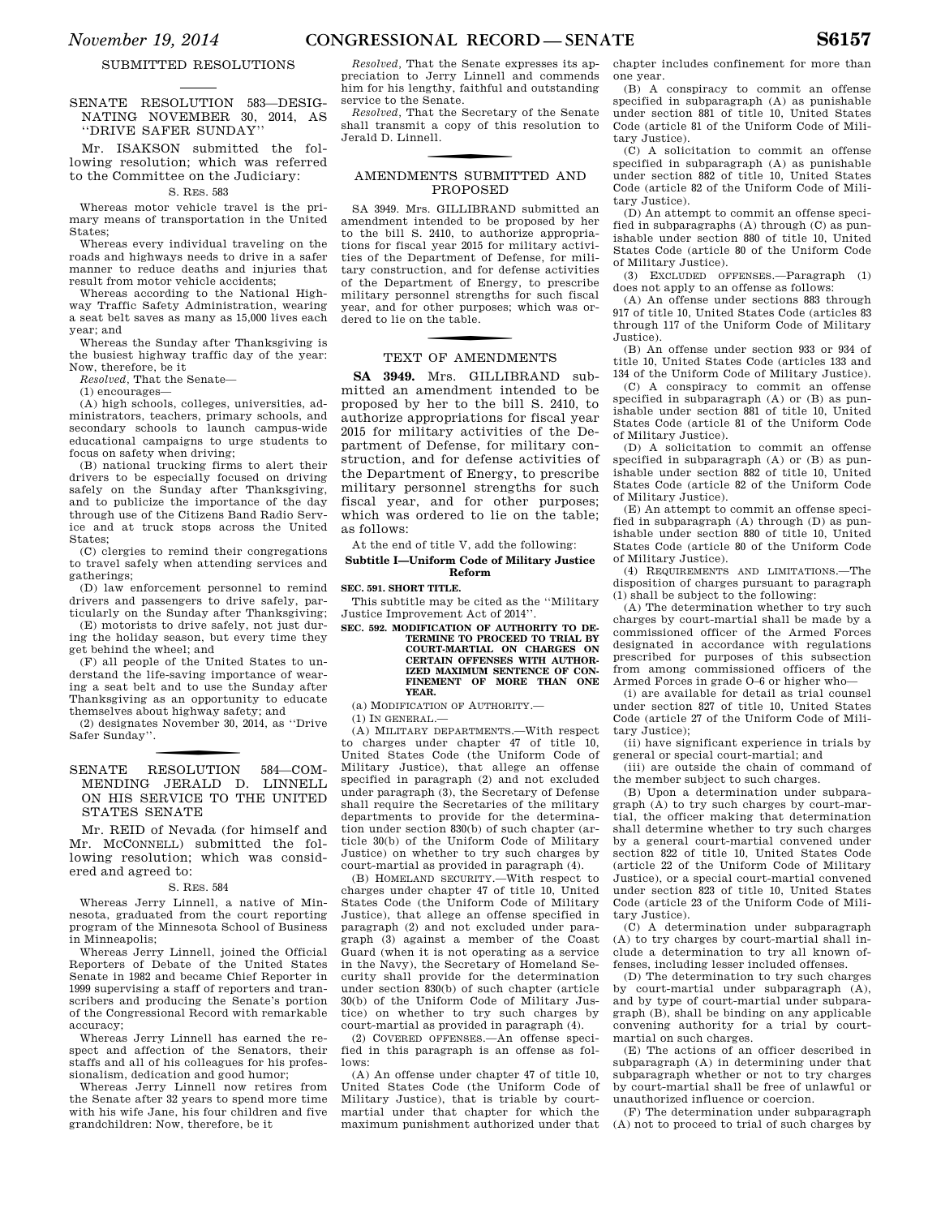## SUBMITTED RESOLUTIONS

### SENATE RESOLUTION 583—DESIGNATING NOVEMBER 30, 2014, AS ''DRIVE SAFER SUNDAY''

Mr. ISAKSON submitted the following resolution; which was referred to the Committee on the Judiciary:

S. RES. 583

Whereas motor vehicle travel is the primary means of transportation in the United States;

Whereas every individual traveling on the roads and highways needs to drive in a safer manner to reduce deaths and injuries that result from motor vehicle accidents;

Whereas according to the National Highway Traffic Safety Administration, wearing a seat belt saves as many as 15,000 lives each year; and

Whereas the Sunday after Thanksgiving is the busiest highway traffic day of the year: Now, therefore, be it

*Resolved*, That the Senate—

(1) encourages—

(A) high schools, colleges, universities, administrators, teachers, primary schools, and secondary schools to launch campus-wide educational campaigns to urge students to focus on safety when driving;

(B) national trucking firms to alert their drivers to be especially focused on driving safely on the Sunday after Thanksgiving, and to publicize the importance of the day through use of the Citizens Band Radio Service and at truck stops across the United States;

(C) clergies to remind their congregations to travel safely when attending services and gatherings;

(D) law enforcement personnel to remind drivers and passengers to drive safely, particularly on the Sunday after Thanksgiving;

(E) motorists to drive safely, not just during the holiday season, but every time they get behind the wheel; and

(F) all people of the United States to understand the life-saving importance of wearing a seat belt and to use the Sunday after Thanksgiving as an opportunity to educate themselves about highway safety; and

(2) designates November 30, 2014, as ''Drive Safer Sunday''.

### SENATE RESOLUTION 584—COMMENDING JERALD D. LINNELL ON HIS SERVICE TO THE UNITED STATES SENATE

Mr. REID of Nevada (for himself and Mr. MCCONNELL) submitted the following resolution; which was considered and agreed to:

S. RES. 584

Whereas Jerry Linnell, a native of Minnesota, graduated from the court reporting program of the Minnesota School of Business in Minneapolis;

Whereas Jerry Linnell, joined the Official Reporters of Debate of the United States Senate in 1982 and became Chief Reporter in 1999 supervising a staff of reporters and transcribers and producing the Senate's portion of the Congressional Record with remarkable accuracy;

Whereas Jerry Linnell has earned the respect and affection of the Senators, their staffs and all of his colleagues for his professionalism, dedication and good humor;

Whereas Jerry Linnell now retires from the Senate after 32 years to spend more time with his wife Jane, his four children and five grandchildren: Now, therefore, be it

*Resolved*, That the Senate expresses its appreciation to Jerry Linnell and commends him for his lengthy, faithful and outstanding service to the Senate.

*Resolved*, That the Secretary of the Senate shall transmit a copy of this resolution to Jerald D. Linnell.

## AMENDMENTS SUBMITTED AND PROPOSED

SA 3949. Mrs. GILLIBRAND submitted an amendment intended to be proposed by her to the bill S. 2410, to authorize appropriations for fiscal year 2015 for military activities of the Department of Defense, for military construction, and for defense activities of the Department of Energy, to prescribe military personnel strengths for such fiscal year, and for other purposes; which was ordered to lie on the table.

## TEXT OF AMENDMENTS

**SA 3949.** Mrs. GILLIBRAND submitted an amendment intended to be proposed by her to the bill S. 2410, to authorize appropriations for fiscal year 2015 for military activities of the Department of Defense, for military construction, and for defense activities of the Department of Energy, to prescribe military personnel strengths for such fiscal year, and for other purposes; which was ordered to lie on the table; as follows:

At the end of title V, add the following:

**Subtitle I—Uniform Code of Military Justice Reform**

**SEC. 591. SHORT TITLE.**

This subtitle may be cited as the ''Military Justice Improvement Act of 2014''.

**SEC. 592. MODIFICATION OF AUTHORITY TO DETERMINE TO PROCEED TO TRIAL BY COURT-MARTIAL ON CHARGES ON CERTAIN OFFENSES WITH AUTHORIZED MAXIMUM SENTENCE OF CONFINEMENT OF MORE THAN ONE YEAR.**

(a) MODIFICATION OF AUTHORITY.—

(1) IN GENERAL.—

(A) MILITARY DEPARTMENTS.—With respect to charges under chapter 47 of title 10, United States Code (the Uniform Code of Military Justice), that allege an offense specified in paragraph (2) and not excluded under paragraph (3), the Secretary of Defense shall require the Secretaries of the military departments to provide for the determination under section 830(b) of such chapter (article 30(b) of the Uniform Code of Military Justice) on whether to try such charges by court-martial as provided in paragraph (4).

(B) HOMELAND SECURITY.—With respect to charges under chapter 47 of title 10, United States Code (the Uniform Code of Military Justice), that allege an offense specified in paragraph (2) and not excluded under paragraph (3) against a member of the Coast Guard (when it is not operating as a service in the Navy), the Secretary of Homeland Security shall provide for the determination under section 830(b) of such chapter (article 30(b) of the Uniform Code of Military Justice) on whether to try such charges by court-martial as provided in paragraph (4).

(2) COVERED OFFENSES.—An offense specified in this paragraph is an offense as follows:

(A) An offense under chapter 47 of title 10, United States Code (the Uniform Code of Military Justice), that is triable by court-martial under that chapter for which the maximum punishment authorized under that chapter includes confinement for more than one year.

(B) A conspiracy to commit an offense specified in subparagraph (A) as punishable under section 881 of title 10, United States Code (article 81 of the Uniform Code of Military Justice).

(C) A solicitation to commit an offense specified in subparagraph (A) as punishable under section 882 of title 10, United States Code (article 82 of the Uniform Code of Military Justice).

(D) An attempt to commit an offense specified in subparagraphs (A) through (C) as punishable under section 880 of title 10, United States Code (article 80 of the Uniform Code of Military Justice).

(3) EXCLUDED OFFENSES.—Paragraph (1) does not apply to an offense as follows:

(A) An offense under sections 883 through 917 of title 10, United States Code (articles 83 through 117 of the Uniform Code of Military Justice).

(B) An offense under section 933 or 934 of title 10, United States Code (articles 133 and 134 of the Uniform Code of Military Justice).

(C) A conspiracy to commit an offense specified in subparagraph (A) or (B) as punishable under section 881 of title 10, United States Code (article 81 of the Uniform Code of Military Justice).

(D) A solicitation to commit an offense specified in subparagraph (A) or (B) as punishable under section 882 of title 10, United States Code (article 82 of the Uniform Code of Military Justice).

(E) An attempt to commit an offense specified in subparagraph (A) through (D) as punishable under section 880 of title 10, United States Code (article 80 of the Uniform Code of Military Justice).

(4) REQUIREMENTS AND LIMITATIONS.—The disposition of charges pursuant to paragraph (1) shall be subject to the following:

(A) The determination whether to try such charges by court-martial shall be made by a commissioned officer of the Armed Forces designated in accordance with regulations prescribed for purposes of this subsection from among commissioned officers of the Armed Forces in grade O–6 or higher who—

(i) are available for detail as trial counsel under section 827 of title 10, United States Code (article 27 of the Uniform Code of Military Justice);

(ii) have significant experience in trials by general or special court-martial; and

(iii) are outside the chain of command of the member subject to such charges.

(B) Upon a determination under subparagraph (A) to try such charges by court-martial, the officer making that determination shall determine whether to try such charges by a general court-martial convened under section 822 of title 10, United States Code (article 22 of the Uniform Code of Military Justice), or a special court-martial convened under section 823 of title 10, United States Code (article 23 of the Uniform Code of Military Justice).

(C) A determination under subparagraph (A) to try charges by court-martial shall include a determination to try all known offenses, including lesser included offenses.

(D) The determination to try such charges by court-martial under subparagraph (A), and by type of court-martial under subparagraph (B), shall be binding on any applicable convening authority for a trial by court-martial on such charges.

(E) The actions of an officer described in subparagraph (A) in determining under that subparagraph whether or not to try charges by court-martial shall be free of unlawful or unauthorized influence or coercion.

(F) The determination under subparagraph (A) not to proceed to trial of such charges by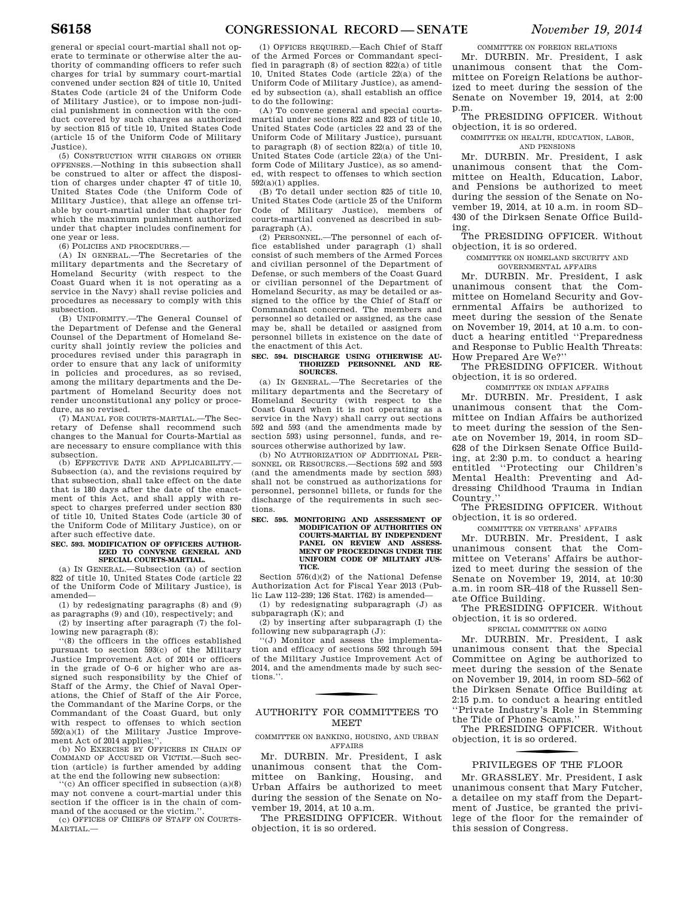general or special court-martial shall not operate to terminate or otherwise alter the authority of commanding officers to refer such charges for trial by summary court-martial convened under section 824 of title 10, United States Code (article 24 of the Uniform Code of Military Justice), or to impose non-judicial punishment in connection with the conduct covered by such charges as authorized by section 815 of title 10, United States Code (article 15 of the Uniform Code of Military Justice).

(5) CONSTRUCTION WITH CHARGES ON OTHER OFFENSES.—Nothing in this subsection shall be construed to alter or affect the disposition of charges under chapter 47 of title 10, United States Code (the Uniform Code of Military Justice), that allege an offense triable by court-martial under that chapter for which the maximum punishment authorized under that chapter includes confinement for one year or less.

(6) POLICIES AND PROCEDURES.—

(A) IN GENERAL.—The Secretaries of the military departments and the Secretary of Homeland Security (with respect to the Coast Guard when it is not operating as a service in the Navy) shall revise policies and procedures as necessary to comply with this subsection.

(B) UNIFORMITY.—The General Counsel of the Department of Defense and the General Counsel of the Department of Homeland Security shall jointly review the policies and procedures revised under this paragraph in order to ensure that any lack of uniformity in policies and procedures, as so revised, among the military departments and the Department of Homeland Security does not render unconstitutional any policy or procedure, as so revised.

(7) MANUAL FOR COURTS-MARTIAL.—The Secretary of Defense shall recommend such changes to the Manual for Courts-Martial as are necessary to ensure compliance with this subsection.

(b) EFFECTIVE DATE AND APPLICABILITY.—Subsection (a), and the revisions required by that subsection, shall take effect on the date that is 180 days after the date of the enactment of this Act, and shall apply with respect to charges preferred under section 830 of title 10, United States Code (article 30 of the Uniform Code of Military Justice), on or after such effective date.

**SEC. 593. MODIFICATION OF OFFICERS AUTHORIZED TO CONVENE GENERAL AND SPECIAL COURTS-MARTIAL.**

(a) IN GENERAL.—Subsection (a) of section 822 of title 10, United States Code (article 22 of the Uniform Code of Military Justice), is amended—

(1) by redesignating paragraphs (8) and (9) as paragraphs (9) and (10), respectively; and

(2) by inserting after paragraph (7) the following new paragraph (8):

"(8) the officers in the offices established pursuant to section 593(c) of the Military Justice Improvement Act of 2014 or officers in the grade of O–6 or higher who are assigned such responsibility by the Chief of Staff of the Army, the Chief of Naval Operations, the Chief of Staff of the Air Force, the Commandant of the Marine Corps, or the Commandant of the Coast Guard, but only with respect to offenses to which section 592(a)(1) of the Military Justice Improvement Act of 2014 applies;".

(b) NO EXERCISE BY OFFICERS IN CHAIN OF COMMAND OF ACCUSED OR VICTIM.—Such section (article) is further amended by adding at the end the following new subsection:

"(c) An officer specified in subsection (a)(8) may not convene a court-martial under this section if the officer is in the chain of command of the accused or the victim.".

(c) OFFICES OF CHIEFS OF STAFF ON COURTS-MARTIAL.—

(1) OFFICES REQUIRED.—Each Chief of Staff of the Armed Forces or Commandant specified in paragraph (8) of section 822(a) of title 10, United States Code (article 22(a) of the Uniform Code of Military Justice), as amended by subsection (a), shall establish an office to do the following:

(A) To convene general and special courts-martial under sections 822 and 823 of title 10, United States Code (articles 22 and 23 of the Uniform Code of Military Justice), pursuant to paragraph (8) of section 822(a) of title 10, United States Code (article 22(a) of the Uniform Code of Military Justice), as so amended, with respect to offenses to which section 592(a)(1) applies.

(B) To detail under section 825 of title 10, United States Code (article 25 of the Uniform Code of Military Justice), members of courts-martial convened as described in subparagraph (A).

(2) PERSONNEL.—The personnel of each office established under paragraph (1) shall consist of such members of the Armed Forces and civilian personnel of the Department of Defense, or such members of the Coast Guard or civilian personnel of the Department of Homeland Security, as may be detailed or assigned to the office by the Chief of Staff or Commandant concerned. The members and personnel so detailed or assigned, as the case may be, shall be detailed or assigned from personnel billets in existence on the date of the enactment of this Act.

**SEC. 594. DISCHARGE USING OTHERWISE AUTHORIZED PERSONNEL AND RESOURCES.**

(a) IN GENERAL.—The Secretaries of the military departments and the Secretary of Homeland Security (with respect to the Coast Guard when it is not operating as a service in the Navy) shall carry out sections 592 and 593 (and the amendments made by section 593) using personnel, funds, and resources otherwise authorized by law.

(b) NO AUTHORIZATION OF ADDITIONAL PERSONNEL OR RESOURCES.—Sections 592 and 593 (and the amendments made by section 593) shall not be construed as authorizations for personnel, personnel billets, or funds for the discharge of the requirements in such sections.

**SEC. 595. MONITORING AND ASSESSMENT OF MODIFICATION OF AUTHORITIES ON COURTS-MARTIAL BY INDEPENDENT PANEL ON REVIEW AND ASSESSMENT OF PROCEEDINGS UNDER THE UNIFORM CODE OF MILITARY JUSTICE.**

Section 576(d)(2) of the National Defense Authorization Act for Fiscal Year 2013 (Public Law 112–239; 126 Stat. 1762) is amended—

(1) by redesignating subparagraph (J) as subparagraph (K); and

(2) by inserting after subparagraph (I) the following new subparagraph (J):

"(J) Monitor and assess the implementation and efficacy of sections 592 through 594 of the Military Justice Improvement Act of 2014, and the amendments made by such sections.".

## AUTHORITY FOR COMMITTEES TO MEET

### COMMITTEE ON BANKING, HOUSING, AND URBAN AFFAIRS

Mr. DURBIN. Mr. President, I ask unanimous consent that the Committee on Banking, Housing, and Urban Affairs be authorized to meet during the session of the Senate on November 19, 2014, at 10 a.m.

The PRESIDING OFFICER. Without objection, it is so ordered.

### COMMITTEE ON FOREIGN RELATIONS

Mr. DURBIN. Mr. President, I ask unanimous consent that the Committee on Foreign Relations be authorized to meet during the session of the Senate on November 19, 2014, at 2:00 p.m.

The PRESIDING OFFICER. Without objection, it is so ordered.

### COMMITTEE ON HEALTH, EDUCATION, LABOR, AND PENSIONS

Mr. DURBIN. Mr. President, I ask unanimous consent that the Committee on Health, Education, Labor, and Pensions be authorized to meet during the session of the Senate on November 19, 2014, at 10 a.m. in room SD–430 of the Dirksen Senate Office Building.

The PRESIDING OFFICER. Without objection, it is so ordered.

### COMMITTEE ON HOMELAND SECURITY AND GOVERNMENTAL AFFAIRS

Mr. DURBIN. Mr. President, I ask unanimous consent that the Committee on Homeland Security and Governmental Affairs be authorized to meet during the session of the Senate on November 19, 2014, at 10 a.m. to conduct a hearing entitled "Preparedness and Response to Public Health Threats: How Prepared Are We?"

The PRESIDING OFFICER. Without objection, it is so ordered.

### COMMITTEE ON INDIAN AFFAIRS

Mr. DURBIN. Mr. President, I ask unanimous consent that the Committee on Indian Affairs be authorized to meet during the session of the Senate on November 19, 2014, in room SD–628 of the Dirksen Senate Office Building, at 2:30 p.m. to conduct a hearing entitled "Protecting our Children's Mental Health: Preventing and Addressing Childhood Trauma in Indian Country."

The PRESIDING OFFICER. Without objection, it is so ordered.

### COMMITTEE ON VETERANS' AFFAIRS

Mr. DURBIN. Mr. President, I ask unanimous consent that the Committee on Veterans' Affairs be authorized to meet during the session of the Senate on November 19, 2014, at 10:30 a.m. in room SR–418 of the Russell Senate Office Building.

The PRESIDING OFFICER. Without objection, it is so ordered.

### SPECIAL COMMITTEE ON AGING

Mr. DURBIN. Mr. President, I ask unanimous consent that the Special Committee on Aging be authorized to meet during the session of the Senate on November 19, 2014, in room SD–562 of the Dirksen Senate Office Building at 2:15 p.m. to conduct a hearing entitled "Private Industry's Role in Stemming the Tide of Phone Scams."

The PRESIDING OFFICER. Without objection, it is so ordered.

## PRIVILEGES OF THE FLOOR

Mr. GRASSLEY. Mr. President, I ask unanimous consent that Mary Futcher, a detailee on my staff from the Department of Justice, be granted the privilege of the floor for the remainder of this session of Congress.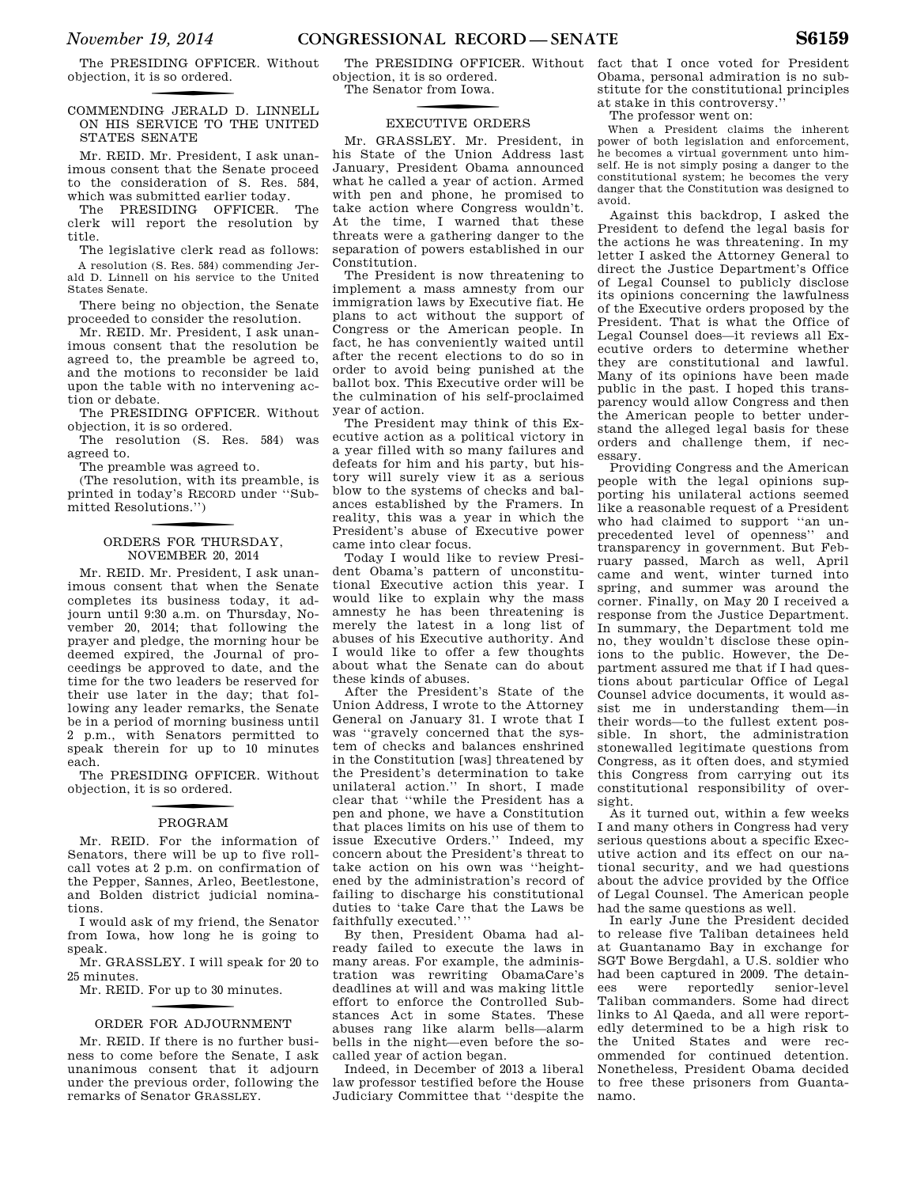The PRESIDING OFFICER. Without objection, it is so ordered.

## COMMENDING JERALD D. LINNELL ON HIS SERVICE TO THE UNITED STATES SENATE

Mr. REID. Mr. President, I ask unanimous consent that the Senate proceed to the consideration of S. Res. 584, which was submitted earlier today.

The PRESIDING OFFICER. The clerk will report the resolution by title.

The legislative clerk read as follows:

A resolution (S. Res. 584) commending Jerald D. Linnell on his service to the United States Senate.

There being no objection, the Senate proceeded to consider the resolution.

Mr. REID. Mr. President, I ask unanimous consent that the resolution be agreed to, the preamble be agreed to, and the motions to reconsider be laid upon the table with no intervening action or debate.

The PRESIDING OFFICER. Without objection, it is so ordered.

The resolution (S. Res. 584) was agreed to.

The preamble was agreed to.

(The resolution, with its preamble, is printed in today's RECORD under "Submitted Resolutions.")

## ORDERS FOR THURSDAY, NOVEMBER 20, 2014

Mr. REID. Mr. President, I ask unanimous consent that when the Senate completes its business today, it adjourn until 9:30 a.m. on Thursday, November 20, 2014; that following the prayer and pledge, the morning hour be deemed expired, the Journal of proceedings be approved to date, and the time for the two leaders be reserved for their use later in the day; that following any leader remarks, the Senate be in a period of morning business until 2 p.m., with Senators permitted to speak therein for up to 10 minutes each.

The PRESIDING OFFICER. Without objection, it is so ordered.

## PROGRAM

Mr. REID. For the information of Senators, there will be up to five roll-call votes at 2 p.m. on confirmation of the Pepper, Sannes, Arleo, Beetlestone, and Bolden district judicial nominations.

I would ask of my friend, the Senator from Iowa, how long he is going to speak.

Mr. GRASSLEY. I will speak for 20 to 25 minutes.

Mr. REID. For up to 30 minutes.

## ORDER FOR ADJOURNMENT

Mr. REID. If there is no further business to come before the Senate, I ask unanimous consent that it adjourn under the previous order, following the remarks of Senator GRASSLEY.

The PRESIDING OFFICER. Without objection, it is so ordered.

The Senator from Iowa.

## EXECUTIVE ORDERS

Mr. GRASSLEY. Mr. President, in his State of the Union Address last January, President Obama announced what he called a year of action. Armed with pen and phone, he promised to take action where Congress wouldn't. At the time, I warned that these threats were a gathering danger to the separation of powers established in our Constitution.

The President is now threatening to implement a mass amnesty from our immigration laws by Executive fiat. He plans to act without the support of Congress or the American people. In fact, he has conveniently waited until after the recent elections to do so in order to avoid being punished at the ballot box. This Executive order will be the culmination of his self-proclaimed year of action.

The President may think of this Executive action as a political victory in a year filled with so many failures and defeats for him and his party, but history will surely view it as a serious blow to the systems of checks and balances established by the Framers. In reality, this was a year in which the President's abuse of Executive power came into clear focus.

Today I would like to review President Obama's pattern of unconstitutional Executive action this year. I would like to explain why the mass amnesty he has been threatening is merely the latest in a long list of abuses of his Executive authority. And I would like to offer a few thoughts about what the Senate can do about these kinds of abuses.

After the President's State of the Union Address, I wrote to the Attorney General on January 31. I wrote that I was "gravely concerned that the system of checks and balances enshrined in the Constitution [was] threatened by the President's determination to take unilateral action." In short, I made clear that "while the President has a pen and phone, we have a Constitution that places limits on his use of them to issue Executive Orders." Indeed, my concern about the President's threat to take action on his own was "heightened by the administration's record of failing to discharge his constitutional duties to 'take Care that the Laws be faithfully executed.'"

By then, President Obama had already failed to execute the laws in many areas. For example, the administration was rewriting ObamaCare's deadlines at will and was making little effort to enforce the Controlled Substances Act in some States. These abuses rang like alarm bells—alarm bells in the night—even before the so-called year of action began.

Indeed, in December of 2013 a liberal law professor testified before the House Judiciary Committee that "despite the fact that I once voted for President Obama, personal admiration is no substitute for the constitutional principles at stake in this controversy."

The professor went on:

When a President claims the inherent power of both legislation and enforcement, he becomes a virtual government unto himself. He is not simply posing a danger to the constitutional system; he becomes the very danger that the Constitution was designed to avoid.

Against this backdrop, I asked the President to defend the legal basis for the actions he was threatening. In my letter I asked the Attorney General to direct the Justice Department's Office of Legal Counsel to publicly disclose its opinions concerning the lawfulness of the Executive orders proposed by the President. That is what the Office of Legal Counsel does—it reviews all Executive orders to determine whether they are constitutional and lawful. Many of its opinions have been made public in the past. I hoped this transparency would allow Congress and then the American people to better understand the alleged legal basis for these orders and challenge them, if necessary.

Providing Congress and the American people with the legal opinions supporting his unilateral actions seemed like a reasonable request of a President who had claimed to support "an unprecedented level of openness" and transparency in government. But February passed, March as well, April came and went, winter turned into spring, and summer was around the corner. Finally, on May 20 I received a response from the Justice Department. In summary, the Department told me no, they wouldn't disclose these opinions to the public. However, the Department assured me that if I had questions about particular Office of Legal Counsel advice documents, it would assist me in understanding them—in their words—to the fullest extent possible. In short, the administration stonewalled legitimate questions from Congress, as it often does, and stymied this Congress from carrying out its constitutional responsibility of oversight.

As it turned out, within a few weeks I and many others in Congress had very serious questions about a specific Executive action and its effect on our national security, and we had questions about the advice provided by the Office of Legal Counsel. The American people had the same questions as well.

In early June the President decided to release five Taliban detainees held at Guantanamo Bay in exchange for SGT Bowe Bergdahl, a U.S. soldier who had been captured in 2009. The detainees were reportedly senior-level Taliban commanders. Some had direct links to Al Qaeda, and all were reportedly determined to be a high risk to the United States and were recommended for continued detention. Nonetheless, President Obama decided to free these prisoners from Guantanamo.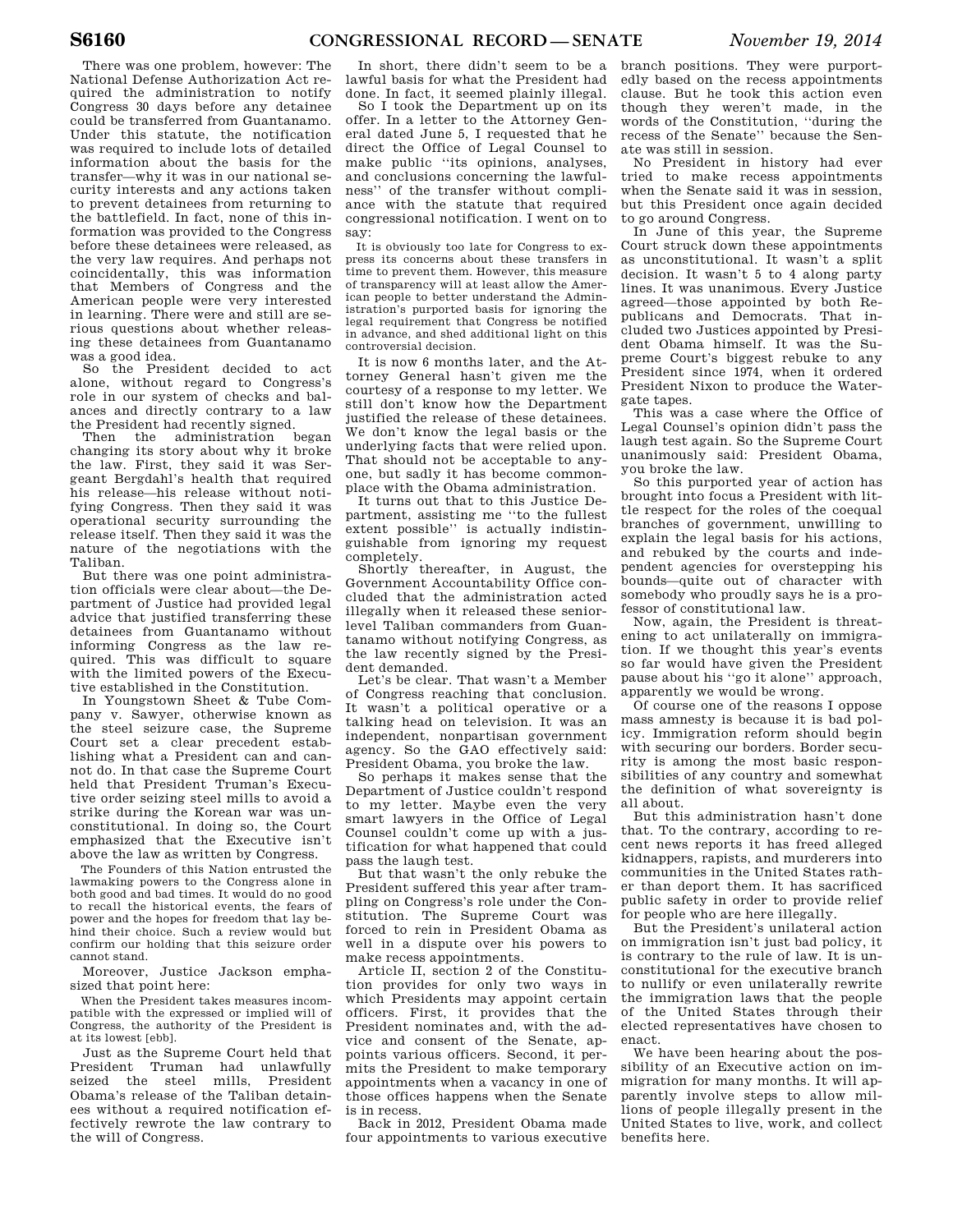There was one problem, however: The National Defense Authorization Act required the administration to notify Congress 30 days before any detainee could be transferred from Guantanamo. Under this statute, the notification was required to include lots of detailed information about the basis for the transfer—why it was in our national security interests and any actions taken to prevent detainees from returning to the battlefield. In fact, none of this information was provided to the Congress before these detainees were released, as the very law requires. And perhaps not coincidentally, this was information that Members of Congress and the American people were very interested in learning. There were and still are serious questions about whether releasing these detainees from Guantanamo was a good idea.

So the President decided to act alone, without regard to Congress's role in our system of checks and balances and directly contrary to a law the President had recently signed.

Then the administration began changing its story about why it broke the law. First, they said it was Sergeant Bergdahl's health that required his release—his release without notifying Congress. Then they said it was operational security surrounding the release itself. Then they said it was the nature of the negotiations with the Taliban.

But there was one point administration officials were clear about—the Department of Justice had provided legal advice that justified transferring these detainees from Guantanamo without informing Congress as the law required. This was difficult to square with the limited powers of the Executive established in the Constitution.

In Youngstown Sheet & Tube Company v. Sawyer, otherwise known as the steel seizure case, the Supreme Court set a clear precedent establishing what a President can and cannot do. In that case the Supreme Court held that President Truman's Executive order seizing steel mills to avoid a strike during the Korean war was unconstitutional. In doing so, the Court emphasized that the Executive isn't above the law as written by Congress.

> The Founders of this Nation entrusted the lawmaking powers to the Congress alone in both good and bad times. It would do no good to recall the historical events, the fears of power and the hopes for freedom that lay behind their choice. Such a review would but confirm our holding that this seizure order cannot stand.

Moreover, Justice Jackson emphasized that point here:

> When the President takes measures incompatible with the expressed or implied will of Congress, the authority of the President is at its lowest [ebb].

Just as the Supreme Court held that President Truman had unlawfully seized the steel mills, President Obama's release of the Taliban detainees without a required notification effectively rewrote the law contrary to the will of Congress.

In short, there didn't seem to be a lawful basis for what the President had done. In fact, it seemed plainly illegal.

So I took the Department up on its offer. In a letter to the Attorney General dated June 5, I requested that he direct the Office of Legal Counsel to make public "its opinions, analyses, and conclusions concerning the lawfulness" of the transfer without compliance with the statute that required congressional notification. I went on to say:

> It is obviously too late for Congress to express its concerns about these transfers in time to prevent them. However, this measure of transparency will at least allow the American people to better understand the Administration's purported basis for ignoring the legal requirement that Congress be notified in advance, and shed additional light on this controversial decision.

It is now 6 months later, and the Attorney General hasn't given me the courtesy of a response to my letter. We still don't know how the Department justified the release of these detainees. We don't know the legal basis or the underlying facts that were relied upon. That should not be acceptable to anyone, but sadly it has become commonplace with the Obama administration.

It turns out that to this Justice Department, assisting me "to the fullest extent possible" is actually indistinguishable from ignoring my request completely.

Shortly thereafter, in August, the Government Accountability Office concluded that the administration acted illegally when it released these senior-level Taliban commanders from Guantanamo without notifying Congress, as the law recently signed by the President demanded.

Let's be clear. That wasn't a Member of Congress reaching that conclusion. It wasn't a political operative or a talking head on television. It was an independent, nonpartisan government agency. So the GAO effectively said: President Obama, you broke the law.

So perhaps it makes sense that the Department of Justice couldn't respond to my letter. Maybe even the very smart lawyers in the Office of Legal Counsel couldn't come up with a justification for what happened that could pass the laugh test.

But that wasn't the only rebuke the President suffered this year after trampling on Congress's role under the Constitution. The Supreme Court was forced to rein in President Obama as well in a dispute over his powers to make recess appointments.

Article II, section 2 of the Constitution provides for only two ways in which Presidents may appoint certain officers. First, it provides that the President nominates and, with the advice and consent of the Senate, appoints various officers. Second, it permits the President to make temporary appointments when a vacancy in one of those offices happens when the Senate is in recess.

Back in 2012, President Obama made four appointments to various executive branch positions. They were purportedly based on the recess appointments clause. But he took this action even though they weren't made, in the words of the Constitution, "during the recess of the Senate" because the Senate was still in session.

No President in history had ever tried to make recess appointments when the Senate said it was in session, but this President once again decided to go around Congress.

In June of this year, the Supreme Court struck down these appointments as unconstitutional. It wasn't a split decision. It wasn't 5 to 4 along party lines. It was unanimous. Every Justice agreed—those appointed by both Republicans and Democrats. That included two Justices appointed by President Obama himself. It was the Supreme Court's biggest rebuke to any President since 1974, when it ordered President Nixon to produce the Watergate tapes.

This was a case where the Office of Legal Counsel's opinion didn't pass the laugh test again. So the Supreme Court unanimously said: President Obama, you broke the law.

So this purported year of action has brought into focus a President with little respect for the roles of the coequal branches of government, unwilling to explain the legal basis for his actions, and rebuked by the courts and independent agencies for overstepping his bounds—quite out of character with somebody who proudly says he is a professor of constitutional law.

Now, again, the President is threatening to act unilaterally on immigration. If we thought this year's events so far would have given the President pause about his "go it alone" approach, apparently we would be wrong.

Of course one of the reasons I oppose mass amnesty is because it is bad policy. Immigration reform should begin with securing our borders. Border security is among the most basic responsibilities of any country and somewhat the definition of what sovereignty is all about.

But this administration hasn't done that. To the contrary, according to recent news reports it has freed alleged kidnappers, rapists, and murderers into communities in the United States rather than deport them. It has sacrificed public safety in order to provide relief for people who are here illegally.

But the President's unilateral action on immigration isn't just bad policy, it is contrary to the rule of law. It is unconstitutional for the executive branch to nullify or even unilaterally rewrite the immigration laws that the people of the United States through their elected representatives have chosen to enact.

We have been hearing about the possibility of an Executive action on immigration for many months. It will apparently involve steps to allow millions of people illegally present in the United States to live, work, and collect benefits here.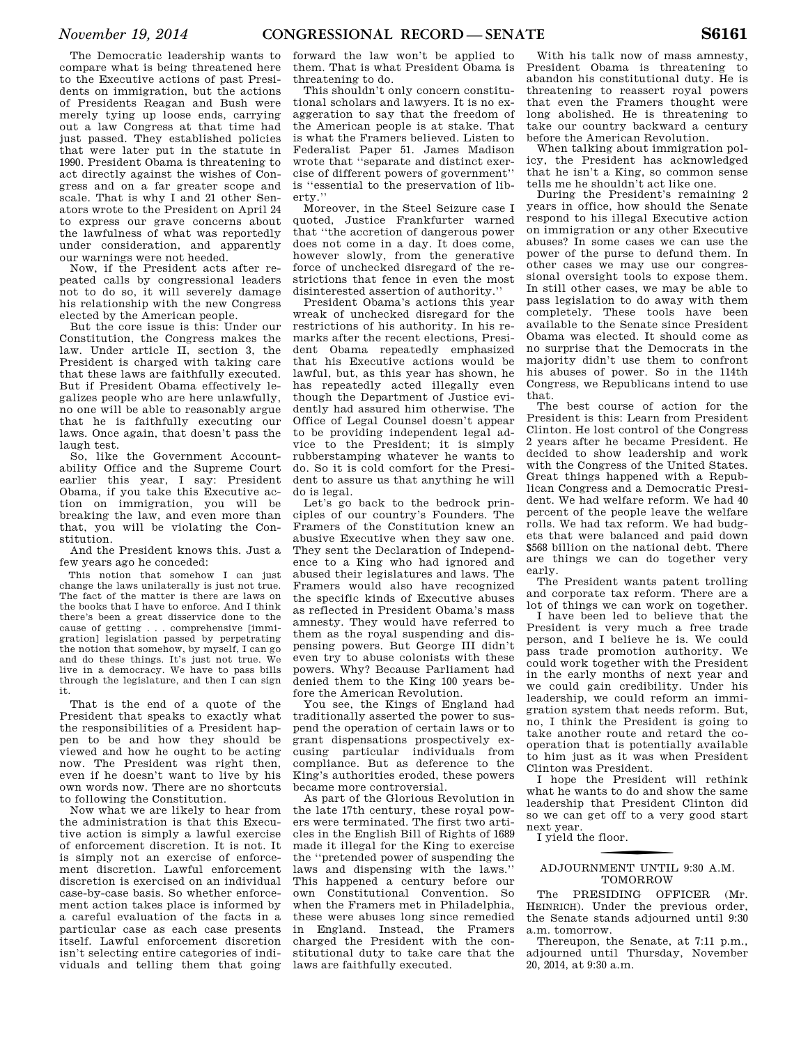The Democratic leadership wants to compare what is being threatened here to the Executive actions of past Presidents on immigration, but the actions of Presidents Reagan and Bush were merely tying up loose ends, carrying out a law Congress at that time had just passed. They established policies that were later put in the statute in 1990. President Obama is threatening to act directly against the wishes of Congress and on a far greater scope and scale. That is why I and 21 other Senators wrote to the President on April 24 to express our grave concerns about the lawfulness of what was reportedly under consideration, and apparently our warnings were not heeded.

Now, if the President acts after repeated calls by congressional leaders not to do so, it will severely damage his relationship with the new Congress elected by the American people.

But the core issue is this: Under our Constitution, the Congress makes the law. Under article II, section 3, the President is charged with taking care that these laws are faithfully executed. But if President Obama effectively legalizes people who are here unlawfully, no one will be able to reasonably argue that he is faithfully executing our laws. Once again, that doesn't pass the laugh test.

So, like the Government Accountability Office and the Supreme Court earlier this year, I say: President Obama, if you take this Executive action on immigration, you will be breaking the law, and even more than that, you will be violating the Constitution.

And the President knows this. Just a few years ago he conceded:

> This notion that somehow I can just change the laws unilaterally is just not true. The fact of the matter is there are laws on the books that I have to enforce. And I think there's been a great disservice done to the cause of getting . . . comprehensive [immigration] legislation passed by perpetrating the notion that somehow, by myself, I can go and do these things. It's just not true. We live in a democracy. We have to pass bills through the legislature, and then I can sign it.

That is the end of a quote of the President that speaks to exactly what the responsibilities of a President happen to be and how they should be viewed and how he ought to be acting now. The President was right then, even if he doesn't want to live by his own words now. There are no shortcuts to following the Constitution.

Now what we are likely to hear from the administration is that this Executive action is simply a lawful exercise of enforcement discretion. It is not. It is simply not an exercise of enforcement discretion. Lawful enforcement discretion is exercised on an individual case-by-case basis. So whether enforcement action takes place is informed by a careful evaluation of the facts in a particular case as each case presents itself. Lawful enforcement discretion isn't selecting entire categories of individuals and telling them that going forward the law won't be applied to them. That is what President Obama is threatening to do.

This shouldn't only concern constitutional scholars and lawyers. It is no exaggeration to say that the freedom of the American people is at stake. That is what the Framers believed. Listen to Federalist Paper 51. James Madison wrote that ''separate and distinct exercise of different powers of government'' is ''essential to the preservation of liberty.''

Moreover, in the Steel Seizure case I quoted, Justice Frankfurter warned that ''the accretion of dangerous power does not come in a day. It does come, however slowly, from the generative force of unchecked disregard of the restrictions that fence in even the most disinterested assertion of authority.''

President Obama's actions this year wreak of unchecked disregard for the restrictions of his authority. In his remarks after the recent elections, President Obama repeatedly emphasized that his Executive actions would be lawful, but, as this year has shown, he has repeatedly acted illegally even though the Department of Justice evidently had assured him otherwise. The Office of Legal Counsel doesn't appear to be providing independent legal advice to the President; it is simply rubberstamping whatever he wants to do. So it is cold comfort for the President to assure us that anything he will do is legal.

Let's go back to the bedrock principles of our country's Founders. The Framers of the Constitution knew an abusive Executive when they saw one. They sent the Declaration of Independence to a King who had ignored and abused their legislatures and laws. The Framers would also have recognized the specific kinds of Executive abuses as reflected in President Obama's mass amnesty. They would have referred to them as the royal suspending and dispensing powers. But George III didn't even try to abuse colonists with these powers. Why? Because Parliament had denied them to the King 100 years before the American Revolution.

You see, the Kings of England had traditionally asserted the power to suspend the operation of certain laws or to grant dispensations prospectively excusing particular individuals from compliance. But as deference to the King's authorities eroded, these powers became more controversial.

As part of the Glorious Revolution in the late 17th century, these royal powers were terminated. The first two articles in the English Bill of Rights of 1689 made it illegal for the King to exercise the ''pretended power of suspending the laws and dispensing with the laws.'' This happened a century before our own Constitutional Convention. So when the Framers met in Philadelphia, these were abuses long since remedied in England. Instead, the Framers charged the President with the constitutional duty to take care that the laws are faithfully executed.

With his talk now of mass amnesty, President Obama is threatening to abandon his constitutional duty. He is threatening to reassert royal powers that even the Framers thought were long abolished. He is threatening to take our country backward a century before the American Revolution.

When talking about immigration policy, the President has acknowledged that he isn't a King, so common sense tells me he shouldn't act like one.

During the President's remaining 2 years in office, how should the Senate respond to his illegal Executive action on immigration or any other Executive abuses? In some cases we can use the power of the purse to defund them. In other cases we may use our congressional oversight tools to expose them. In still other cases, we may be able to pass legislation to do away with them completely. These tools have been available to the Senate since President Obama was elected. It should come as no surprise that the Democrats in the majority didn't use them to confront his abuses of power. So in the 114th Congress, we Republicans intend to use that.

The best course of action for the President is this: Learn from President Clinton. He lost control of the Congress 2 years after he became President. He decided to show leadership and work with the Congress of the United States. Great things happened with a Republican Congress and a Democratic President. We had welfare reform. We had 40 percent of the people leave the welfare rolls. We had tax reform. We had budgets that were balanced and paid down $568 billion on the national debt. There are things we can do together very early.

The President wants patent trolling and corporate tax reform. There are a lot of things we can work on together.

I have been led to believe that the President is very much a free trade person, and I believe he is. We could pass trade promotion authority. We could work together with the President in the early months of next year and we could gain credibility. Under his leadership, we could reform an immigration system that needs reform. But, no, I think the President is going to take another route and retard the cooperation that is potentially available to him just as it was when President Clinton was President.

I hope the President will rethink what he wants to do and show the same leadership that President Clinton did so we can get off to a very good start next year.

I yield the floor.

---

## ADJOURNMENT UNTIL 9:30 A.M. TOMORROW

The PRESIDING OFFICER (Mr. HEINRICH). Under the previous order, the Senate stands adjourned until 9:30 a.m. tomorrow.

Thereupon, the Senate, at 7:11 p.m., adjourned until Thursday, November 20, 2014, at 9:30 a.m.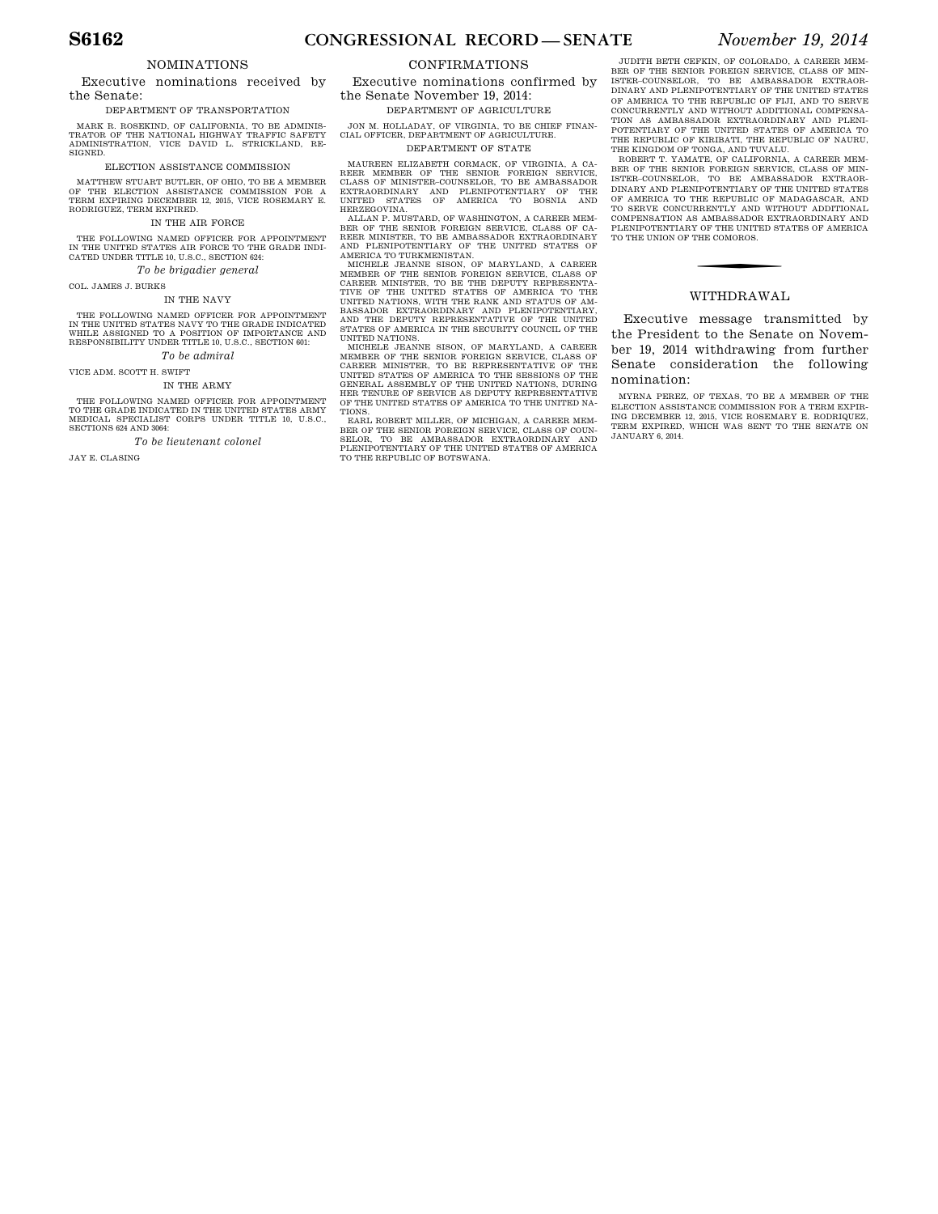## NOMINATIONS

Executive nominations received by the Senate:

### DEPARTMENT OF TRANSPORTATION

MARK R. ROSEKIND, OF CALIFORNIA, TO BE ADMINISTRATOR OF THE NATIONAL HIGHWAY TRAFFIC SAFETY ADMINISTRATION, VICE DAVID L. STRICKLAND, RESIGNED.

### ELECTION ASSISTANCE COMMISSION

MATTHEW STUART BUTLER, OF OHIO, TO BE A MEMBER OF THE ELECTION ASSISTANCE COMMISSION FOR A TERM EXPIRING DECEMBER 12, 2015, VICE ROSEMARY E. RODRIGUEZ, TERM EXPIRED.

### IN THE AIR FORCE

THE FOLLOWING NAMED OFFICER FOR APPOINTMENT IN THE UNITED STATES AIR FORCE TO THE GRADE INDICATED UNDER TITLE 10, U.S.C., SECTION 624:

*To be brigadier general*

COL. JAMES J. BURKS

### IN THE NAVY

THE FOLLOWING NAMED OFFICER FOR APPOINTMENT IN THE UNITED STATES NAVY TO THE GRADE INDICATED WHILE ASSIGNED TO A POSITION OF IMPORTANCE AND RESPONSIBILITY UNDER TITLE 10, U.S.C., SECTION 601:

*To be admiral*

VICE ADM. SCOTT H. SWIFT

### IN THE ARMY

THE FOLLOWING NAMED OFFICER FOR APPOINTMENT TO THE GRADE INDICATED IN THE UNITED STATES ARMY MEDICAL SPECIALIST CORPS UNDER TITLE 10, U.S.C., SECTIONS 624 AND 3064:

*To be lieutenant colonel*

JAY E. CLASING

## CONFIRMATIONS

Executive nominations confirmed by the Senate November 19, 2014:

### DEPARTMENT OF AGRICULTURE

JON M. HOLLADAY, OF VIRGINIA, TO BE CHIEF FINANCIAL OFFICER, DEPARTMENT OF AGRICULTURE.

### DEPARTMENT OF STATE

MAUREEN ELIZABETH CORMACK, OF VIRGINIA, A CAREER MEMBER OF THE SENIOR FOREIGN SERVICE, CLASS OF MINISTER–COUNSELOR, TO BE AMBASSADOR EXTRAORDINARY AND PLENIPOTENTIARY OF THE UNITED STATES OF AMERICA TO BOSNIA AND HERZEGOVINA.

ALLAN P. MUSTARD, OF WASHINGTON, A CAREER MEMBER OF THE SENIOR FOREIGN SERVICE, CLASS OF CAREER MINISTER, TO BE AMBASSADOR EXTRAORDINARY AND PLENIPOTENTIARY OF THE UNITED STATES OF AMERICA TO TURKMENISTAN.

MICHELE JEANNE SISON, OF MARYLAND, A CAREER MEMBER OF THE SENIOR FOREIGN SERVICE, CLASS OF CAREER MINISTER, TO BE THE DEPUTY REPRESENTATIVE OF THE UNITED STATES OF AMERICA TO THE UNITED NATIONS, WITH THE RANK AND STATUS OF AMBASSADOR EXTRAORDINARY AND PLENIPOTENTIARY, AND THE DEPUTY REPRESENTATIVE OF THE UNITED STATES OF AMERICA IN THE SECURITY COUNCIL OF THE UNITED NATIONS.

MICHELE JEANNE SISON, OF MARYLAND, A CAREER MEMBER OF THE SENIOR FOREIGN SERVICE, CLASS OF CAREER MINISTER, TO BE REPRESENTATIVE OF THE UNITED STATES OF AMERICA TO THE SESSIONS OF THE GENERAL ASSEMBLY OF THE UNITED NATIONS, DURING HER TENURE OF SERVICE AS DEPUTY REPRESENTATIVE OF THE UNITED STATES OF AMERICA TO THE UNITED NATIONS.

EARL ROBERT MILLER, OF MICHIGAN, A CAREER MEMBER OF THE SENIOR FOREIGN SERVICE, CLASS OF COUNSELOR, TO BE AMBASSADOR EXTRAORDINARY AND PLENIPOTENTIARY OF THE UNITED STATES OF AMERICA TO THE REPUBLIC OF BOTSWANA.

JUDITH BETH CEFKIN, OF COLORADO, A CAREER MEMBER OF THE SENIOR FOREIGN SERVICE, CLASS OF MINISTER–COUNSELOR, TO BE AMBASSADOR EXTRAORDINARY AND PLENIPOTENTIARY OF THE UNITED STATES OF AMERICA TO THE REPUBLIC OF FIJI, AND TO SERVE CONCURRENTLY AND WITHOUT ADDITIONAL COMPENSATION AS AMBASSADOR EXTRAORDINARY AND PLENIPOTENTIARY OF THE UNITED STATES OF AMERICA TO THE REPUBLIC OF KIRIBATI, THE REPUBLIC OF NAURU, THE KINGDOM OF TONGA, AND TUVALU.

ROBERT T. YAMATE, OF CALIFORNIA, A CAREER MEMBER OF THE SENIOR FOREIGN SERVICE, CLASS OF MINISTER–COUNSELOR, TO BE AMBASSADOR EXTRAORDINARY AND PLENIPOTENTIARY OF THE UNITED STATES OF AMERICA TO THE REPUBLIC OF MADAGASCAR, AND TO SERVE CONCURRENTLY AND WITHOUT ADDITIONAL COMPENSATION AS AMBASSADOR EXTRAORDINARY AND PLENIPOTENTIARY OF THE UNITED STATES OF AMERICA TO THE UNION OF THE COMOROS.

## WITHDRAWAL

Executive message transmitted by the President to the Senate on November 19, 2014 withdrawing from further Senate consideration the following nomination:

MYRNA PEREZ, OF TEXAS, TO BE A MEMBER OF THE ELECTION ASSISTANCE COMMISSION FOR A TERM EXPIRING DECEMBER 12, 2015, VICE ROSEMARY E. RODRIQUEZ, TERM EXPIRED, WHICH WAS SENT TO THE SENATE ON JANUARY 6, 2014.